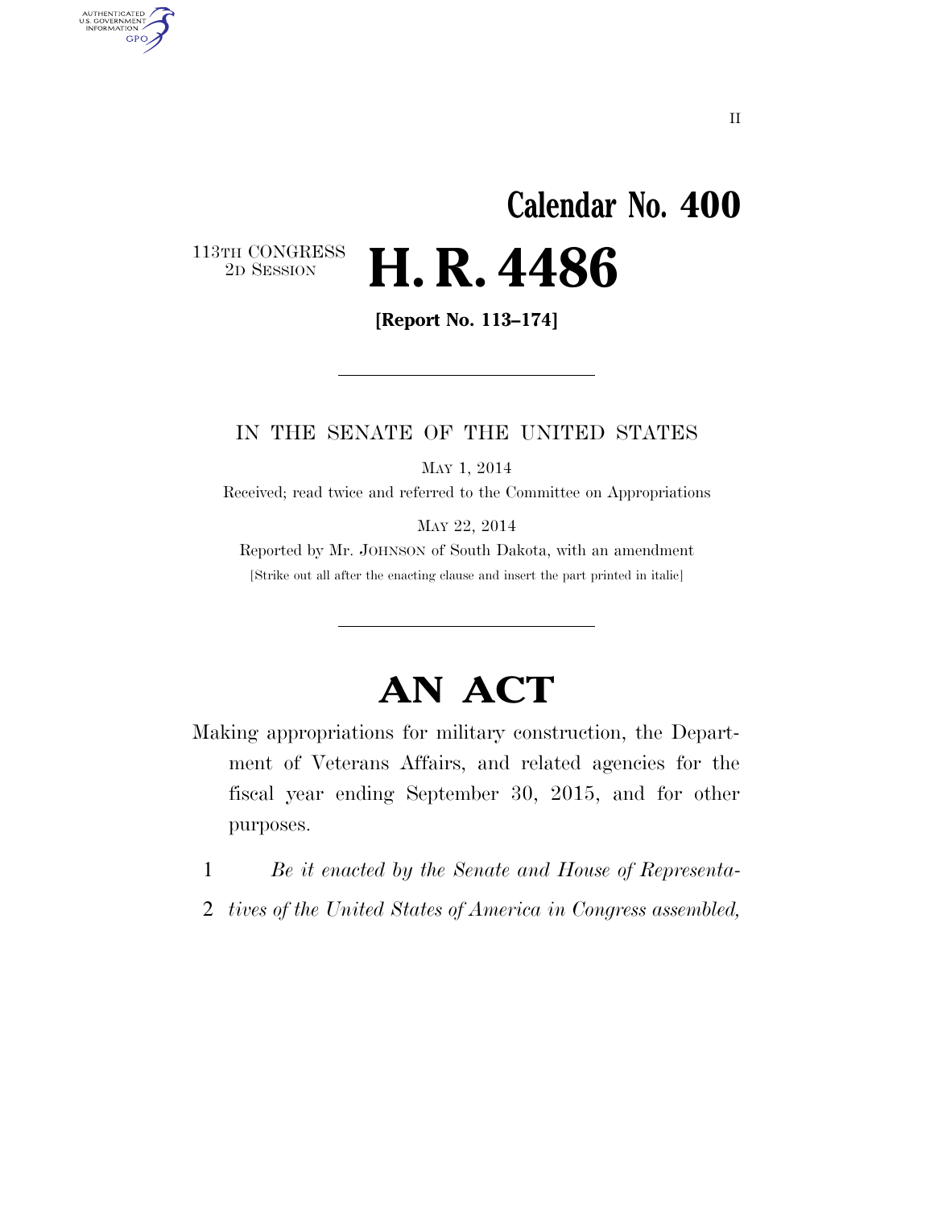II

# Calendar No. 400

113TH CONGRESS
2D SESSION

# H. R. 4486

**[Report No. 113–174]**

---

IN THE SENATE OF THE UNITED STATES

MAY 1, 2014

Received; read twice and referred to the Committee on Appropriations

MAY 22, 2014

Reported by Mr. JOHNSON of South Dakota, with an amendment

[Strike out all after the enacting clause and insert the part printed in italic]

---

# AN ACT

Making appropriations for military construction, the Department of Veterans Affairs, and related agencies for the fiscal year ending September 30, 2015, and for other purposes.

1 *Be it enacted by the Senate and House of Representa-*
2 *tives of the United States of America in Congress assembled,*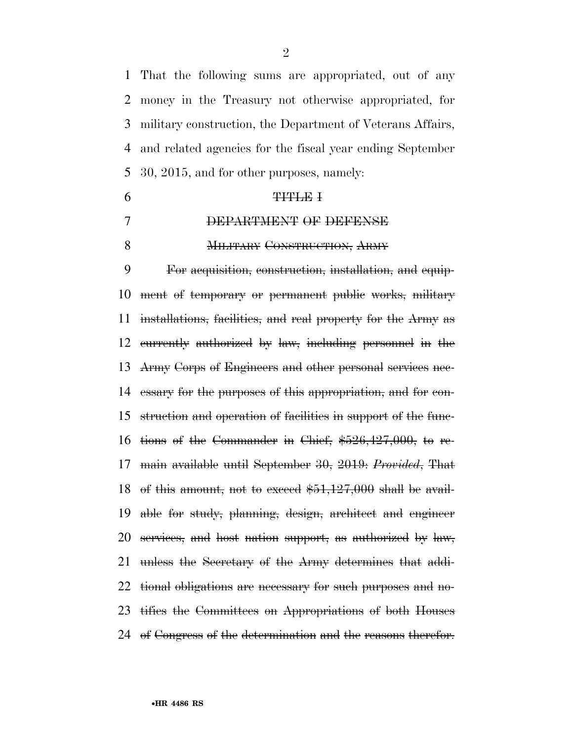That the following sums are appropriated, out of any money in the Treasury not otherwise appropriated, for military construction, the Department of Veterans Affairs, and related agencies for the fiscal year ending September 30, 2015, and for other purposes, namely:

~~TITLE I~~

~~DEPARTMENT OF DEFENSE~~

~~MILITARY CONSTRUCTION, ARMY~~

~~For acquisition, construction, installation, and equipment of temporary or permanent public works, military installations, facilities, and real property for the Army as currently authorized by law, including personnel in the Army Corps of Engineers and other personal services necessary for the purposes of this appropriation, and for construction and operation of facilities in support of the functions of the Commander in Chief, $526,427,000, to remain available until September 30, 2019: *Provided*, That of this amount, not to exceed $51,127,000 shall be available for study, planning, design, architect and engineer services, and host nation support, as authorized by law, unless the Secretary of the Army determines that additional obligations are necessary for such purposes and notifies the Committees on Appropriations of both Houses of Congress of the determination and the reasons therefor.~~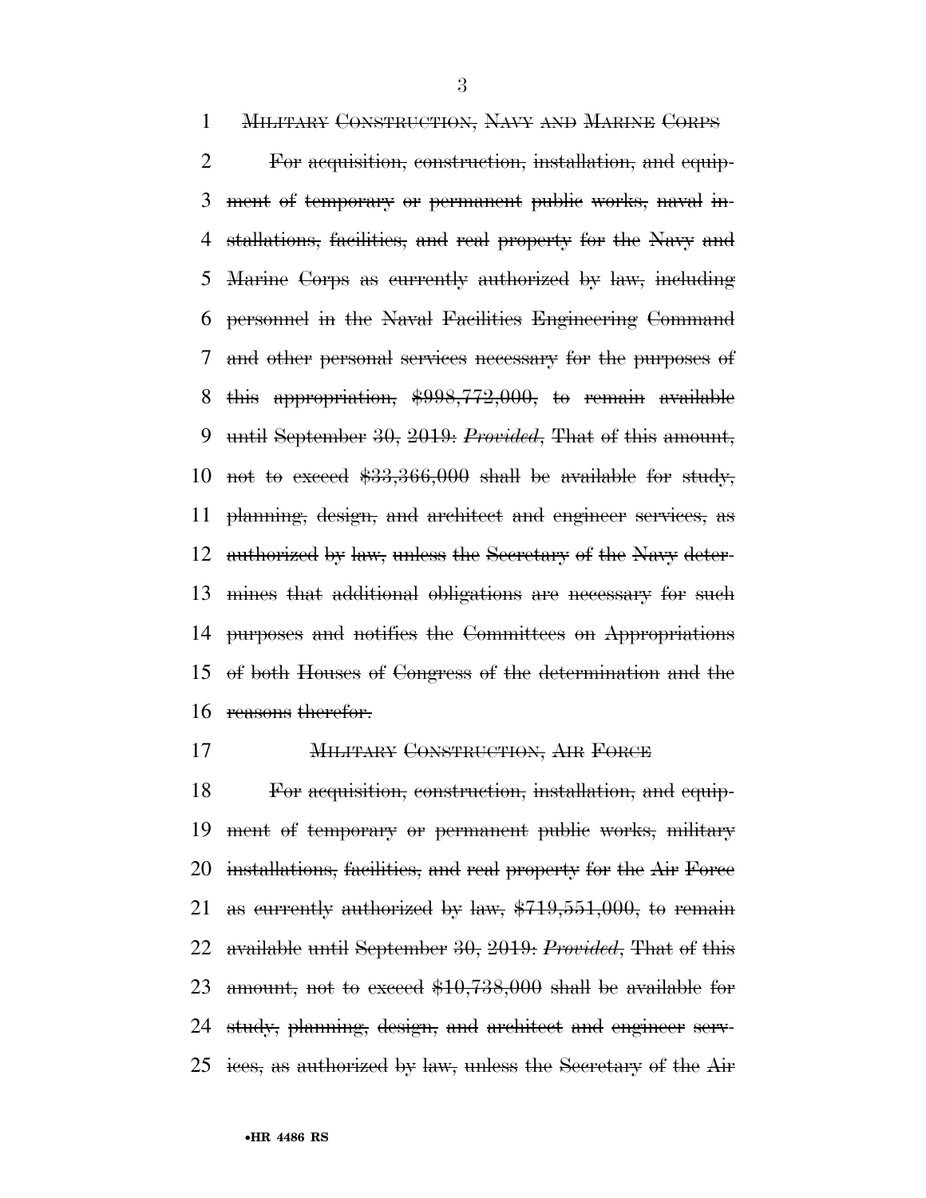MILITARY CONSTRUCTION, NAVY AND MARINE CORPS

~~For acquisition, construction, installation, and equipment of temporary or permanent public works, naval installations, facilities, and real property for the Navy and Marine Corps as currently authorized by law, including personnel in the Naval Facilities Engineering Command and other personal services necessary for the purposes of this appropriation, $998,772,000, to remain available until September 30, 2019: *Provided*, That of this amount, not to exceed $33,366,000 shall be available for study, planning, design, and architect and engineer services, as authorized by law, unless the Secretary of the Navy determines that additional obligations are necessary for such purposes and notifies the Committees on Appropriations of both Houses of Congress of the determination and the reasons therefor.~~

MILITARY CONSTRUCTION, AIR FORCE

~~For acquisition, construction, installation, and equipment of temporary or permanent public works, military installations, facilities, and real property for the Air Force as currently authorized by law, $719,551,000, to remain available until September 30, 2019: *Provided*, That of this amount, not to exceed $10,738,000 shall be available for study, planning, design, and architect and engineer services, as authorized by law, unless the Secretary of the Air~~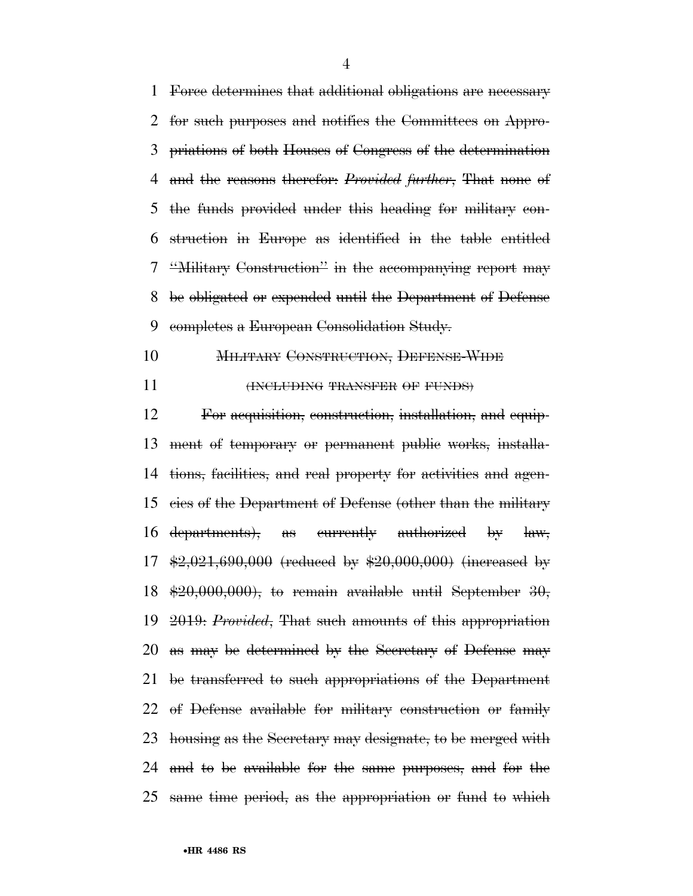Force determines that additional obligations are necessary for such purposes and notifies the Committees on Appropriations of both Houses of Congress of the determination and the reasons therefor: *Provided further*, That none of the funds provided under this heading for military construction in Europe as identified in the table entitled "Military Construction" in the accompanying report may be obligated or expended until the Department of Defense completes a European Consolidation Study.

MILITARY CONSTRUCTION, DEFENSE-WIDE

(INCLUDING TRANSFER OF FUNDS)

For acquisition, construction, installation, and equipment of temporary or permanent public works, installations, facilities, and real property for activities and agencies of the Department of Defense (other than the military departments), as currently authorized by law, $2,021,690,000 (reduced by $20,000,000) (increased by $20,000,000), to remain available until September 30, 2019: *Provided*, That such amounts of this appropriation as may be determined by the Secretary of Defense may be transferred to such appropriations of the Department of Defense available for military construction or family housing as the Secretary may designate, to be merged with and to be available for the same purposes, and for the same time period, as the appropriation or fund to which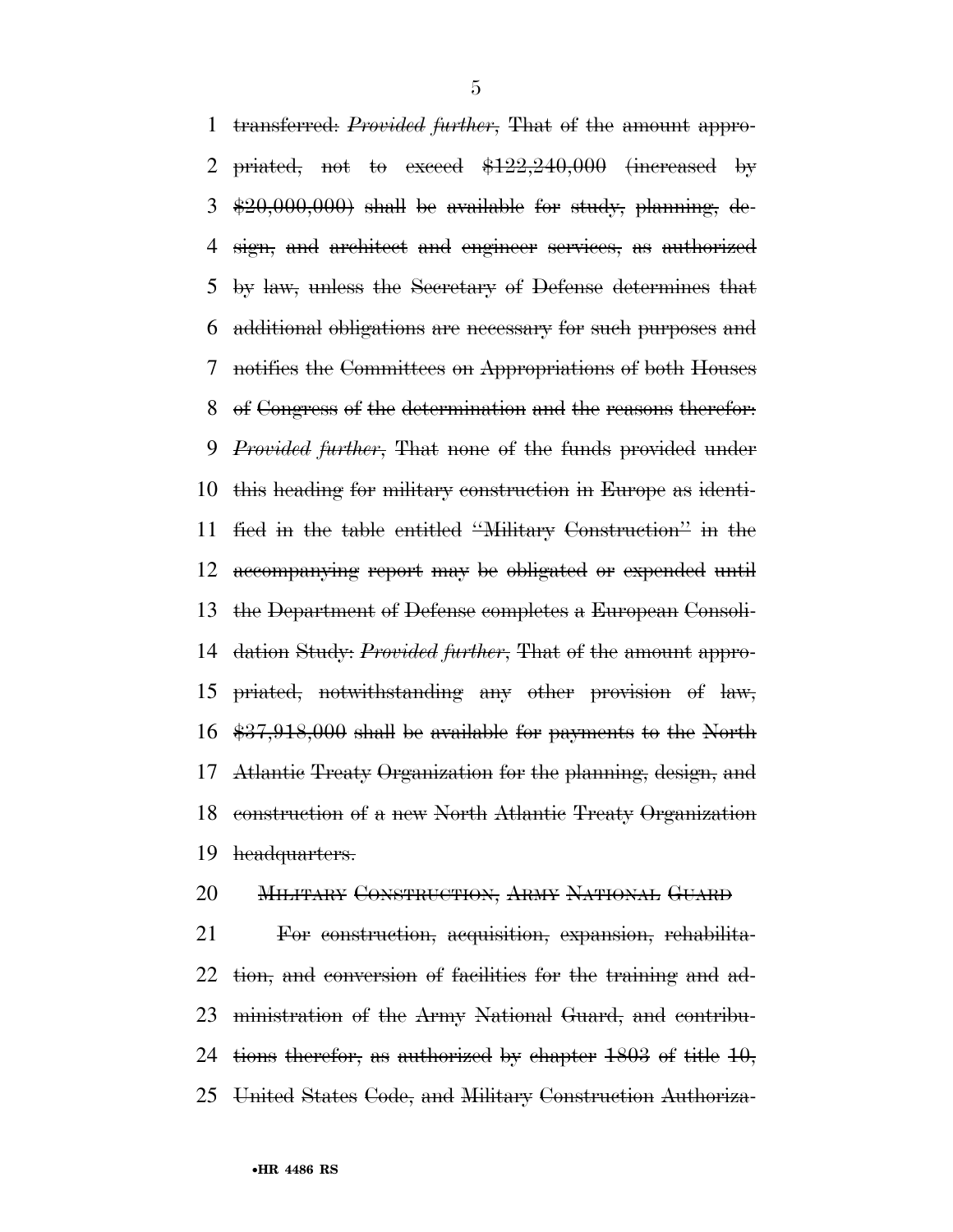transferred: *Provided further*, That of the amount appropriated, not to exceed $122,240,000 (increased by $20,000,000) shall be available for study, planning, design, and architect and engineer services, as authorized by law, unless the Secretary of Defense determines that additional obligations are necessary for such purposes and notifies the Committees on Appropriations of both Houses of Congress of the determination and the reasons therefor: *Provided further*, That none of the funds provided under this heading for military construction in Europe as identified in the table entitled "Military Construction" in the accompanying report may be obligated or expended until the Department of Defense completes a European Consolidation Study: *Provided further*, That of the amount appropriated, notwithstanding any other provision of law, $37,918,000 shall be available for payments to the North Atlantic Treaty Organization for the planning, design, and construction of a new North Atlantic Treaty Organization headquarters.

MILITARY CONSTRUCTION, ARMY NATIONAL GUARD

For construction, acquisition, expansion, rehabilitation, and conversion of facilities for the training and administration of the Army National Guard, and contributions therefor, as authorized by chapter 1803 of title 10, United States Code, and Military Construction Authoriza-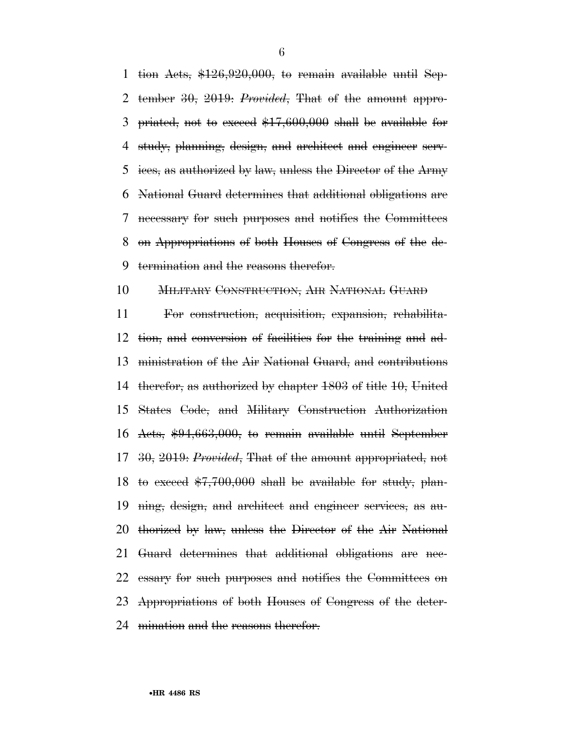tion Acts, $126,920,000, to remain available until September 30, 2019: *Provided*, That of the amount appropriated, not to exceed $17,600,000 shall be available for study, planning, design, and architect and engineer services, as authorized by law, unless the Director of the Army National Guard determines that additional obligations are necessary for such purposes and notifies the Committees on Appropriations of both Houses of Congress of the determination and the reasons therefor.

MILITARY CONSTRUCTION, AIR NATIONAL GUARD

For construction, acquisition, expansion, rehabilitation, and conversion of facilities for the training and administration of the Air National Guard, and contributions therefor, as authorized by chapter 1803 of title 10, United States Code, and Military Construction Authorization Acts, $94,663,000, to remain available until September 30, 2019: *Provided*, That of the amount appropriated, not to exceed $7,700,000 shall be available for study, planning, design, and architect and engineer services, as authorized by law, unless the Director of the Air National Guard determines that additional obligations are necessary for such purposes and notifies the Committees on Appropriations of both Houses of Congress of the determination and the reasons therefor.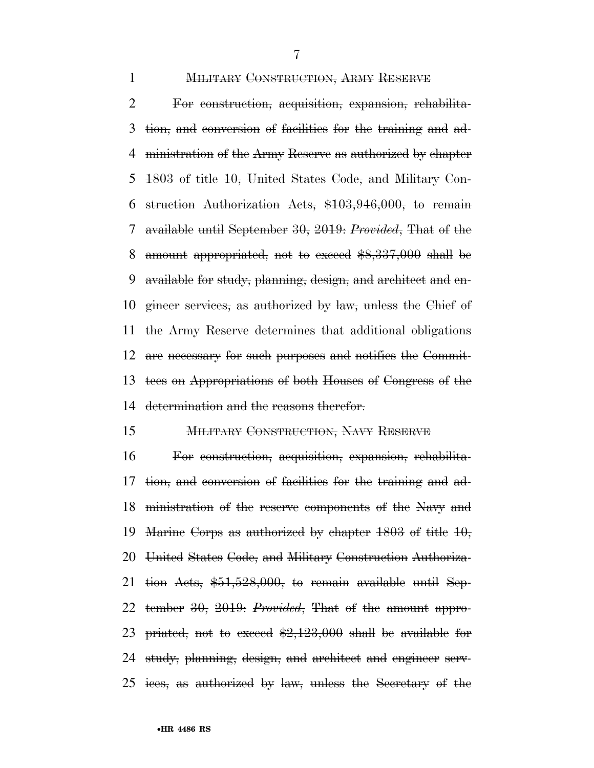~~MILITARY CONSTRUCTION, ARMY RESERVE~~

~~For construction, acquisition, expansion, rehabilitation, and conversion of facilities for the training and administration of the Army Reserve as authorized by chapter 1803 of title 10, United States Code, and Military Construction Authorization Acts, $103,946,000, to remain available until September 30, 2019: *Provided*, That of the amount appropriated, not to exceed $8,337,000 shall be available for study, planning, design, and architect and engineer services, as authorized by law, unless the Chief of the Army Reserve determines that additional obligations are necessary for such purposes and notifies the Committees on Appropriations of both Houses of Congress of the determination and the reasons therefor.~~

~~MILITARY CONSTRUCTION, NAVY RESERVE~~

~~For construction, acquisition, expansion, rehabilitation, and conversion of facilities for the training and administration of the reserve components of the Navy and Marine Corps as authorized by chapter 1803 of title 10, United States Code, and Military Construction Authorization Acts, $51,528,000, to remain available until September 30, 2019: *Provided*, That of the amount appropriated, not to exceed $2,123,000 shall be available for study, planning, design, and architect and engineer services, as authorized by law, unless the Secretary of the~~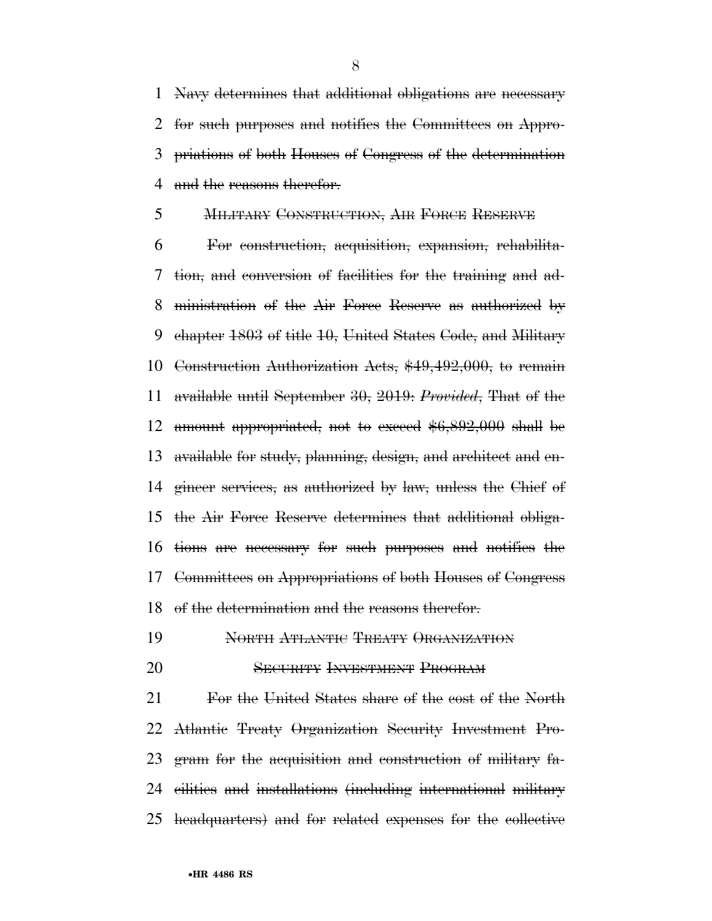Navy determines that additional obligations are necessary for such purposes and notifies the Committees on Appropriations of both Houses of Congress of the determination and the reasons therefor.

MILITARY CONSTRUCTION, AIR FORCE RESERVE

For construction, acquisition, expansion, rehabilitation, and conversion of facilities for the training and administration of the Air Force Reserve as authorized by chapter 1803 of title 10, United States Code, and Military Construction Authorization Acts, $49,492,000, to remain available until September 30, 2019: *Provided*, That of the amount appropriated, not to exceed $6,892,000 shall be available for study, planning, design, and architect and engineer services, as authorized by law, unless the Chief of the Air Force Reserve determines that additional obligations are necessary for such purposes and notifies the Committees on Appropriations of both Houses of Congress of the determination and the reasons therefor.

NORTH ATLANTIC TREATY ORGANIZATION SECURITY INVESTMENT PROGRAM

For the United States share of the cost of the North Atlantic Treaty Organization Security Investment Program for the acquisition and construction of military facilities and installations (including international military headquarters) and for related expenses for the collective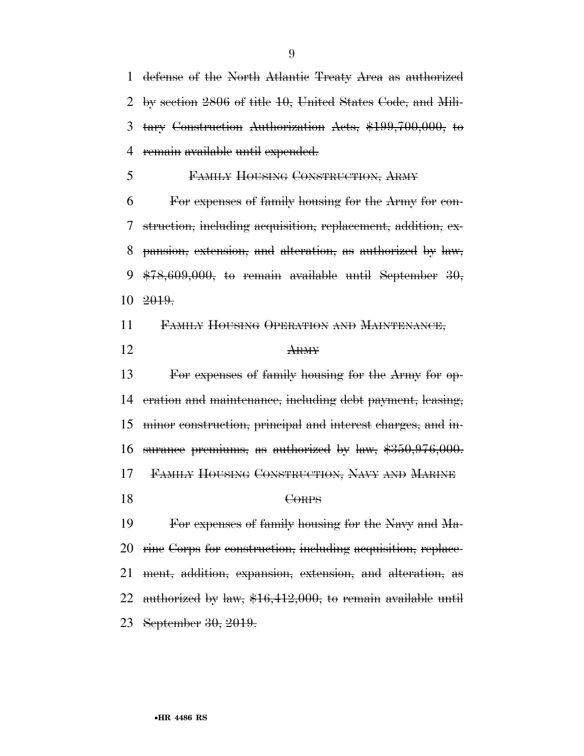~~defense of the North Atlantic Treaty Area as authorized by section 2806 of title 10, United States Code, and Military Construction Authorization Acts, $199,700,000, to remain available until expended.~~

~~FAMILY HOUSING CONSTRUCTION, ARMY~~

~~For expenses of family housing for the Army for construction, including acquisition, replacement, addition, expansion, extension, and alteration, as authorized by law, $78,609,000, to remain available until September 30, 2019.~~

~~FAMILY HOUSING OPERATION AND MAINTENANCE, ARMY~~

~~For expenses of family housing for the Army for operation and maintenance, including debt payment, leasing, minor construction, principal and interest charges, and insurance premiums, as authorized by law, $350,976,000.~~

~~FAMILY HOUSING CONSTRUCTION, NAVY AND MARINE CORPS~~

~~For expenses of family housing for the Navy and Marine Corps for construction, including acquisition, replacement, addition, expansion, extension, and alteration, as authorized by law, $16,412,000, to remain available until September 30, 2019.~~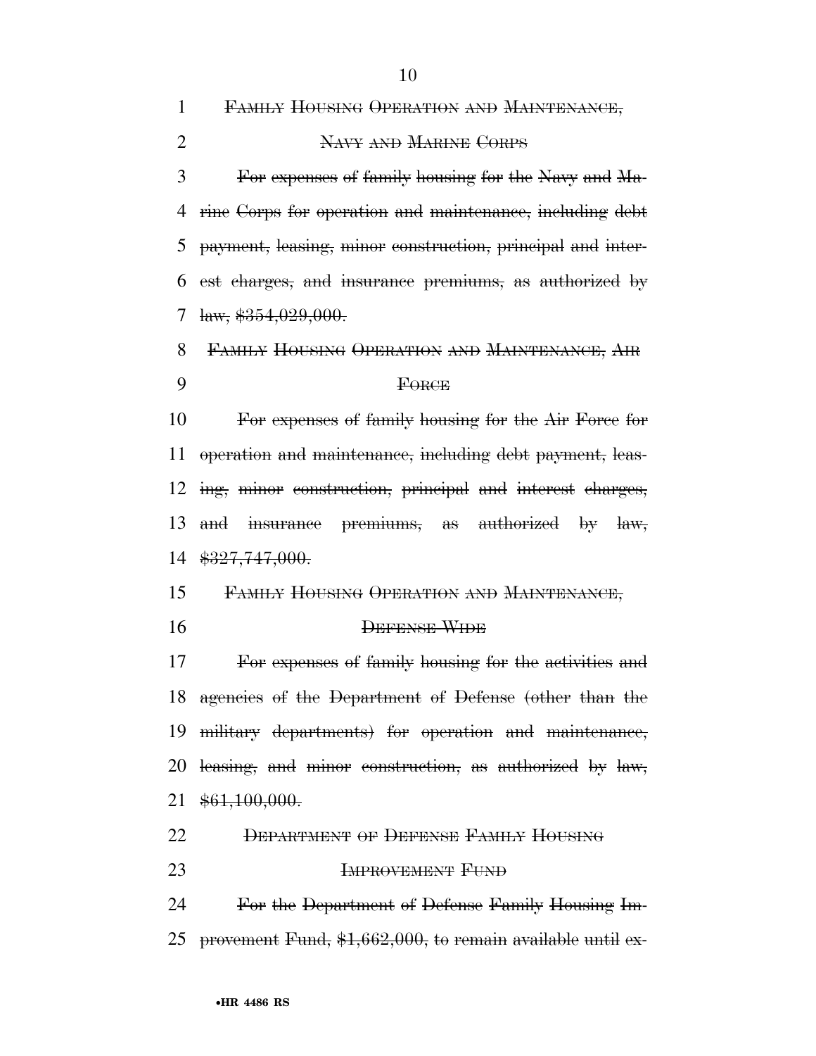~~FAMILY HOUSING OPERATION AND MAINTENANCE, NAVY AND MARINE CORPS~~

~~For expenses of family housing for the Navy and Marine Corps for operation and maintenance, including debt payment, leasing, minor construction, principal and interest charges, and insurance premiums, as authorized by law, $354,029,000.~~

~~FAMILY HOUSING OPERATION AND MAINTENANCE, AIR FORCE~~

~~For expenses of family housing for the Air Force for operation and maintenance, including debt payment, leasing, minor construction, principal and interest charges, and insurance premiums, as authorized by law, $327,747,000.~~

~~FAMILY HOUSING OPERATION AND MAINTENANCE, DEFENSE-WIDE~~

~~For expenses of family housing for the activities and agencies of the Department of Defense (other than the military departments) for operation and maintenance, leasing, and minor construction, as authorized by law, $61,100,000.~~

~~DEPARTMENT OF DEFENSE FAMILY HOUSING IMPROVEMENT FUND~~

~~For the Department of Defense Family Housing Improvement Fund, $1,662,000, to remain available until ex-~~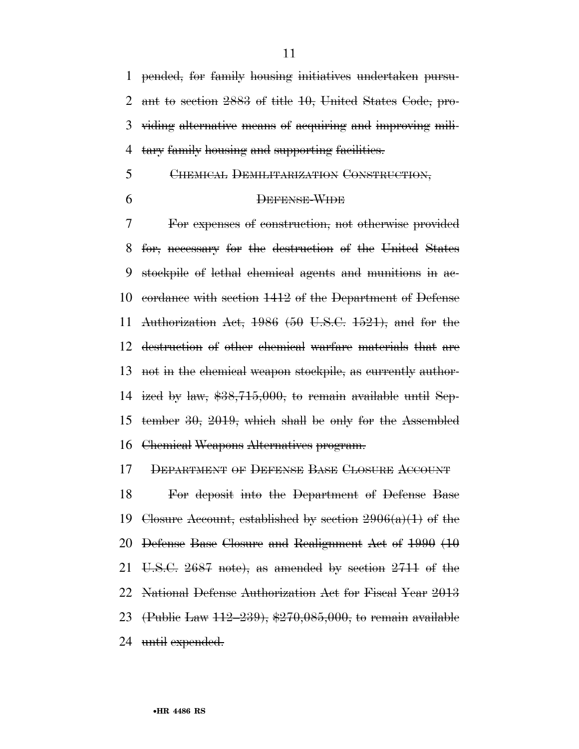pended, for family housing initiatives undertaken pursuant to section 2883 of title 10, United States Code, providing alternative means of acquiring and improving military family housing and supporting facilities.

CHEMICAL DEMILITARIZATION CONSTRUCTION, DEFENSE-WIDE

For expenses of construction, not otherwise provided for, necessary for the destruction of the United States stockpile of lethal chemical agents and munitions in accordance with section 1412 of the Department of Defense Authorization Act, 1986 (50 U.S.C. 1521), and for the destruction of other chemical warfare materials that are not in the chemical weapon stockpile, as currently authorized by law, $38,715,000, to remain available until September 30, 2019, which shall be only for the Assembled Chemical Weapons Alternatives program.

DEPARTMENT OF DEFENSE BASE CLOSURE ACCOUNT

For deposit into the Department of Defense Base Closure Account, established by section 2906(a)(1) of the Defense Base Closure and Realignment Act of 1990 (10 U.S.C. 2687 note), as amended by section 2711 of the National Defense Authorization Act for Fiscal Year 2013 (Public Law 112–239), $270,085,000, to remain available until expended.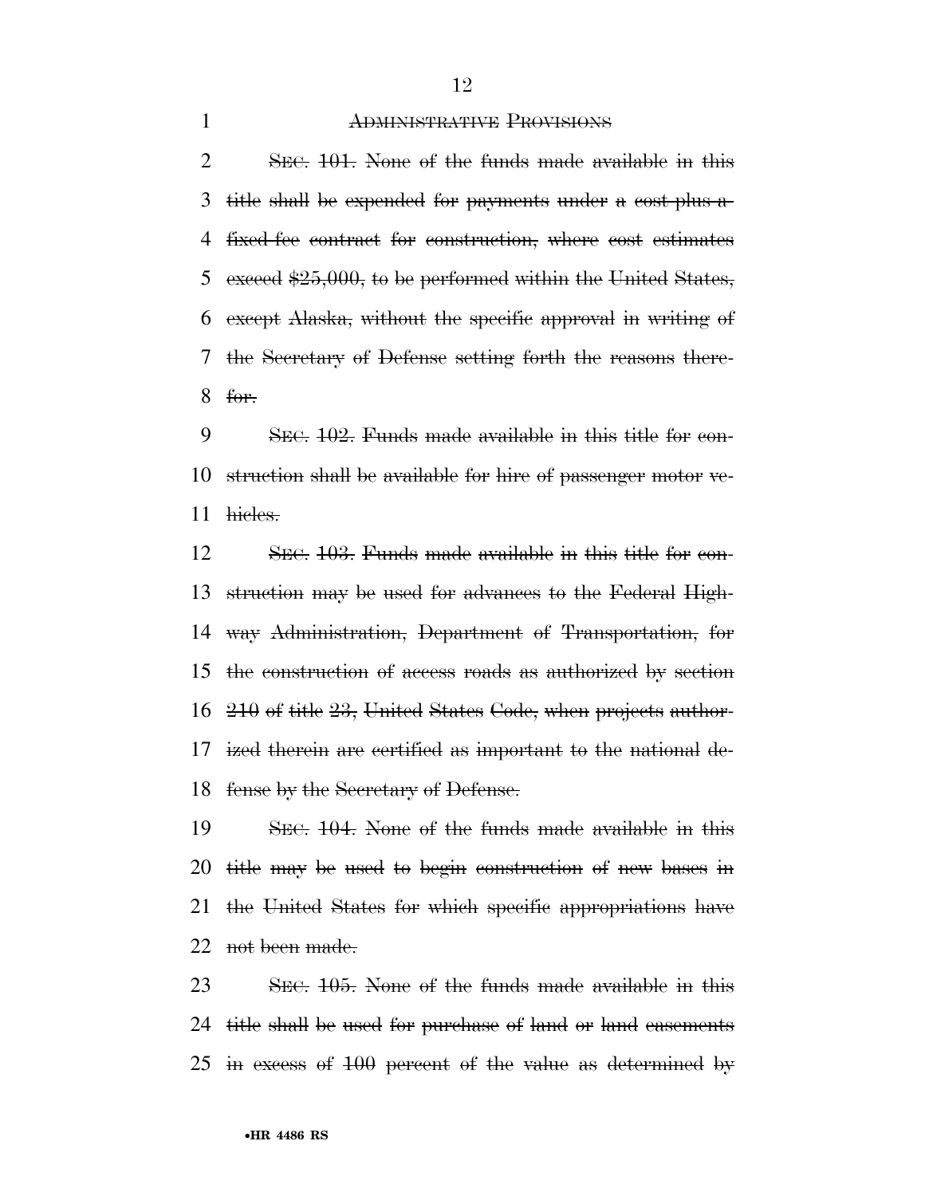ADMINISTRATIVE PROVISIONS

SEC. 101. None of the funds made available in this title shall be expended for payments under a cost-plus-a-fixed-fee contract for construction, where cost estimates exceed $25,000, to be performed within the United States, except Alaska, without the specific approval in writing of the Secretary of Defense setting forth the reasons therefor.

SEC. 102. Funds made available in this title for construction shall be available for hire of passenger motor vehicles.

SEC. 103. Funds made available in this title for construction may be used for advances to the Federal Highway Administration, Department of Transportation, for the construction of access roads as authorized by section 210 of title 23, United States Code, when projects authorized therein are certified as important to the national defense by the Secretary of Defense.

SEC. 104. None of the funds made available in this title may be used to begin construction of new bases in the United States for which specific appropriations have not been made.

SEC. 105. None of the funds made available in this title shall be used for purchase of land or land easements in excess of 100 percent of the value as determined by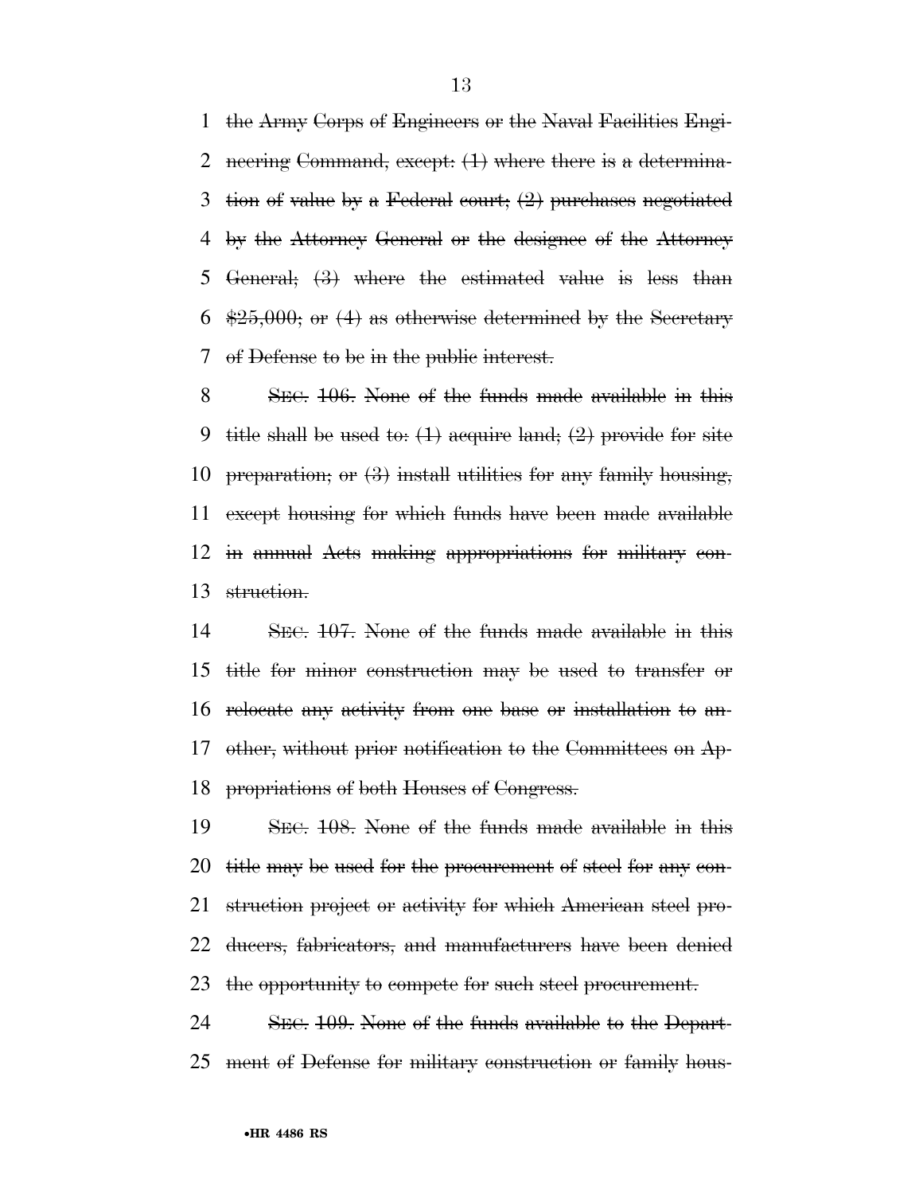the Army Corps of Engineers or the Naval Facilities Engineering Command, except: (1) where there is a determination of value by a Federal court; (2) purchases negotiated by the Attorney General or the designee of the Attorney General; (3) where the estimated value is less than $25,000; or (4) as otherwise determined by the Secretary of Defense to be in the public interest.

SEC. 106. None of the funds made available in this title shall be used to: (1) acquire land; (2) provide for site preparation; or (3) install utilities for any family housing, except housing for which funds have been made available in annual Acts making appropriations for military construction.

SEC. 107. None of the funds made available in this title for minor construction may be used to transfer or relocate any activity from one base or installation to another, without prior notification to the Committees on Appropriations of both Houses of Congress.

SEC. 108. None of the funds made available in this title may be used for the procurement of steel for any construction project or activity for which American steel producers, fabricators, and manufacturers have been denied the opportunity to compete for such steel procurement.

SEC. 109. None of the funds available to the Department of Defense for military construction or family hous-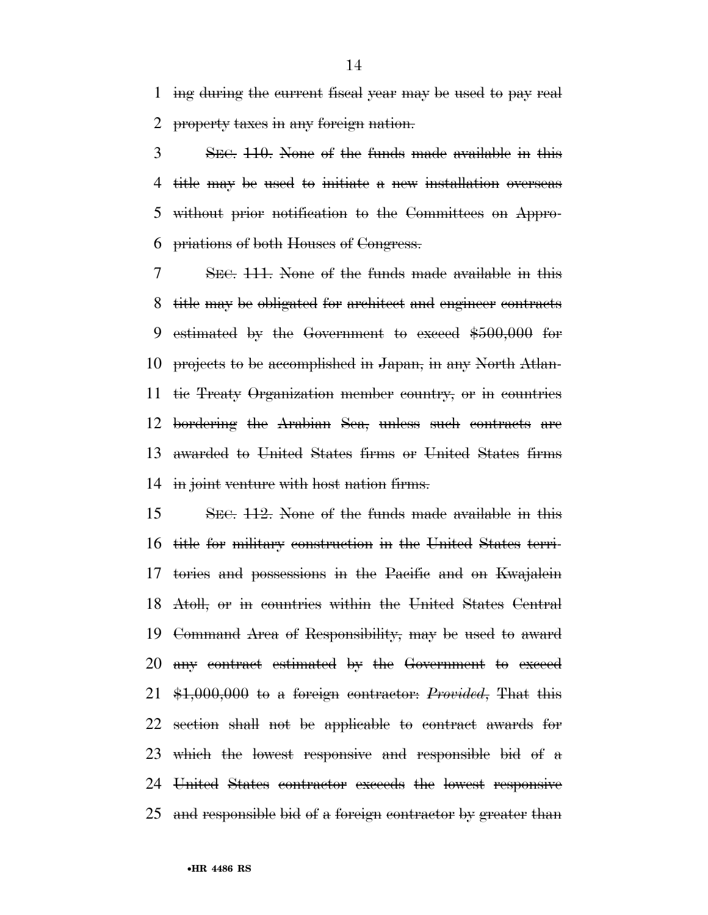ing during the current fiscal year may be used to pay real property taxes in any foreign nation.

SEC. 110. None of the funds made available in this title may be used to initiate a new installation overseas without prior notification to the Committees on Appropriations of both Houses of Congress.

SEC. 111. None of the funds made available in this title may be obligated for architect and engineer contracts estimated by the Government to exceed $500,000 for projects to be accomplished in Japan, in any North Atlantic Treaty Organization member country, or in countries bordering the Arabian Sea, unless such contracts are awarded to United States firms or United States firms in joint venture with host nation firms.

SEC. 112. None of the funds made available in this title for military construction in the United States territories and possessions in the Pacific and on Kwajalein Atoll, or in countries within the United States Central Command Area of Responsibility, may be used to award any contract estimated by the Government to exceed $1,000,000 to a foreign contractor: *Provided*, That this section shall not be applicable to contract awards for which the lowest responsive and responsible bid of a United States contractor exceeds the lowest responsive and responsible bid of a foreign contractor by greater than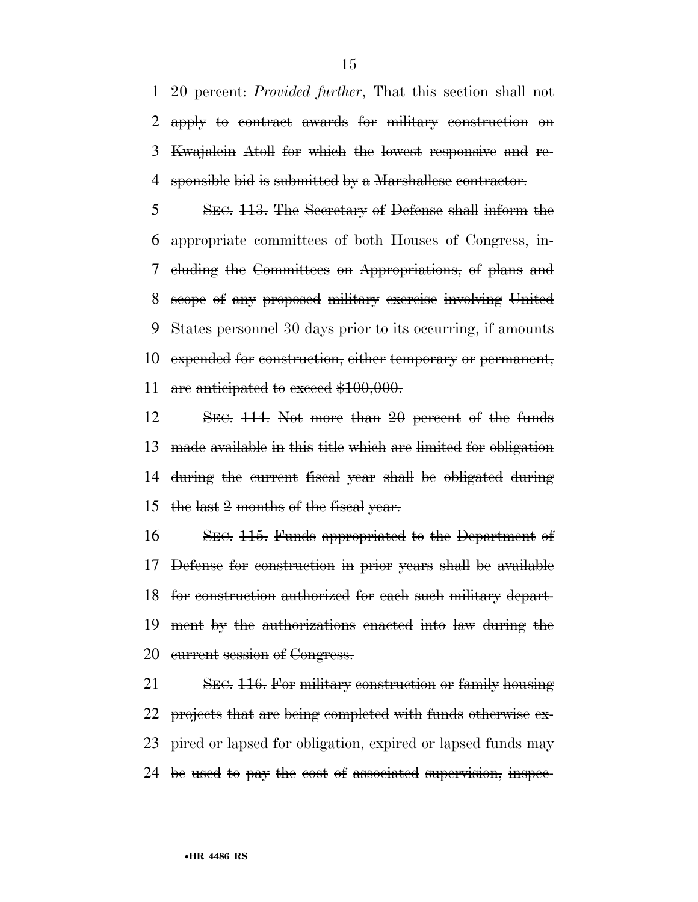~~20 percent:~~ *~~Provided further~~*~~, That this section shall not apply to contract awards for military construction on Kwajalein Atoll for which the lowest responsive and responsible bid is submitted by a Marshallese contractor.~~

~~SEC. 113. The Secretary of Defense shall inform the appropriate committees of both Houses of Congress, including the Committees on Appropriations, of plans and scope of any proposed military exercise involving United States personnel 30 days prior to its occurring, if amounts expended for construction, either temporary or permanent, are anticipated to exceed $100,000.~~

~~SEC. 114. Not more than 20 percent of the funds made available in this title which are limited for obligation during the current fiscal year shall be obligated during the last 2 months of the fiscal year.~~

~~SEC. 115. Funds appropriated to the Department of Defense for construction in prior years shall be available for construction authorized for each such military department by the authorizations enacted into law during the current session of Congress.~~

~~SEC. 116. For military construction or family housing projects that are being completed with funds otherwise expired or lapsed for obligation, expired or lapsed funds may be used to pay the cost of associated supervision, inspec-~~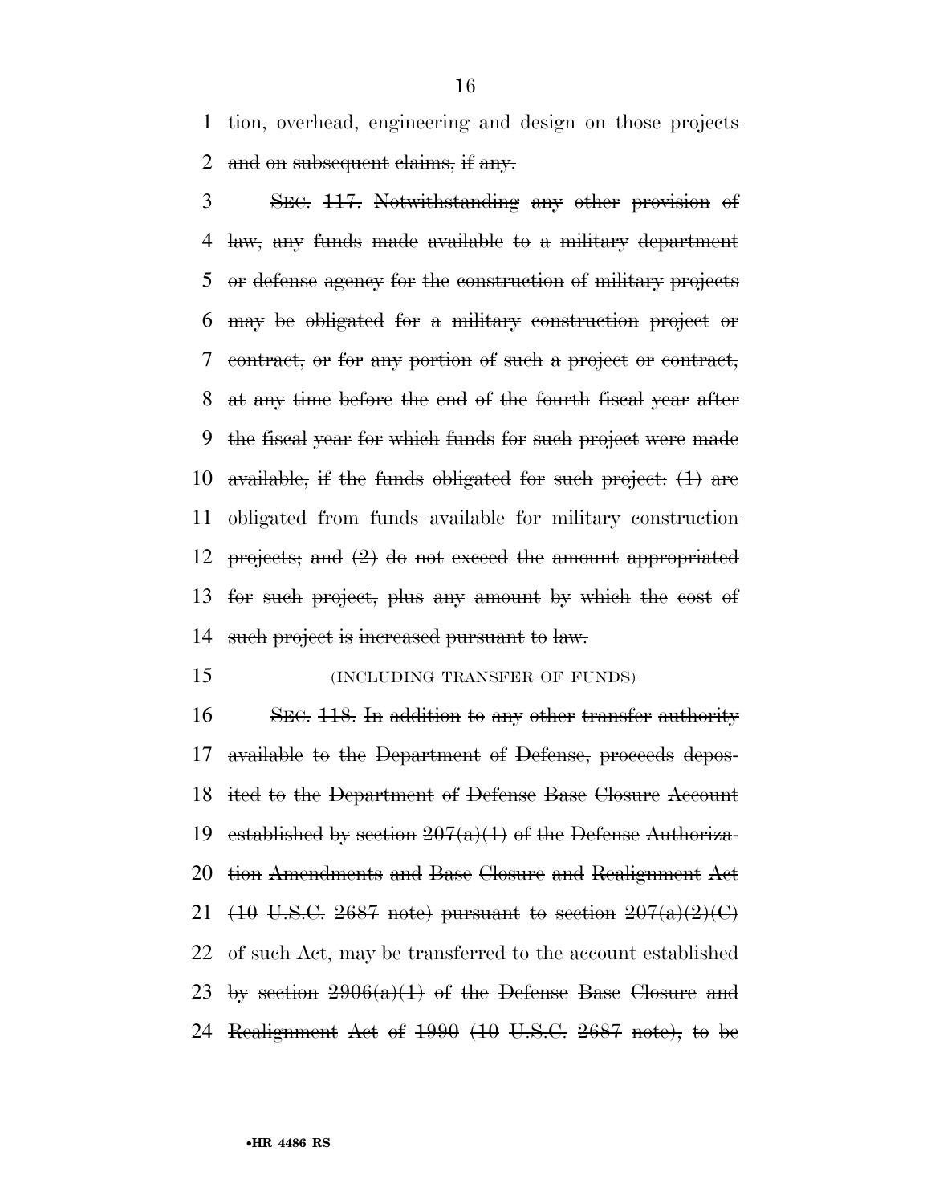tion, overhead, engineering and design on those projects and on subsequent claims, if any.

SEC. 117. Notwithstanding any other provision of law, any funds made available to a military department or defense agency for the construction of military projects may be obligated for a military construction project or contract, or for any portion of such a project or contract, at any time before the end of the fourth fiscal year after the fiscal year for which funds for such project were made available, if the funds obligated for such project: (1) are obligated from funds available for military construction projects; and (2) do not exceed the amount appropriated for such project, plus any amount by which the cost of such project is increased pursuant to law.

(INCLUDING TRANSFER OF FUNDS)

SEC. 118. In addition to any other transfer authority available to the Department of Defense, proceeds deposited to the Department of Defense Base Closure Account established by section 207(a)(1) of the Defense Authorization Amendments and Base Closure and Realignment Act (10 U.S.C. 2687 note) pursuant to section 207(a)(2)(C) of such Act, may be transferred to the account established by section 2906(a)(1) of the Defense Base Closure and Realignment Act of 1990 (10 U.S.C. 2687 note), to be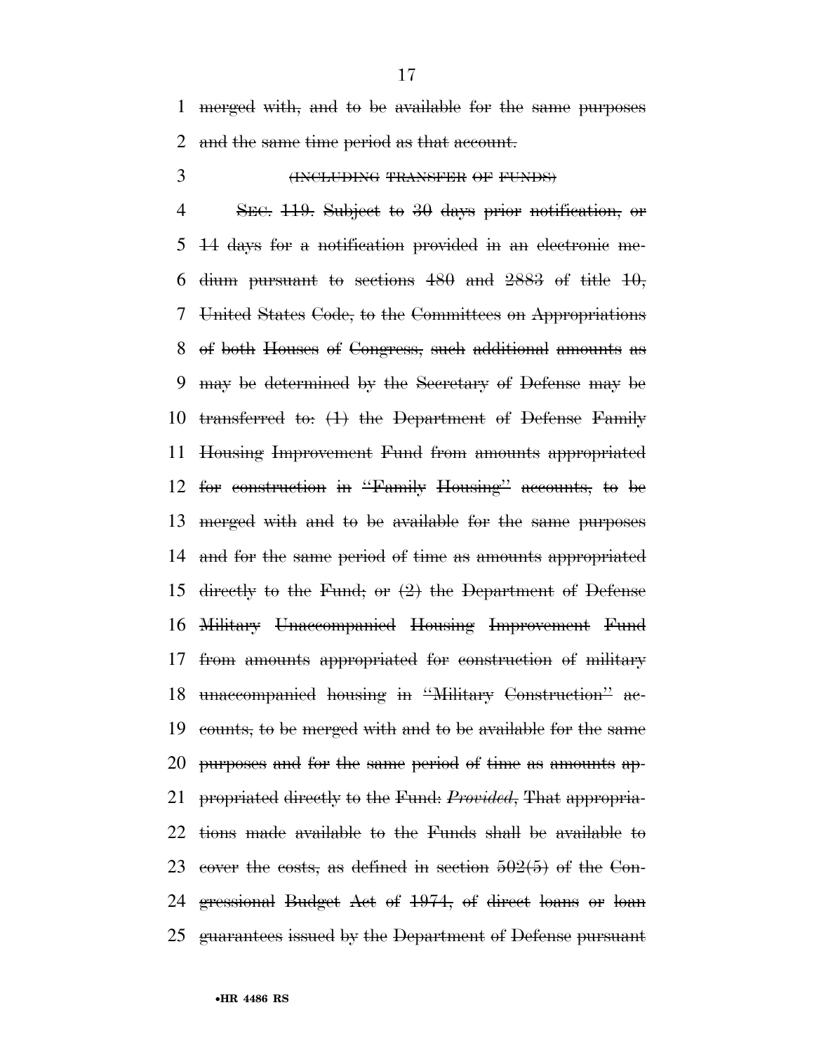~~merged with, and to be available for the same purposes and the same time period as that account.~~

~~(INCLUDING TRANSFER OF FUNDS)~~

~~SEC. 119. Subject to 30 days prior notification, or 14 days for a notification provided in an electronic medium pursuant to sections 480 and 2883 of title 10, United States Code, to the Committees on Appropriations of both Houses of Congress, such additional amounts as may be determined by the Secretary of Defense may be transferred to: (1) the Department of Defense Family Housing Improvement Fund from amounts appropriated for construction in "Family Housing" accounts, to be merged with and to be available for the same purposes and for the same period of time as amounts appropriated directly to the Fund; or (2) the Department of Defense Military Unaccompanied Housing Improvement Fund from amounts appropriated for construction of military unaccompanied housing in "Military Construction" accounts, to be merged with and to be available for the same purposes and for the same period of time as amounts appropriated directly to the Fund: *Provided*, That appropriations made available to the Funds shall be available to cover the costs, as defined in section 502(5) of the Congressional Budget Act of 1974, of direct loans or loan guarantees issued by the Department of Defense pursuant~~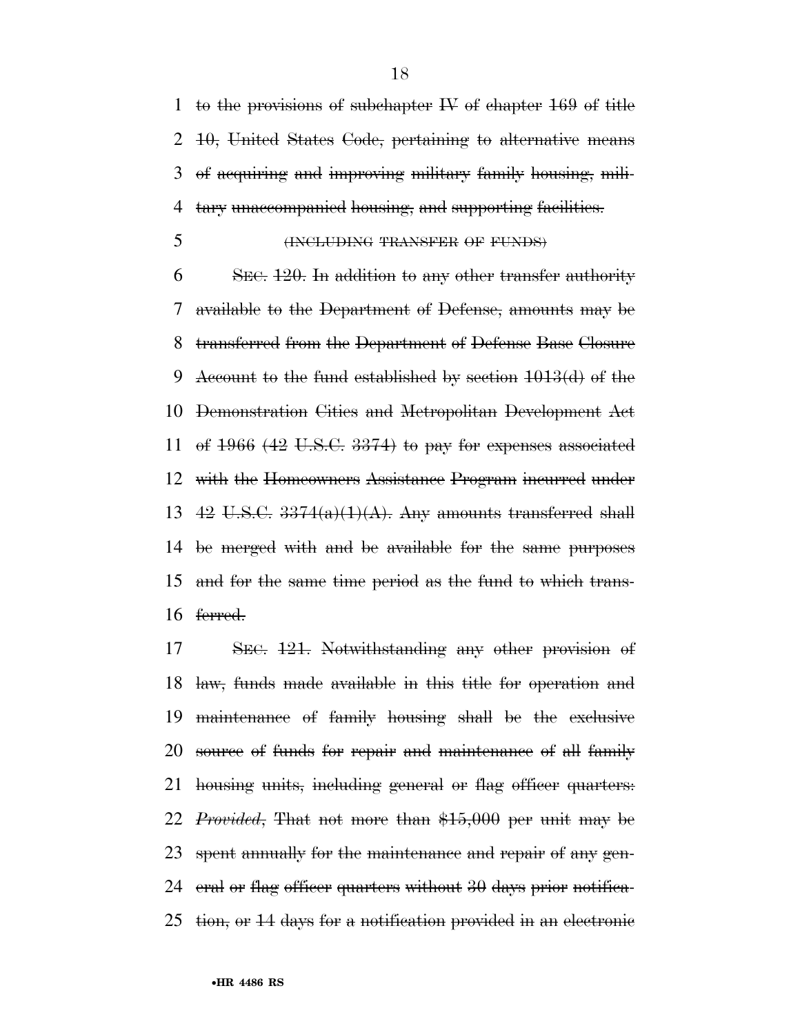to the provisions of subchapter IV of chapter 169 of title 10, United States Code, pertaining to alternative means of acquiring and improving military family housing, military unaccompanied housing, and supporting facilities.

(INCLUDING TRANSFER OF FUNDS)

SEC. 120. In addition to any other transfer authority available to the Department of Defense, amounts may be transferred from the Department of Defense Base Closure Account to the fund established by section 1013(d) of the Demonstration Cities and Metropolitan Development Act of 1966 (42 U.S.C. 3374) to pay for expenses associated with the Homeowners Assistance Program incurred under 42 U.S.C. 3374(a)(1)(A). Any amounts transferred shall be merged with and be available for the same purposes and for the same time period as the fund to which transferred.

SEC. 121. Notwithstanding any other provision of law, funds made available in this title for operation and maintenance of family housing shall be the exclusive source of funds for repair and maintenance of all family housing units, including general or flag officer quarters: *Provided*, That not more than $15,000 per unit may be spent annually for the maintenance and repair of any general or flag officer quarters without 30 days prior notification, or 14 days for a notification provided in an electronic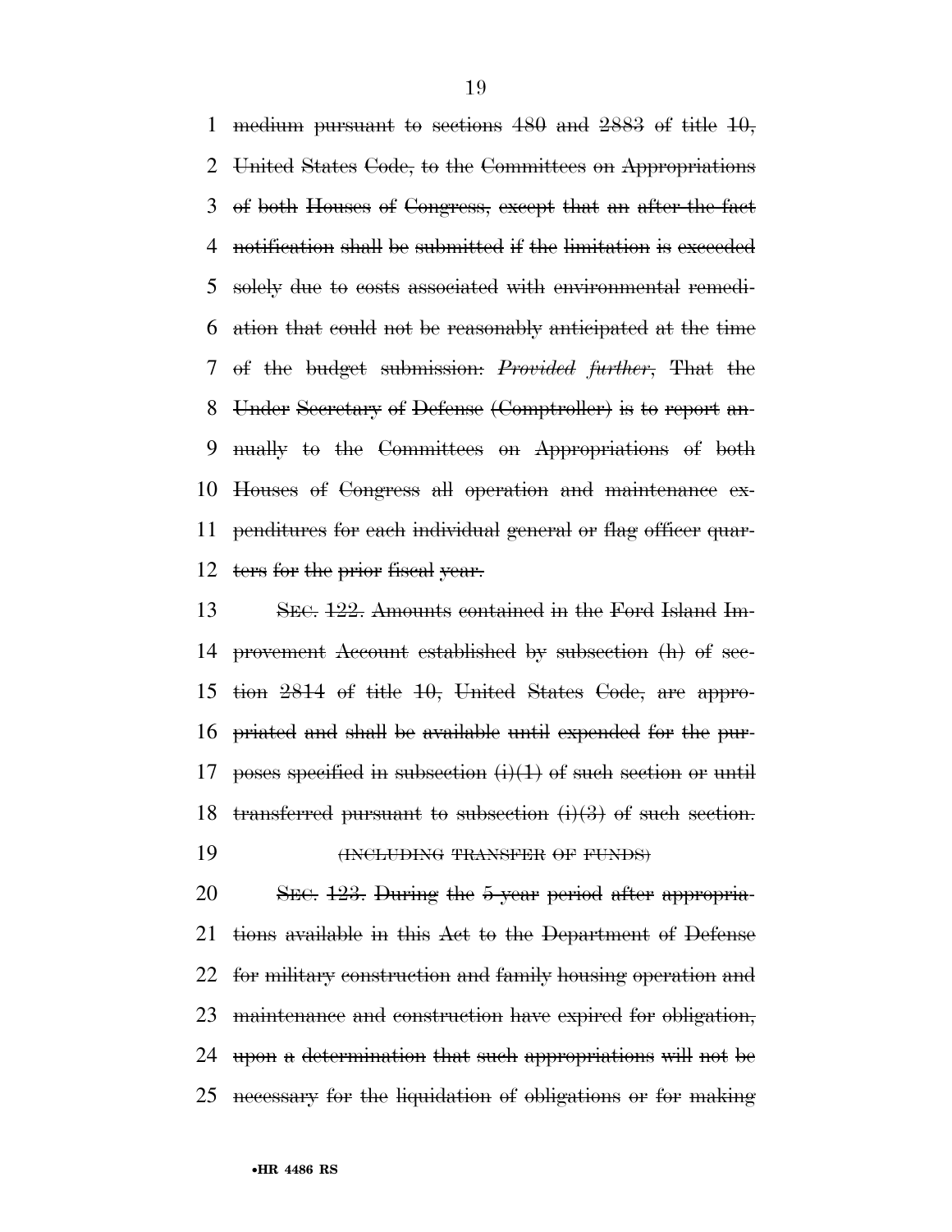medium pursuant to sections 480 and 2883 of title 10, United States Code, to the Committees on Appropriations of both Houses of Congress, except that an after-the-fact notification shall be submitted if the limitation is exceeded solely due to costs associated with environmental remediation that could not be reasonably anticipated at the time of the budget submission: *Provided further*, That the Under Secretary of Defense (Comptroller) is to report annually to the Committees on Appropriations of both Houses of Congress all operation and maintenance expenditures for each individual general or flag officer quarters for the prior fiscal year.

SEC. 122. Amounts contained in the Ford Island Improvement Account established by subsection (h) of section 2814 of title 10, United States Code, are appropriated and shall be available until expended for the purposes specified in subsection (i)(1) of such section or until transferred pursuant to subsection (i)(3) of such section.

(INCLUDING TRANSFER OF FUNDS)

SEC. 123. During the 5-year period after appropriations available in this Act to the Department of Defense for military construction and family housing operation and maintenance and construction have expired for obligation, upon a determination that such appropriations will not be necessary for the liquidation of obligations or for making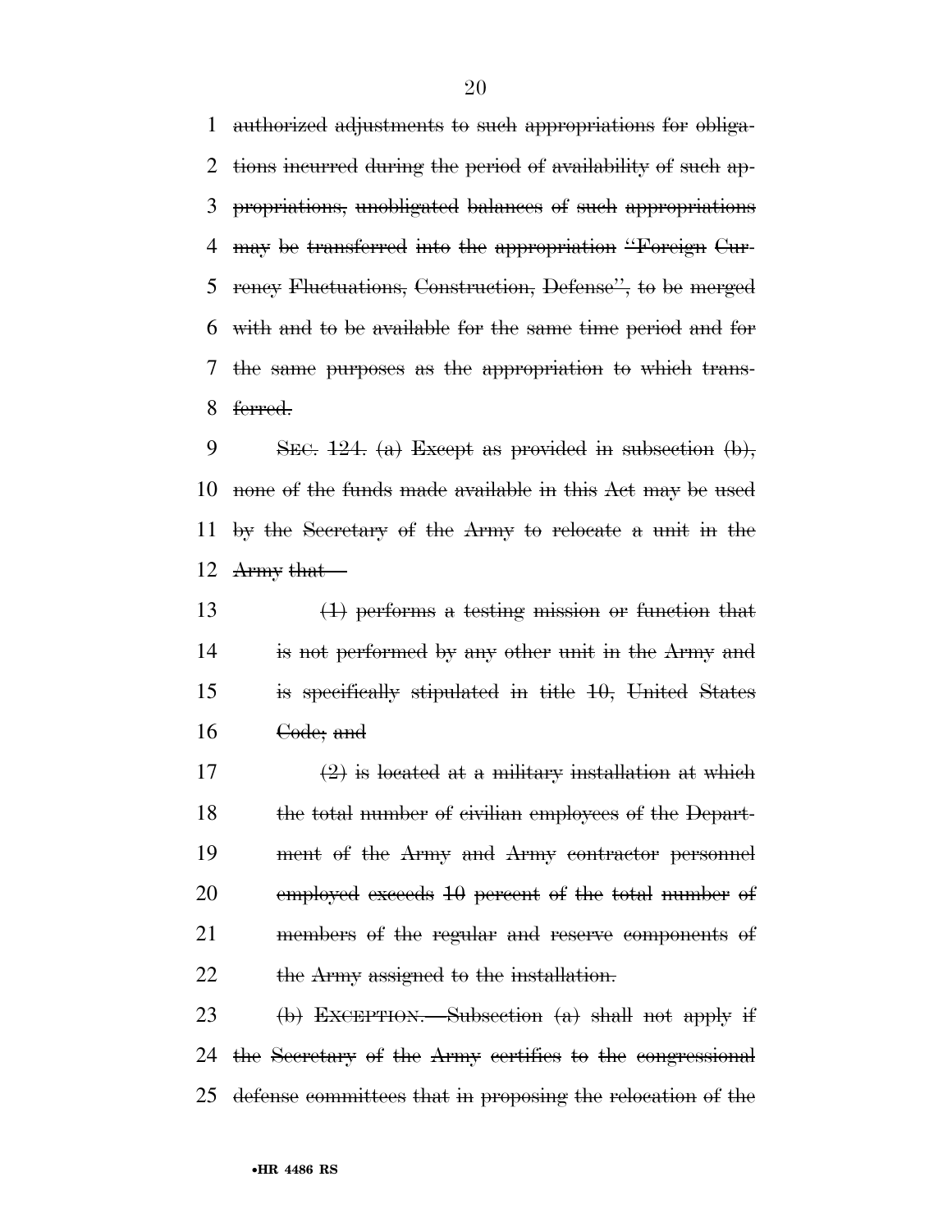authorized adjustments to such appropriations for obligations incurred during the period of availability of such appropriations, unobligated balances of such appropriations may be transferred into the appropriation "Foreign Currency Fluctuations, Construction, Defense", to be merged with and to be available for the same time period and for the same purposes as the appropriation to which transferred.

SEC. 124. (a) Except as provided in subsection (b), none of the funds made available in this Act may be used by the Secretary of the Army to relocate a unit in the Army that—

(1) performs a testing mission or function that is not performed by any other unit in the Army and is specifically stipulated in title 10, United States Code; and

(2) is located at a military installation at which the total number of civilian employees of the Department of the Army and Army contractor personnel employed exceeds 10 percent of the total number of members of the regular and reserve components of the Army assigned to the installation.

(b) EXCEPTION.—Subsection (a) shall not apply if the Secretary of the Army certifies to the congressional defense committees that in proposing the relocation of the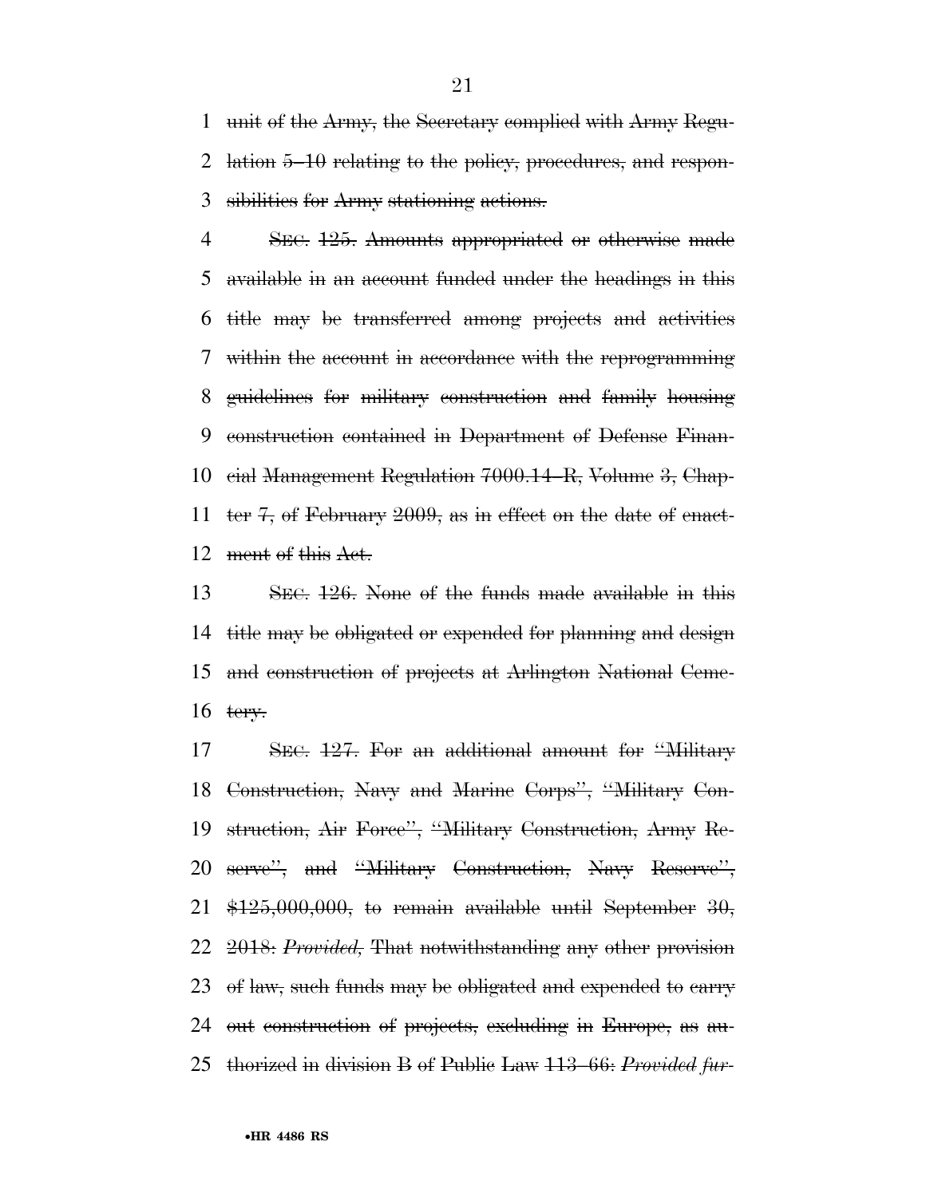unit of the Army, the Secretary complied with Army Regulation 5–10 relating to the policy, procedures, and responsibilities for Army stationing actions.

SEC. 125. Amounts appropriated or otherwise made available in an account funded under the headings in this title may be transferred among projects and activities within the account in accordance with the reprogramming guidelines for military construction and family housing construction contained in Department of Defense Financial Management Regulation 7000.14–R, Volume 3, Chapter 7, of February 2009, as in effect on the date of enactment of this Act.

SEC. 126. None of the funds made available in this title may be obligated or expended for planning and design and construction of projects at Arlington National Cemetery.

SEC. 127. For an additional amount for "Military Construction, Navy and Marine Corps", "Military Construction, Air Force", "Military Construction, Army Reserve", and "Military Construction, Navy Reserve", $125,000,000, to remain available until September 30, 2018: *Provided,* That notwithstanding any other provision of law, such funds may be obligated and expended to carry out construction of projects, excluding in Europe, as authorized in division B of Public Law 113–66: *Provided fur-*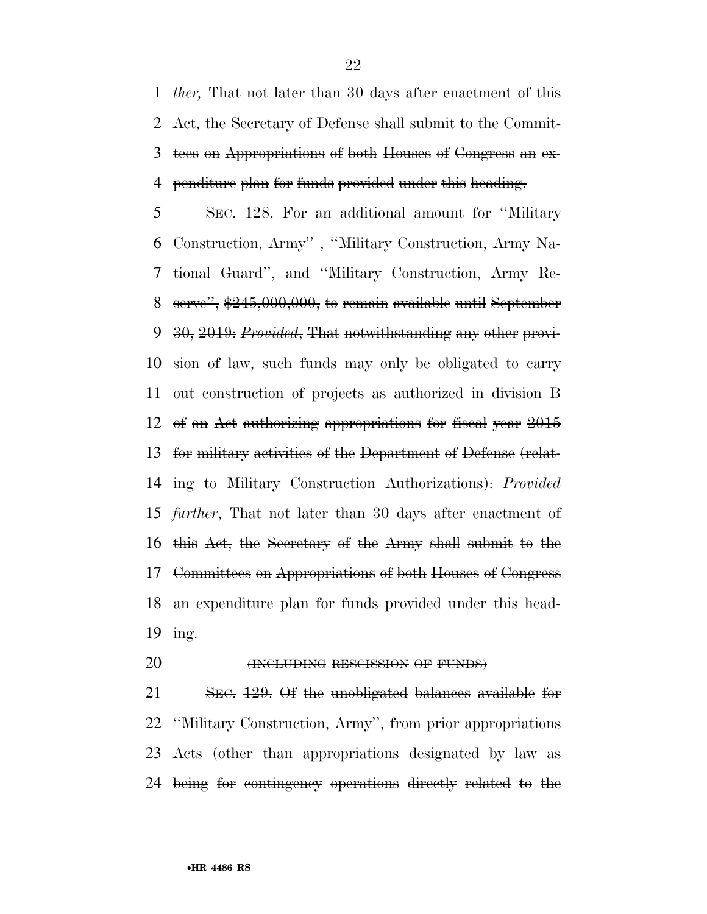*ther,* That not later than 30 days after enactment of this Act, the Secretary of Defense shall submit to the Committees on Appropriations of both Houses of Congress an expenditure plan for funds provided under this heading.

SEC. 128. For an additional amount for "Military Construction, Army" , "Military Construction, Army National Guard", and "Military Construction, Army Reserve", $245,000,000, to remain available until September 30, 2019: *Provided*, That notwithstanding any other provision of law, such funds may only be obligated to carry out construction of projects as authorized in division B of an Act authorizing appropriations for fiscal year 2015 for military activities of the Department of Defense (relating to Military Construction Authorizations): *Provided further*, That not later than 30 days after enactment of this Act, the Secretary of the Army shall submit to the Committees on Appropriations of both Houses of Congress an expenditure plan for funds provided under this heading.

(INCLUDING RESCISSION OF FUNDS)

SEC. 129. Of the unobligated balances available for "Military Construction, Army", from prior appropriations Acts (other than appropriations designated by law as being for contingency operations directly related to the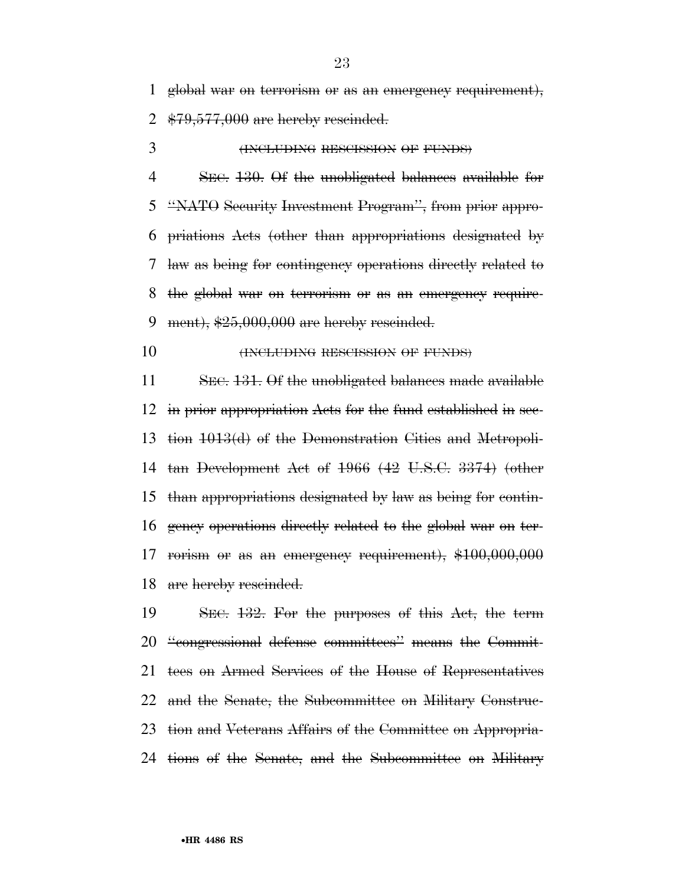global war on terrorism or as an emergency requirement), $79,577,000 are hereby rescinded.

(INCLUDING RESCISSION OF FUNDS)

SEC. 130. Of the unobligated balances available for "NATO Security Investment Program", from prior appropriations Acts (other than appropriations designated by law as being for contingency operations directly related to the global war on terrorism or as an emergency requirement), $25,000,000 are hereby rescinded.

(INCLUDING RESCISSION OF FUNDS)

SEC. 131. Of the unobligated balances made available in prior appropriation Acts for the fund established in section 1013(d) of the Demonstration Cities and Metropolitan Development Act of 1966 (42 U.S.C. 3374) (other than appropriations designated by law as being for contingency operations directly related to the global war on terrorism or as an emergency requirement), $100,000,000 are hereby rescinded.

SEC. 132. For the purposes of this Act, the term "congressional defense committees" means the Committees on Armed Services of the House of Representatives and the Senate, the Subcommittee on Military Construction and Veterans Affairs of the Committee on Appropriations of the Senate, and the Subcommittee on Military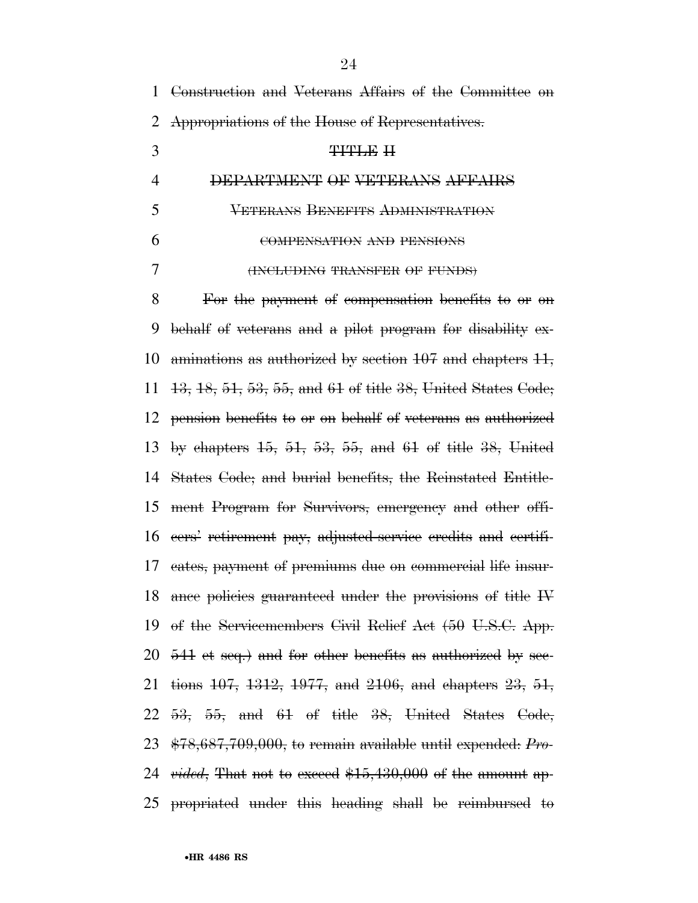~~Construction and Veterans Affairs of the Committee on Appropriations of the House of Representatives.~~

~~TITLE II~~

~~DEPARTMENT OF VETERANS AFFAIRS~~

~~VETERANS BENEFITS ADMINISTRATION~~

~~COMPENSATION AND PENSIONS~~

~~(INCLUDING TRANSFER OF FUNDS)~~

~~For the payment of compensation benefits to or on behalf of veterans and a pilot program for disability examinations as authorized by section 107 and chapters 11, 13, 18, 51, 53, 55, and 61 of title 38, United States Code; pension benefits to or on behalf of veterans as authorized by chapters 15, 51, 53, 55, and 61 of title 38, United States Code; and burial benefits, the Reinstated Entitlement Program for Survivors, emergency and other officers' retirement pay, adjusted-service credits and certificates, payment of premiums due on commercial life insurance policies guaranteed under the provisions of title IV of the Servicemembers Civil Relief Act (50 U.S.C. App. 541 et seq.) and for other benefits as authorized by sections 107, 1312, 1977, and 2106, and chapters 23, 51, 53, 55, and 61 of title 38, United States Code, $78,687,709,000, to remain available until expended: *Provided*, That not to exceed $15,430,000 of the amount appropriated under this heading shall be reimbursed to~~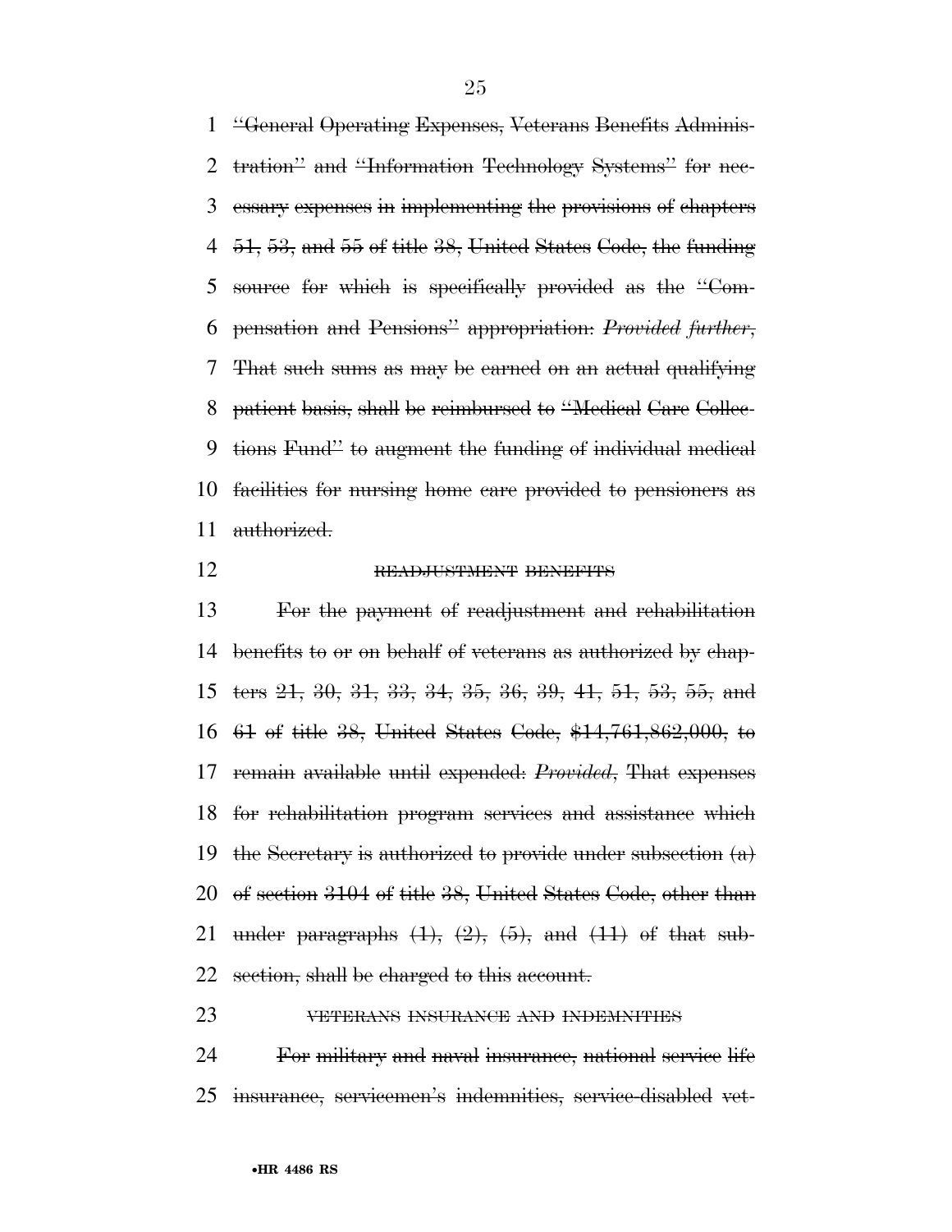"General Operating Expenses, Veterans Benefits Administration" and "Information Technology Systems" for necessary expenses in implementing the provisions of chapters 51, 53, and 55 of title 38, United States Code, the funding source for which is specifically provided as the "Compensation and Pensions" appropriation: *Provided further*, That such sums as may be earned on an actual qualifying patient basis, shall be reimbursed to "Medical Care Collections Fund" to augment the funding of individual medical facilities for nursing home care provided to pensioners as authorized.

READJUSTMENT BENEFITS

For the payment of readjustment and rehabilitation benefits to or on behalf of veterans as authorized by chapters 21, 30, 31, 33, 34, 35, 36, 39, 41, 51, 53, 55, and 61 of title 38, United States Code, $14,761,862,000, to remain available until expended: *Provided*, That expenses for rehabilitation program services and assistance which the Secretary is authorized to provide under subsection (a) of section 3104 of title 38, United States Code, other than under paragraphs (1), (2), (5), and (11) of that subsection, shall be charged to this account.

VETERANS INSURANCE AND INDEMNITIES

For military and naval insurance, national service life insurance, servicemen's indemnities, service-disabled vet-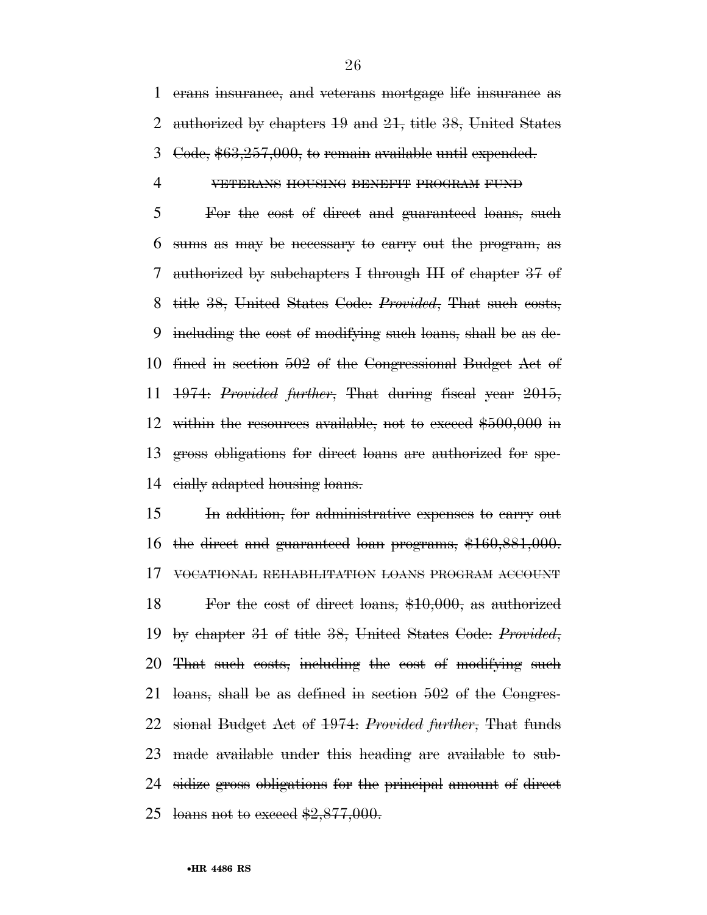~~erans insurance, and veterans mortgage life insurance as authorized by chapters 19 and 21, title 38, United States Code, $63,257,000, to remain available until expended.~~

~~VETERANS HOUSING BENEFIT PROGRAM FUND~~

~~For the cost of direct and guaranteed loans, such sums as may be necessary to carry out the program, as authorized by subchapters I through III of chapter 37 of title 38, United States Code: *Provided*, That such costs, including the cost of modifying such loans, shall be as defined in section 502 of the Congressional Budget Act of 1974: *Provided further*, That during fiscal year 2015, within the resources available, not to exceed $500,000 in gross obligations for direct loans are authorized for specially adapted housing loans.~~

~~In addition, for administrative expenses to carry out the direct and guaranteed loan programs, $160,881,000.~~

~~VOCATIONAL REHABILITATION LOANS PROGRAM ACCOUNT~~

~~For the cost of direct loans, $10,000, as authorized by chapter 31 of title 38, United States Code: *Provided*, That such costs, including the cost of modifying such loans, shall be as defined in section 502 of the Congressional Budget Act of 1974: *Provided further*, That funds made available under this heading are available to subsidize gross obligations for the principal amount of direct loans not to exceed $2,877,000.~~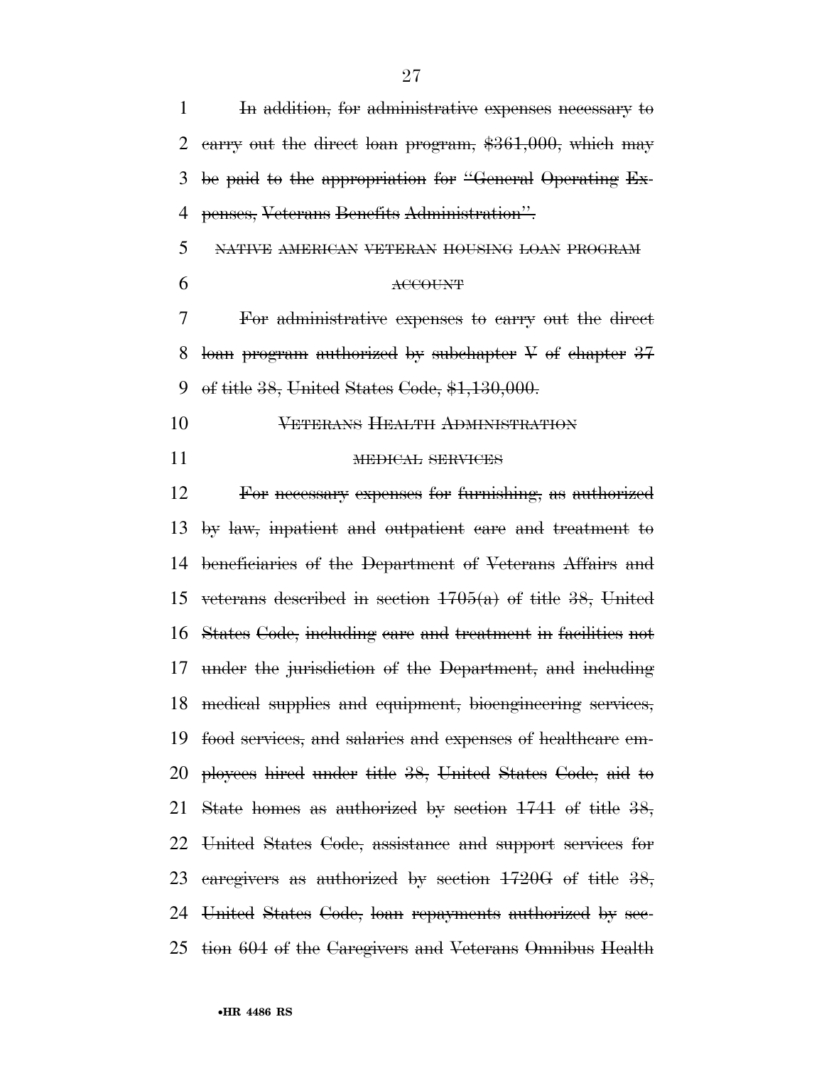~~In addition, for administrative expenses necessary to carry out the direct loan program, $361,000, which may be paid to the appropriation for "General Operating Expenses, Veterans Benefits Administration".~~

~~NATIVE AMERICAN VETERAN HOUSING LOAN PROGRAM ACCOUNT~~

~~For administrative expenses to carry out the direct loan program authorized by subchapter V of chapter 37 of title 38, United States Code, $1,130,000.~~

~~VETERANS HEALTH ADMINISTRATION~~

~~MEDICAL SERVICES~~

~~For necessary expenses for furnishing, as authorized by law, inpatient and outpatient care and treatment to beneficiaries of the Department of Veterans Affairs and veterans described in section 1705(a) of title 38, United States Code, including care and treatment in facilities not under the jurisdiction of the Department, and including medical supplies and equipment, bioengineering services, food services, and salaries and expenses of healthcare employees hired under title 38, United States Code, aid to State homes as authorized by section 1741 of title 38, United States Code, assistance and support services for caregivers as authorized by section 1720G of title 38, United States Code, loan repayments authorized by section 604 of the Caregivers and Veterans Omnibus Health~~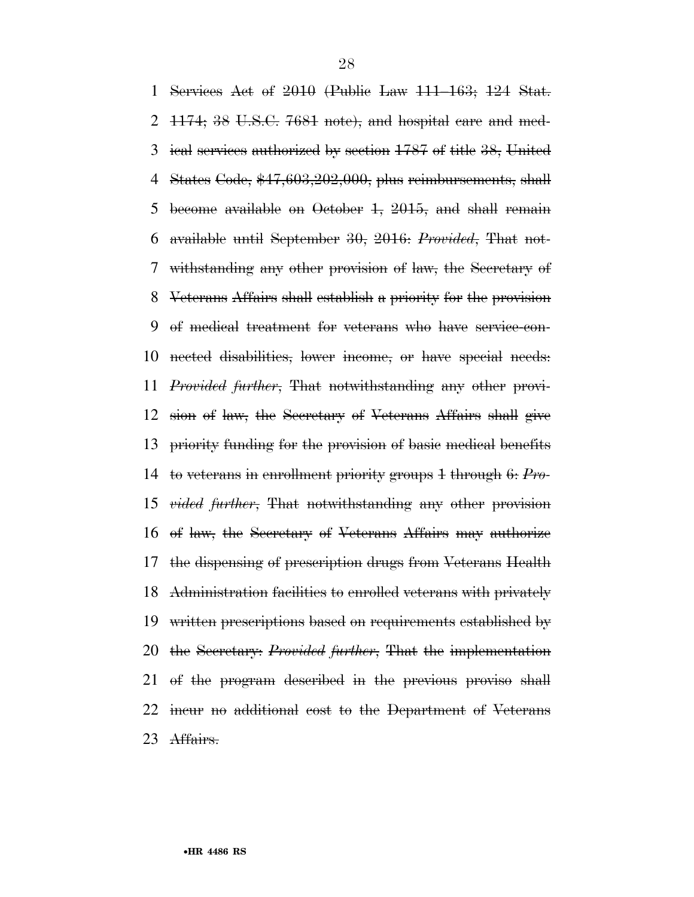~~Services Act of 2010 (Public Law 111–163; 124 Stat. 1174; 38 U.S.C. 7681 note), and hospital care and medical services authorized by section 1787 of title 38, United States Code, $47,603,202,000, plus reimbursements, shall become available on October 1, 2015, and shall remain available until September 30, 2016: *Provided*, That notwithstanding any other provision of law, the Secretary of Veterans Affairs shall establish a priority for the provision of medical treatment for veterans who have service-connected disabilities, lower income, or have special needs: *Provided further*, That notwithstanding any other provision of law, the Secretary of Veterans Affairs shall give priority funding for the provision of basic medical benefits to veterans in enrollment priority groups 1 through 6: *Provided further*, That notwithstanding any other provision of law, the Secretary of Veterans Affairs may authorize the dispensing of prescription drugs from Veterans Health Administration facilities to enrolled veterans with privately written prescriptions based on requirements established by the Secretary: *Provided further*, That the implementation of the program described in the previous proviso shall incur no additional cost to the Department of Veterans Affairs.~~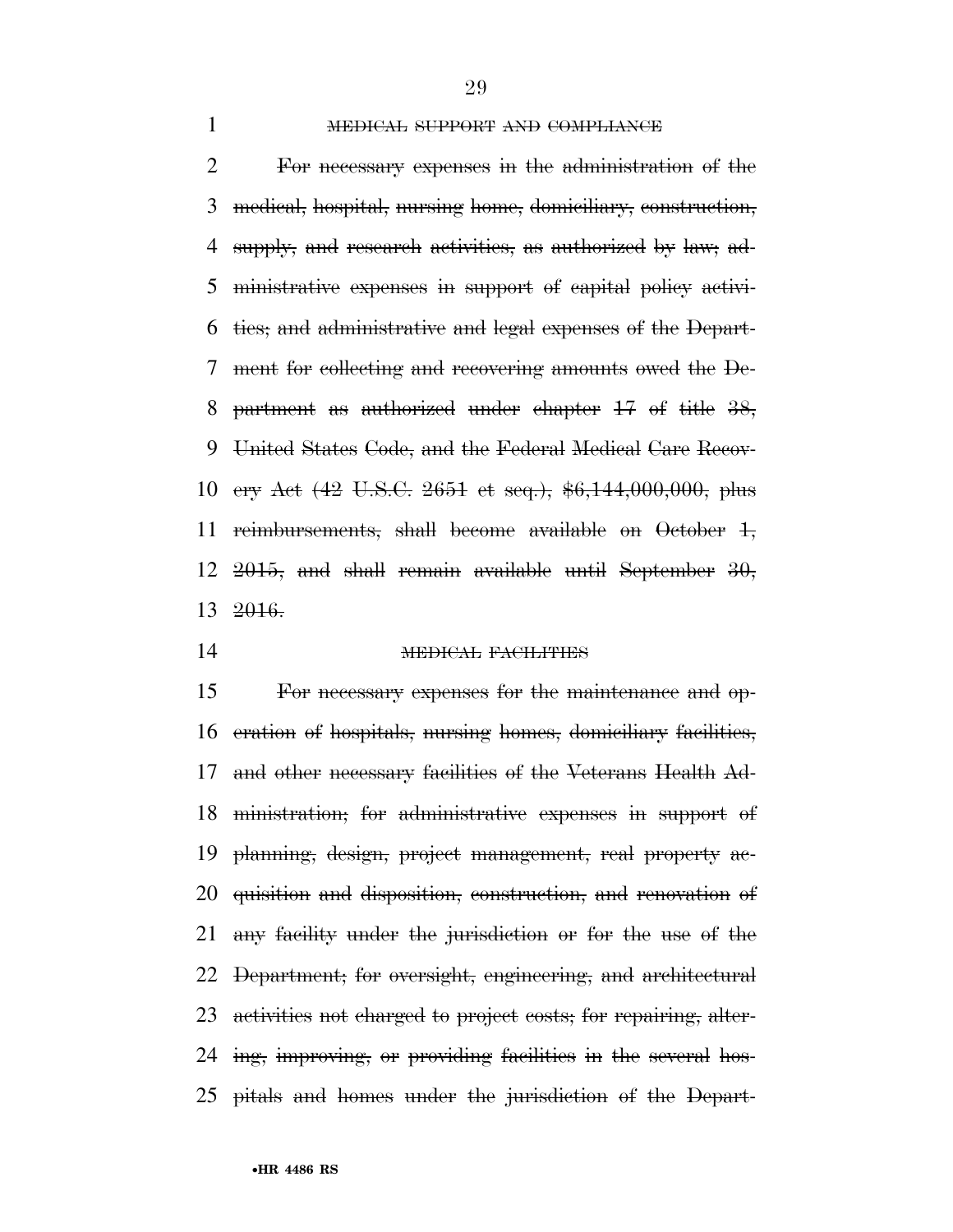~~MEDICAL SUPPORT AND COMPLIANCE~~

~~For necessary expenses in the administration of the medical, hospital, nursing home, domiciliary, construction, supply, and research activities, as authorized by law; administrative expenses in support of capital policy activities; and administrative and legal expenses of the Department for collecting and recovering amounts owed the Department as authorized under chapter 17 of title 38, United States Code, and the Federal Medical Care Recovery Act (42 U.S.C. 2651 et seq.), $6,144,000,000, plus reimbursements, shall become available on October 1, 2015, and shall remain available until September 30, 2016.~~

~~MEDICAL FACILITIES~~

~~For necessary expenses for the maintenance and operation of hospitals, nursing homes, domiciliary facilities, and other necessary facilities of the Veterans Health Administration; for administrative expenses in support of planning, design, project management, real property acquisition and disposition, construction, and renovation of any facility under the jurisdiction or for the use of the Department; for oversight, engineering, and architectural activities not charged to project costs; for repairing, altering, improving, or providing facilities in the several hospitals and homes under the jurisdiction of the Depart-~~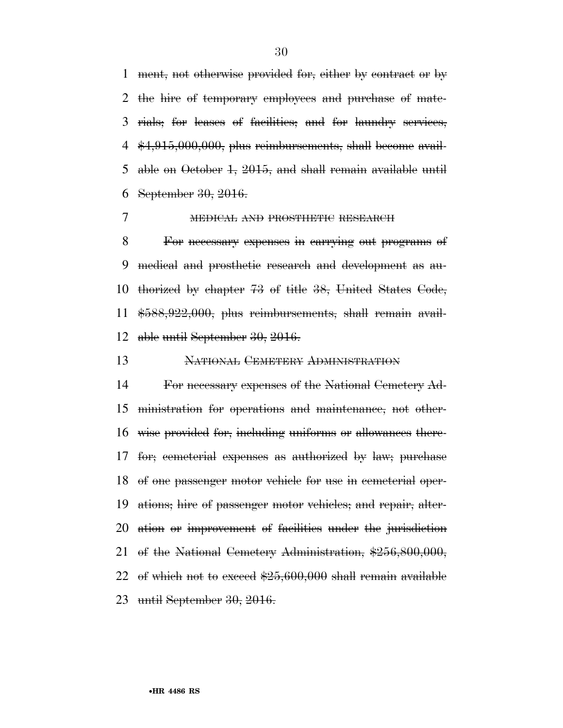ment, not otherwise provided for, either by contract or by the hire of temporary employees and purchase of materials; for leases of facilities; and for laundry services, $4,915,000,000, plus reimbursements, shall become available on October 1, 2015, and shall remain available until September 30, 2016.

MEDICAL AND PROSTHETIC RESEARCH

For necessary expenses in carrying out programs of medical and prosthetic research and development as authorized by chapter 73 of title 38, United States Code, $588,922,000, plus reimbursements, shall remain available until September 30, 2016.

NATIONAL CEMETERY ADMINISTRATION

For necessary expenses of the National Cemetery Administration for operations and maintenance, not otherwise provided for, including uniforms or allowances therefor; cemeterial expenses as authorized by law; purchase of one passenger motor vehicle for use in cemeterial operations; hire of passenger motor vehicles; and repair, alteration or improvement of facilities under the jurisdiction of the National Cemetery Administration, $256,800,000, of which not to exceed $25,600,000 shall remain available until September 30, 2016.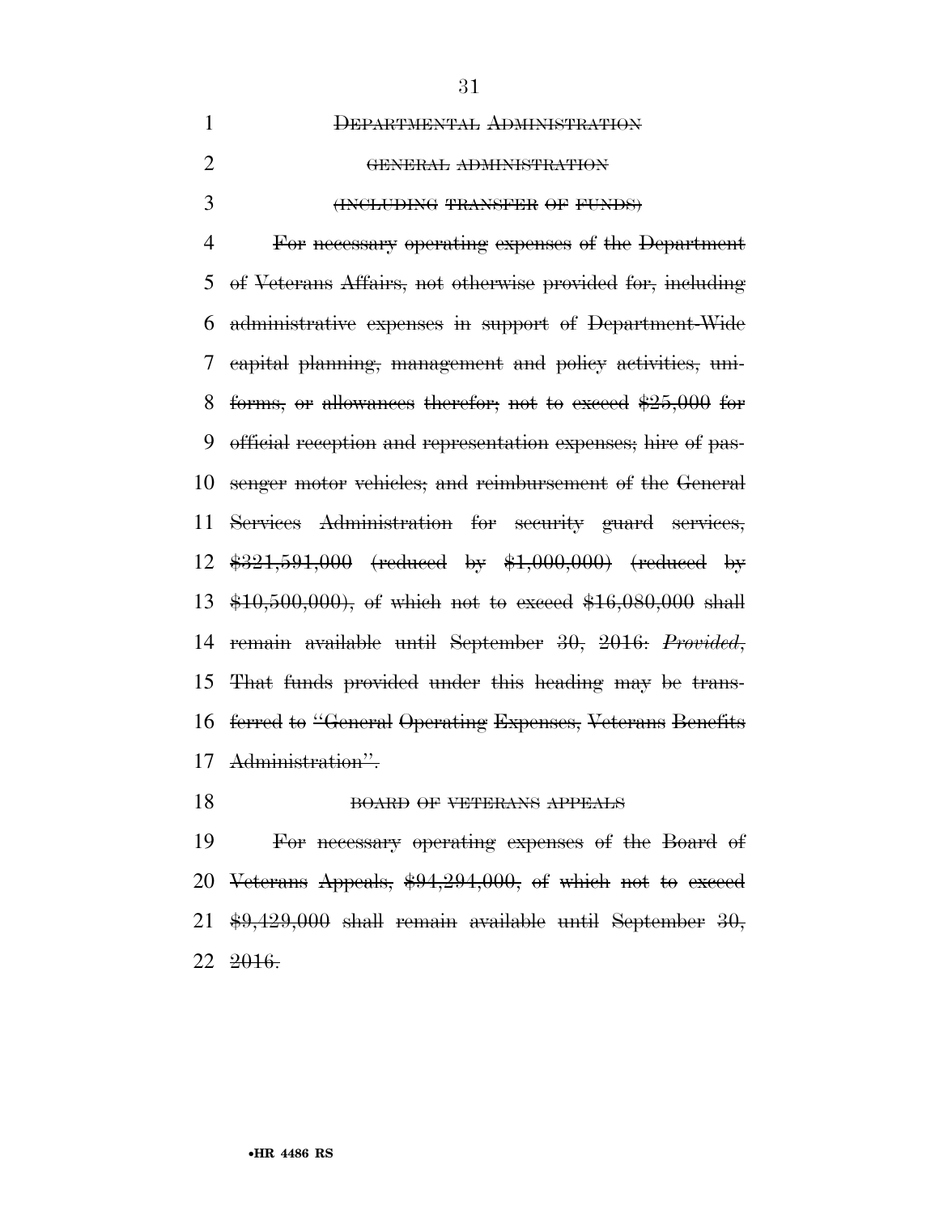~~DEPARTMENTAL ADMINISTRATION~~

~~GENERAL ADMINISTRATION~~

~~(INCLUDING TRANSFER OF FUNDS)~~

~~For necessary operating expenses of the Department of Veterans Affairs, not otherwise provided for, including administrative expenses in support of Department-Wide capital planning, management and policy activities, uniforms, or allowances therefor; not to exceed $25,000 for official reception and representation expenses; hire of passenger motor vehicles; and reimbursement of the General Services Administration for security guard services, $321,591,000 (reduced by $1,000,000) (reduced by $10,500,000), of which not to exceed $16,080,000 shall remain available until September 30, 2016: *Provided*, That funds provided under this heading may be transferred to "General Operating Expenses, Veterans Benefits Administration".~~

~~BOARD OF VETERANS APPEALS~~

~~For necessary operating expenses of the Board of Veterans Appeals, $94,294,000, of which not to exceed $9,429,000 shall remain available until September 30, 2016.~~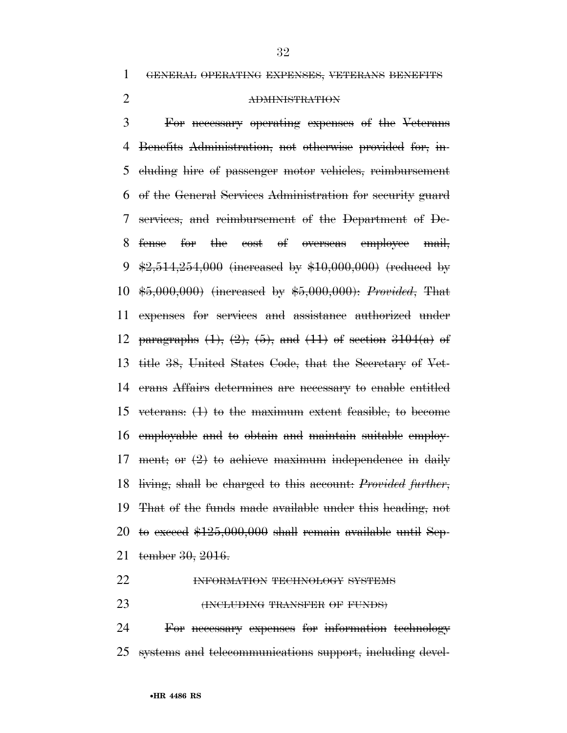~~GENERAL OPERATING EXPENSES, VETERANS BENEFITS ADMINISTRATION~~

~~For necessary operating expenses of the Veterans Benefits Administration, not otherwise provided for, including hire of passenger motor vehicles, reimbursement of the General Services Administration for security guard services, and reimbursement of the Department of Defense for the cost of overseas employee mail, $2,514,254,000 (increased by $10,000,000) (reduced by $5,000,000) (increased by $5,000,000): *Provided*, That expenses for services and assistance authorized under paragraphs (1), (2), (5), and (11) of section 3104(a) of title 38, United States Code, that the Secretary of Veterans Affairs determines are necessary to enable entitled veterans: (1) to the maximum extent feasible, to become employable and to obtain and maintain suitable employment; or (2) to achieve maximum independence in daily living, shall be charged to this account: *Provided further*, That of the funds made available under this heading, not to exceed $125,000,000 shall remain available until September 30, 2016.~~

~~INFORMATION TECHNOLOGY SYSTEMS~~

~~(INCLUDING TRANSFER OF FUNDS)~~

~~For necessary expenses for information technology systems and telecommunications support, including devel-~~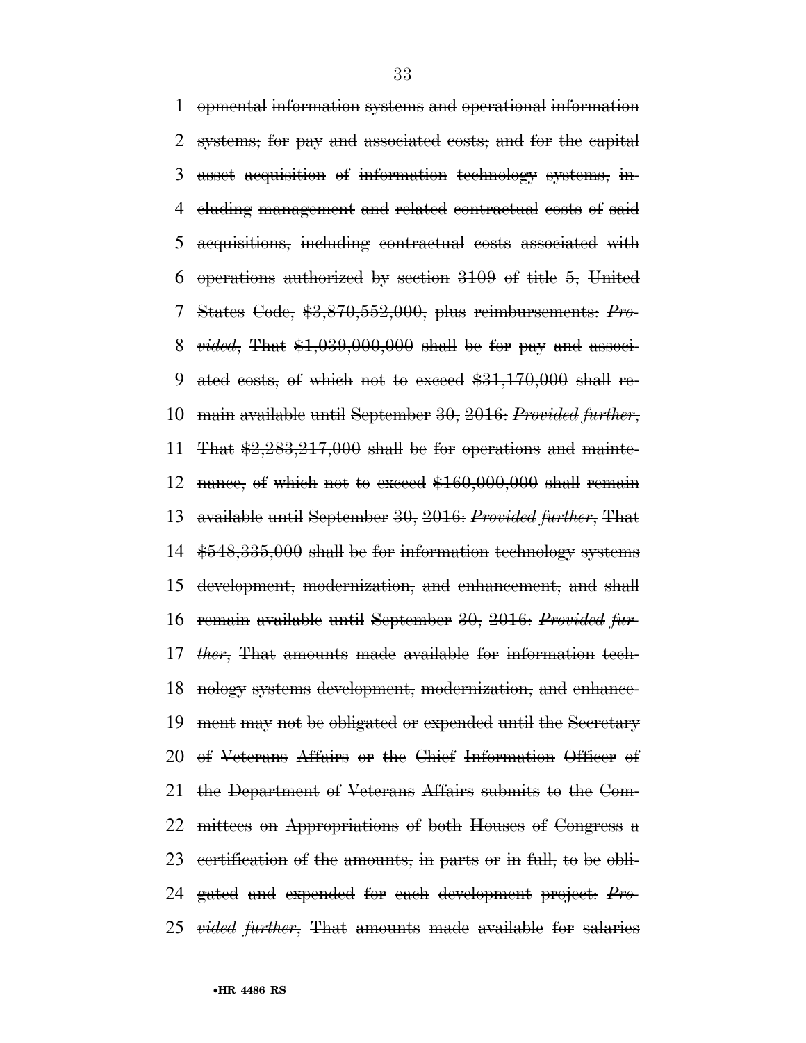~~opmental information systems and operational information systems; for pay and associated costs; and for the capital asset acquisition of information technology systems, including management and related contractual costs of said acquisitions, including contractual costs associated with operations authorized by section 3109 of title 5, United States Code, $3,870,552,000, plus reimbursements: *Provided*, That $1,039,000,000 shall be for pay and associated costs, of which not to exceed $31,170,000 shall remain available until September 30, 2016: *Provided further*, That $2,283,217,000 shall be for operations and maintenance, of which not to exceed $160,000,000 shall remain available until September 30, 2016: *Provided further*, That $548,335,000 shall be for information technology systems development, modernization, and enhancement, and shall remain available until September 30, 2016: *Provided further*, That amounts made available for information technology systems development, modernization, and enhancement may not be obligated or expended until the Secretary of Veterans Affairs or the Chief Information Officer of the Department of Veterans Affairs submits to the Committees on Appropriations of both Houses of Congress a certification of the amounts, in parts or in full, to be obligated and expended for each development project: *Provided further*, That amounts made available for salaries~~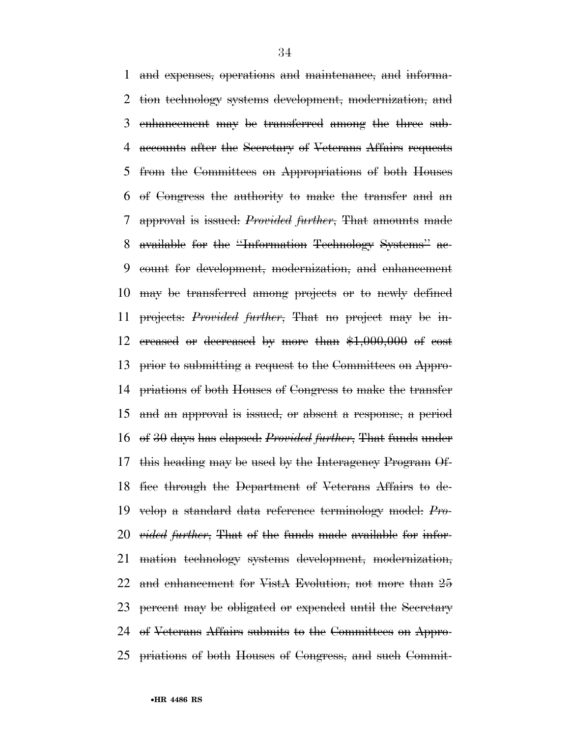and expenses, operations and maintenance, and information technology systems development, modernization, and enhancement may be transferred among the three subaccounts after the Secretary of Veterans Affairs requests from the Committees on Appropriations of both Houses of Congress the authority to make the transfer and an approval is issued: *Provided further*, That amounts made available for the "Information Technology Systems" account for development, modernization, and enhancement may be transferred among projects or to newly defined projects: *Provided further*, That no project may be increased or decreased by more than $1,000,000 of cost prior to submitting a request to the Committees on Appropriations of both Houses of Congress to make the transfer and an approval is issued, or absent a response, a period of 30 days has elapsed: *Provided further*, That funds under this heading may be used by the Interagency Program Office through the Department of Veterans Affairs to develop a standard data reference terminology model: *Provided further*, That of the funds made available for information technology systems development, modernization, and enhancement for VistA Evolution, not more than 25 percent may be obligated or expended until the Secretary of Veterans Affairs submits to the Committees on Appropriations of both Houses of Congress, and such Commit-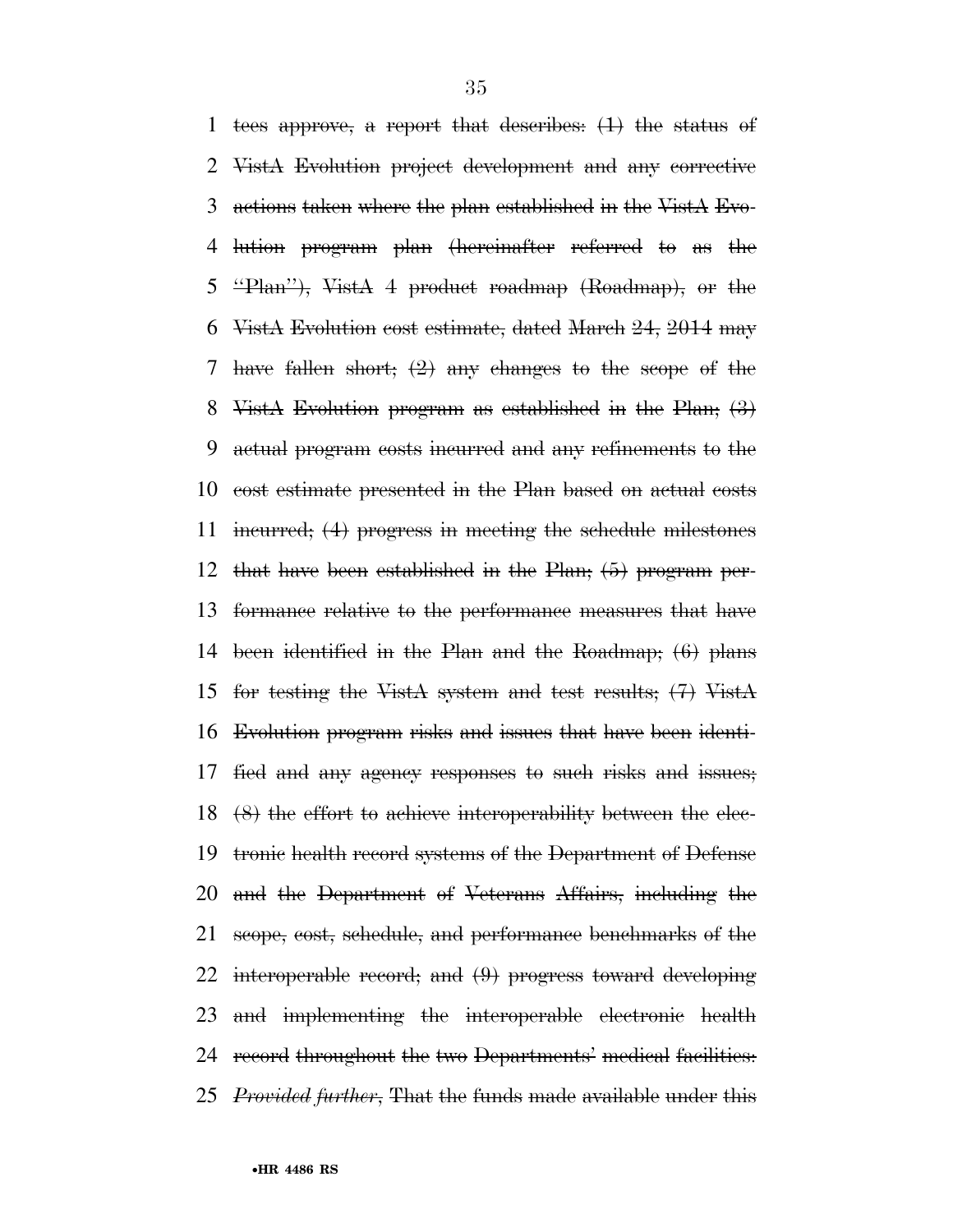~~tees approve, a report that describes: (1) the status of VistA Evolution project development and any corrective actions taken where the plan established in the VistA Evolution program plan (hereinafter referred to as the "Plan"), VistA 4 product roadmap (Roadmap), or the VistA Evolution cost estimate, dated March 24, 2014 may have fallen short; (2) any changes to the scope of the VistA Evolution program as established in the Plan; (3) actual program costs incurred and any refinements to the cost estimate presented in the Plan based on actual costs incurred; (4) progress in meeting the schedule milestones that have been established in the Plan; (5) program performance relative to the performance measures that have been identified in the Plan and the Roadmap; (6) plans for testing the VistA system and test results; (7) VistA Evolution program risks and issues that have been identified and any agency responses to such risks and issues; (8) the effort to achieve interoperability between the electronic health record systems of the Department of Defense and the Department of Veterans Affairs, including the scope, cost, schedule, and performance benchmarks of the interoperable record; and (9) progress toward developing and implementing the interoperable electronic health record throughout the two Departments' medical facilities: *Provided further*, That the funds made available under this~~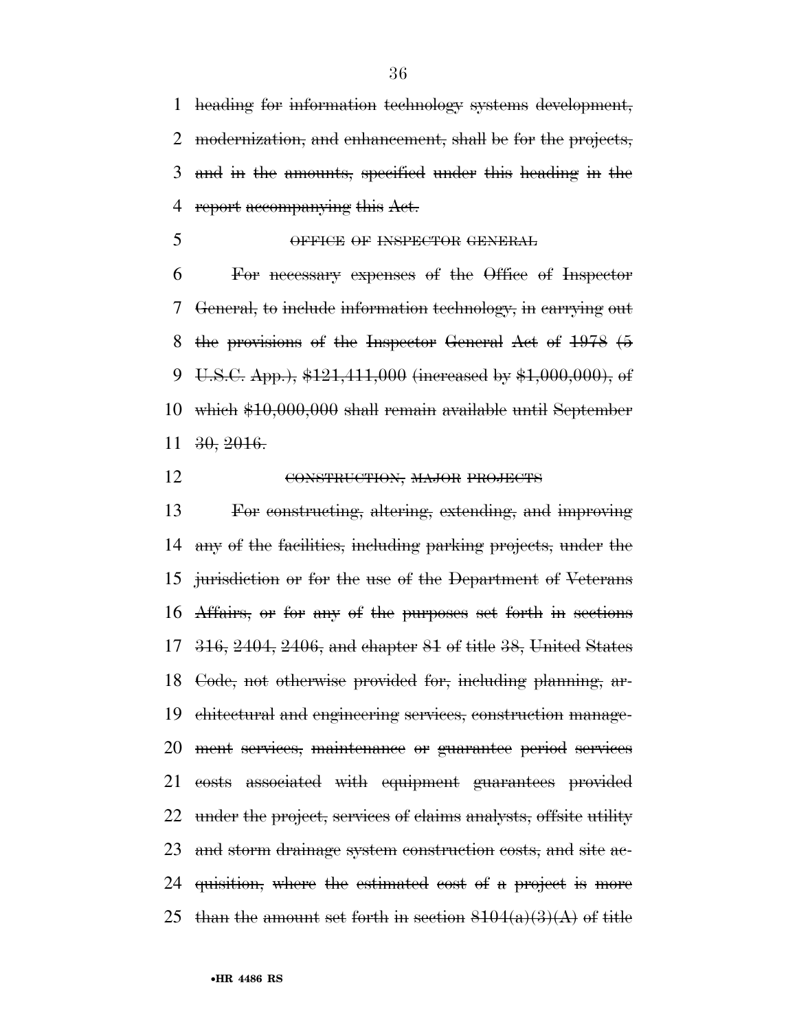~~heading for information technology systems development, modernization, and enhancement, shall be for the projects, and in the amounts, specified under this heading in the report accompanying this Act.~~

~~OFFICE OF INSPECTOR GENERAL~~

~~For necessary expenses of the Office of Inspector General, to include information technology, in carrying out the provisions of the Inspector General Act of 1978 (5 U.S.C. App.), $121,411,000 (increased by $1,000,000), of which $10,000,000 shall remain available until September 30, 2016.~~

~~CONSTRUCTION, MAJOR PROJECTS~~

~~For constructing, altering, extending, and improving any of the facilities, including parking projects, under the jurisdiction or for the use of the Department of Veterans Affairs, or for any of the purposes set forth in sections 316, 2404, 2406, and chapter 81 of title 38, United States Code, not otherwise provided for, including planning, architectural and engineering services, construction management services, maintenance or guarantee period services costs associated with equipment guarantees provided under the project, services of claims analysts, offsite utility and storm drainage system construction costs, and site acquisition, where the estimated cost of a project is more than the amount set forth in section 8104(a)(3)(A) of title~~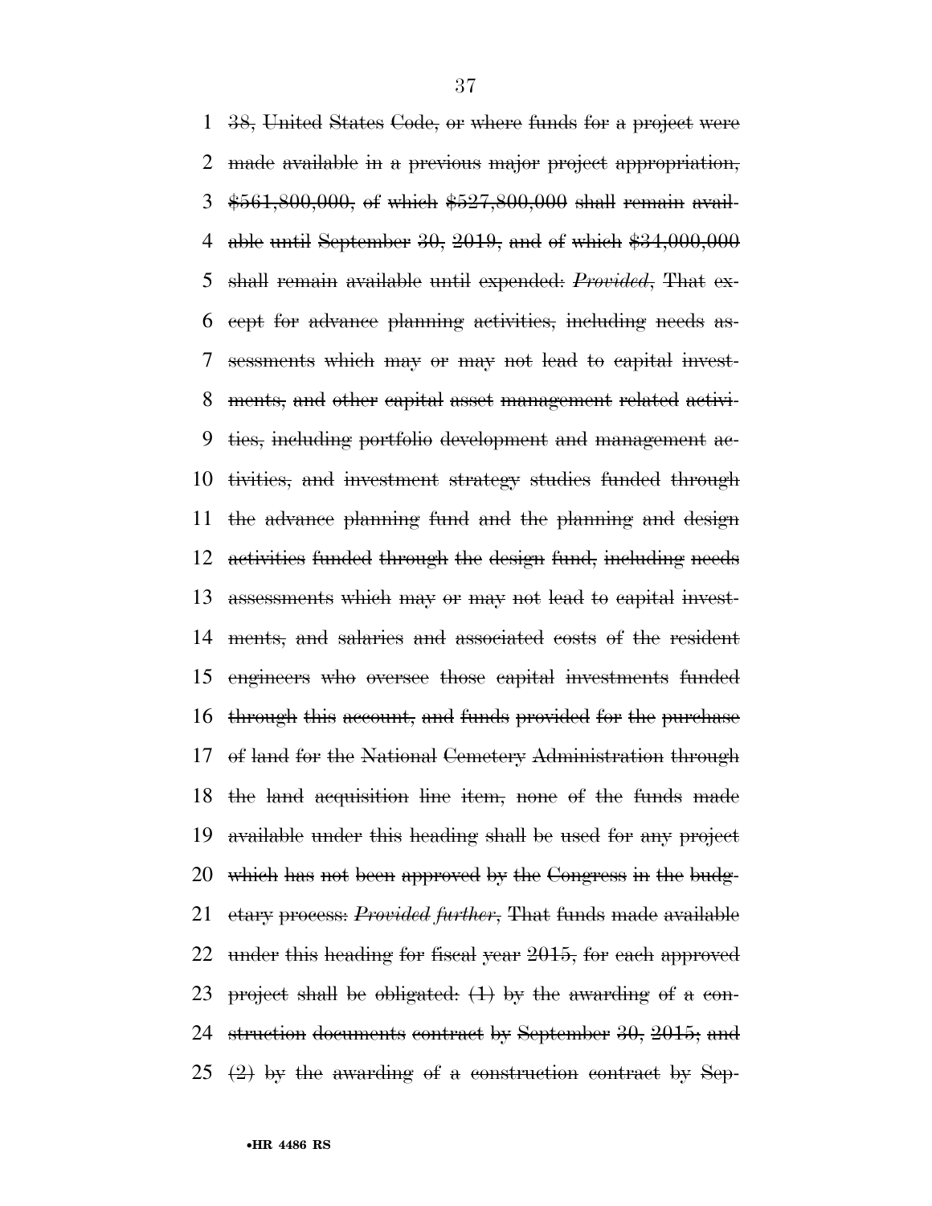~~38, United States Code, or where funds for a project were made available in a previous major project appropriation, $561,800,000, of which $527,800,000 shall remain available until September 30, 2019, and of which $34,000,000 shall remain available until expended: *Provided*, That except for advance planning activities, including needs assessments which may or may not lead to capital investments, and other capital asset management related activities, including portfolio development and management activities, and investment strategy studies funded through the advance planning fund and the planning and design activities funded through the design fund, including needs assessments which may or may not lead to capital investments, and salaries and associated costs of the resident engineers who oversee those capital investments funded through this account, and funds provided for the purchase of land for the National Cemetery Administration through the land acquisition line item, none of the funds made available under this heading shall be used for any project which has not been approved by the Congress in the budgetary process: *Provided further*, That funds made available under this heading for fiscal year 2015, for each approved project shall be obligated: (1) by the awarding of a construction documents contract by September 30, 2015; and (2) by the awarding of a construction contract by Sep-~~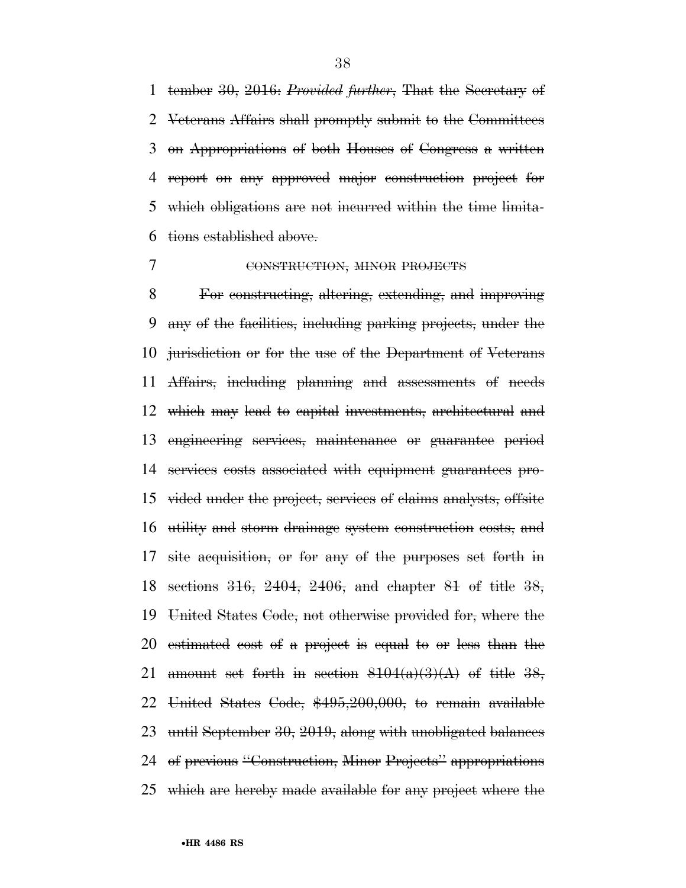~~tember 30, 2016:~~ ~~*Provided further*,~~ ~~That the Secretary of Veterans Affairs shall promptly submit to the Committees on Appropriations of both Houses of Congress a written report on any approved major construction project for which obligations are not incurred within the time limitations established above.~~

~~CONSTRUCTION, MINOR PROJECTS~~

~~For constructing, altering, extending, and improving any of the facilities, including parking projects, under the jurisdiction or for the use of the Department of Veterans Affairs, including planning and assessments of needs which may lead to capital investments, architectural and engineering services, maintenance or guarantee period services costs associated with equipment guarantees provided under the project, services of claims analysts, offsite utility and storm drainage system construction costs, and site acquisition, or for any of the purposes set forth in sections 316, 2404, 2406, and chapter 81 of title 38, United States Code, not otherwise provided for, where the estimated cost of a project is equal to or less than the amount set forth in section 8104(a)(3)(A) of title 38, United States Code, $495,200,000, to remain available until September 30, 2019, along with unobligated balances of previous "Construction, Minor Projects" appropriations which are hereby made available for any project where the~~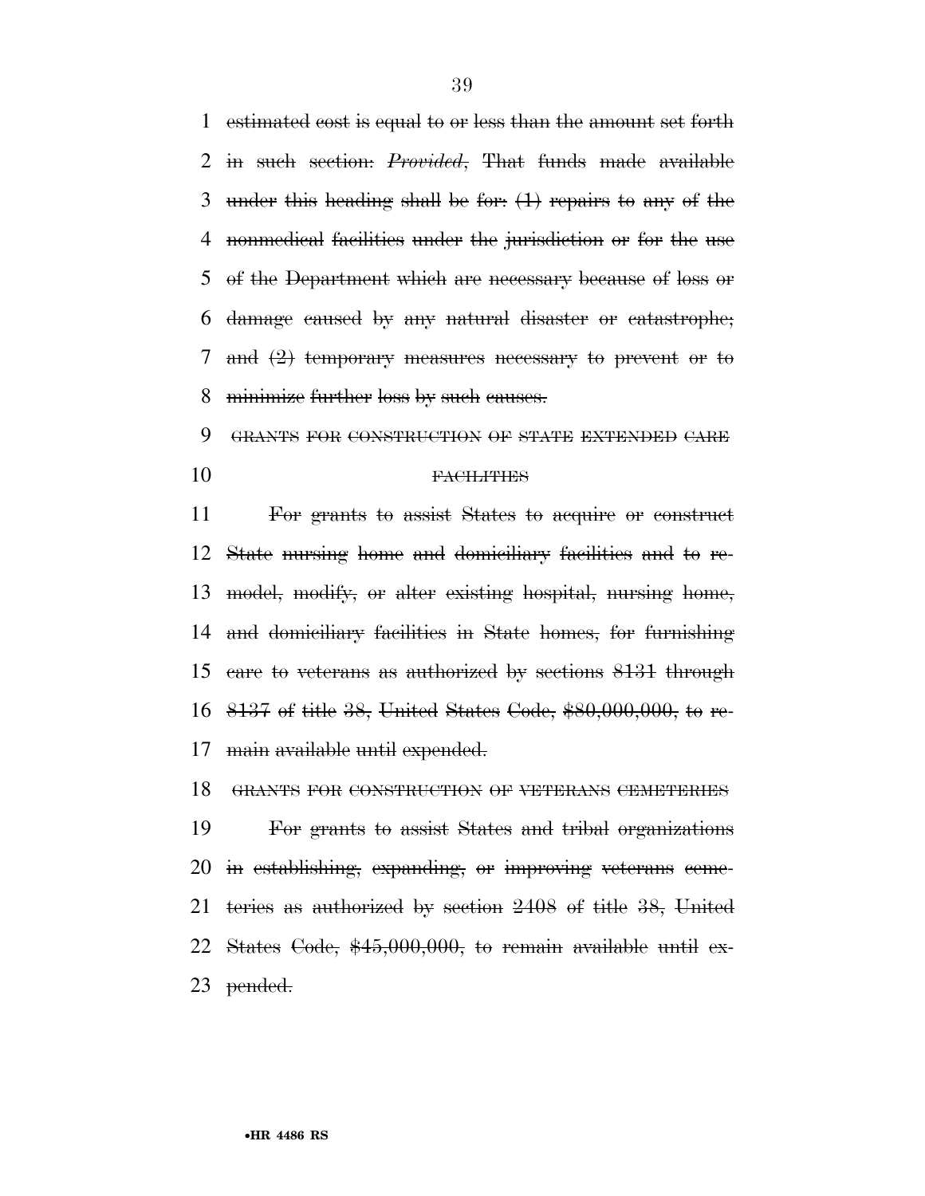~~estimated cost is equal to or less than the amount set forth in such section: *Provided*, That funds made available under this heading shall be for: (1) repairs to any of the nonmedical facilities under the jurisdiction or for the use of the Department which are necessary because of loss or damage caused by any natural disaster or catastrophe; and (2) temporary measures necessary to prevent or to minimize further loss by such causes.~~

~~GRANTS FOR CONSTRUCTION OF STATE EXTENDED CARE FACILITIES~~

~~For grants to assist States to acquire or construct State nursing home and domiciliary facilities and to remodel, modify, or alter existing hospital, nursing home, and domiciliary facilities in State homes, for furnishing care to veterans as authorized by sections 8131 through 8137 of title 38, United States Code, $80,000,000, to remain available until expended.~~

~~GRANTS FOR CONSTRUCTION OF VETERANS CEMETERIES~~

~~For grants to assist States and tribal organizations in establishing, expanding, or improving veterans cemeteries as authorized by section 2408 of title 38, United States Code, $45,000,000, to remain available until expended.~~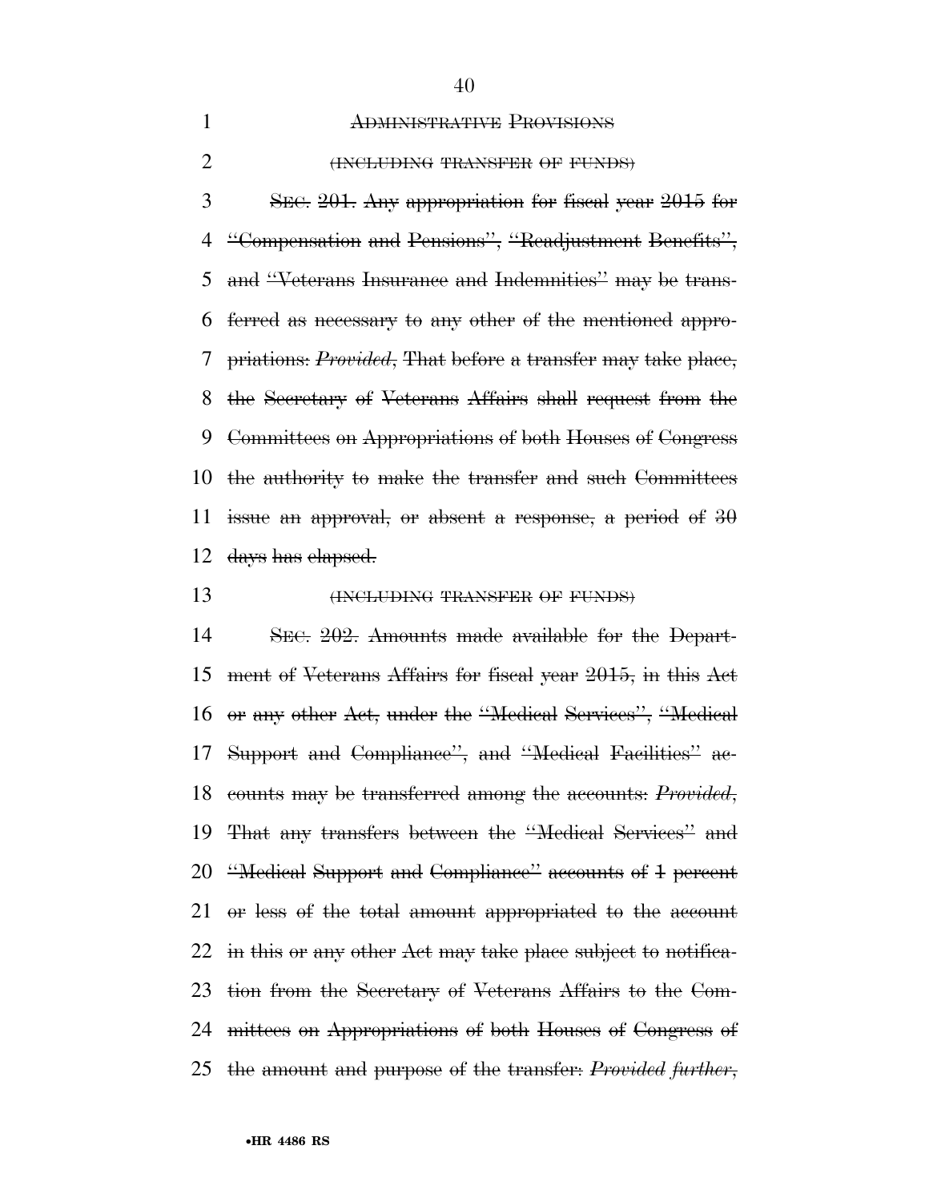ADMINISTRATIVE PROVISIONS

(INCLUDING TRANSFER OF FUNDS)

~~SEC. 201. Any appropriation for fiscal year 2015 for "Compensation and Pensions", "Readjustment Benefits", and "Veterans Insurance and Indemnities" may be transferred as necessary to any other of the mentioned appropriations: *Provided*, That before a transfer may take place, the Secretary of Veterans Affairs shall request from the Committees on Appropriations of both Houses of Congress the authority to make the transfer and such Committees issue an approval, or absent a response, a period of 30 days has elapsed.~~

(INCLUDING TRANSFER OF FUNDS)

~~SEC. 202. Amounts made available for the Department of Veterans Affairs for fiscal year 2015, in this Act or any other Act, under the "Medical Services", "Medical Support and Compliance", and "Medical Facilities" accounts may be transferred among the accounts: *Provided*, That any transfers between the "Medical Services" and "Medical Support and Compliance" accounts of 1 percent or less of the total amount appropriated to the account in this or any other Act may take place subject to notification from the Secretary of Veterans Affairs to the Committees on Appropriations of both Houses of Congress of the amount and purpose of the transfer: *Provided further*,~~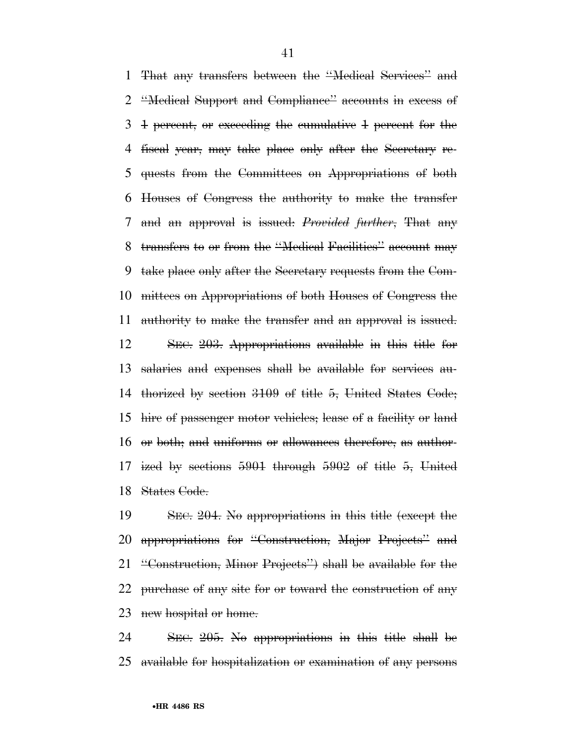That any transfers between the "Medical Services" and "Medical Support and Compliance" accounts in excess of 1 percent, or exceeding the cumulative 1 percent for the fiscal year, may take place only after the Secretary requests from the Committees on Appropriations of both Houses of Congress the authority to make the transfer and an approval is issued: *Provided further*, That any transfers to or from the "Medical Facilities" account may take place only after the Secretary requests from the Committees on Appropriations of both Houses of Congress the authority to make the transfer and an approval is issued.

SEC. 203. Appropriations available in this title for salaries and expenses shall be available for services authorized by section 3109 of title 5, United States Code; hire of passenger motor vehicles; lease of a facility or land or both; and uniforms or allowances therefore, as authorized by sections 5901 through 5902 of title 5, United States Code.

SEC. 204. No appropriations in this title (except the appropriations for "Construction, Major Projects" and "Construction, Minor Projects") shall be available for the purchase of any site for or toward the construction of any new hospital or home.

SEC. 205. No appropriations in this title shall be available for hospitalization or examination of any persons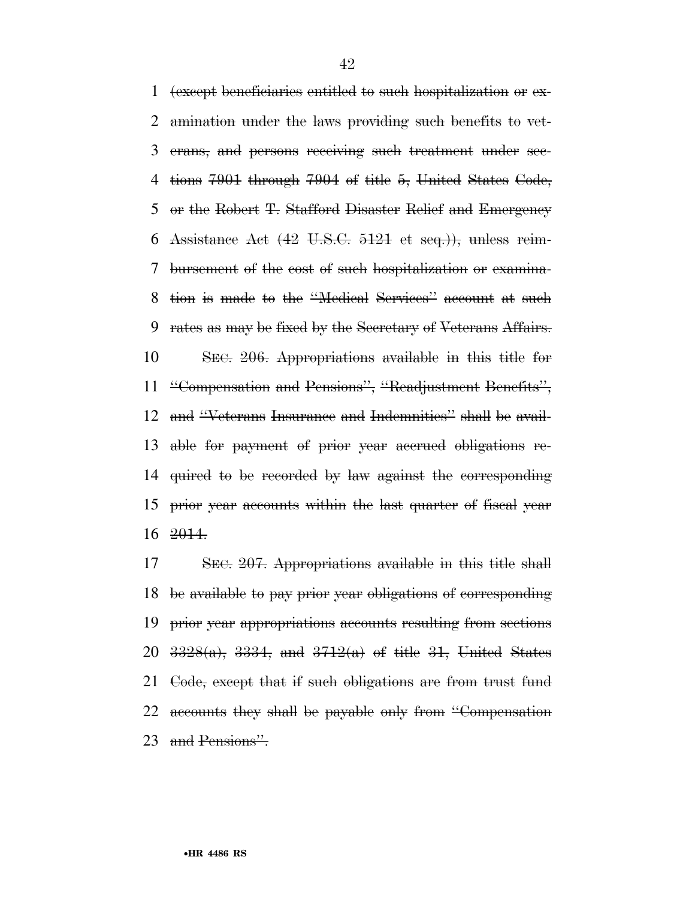(except beneficiaries entitled to such hospitalization or examination under the laws providing such benefits to veterans, and persons receiving such treatment under sections 7901 through 7904 of title 5, United States Code, or the Robert T. Stafford Disaster Relief and Emergency Assistance Act (42 U.S.C. 5121 et seq.)), unless reimbursement of the cost of such hospitalization or examination is made to the "Medical Services" account at such rates as may be fixed by the Secretary of Veterans Affairs.

SEC. 206. Appropriations available in this title for "Compensation and Pensions", "Readjustment Benefits", and "Veterans Insurance and Indemnities" shall be available for payment of prior year accrued obligations required to be recorded by law against the corresponding prior year accounts within the last quarter of fiscal year 2014.

SEC. 207. Appropriations available in this title shall be available to pay prior year obligations of corresponding prior year appropriations accounts resulting from sections 3328(a), 3334, and 3712(a) of title 31, United States Code, except that if such obligations are from trust fund accounts they shall be payable only from "Compensation and Pensions".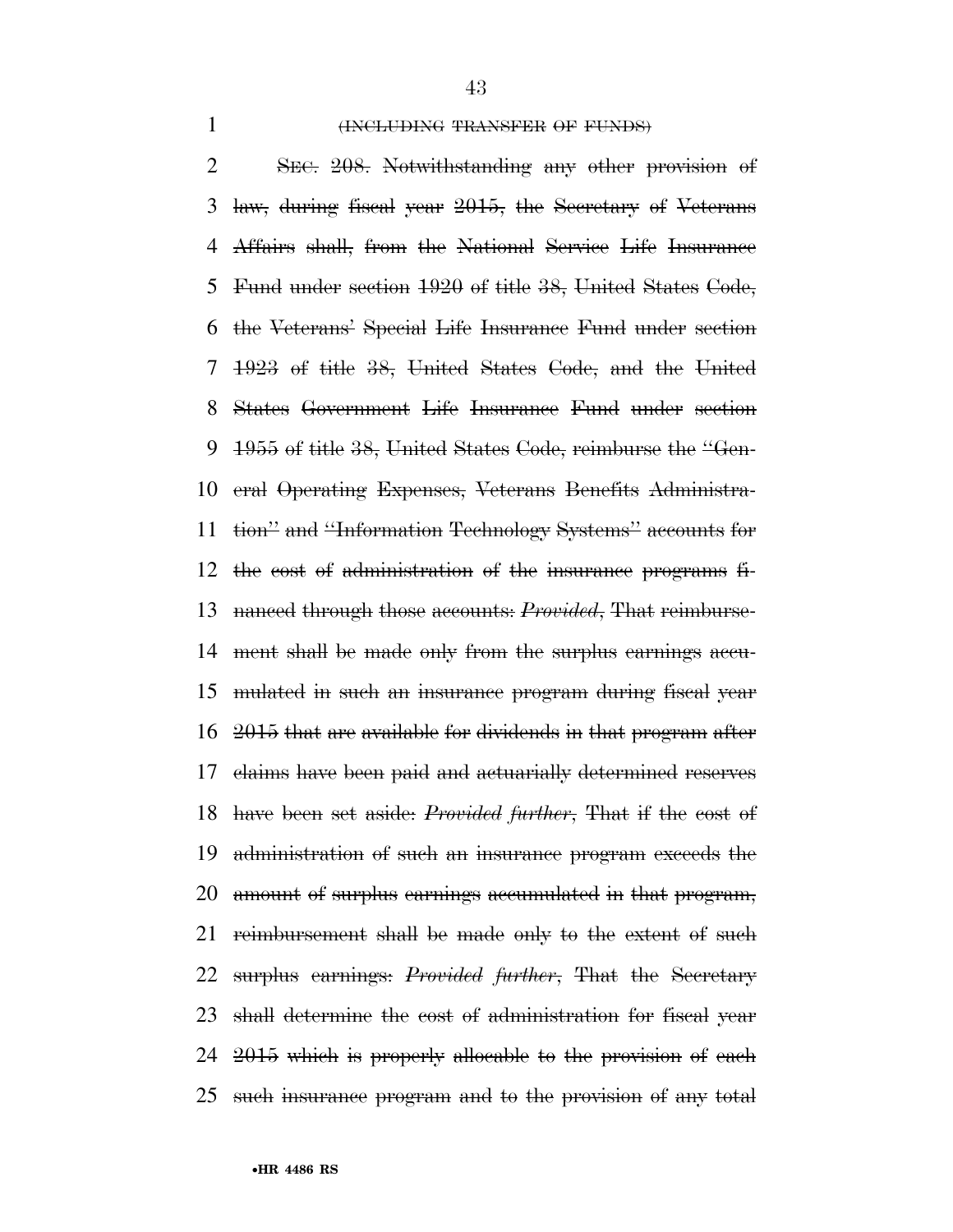(INCLUDING TRANSFER OF FUNDS)

SEC. 208. Notwithstanding any other provision of law, during fiscal year 2015, the Secretary of Veterans Affairs shall, from the National Service Life Insurance Fund under section 1920 of title 38, United States Code, the Veterans' Special Life Insurance Fund under section 1923 of title 38, United States Code, and the United States Government Life Insurance Fund under section 1955 of title 38, United States Code, reimburse the "General Operating Expenses, Veterans Benefits Administration" and "Information Technology Systems" accounts for the cost of administration of the insurance programs financed through those accounts: *Provided*, That reimbursement shall be made only from the surplus earnings accumulated in such an insurance program during fiscal year 2015 that are available for dividends in that program after claims have been paid and actuarially determined reserves have been set aside: *Provided further*, That if the cost of administration of such an insurance program exceeds the amount of surplus earnings accumulated in that program, reimbursement shall be made only to the extent of such surplus earnings: *Provided further*, That the Secretary shall determine the cost of administration for fiscal year 2015 which is properly allocable to the provision of each such insurance program and to the provision of any total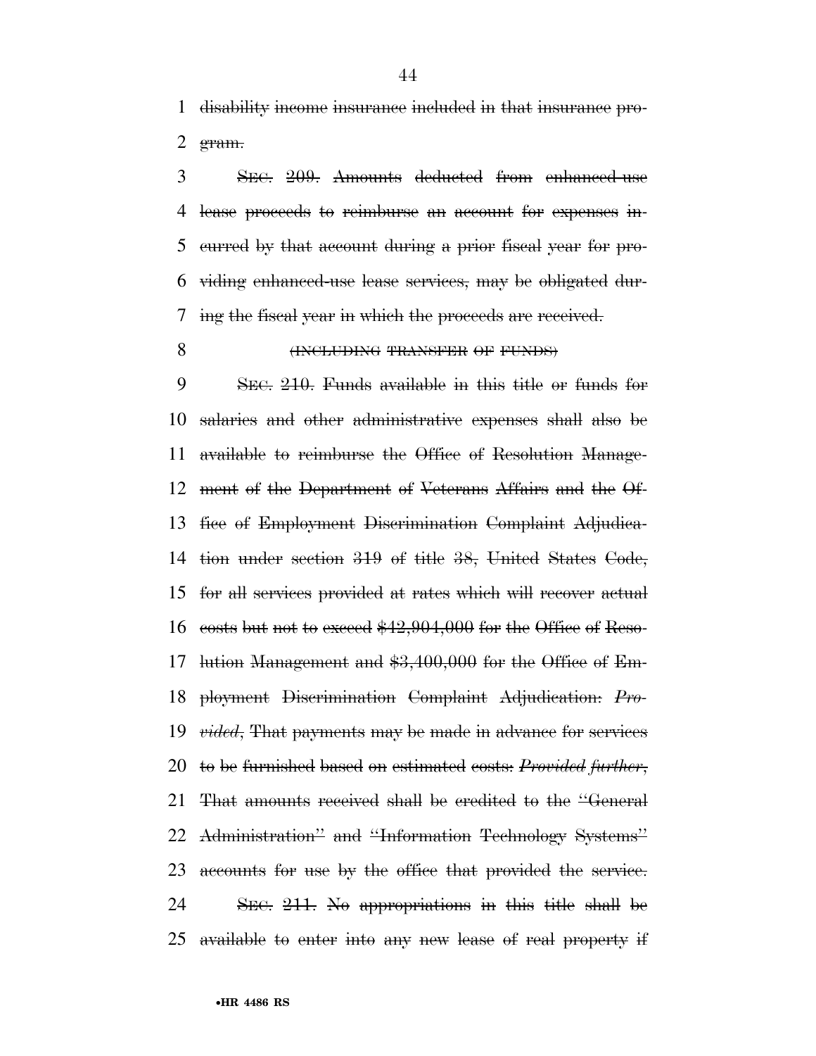disability income insurance included in that insurance program.

SEC. 209. Amounts deducted from enhanced-use lease proceeds to reimburse an account for expenses incurred by that account during a prior fiscal year for providing enhanced-use lease services, may be obligated during the fiscal year in which the proceeds are received.

(INCLUDING TRANSFER OF FUNDS)

SEC. 210. Funds available in this title or funds for salaries and other administrative expenses shall also be available to reimburse the Office of Resolution Management of the Department of Veterans Affairs and the Office of Employment Discrimination Complaint Adjudication under section 319 of title 38, United States Code, for all services provided at rates which will recover actual costs but not to exceed $42,904,000 for the Office of Resolution Management and $3,400,000 for the Office of Employment Discrimination Complaint Adjudication: *Provided*, That payments may be made in advance for services to be furnished based on estimated costs: *Provided further*, That amounts received shall be credited to the "General Administration" and "Information Technology Systems" accounts for use by the office that provided the service.

SEC. 211. No appropriations in this title shall be available to enter into any new lease of real property if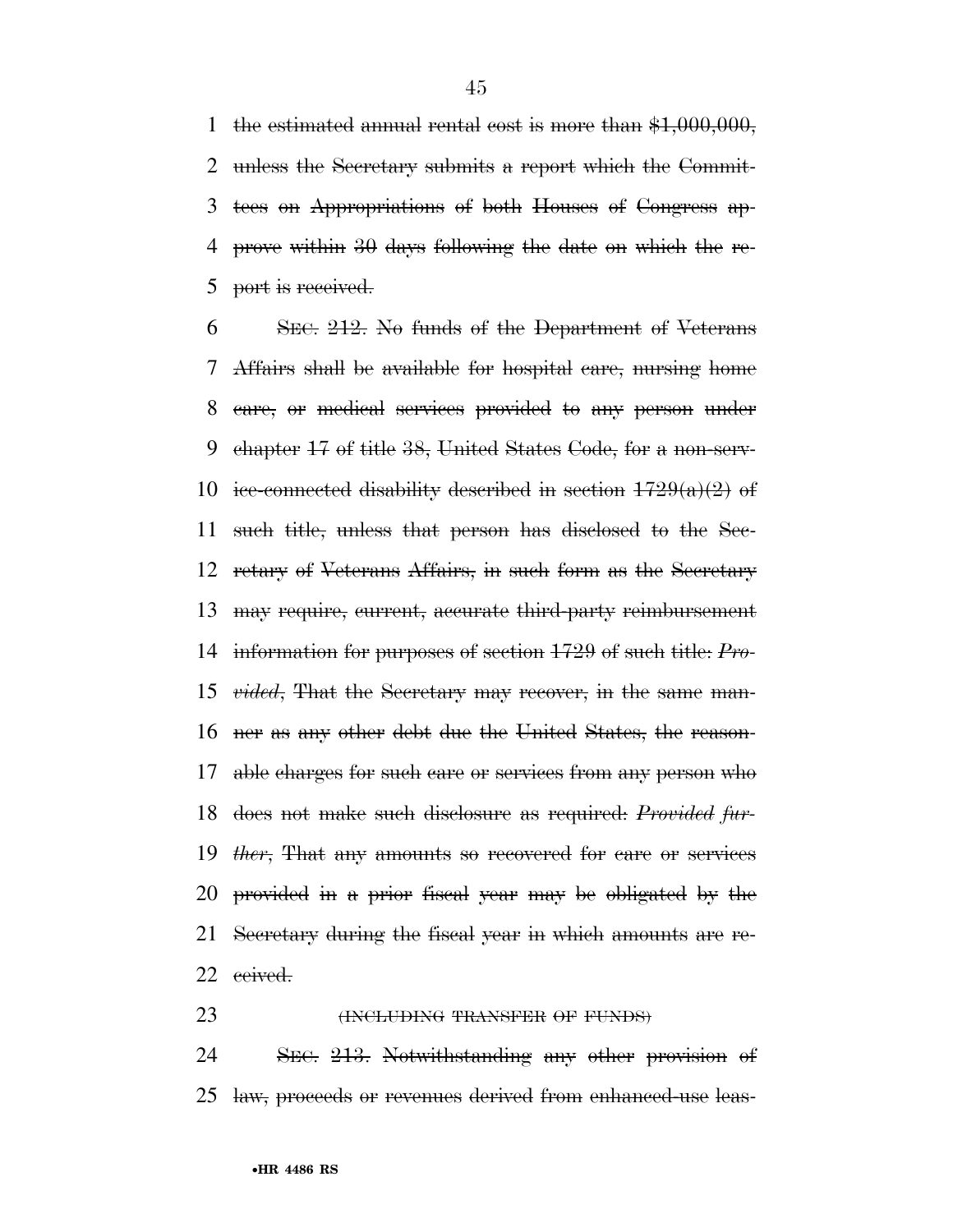the estimated annual rental cost is more than $1,000,000, unless the Secretary submits a report which the Committees on Appropriations of both Houses of Congress approve within 30 days following the date on which the report is received.

SEC. 212. No funds of the Department of Veterans Affairs shall be available for hospital care, nursing home care, or medical services provided to any person under chapter 17 of title 38, United States Code, for a non-service-connected disability described in section 1729(a)(2) of such title, unless that person has disclosed to the Secretary of Veterans Affairs, in such form as the Secretary may require, current, accurate third-party reimbursement information for purposes of section 1729 of such title: *Provided*, That the Secretary may recover, in the same manner as any other debt due the United States, the reasonable charges for such care or services from any person who does not make such disclosure as required: *Provided further*, That any amounts so recovered for care or services provided in a prior fiscal year may be obligated by the Secretary during the fiscal year in which amounts are received.

(INCLUDING TRANSFER OF FUNDS)

SEC. 213. Notwithstanding any other provision of law, proceeds or revenues derived from enhanced-use leas-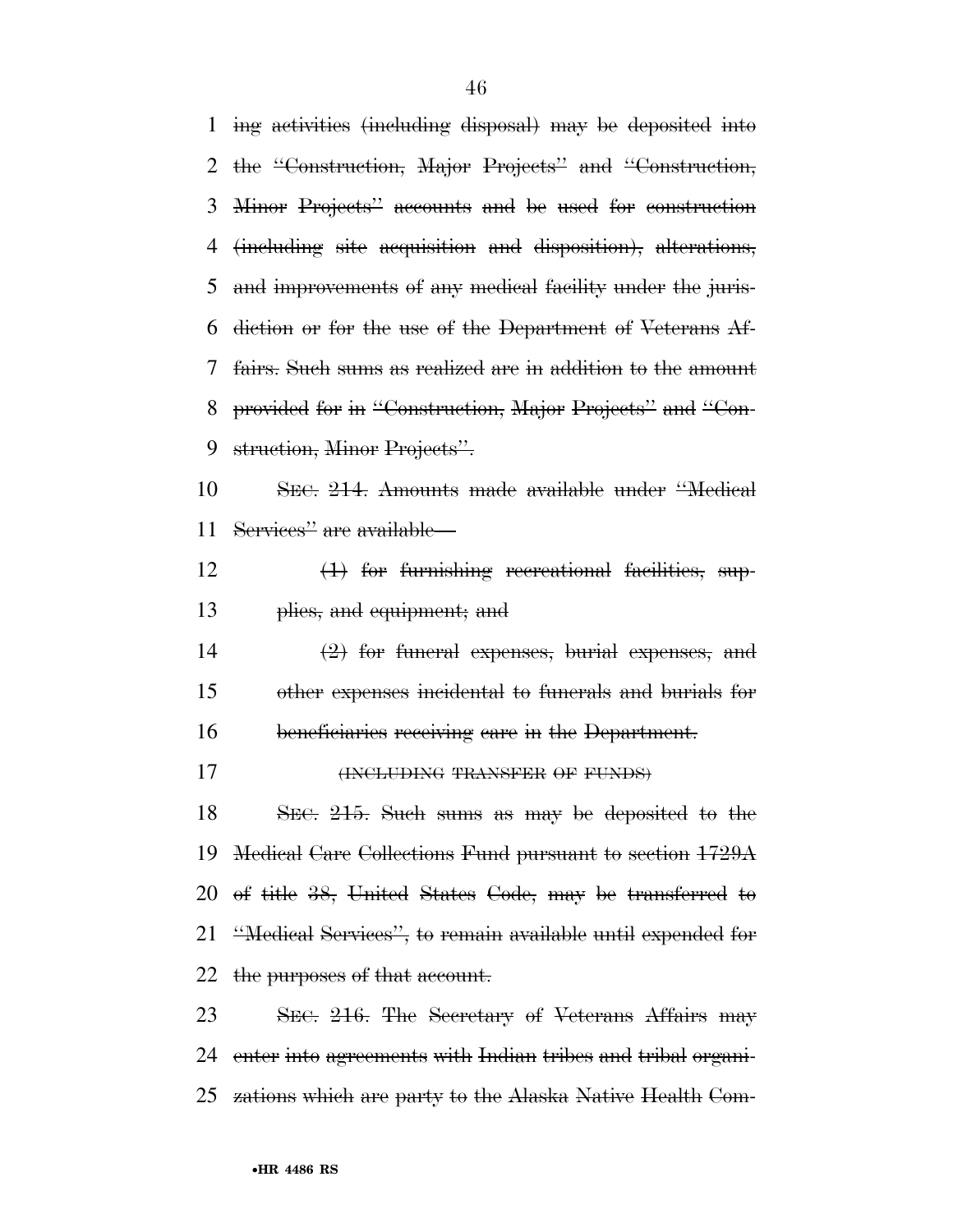~~ing activities (including disposal) may be deposited into the "Construction, Major Projects" and "Construction, Minor Projects" accounts and be used for construction (including site acquisition and disposition), alterations, and improvements of any medical facility under the jurisdiction or for the use of the Department of Veterans Affairs. Such sums as realized are in addition to the amount provided for in "Construction, Major Projects" and "Construction, Minor Projects".~~

~~SEC. 214. Amounts made available under "Medical Services" are available—~~

~~(1) for furnishing recreational facilities, supplies, and equipment; and~~

~~(2) for funeral expenses, burial expenses, and other expenses incidental to funerals and burials for beneficiaries receiving care in the Department.~~

~~(INCLUDING TRANSFER OF FUNDS)~~

~~SEC. 215. Such sums as may be deposited to the Medical Care Collections Fund pursuant to section 1729A of title 38, United States Code, may be transferred to "Medical Services", to remain available until expended for the purposes of that account.~~

~~SEC. 216. The Secretary of Veterans Affairs may enter into agreements with Indian tribes and tribal organizations which are party to the Alaska Native Health Com-~~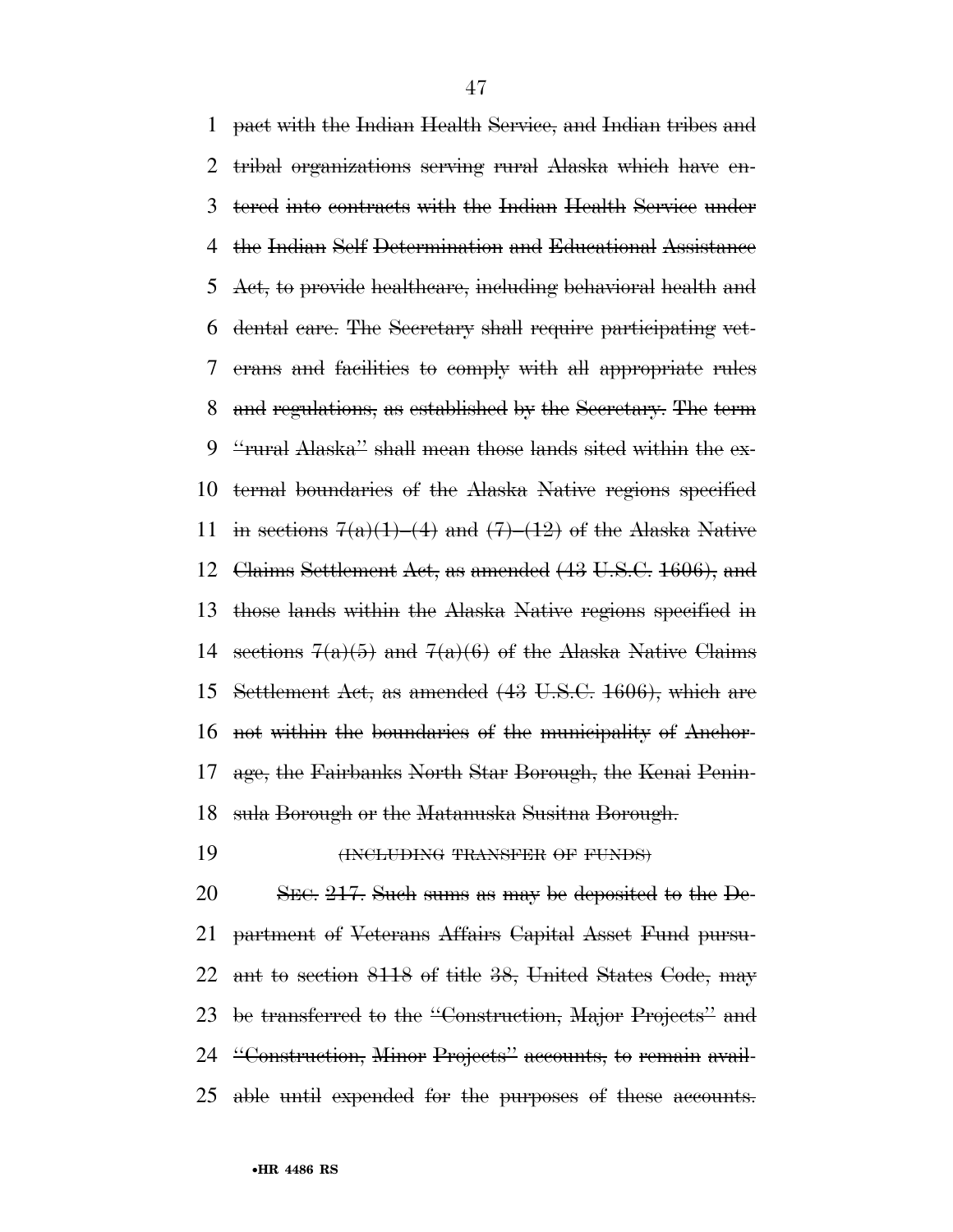pact with the Indian Health Service, and Indian tribes and tribal organizations serving rural Alaska which have entered into contracts with the Indian Health Service under the Indian Self Determination and Educational Assistance Act, to provide healthcare, including behavioral health and dental care. The Secretary shall require participating veterans and facilities to comply with all appropriate rules and regulations, as established by the Secretary. The term "rural Alaska" shall mean those lands sited within the external boundaries of the Alaska Native regions specified in sections 7(a)(1)–(4) and (7)–(12) of the Alaska Native Claims Settlement Act, as amended (43 U.S.C. 1606), and those lands within the Alaska Native regions specified in sections 7(a)(5) and 7(a)(6) of the Alaska Native Claims Settlement Act, as amended (43 U.S.C. 1606), which are not within the boundaries of the municipality of Anchorage, the Fairbanks North Star Borough, the Kenai Peninsula Borough or the Matanuska Susitna Borough.

(INCLUDING TRANSFER OF FUNDS)

SEC. 217. Such sums as may be deposited to the Department of Veterans Affairs Capital Asset Fund pursuant to section 8118 of title 38, United States Code, may be transferred to the "Construction, Major Projects" and "Construction, Minor Projects" accounts, to remain available until expended for the purposes of these accounts.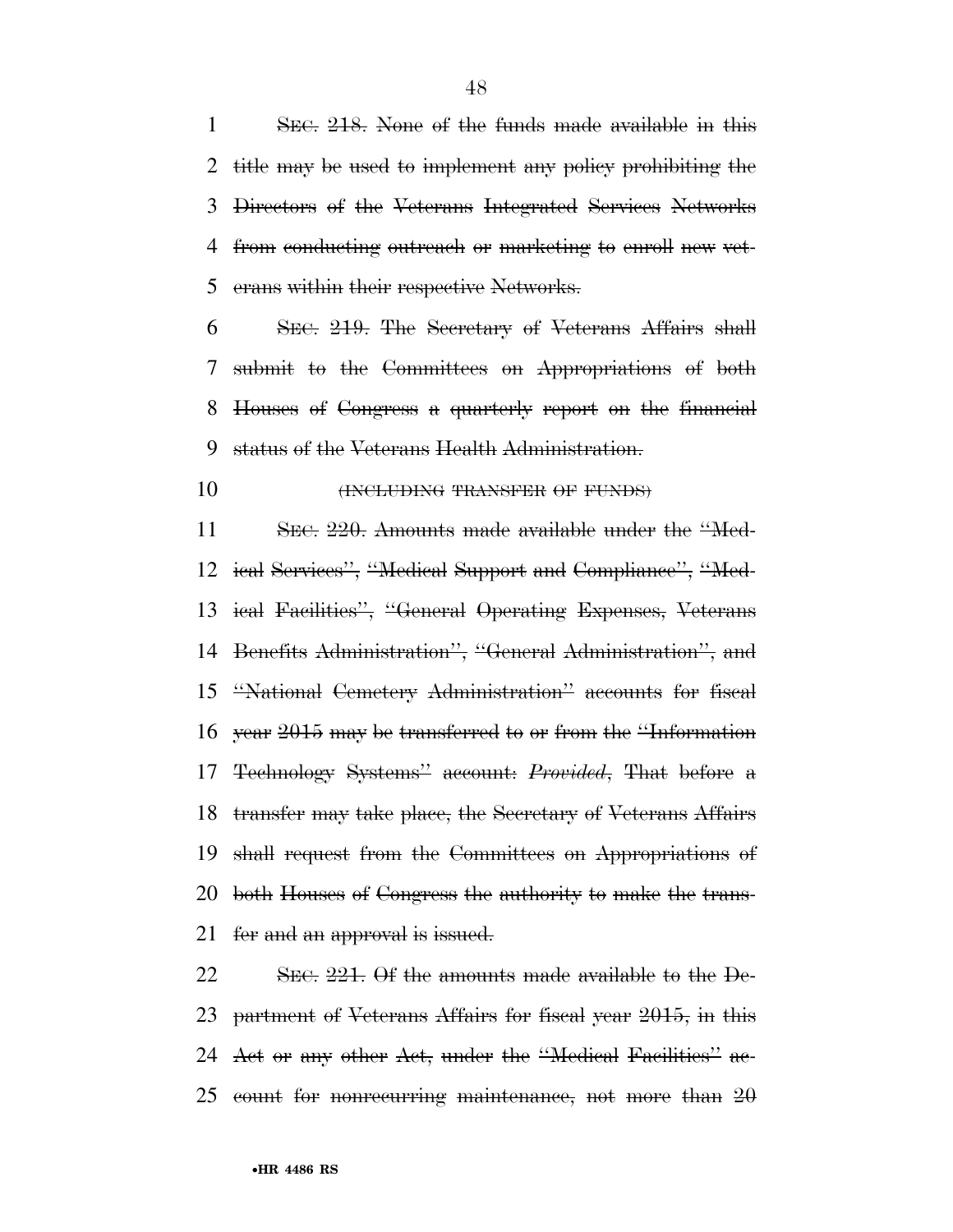SEC. 218. None of the funds made available in this title may be used to implement any policy prohibiting the Directors of the Veterans Integrated Services Networks from conducting outreach or marketing to enroll new veterans within their respective Networks.

SEC. 219. The Secretary of Veterans Affairs shall submit to the Committees on Appropriations of both Houses of Congress a quarterly report on the financial status of the Veterans Health Administration.

(INCLUDING TRANSFER OF FUNDS)

SEC. 220. Amounts made available under the "Medical Services", "Medical Support and Compliance", "Medical Facilities", "General Operating Expenses, Veterans Benefits Administration", "General Administration", and "National Cemetery Administration" accounts for fiscal year 2015 may be transferred to or from the "Information Technology Systems" account: *Provided*, That before a transfer may take place, the Secretary of Veterans Affairs shall request from the Committees on Appropriations of both Houses of Congress the authority to make the transfer and an approval is issued.

SEC. 221. Of the amounts made available to the Department of Veterans Affairs for fiscal year 2015, in this Act or any other Act, under the "Medical Facilities" account for nonrecurring maintenance, not more than 20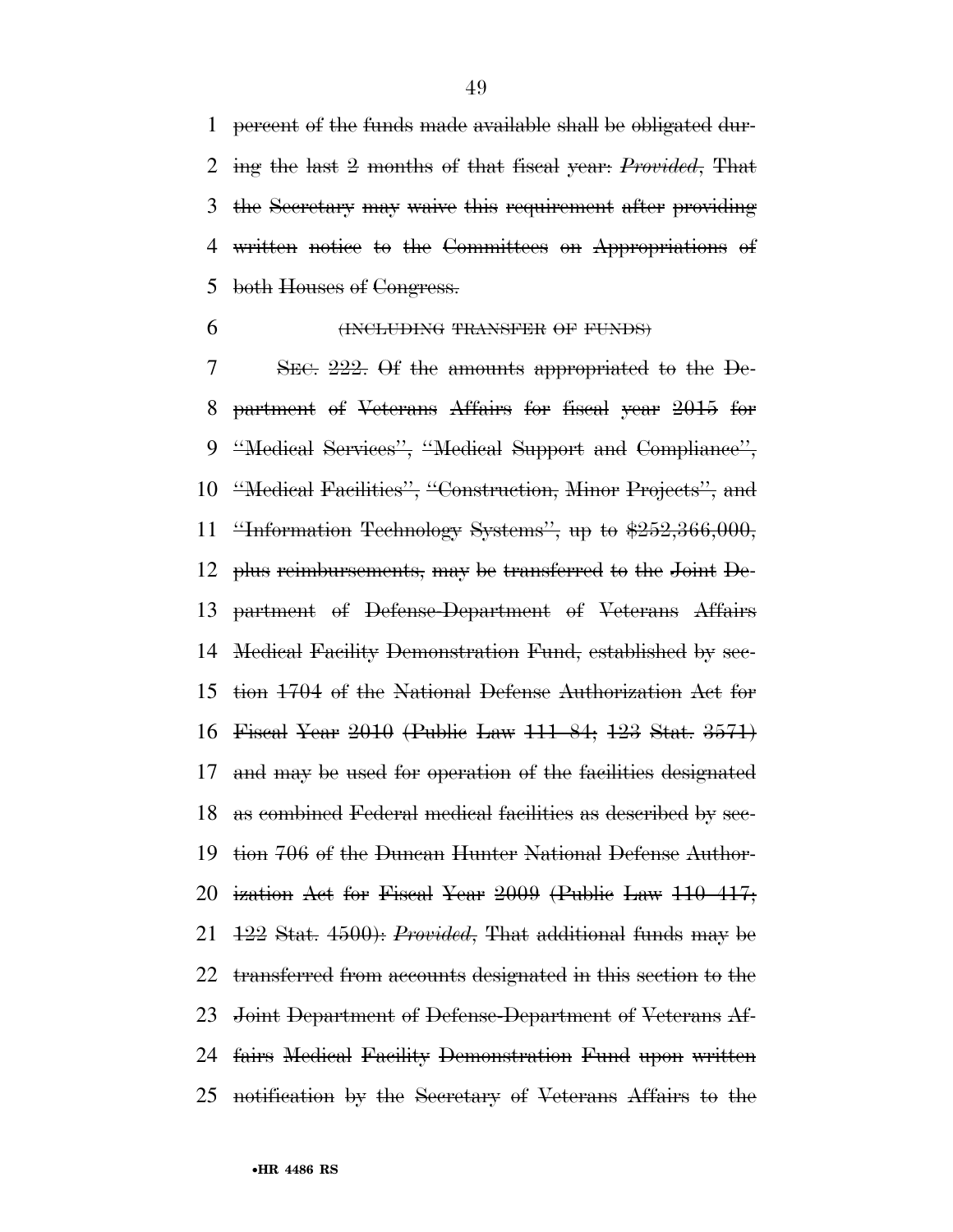percent of the funds made available shall be obligated during the last 2 months of that fiscal year: *Provided*, That the Secretary may waive this requirement after providing written notice to the Committees on Appropriations of both Houses of Congress.

(INCLUDING TRANSFER OF FUNDS)

SEC. 222. Of the amounts appropriated to the Department of Veterans Affairs for fiscal year 2015 for "Medical Services", "Medical Support and Compliance", "Medical Facilities", "Construction, Minor Projects", and "Information Technology Systems", up to $252,366,000, plus reimbursements, may be transferred to the Joint Department of Defense-Department of Veterans Affairs Medical Facility Demonstration Fund, established by section 1704 of the National Defense Authorization Act for Fiscal Year 2010 (Public Law 111–84; 123 Stat. 3571) and may be used for operation of the facilities designated as combined Federal medical facilities as described by section 706 of the Duncan Hunter National Defense Authorization Act for Fiscal Year 2009 (Public Law 110–417; 122 Stat. 4500): *Provided*, That additional funds may be transferred from accounts designated in this section to the Joint Department of Defense-Department of Veterans Affairs Medical Facility Demonstration Fund upon written notification by the Secretary of Veterans Affairs to the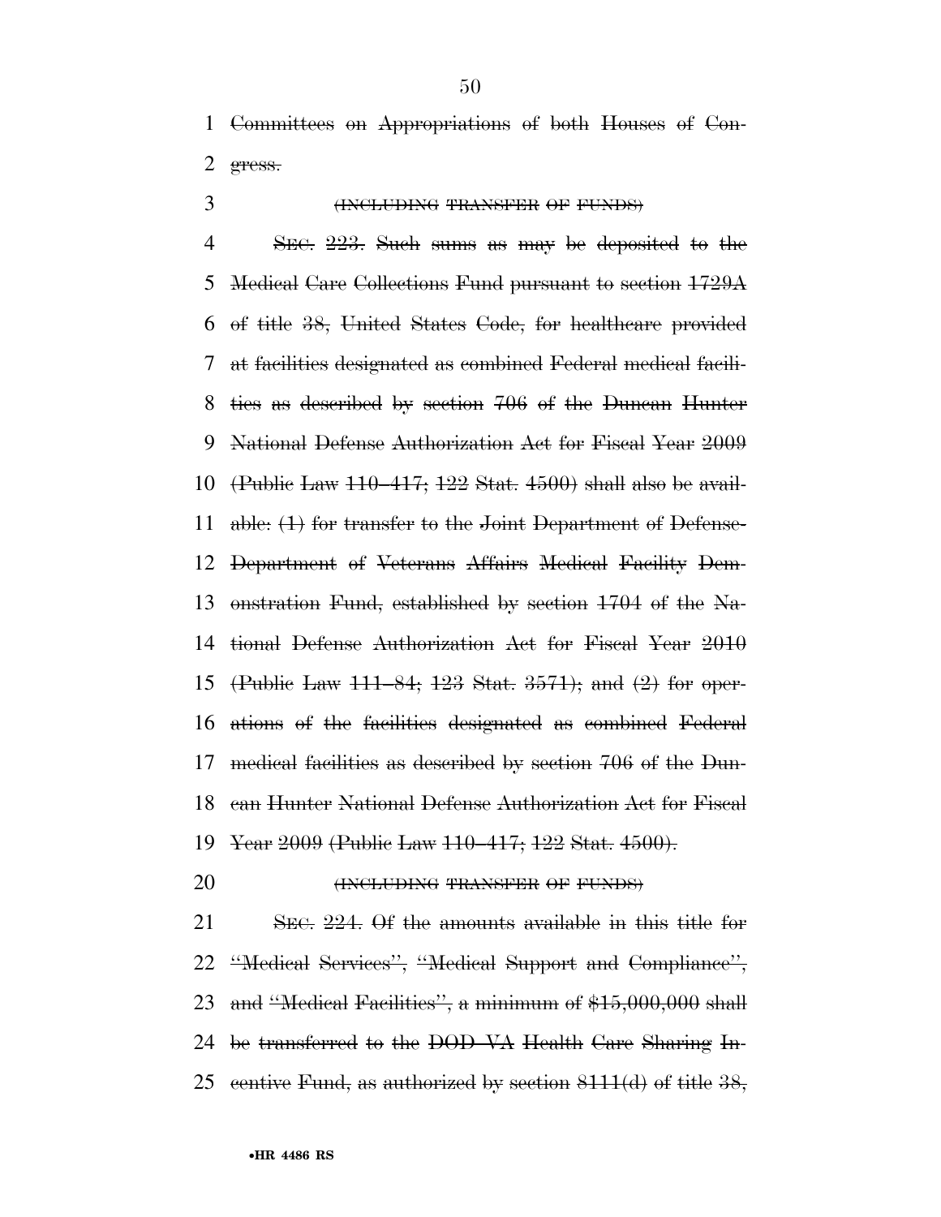Committees on Appropriations of both Houses of Congress.

(INCLUDING TRANSFER OF FUNDS)

SEC. 223. Such sums as may be deposited to the Medical Care Collections Fund pursuant to section 1729A of title 38, United States Code, for healthcare provided at facilities designated as combined Federal medical facilities as described by section 706 of the Duncan Hunter National Defense Authorization Act for Fiscal Year 2009 (Public Law 110–417; 122 Stat. 4500) shall also be available: (1) for transfer to the Joint Department of Defense-Department of Veterans Affairs Medical Facility Demonstration Fund, established by section 1704 of the National Defense Authorization Act for Fiscal Year 2010 (Public Law 111–84; 123 Stat. 3571); and (2) for operations of the facilities designated as combined Federal medical facilities as described by section 706 of the Duncan Hunter National Defense Authorization Act for Fiscal Year 2009 (Public Law 110–417; 122 Stat. 4500).

(INCLUDING TRANSFER OF FUNDS)

SEC. 224. Of the amounts available in this title for "Medical Services", "Medical Support and Compliance", and "Medical Facilities", a minimum of $15,000,000 shall be transferred to the DOD–VA Health Care Sharing Incentive Fund, as authorized by section 8111(d) of title 38,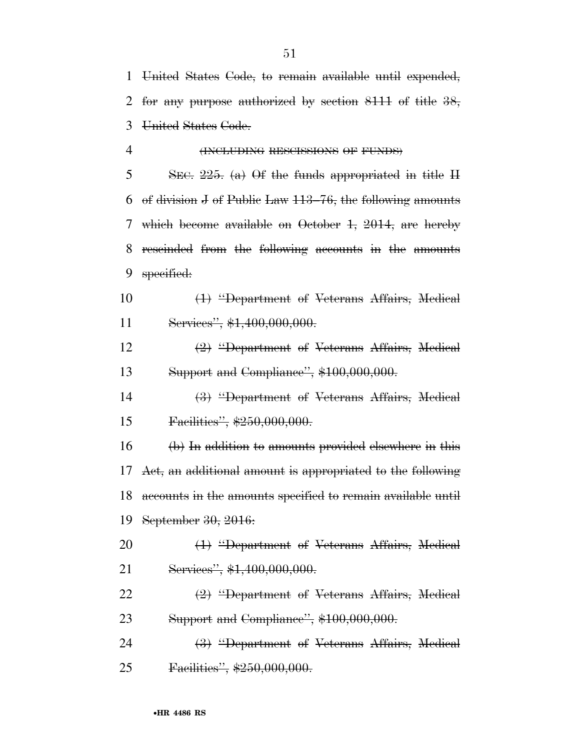United States Code, to remain available until expended, for any purpose authorized by section 8111 of title 38, United States Code.

(INCLUDING RESCISSIONS OF FUNDS)

SEC. 225. (a) Of the funds appropriated in title II of division J of Public Law 113–76, the following amounts which become available on October 1, 2014, are hereby rescinded from the following accounts in the amounts specified:

(1) "Department of Veterans Affairs, Medical Services", $1,400,000,000.

(2) "Department of Veterans Affairs, Medical Support and Compliance", $100,000,000.

(3) "Department of Veterans Affairs, Medical Facilities", $250,000,000.

(b) In addition to amounts provided elsewhere in this Act, an additional amount is appropriated to the following accounts in the amounts specified to remain available until September 30, 2016:

(1) "Department of Veterans Affairs, Medical Services", $1,400,000,000.

(2) "Department of Veterans Affairs, Medical Support and Compliance", $100,000,000.

(3) "Department of Veterans Affairs, Medical Facilities", $250,000,000.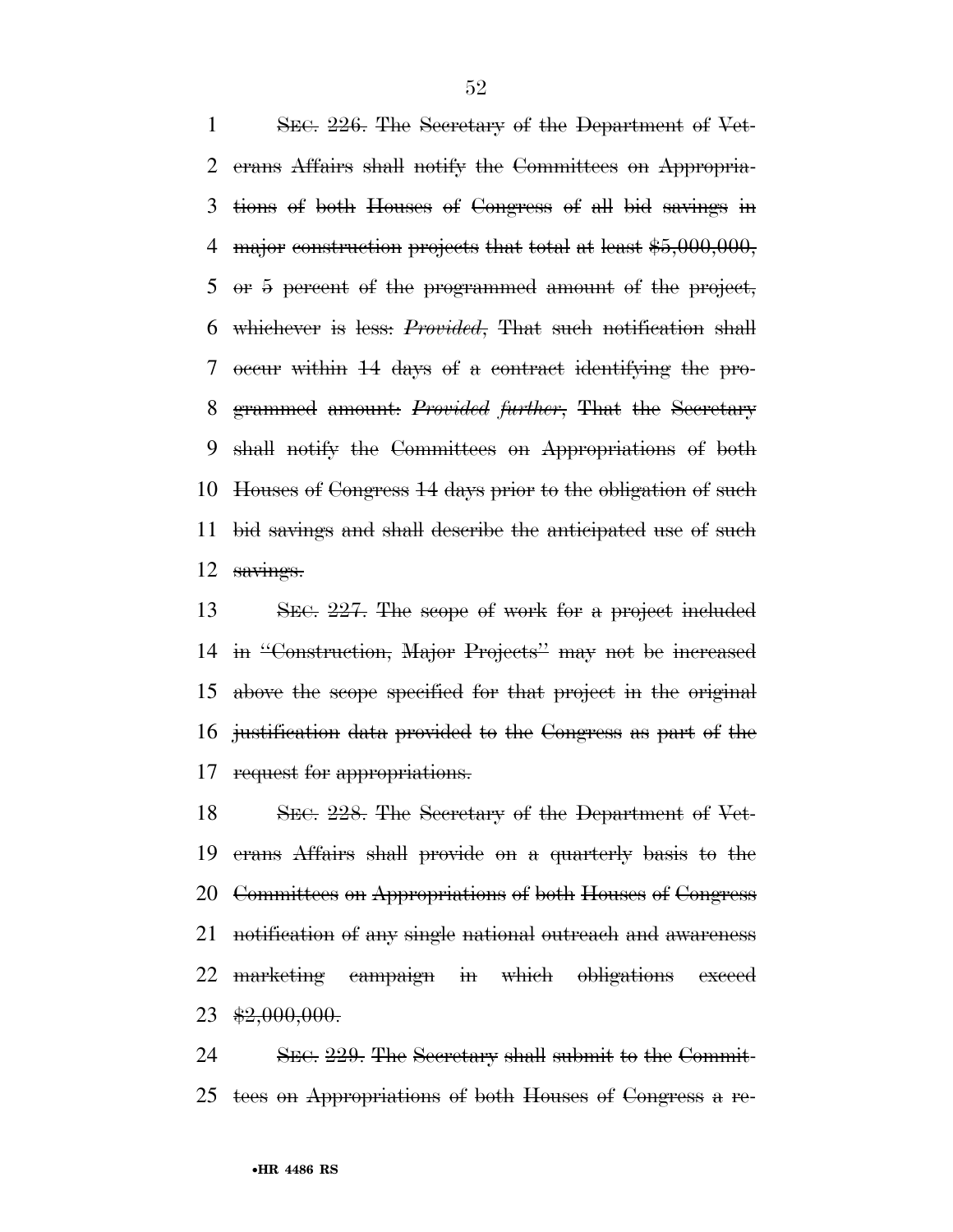~~SEC. 226. The Secretary of the Department of Veterans Affairs shall notify the Committees on Appropriations of both Houses of Congress of all bid savings in major construction projects that total at least $5,000,000, or 5 percent of the programmed amount of the project, whichever is less: *Provided*, That such notification shall occur within 14 days of a contract identifying the programmed amount: *Provided further*, That the Secretary shall notify the Committees on Appropriations of both Houses of Congress 14 days prior to the obligation of such bid savings and shall describe the anticipated use of such savings.~~

~~SEC. 227. The scope of work for a project included in "Construction, Major Projects" may not be increased above the scope specified for that project in the original justification data provided to the Congress as part of the request for appropriations.~~

~~SEC. 228. The Secretary of the Department of Veterans Affairs shall provide on a quarterly basis to the Committees on Appropriations of both Houses of Congress notification of any single national outreach and awareness marketing campaign in which obligations exceed $2,000,000.~~

~~SEC. 229. The Secretary shall submit to the Committees on Appropriations of both Houses of Congress a re-~~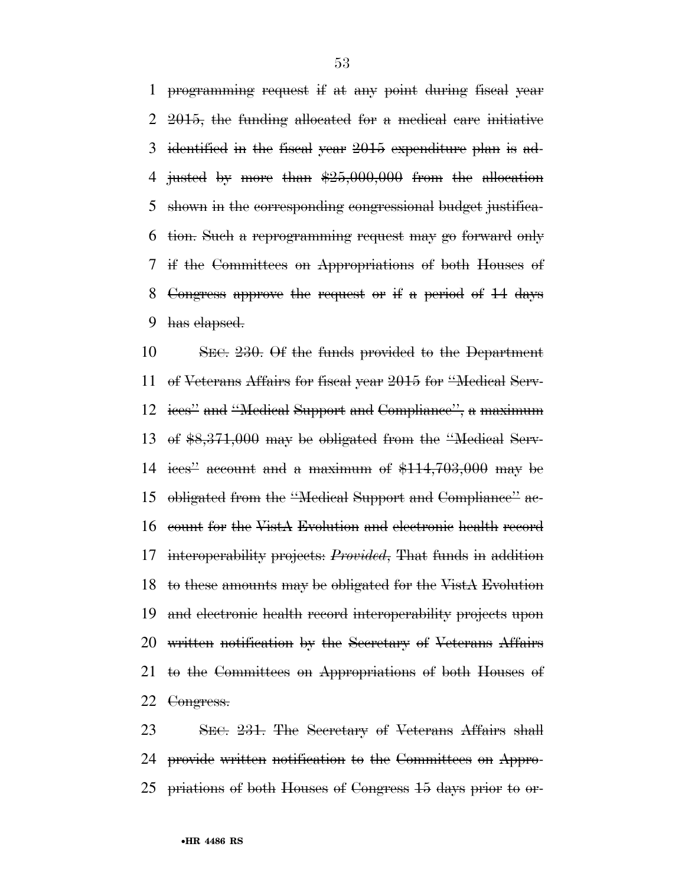programming request if at any point during fiscal year 2015, the funding allocated for a medical care initiative identified in the fiscal year 2015 expenditure plan is adjusted by more than $25,000,000 from the allocation shown in the corresponding congressional budget justification. Such a reprogramming request may go forward only if the Committees on Appropriations of both Houses of Congress approve the request or if a period of 14 days has elapsed.

SEC. 230. Of the funds provided to the Department of Veterans Affairs for fiscal year 2015 for "Medical Services" and "Medical Support and Compliance", a maximum of $8,371,000 may be obligated from the "Medical Services" account and a maximum of $114,703,000 may be obligated from the "Medical Support and Compliance" account for the VistA Evolution and electronic health record interoperability projects: *Provided*, That funds in addition to these amounts may be obligated for the VistA Evolution and electronic health record interoperability projects upon written notification by the Secretary of Veterans Affairs to the Committees on Appropriations of both Houses of Congress.

SEC. 231. The Secretary of Veterans Affairs shall provide written notification to the Committees on Appropriations of both Houses of Congress 15 days prior to or-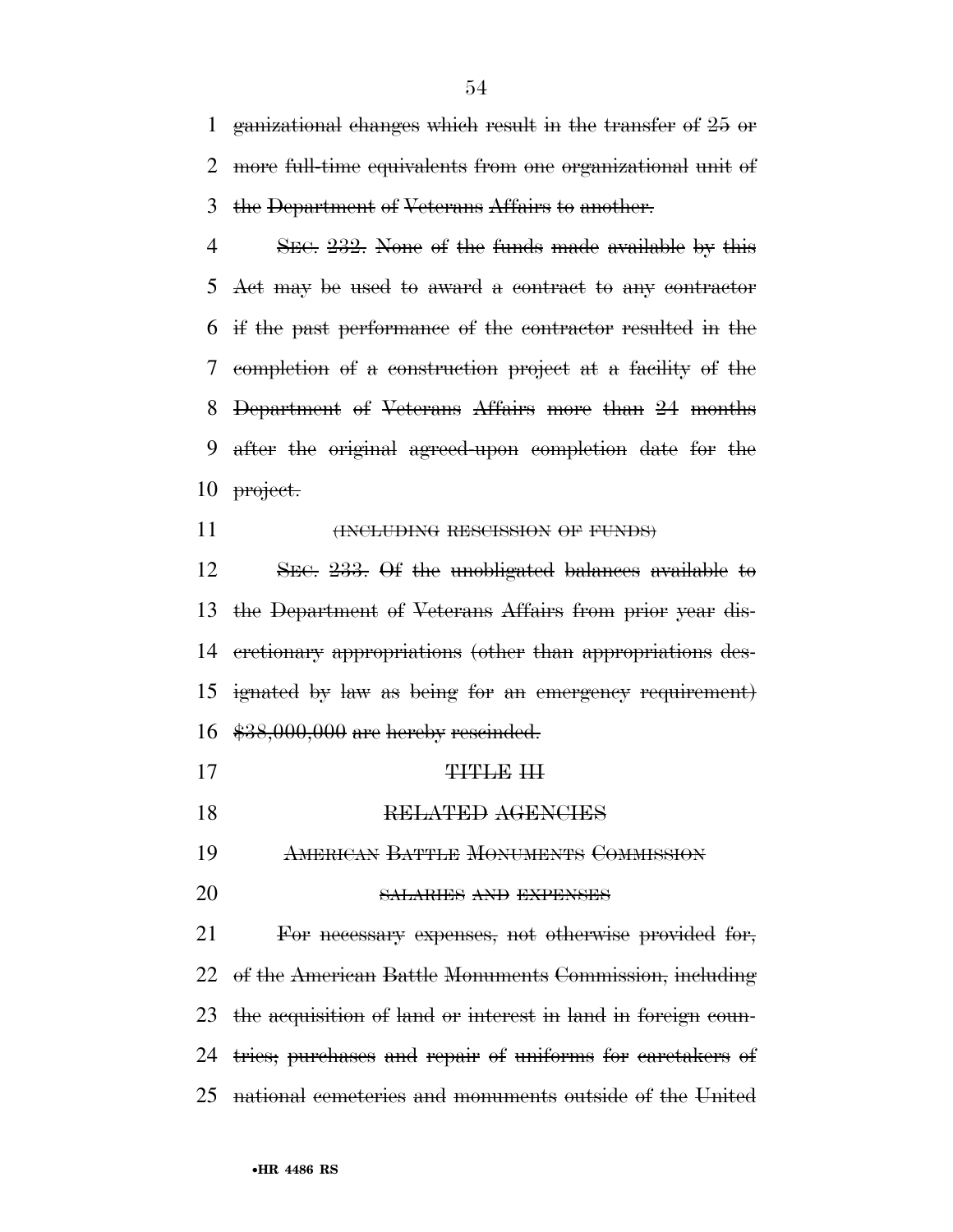ganizational changes which result in the transfer of 25 or more full-time equivalents from one organizational unit of the Department of Veterans Affairs to another.

SEC. 232. None of the funds made available by this Act may be used to award a contract to any contractor if the past performance of the contractor resulted in the completion of a construction project at a facility of the Department of Veterans Affairs more than 24 months after the original agreed-upon completion date for the project.

(INCLUDING RESCISSION OF FUNDS)

SEC. 233. Of the unobligated balances available to the Department of Veterans Affairs from prior year discretionary appropriations (other than appropriations designated by law as being for an emergency requirement) $38,000,000 are hereby rescinded.

TITLE III

RELATED AGENCIES

AMERICAN BATTLE MONUMENTS COMMISSION

SALARIES AND EXPENSES

For necessary expenses, not otherwise provided for, of the American Battle Monuments Commission, including the acquisition of land or interest in land in foreign countries; purchases and repair of uniforms for caretakers of national cemeteries and monuments outside of the United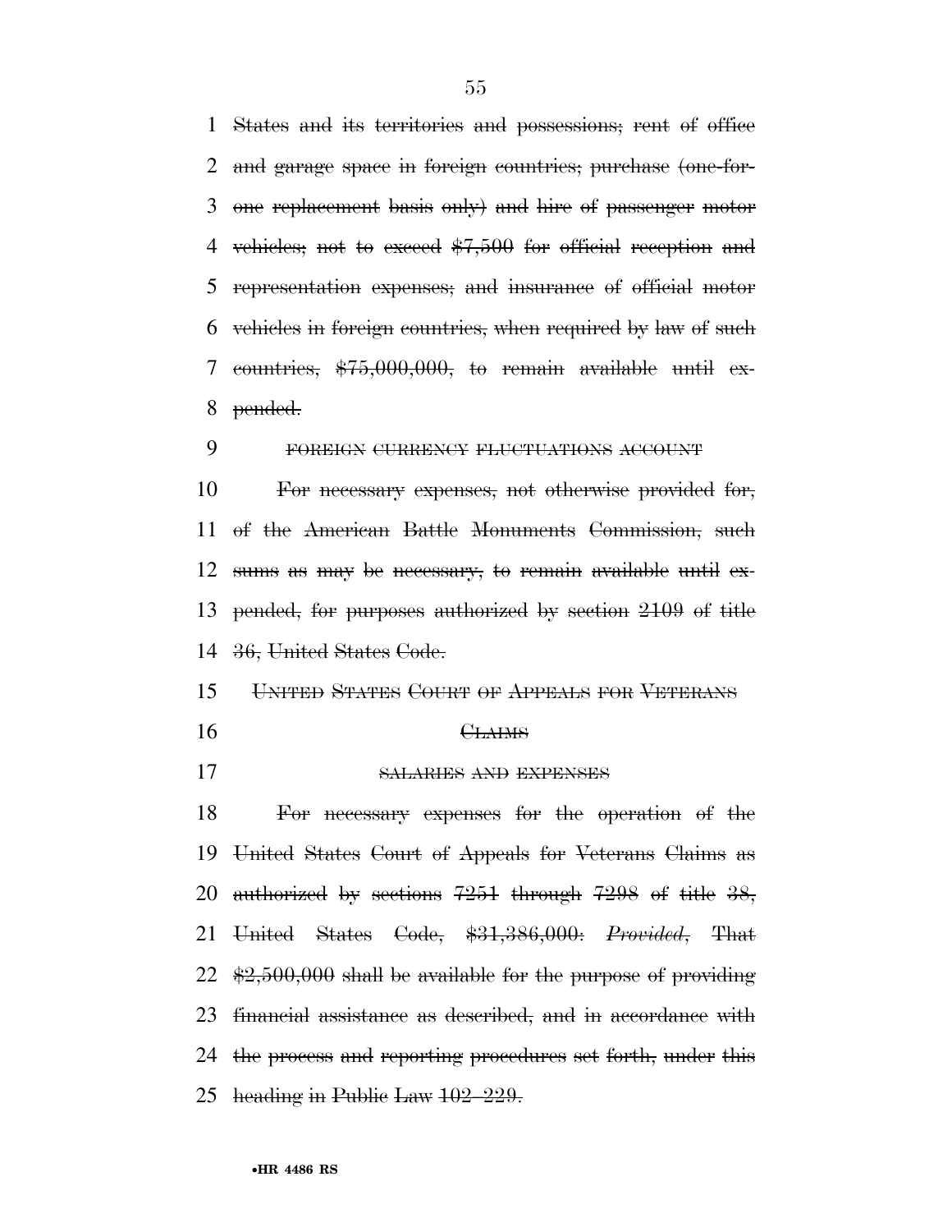States and its territories and possessions; rent of office and garage space in foreign countries; purchase (one-for-one replacement basis only) and hire of passenger motor vehicles; not to exceed $7,500 for official reception and representation expenses; and insurance of official motor vehicles in foreign countries, when required by law of such countries, $75,000,000, to remain available until expended.

FOREIGN CURRENCY FLUCTUATIONS ACCOUNT

For necessary expenses, not otherwise provided for, of the American Battle Monuments Commission, such sums as may be necessary, to remain available until expended, for purposes authorized by section 2109 of title 36, United States Code.

UNITED STATES COURT OF APPEALS FOR VETERANS CLAIMS

SALARIES AND EXPENSES

For necessary expenses for the operation of the United States Court of Appeals for Veterans Claims as authorized by sections 7251 through 7298 of title 38, United States Code, $31,386,000: *Provided*, That $2,500,000 shall be available for the purpose of providing financial assistance as described, and in accordance with the process and reporting procedures set forth, under this heading in Public Law 102–229.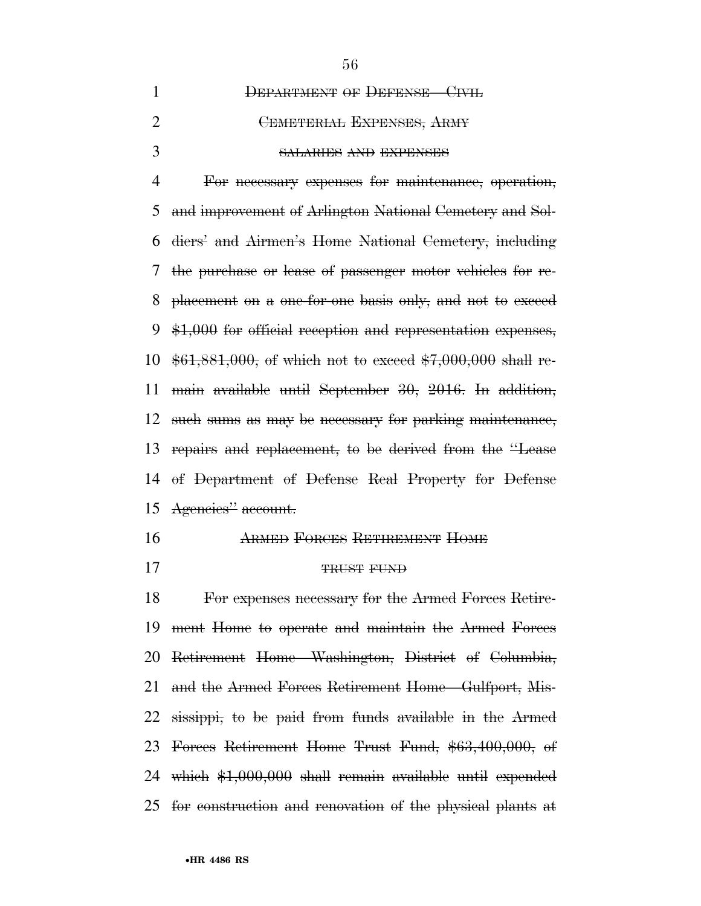~~DEPARTMENT OF DEFENSE—CIVIL~~

~~CEMETERIAL EXPENSES, ARMY~~

~~SALARIES AND EXPENSES~~

~~For necessary expenses for maintenance, operation, and improvement of Arlington National Cemetery and Soldiers' and Airmen's Home National Cemetery, including the purchase or lease of passenger motor vehicles for replacement on a one-for-one basis only, and not to exceed $1,000 for official reception and representation expenses, $61,881,000, of which not to exceed $7,000,000 shall remain available until September 30, 2016. In addition, such sums as may be necessary for parking maintenance, repairs and replacement, to be derived from the "Lease of Department of Defense Real Property for Defense Agencies" account.~~

~~ARMED FORCES RETIREMENT HOME~~

~~TRUST FUND~~

~~For expenses necessary for the Armed Forces Retirement Home to operate and maintain the Armed Forces Retirement Home—Washington, District of Columbia, and the Armed Forces Retirement Home—Gulfport, Mississippi, to be paid from funds available in the Armed Forces Retirement Home Trust Fund, $63,400,000, of which $1,000,000 shall remain available until expended for construction and renovation of the physical plants at~~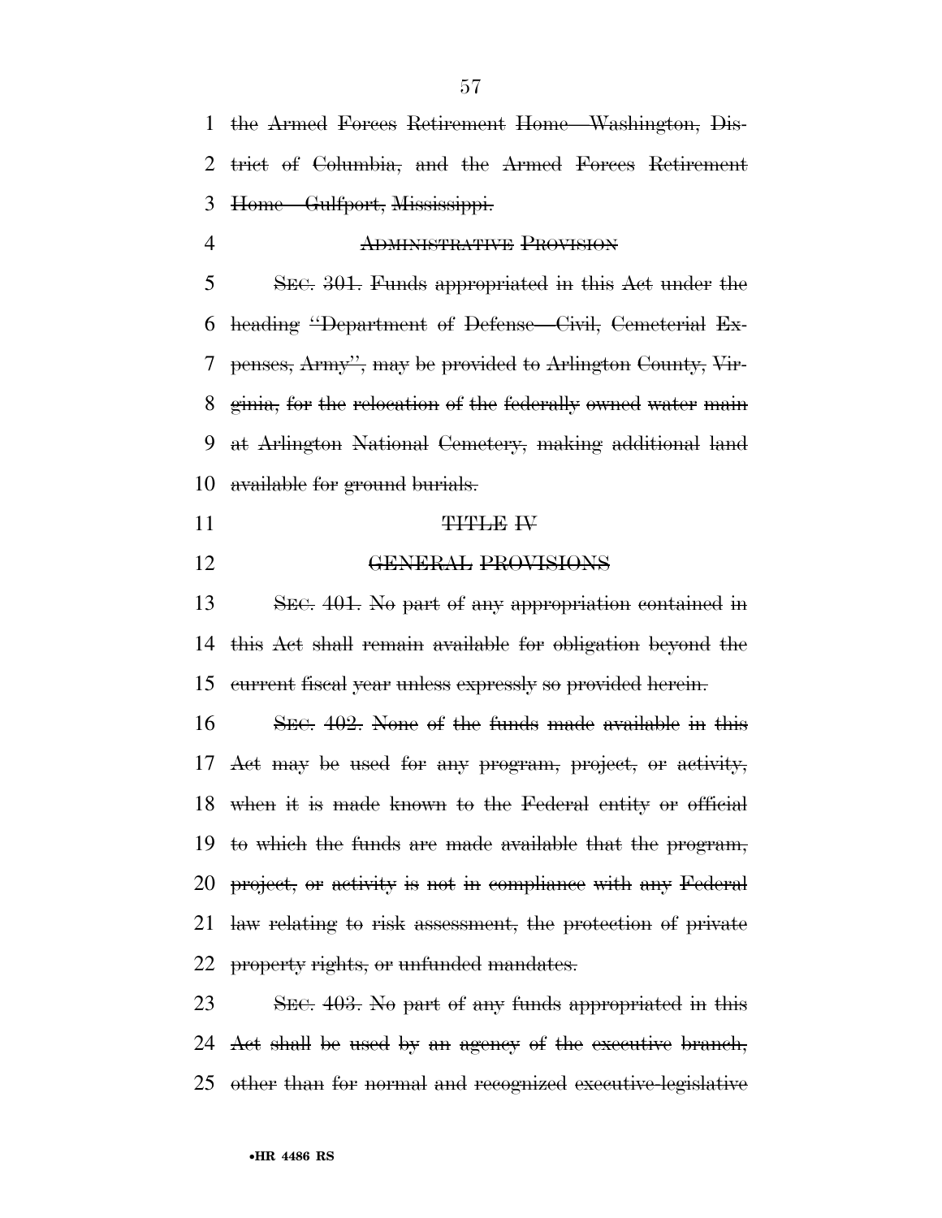the Armed Forces Retirement Home—Washington, District of Columbia, and the Armed Forces Retirement Home—Gulfport, Mississippi.

ADMINISTRATIVE PROVISION

SEC. 301. Funds appropriated in this Act under the heading "Department of Defense—Civil, Cemeterial Expenses, Army", may be provided to Arlington County, Virginia, for the relocation of the federally owned water main at Arlington National Cemetery, making additional land available for ground burials.

TITLE IV

GENERAL PROVISIONS

SEC. 401. No part of any appropriation contained in this Act shall remain available for obligation beyond the current fiscal year unless expressly so provided herein.

SEC. 402. None of the funds made available in this Act may be used for any program, project, or activity, when it is made known to the Federal entity or official to which the funds are made available that the program, project, or activity is not in compliance with any Federal law relating to risk assessment, the protection of private property rights, or unfunded mandates.

SEC. 403. No part of any funds appropriated in this Act shall be used by an agency of the executive branch, other than for normal and recognized executive-legislative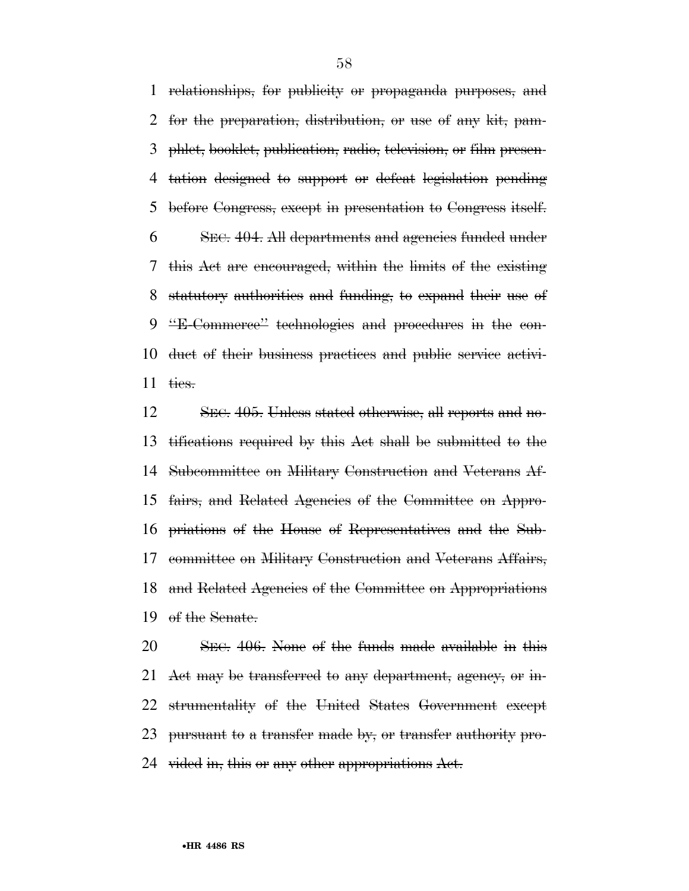relationships, for publicity or propaganda purposes, and for the preparation, distribution, or use of any kit, pamphlet, booklet, publication, radio, television, or film presentation designed to support or defeat legislation pending before Congress, except in presentation to Congress itself.

SEC. 404. All departments and agencies funded under this Act are encouraged, within the limits of the existing statutory authorities and funding, to expand their use of "E-Commerce" technologies and procedures in the conduct of their business practices and public service activities.

SEC. 405. Unless stated otherwise, all reports and notifications required by this Act shall be submitted to the Subcommittee on Military Construction and Veterans Affairs, and Related Agencies of the Committee on Appropriations of the House of Representatives and the Subcommittee on Military Construction and Veterans Affairs, and Related Agencies of the Committee on Appropriations of the Senate.

SEC. 406. None of the funds made available in this Act may be transferred to any department, agency, or instrumentality of the United States Government except pursuant to a transfer made by, or transfer authority provided in, this or any other appropriations Act.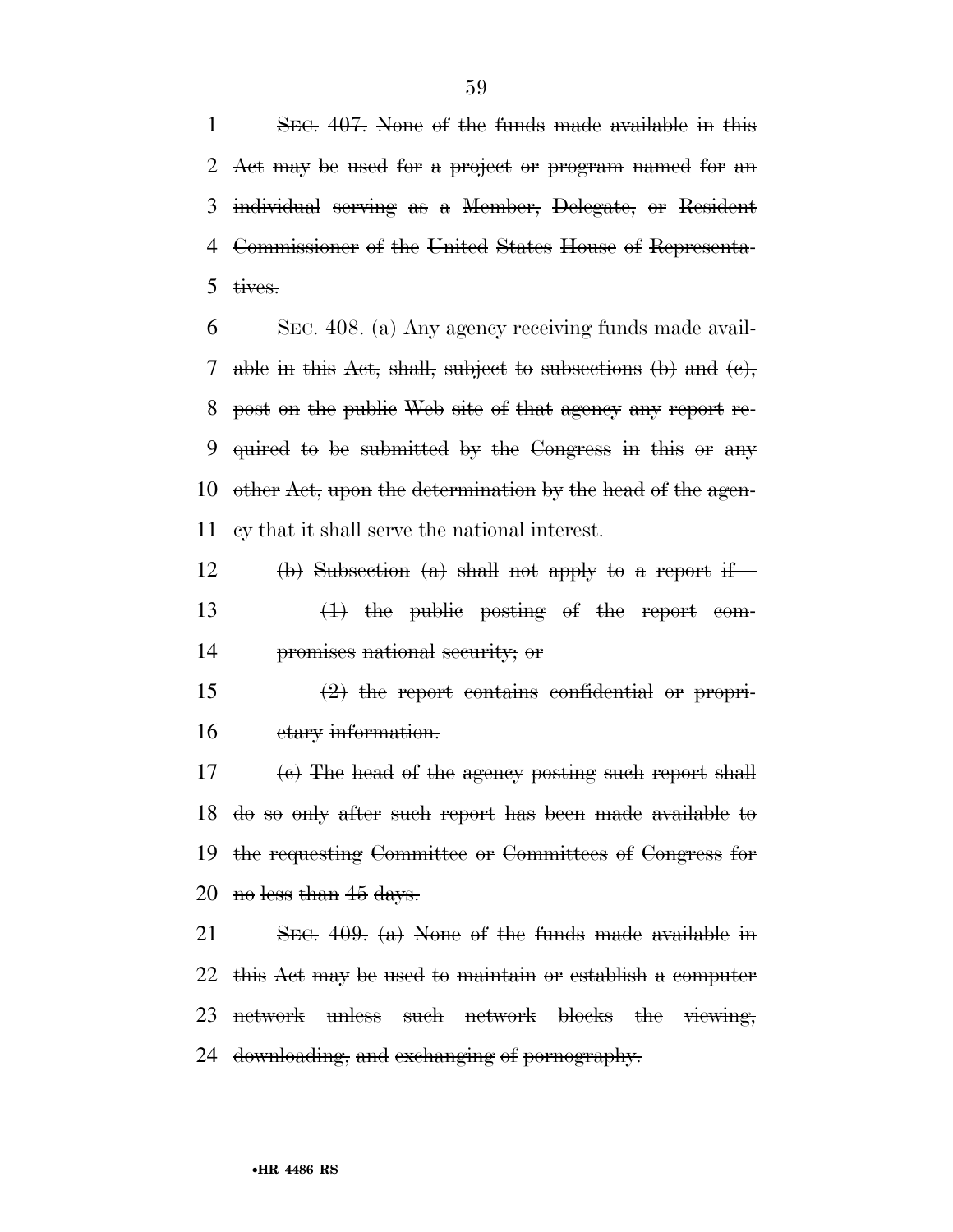~~SEC. 407. None of the funds made available in this Act may be used for a project or program named for an individual serving as a Member, Delegate, or Resident Commissioner of the United States House of Representatives.~~

~~SEC. 408. (a) Any agency receiving funds made available in this Act, shall, subject to subsections (b) and (c), post on the public Web site of that agency any report required to be submitted by the Congress in this or any other Act, upon the determination by the head of the agency that it shall serve the national interest.~~

~~(b) Subsection (a) shall not apply to a report if—~~

~~(1) the public posting of the report compromises national security; or~~

~~(2) the report contains confidential or proprietary information.~~

~~(c) The head of the agency posting such report shall do so only after such report has been made available to the requesting Committee or Committees of Congress for no less than 45 days.~~

~~SEC. 409. (a) None of the funds made available in this Act may be used to maintain or establish a computer network unless such network blocks the viewing, downloading, and exchanging of pornography.~~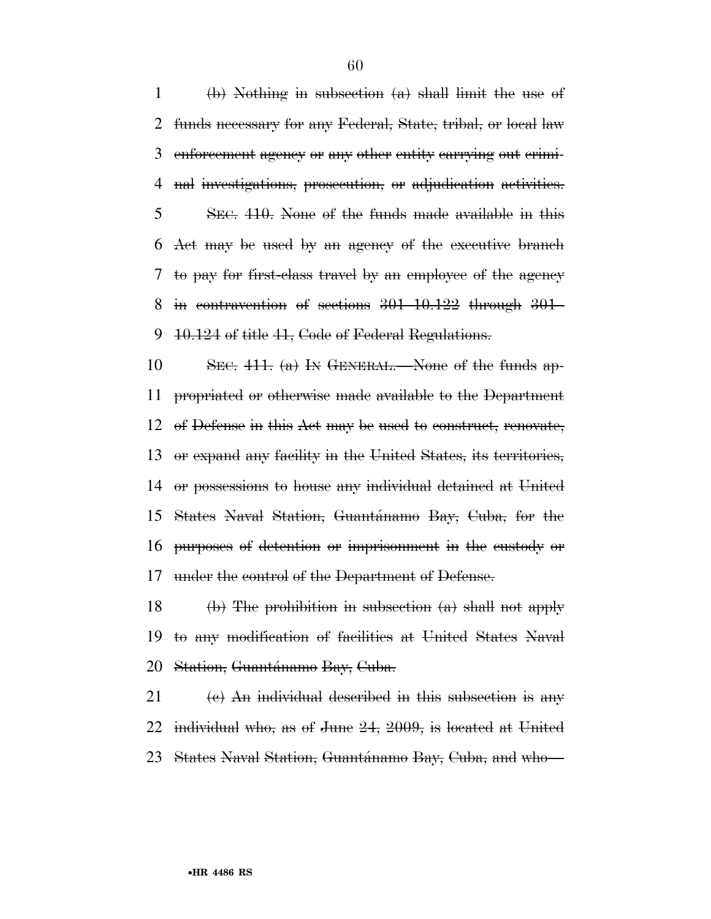(b) Nothing in subsection (a) shall limit the use of funds necessary for any Federal, State, tribal, or local law enforcement agency or any other entity carrying out criminal investigations, prosecution, or adjudication activities.

SEC. 410. None of the funds made available in this Act may be used by an agency of the executive branch to pay for first-class travel by an employee of the agency in contravention of sections 301–10.122 through 301–10.124 of title 41, Code of Federal Regulations.

SEC. 411. (a) IN GENERAL.—None of the funds appropriated or otherwise made available to the Department of Defense in this Act may be used to construct, renovate, or expand any facility in the United States, its territories, or possessions to house any individual detained at United States Naval Station, Guantánamo Bay, Cuba, for the purposes of detention or imprisonment in the custody or under the control of the Department of Defense.

(b) The prohibition in subsection (a) shall not apply to any modification of facilities at United States Naval Station, Guantánamo Bay, Cuba.

(c) An individual described in this subsection is any individual who, as of June 24, 2009, is located at United States Naval Station, Guantánamo Bay, Cuba, and who—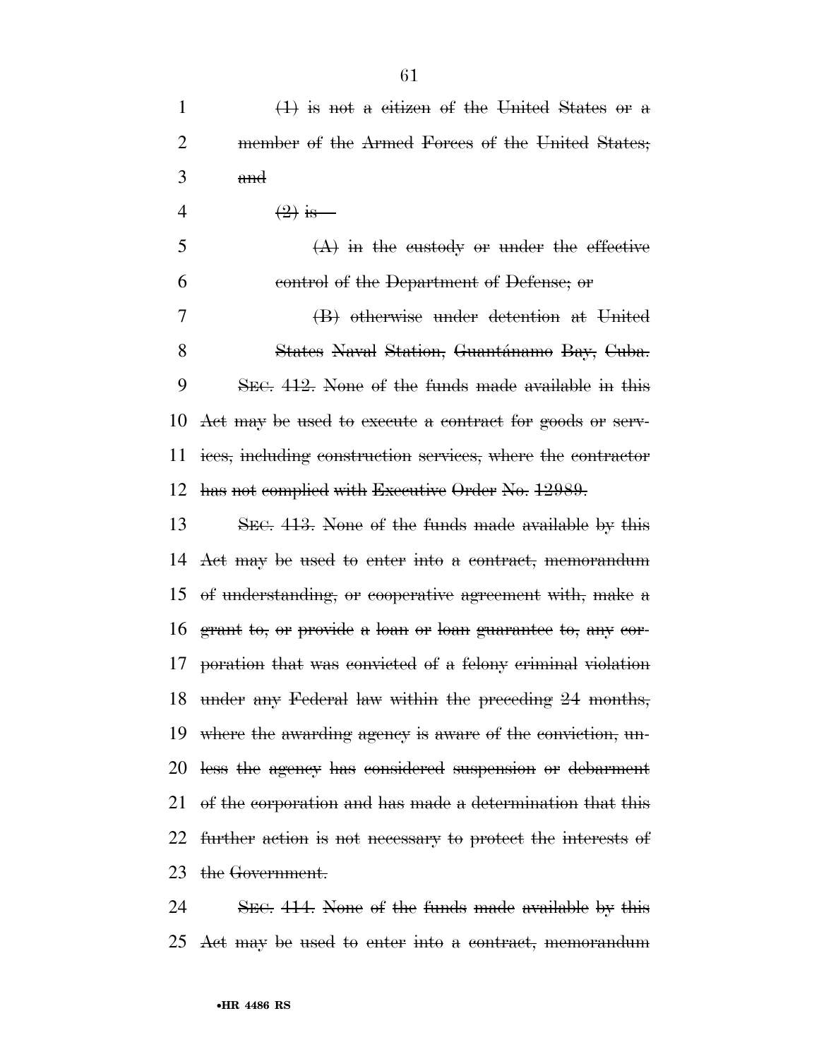~~(1) is not a citizen of the United States or a member of the Armed Forces of the United States; and~~

~~(2) is—~~

~~(A) in the custody or under the effective control of the Department of Defense; or~~

~~(B) otherwise under detention at United States Naval Station, Guantánamo Bay, Cuba.~~

~~SEC. 412. None of the funds made available in this Act may be used to execute a contract for goods or services, including construction services, where the contractor has not complied with Executive Order No. 12989.~~

~~SEC. 413. None of the funds made available by this Act may be used to enter into a contract, memorandum of understanding, or cooperative agreement with, make a grant to, or provide a loan or loan guarantee to, any corporation that was convicted of a felony criminal violation under any Federal law within the preceding 24 months, where the awarding agency is aware of the conviction, unless the agency has considered suspension or debarment of the corporation and has made a determination that this further action is not necessary to protect the interests of the Government.~~

~~SEC. 414. None of the funds made available by this Act may be used to enter into a contract, memorandum~~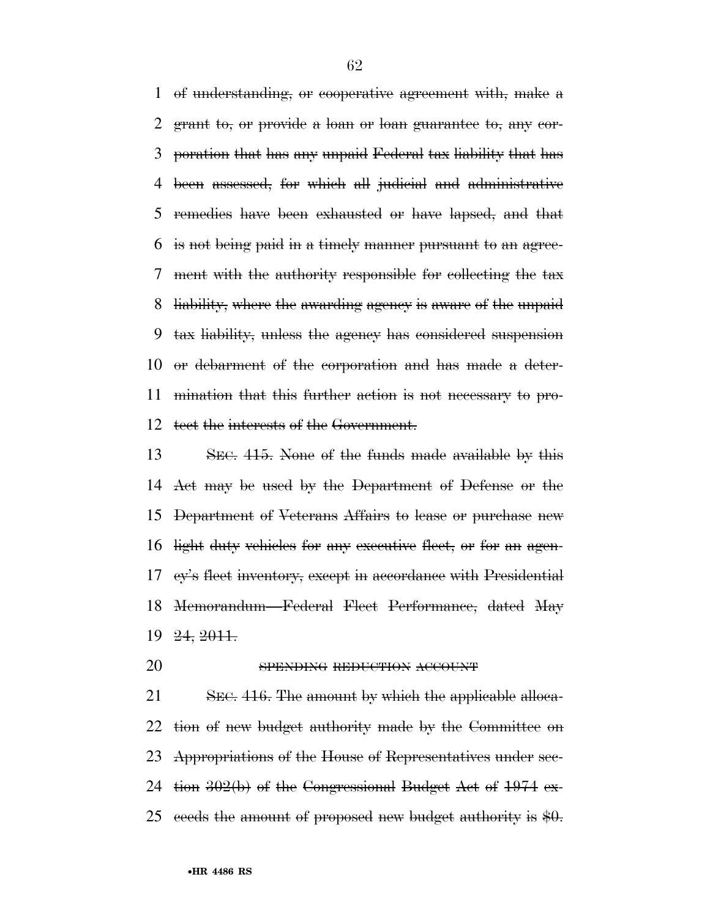of understanding, or cooperative agreement with, make a grant to, or provide a loan or loan guarantee to, any corporation that has any unpaid Federal tax liability that has been assessed, for which all judicial and administrative remedies have been exhausted or have lapsed, and that is not being paid in a timely manner pursuant to an agreement with the authority responsible for collecting the tax liability, where the awarding agency is aware of the unpaid tax liability, unless the agency has considered suspension or debarment of the corporation and has made a determination that this further action is not necessary to protect the interests of the Government.

SEC. 415. None of the funds made available by this Act may be used by the Department of Defense or the Department of Veterans Affairs to lease or purchase new light duty vehicles for any executive fleet, or for an agency's fleet inventory, except in accordance with Presidential Memorandum—Federal Fleet Performance, dated May 24, 2011.

SPENDING REDUCTION ACCOUNT

SEC. 416. The amount by which the applicable allocation of new budget authority made by the Committee on Appropriations of the House of Representatives under section 302(b) of the Congressional Budget Act of 1974 exceeds the amount of proposed new budget authority is $0.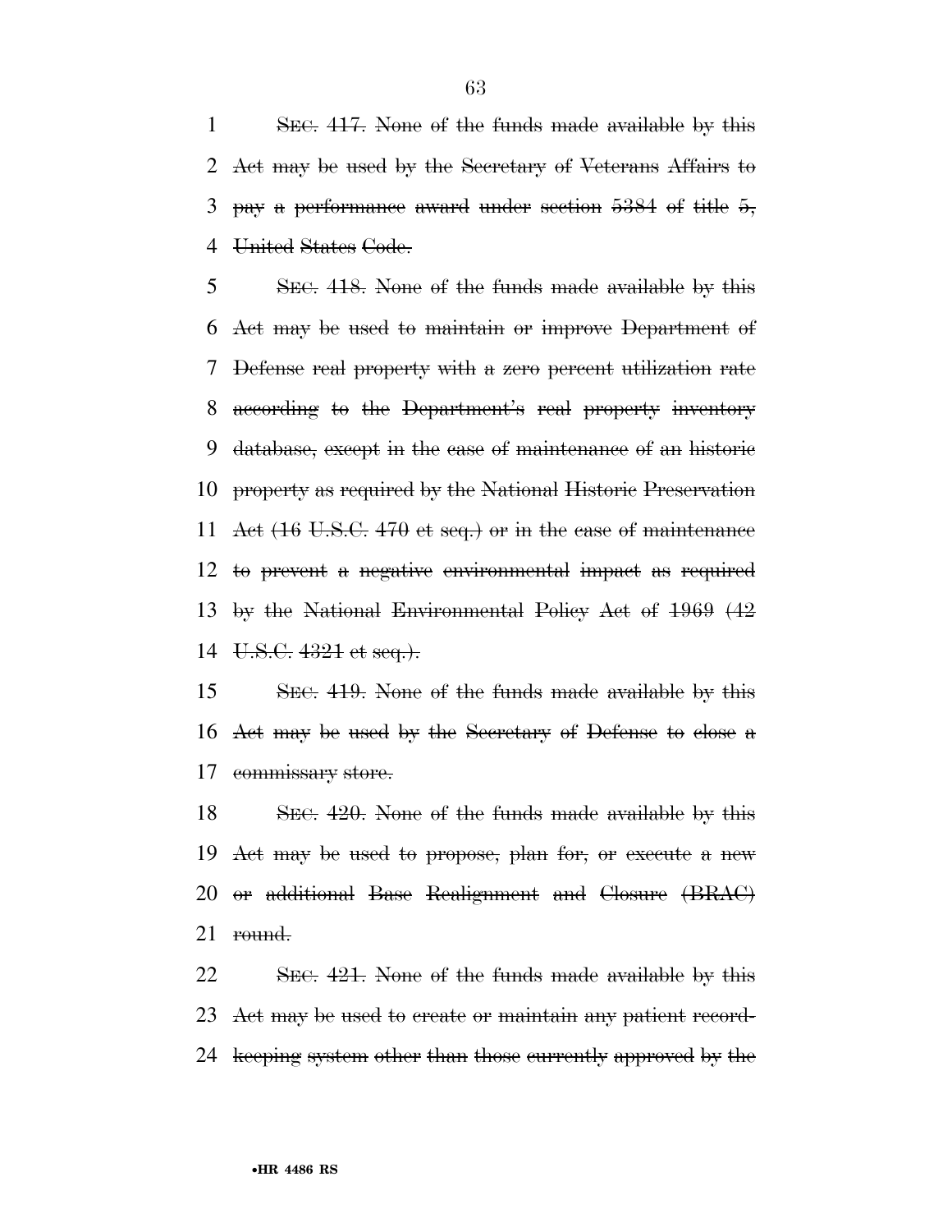SEC. 417. None of the funds made available by this Act may be used by the Secretary of Veterans Affairs to pay a performance award under section 5384 of title 5, United States Code.

SEC. 418. None of the funds made available by this Act may be used to maintain or improve Department of Defense real property with a zero percent utilization rate according to the Department's real property inventory database, except in the case of maintenance of an historic property as required by the National Historic Preservation Act (16 U.S.C. 470 et seq.) or in the case of maintenance to prevent a negative environmental impact as required by the National Environmental Policy Act of 1969 (42 U.S.C. 4321 et seq.).

SEC. 419. None of the funds made available by this Act may be used by the Secretary of Defense to close a commissary store.

SEC. 420. None of the funds made available by this Act may be used to propose, plan for, or execute a new or additional Base Realignment and Closure (BRAC) round.

SEC. 421. None of the funds made available by this Act may be used to create or maintain any patient record-keeping system other than those currently approved by the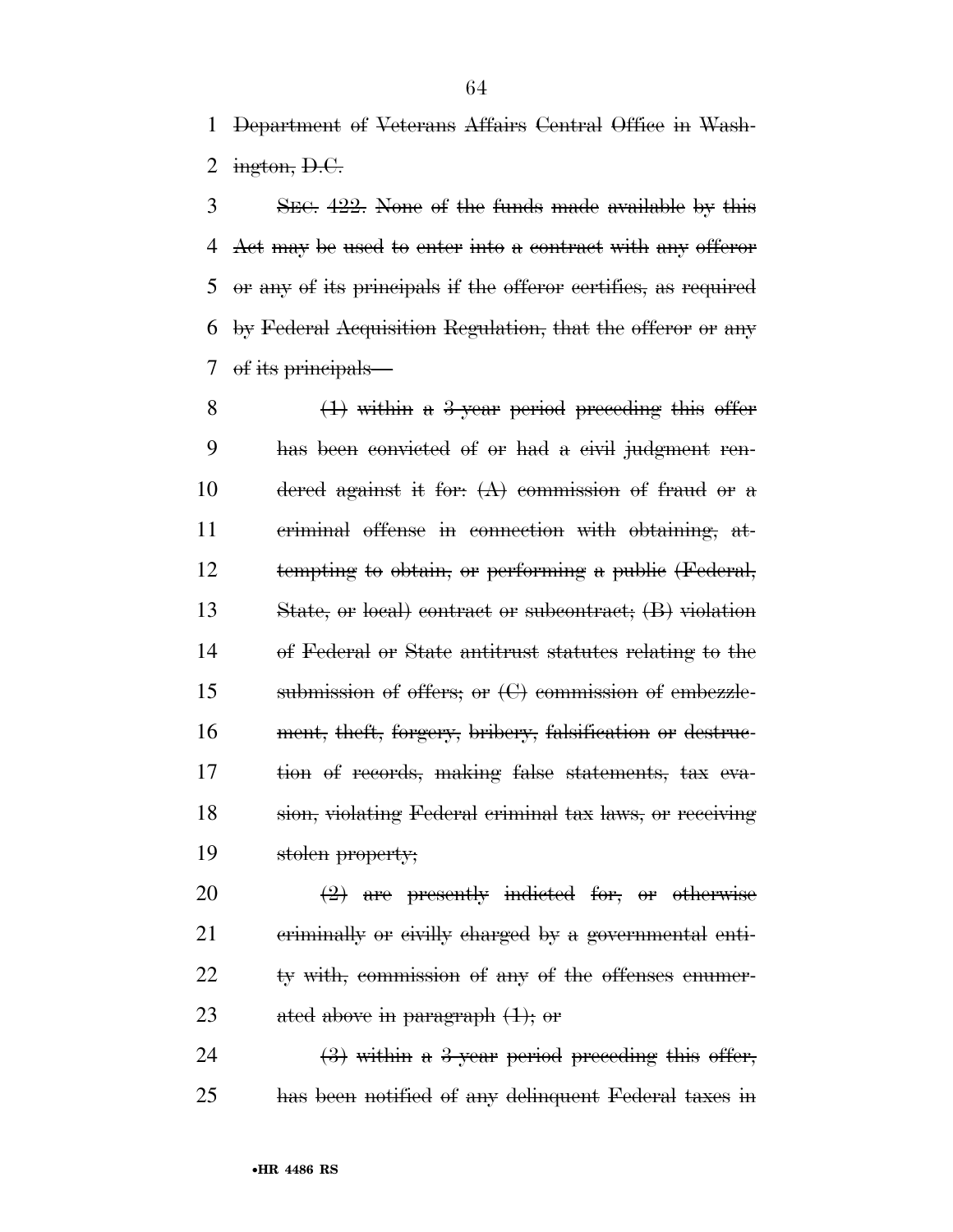~~Department of Veterans Affairs Central Office in Washington, D.C.~~

~~SEC. 422. None of the funds made available by this Act may be used to enter into a contract with any offeror or any of its principals if the offeror certifies, as required by Federal Acquisition Regulation, that the offeror or any of its principals—~~

~~(1) within a 3-year period preceding this offer has been convicted of or had a civil judgment rendered against it for: (A) commission of fraud or a criminal offense in connection with obtaining, attempting to obtain, or performing a public (Federal, State, or local) contract or subcontract; (B) violation of Federal or State antitrust statutes relating to the submission of offers; or (C) commission of embezzlement, theft, forgery, bribery, falsification or destruction of records, making false statements, tax evasion, violating Federal criminal tax laws, or receiving stolen property;~~

~~(2) are presently indicted for, or otherwise criminally or civilly charged by a governmental entity with, commission of any of the offenses enumerated above in paragraph (1); or~~

~~(3) within a 3-year period preceding this offer, has been notified of any delinquent Federal taxes in~~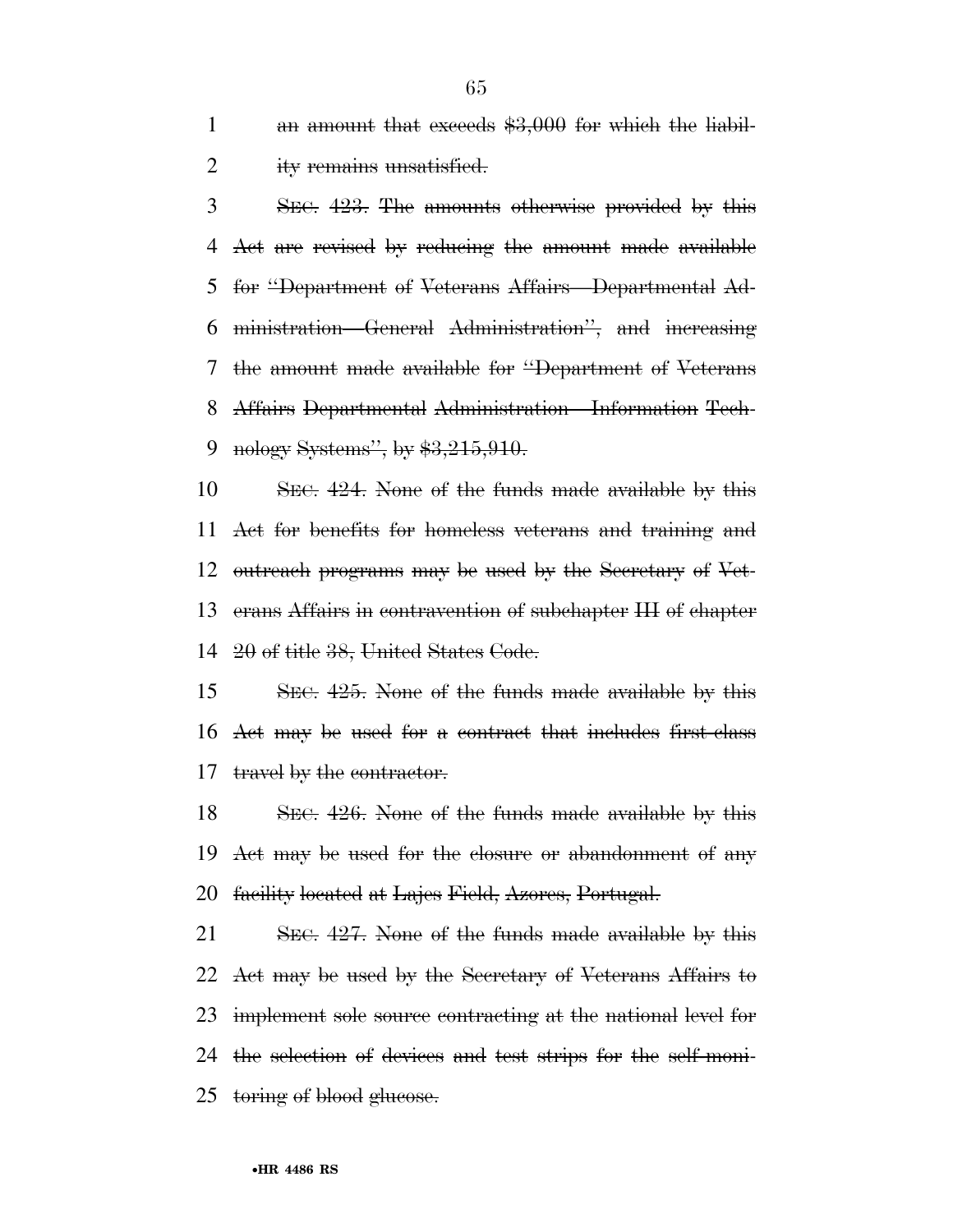an amount that exceeds $3,000 for which the liability remains unsatisfied.

SEC. 423. The amounts otherwise provided by this Act are revised by reducing the amount made available for "Department of Veterans Affairs—Departmental Administration—General Administration", and increasing the amount made available for "Department of Veterans Affairs Departmental Administration—Information Technology Systems", by $3,215,910.

SEC. 424. None of the funds made available by this Act for benefits for homeless veterans and training and outreach programs may be used by the Secretary of Veterans Affairs in contravention of subchapter III of chapter 20 of title 38, United States Code.

SEC. 425. None of the funds made available by this Act may be used for a contract that includes first-class travel by the contractor.

SEC. 426. None of the funds made available by this Act may be used for the closure or abandonment of any facility located at Lajes Field, Azores, Portugal.

SEC. 427. None of the funds made available by this Act may be used by the Secretary of Veterans Affairs to implement sole source contracting at the national level for the selection of devices and test strips for the self-monitoring of blood glucose.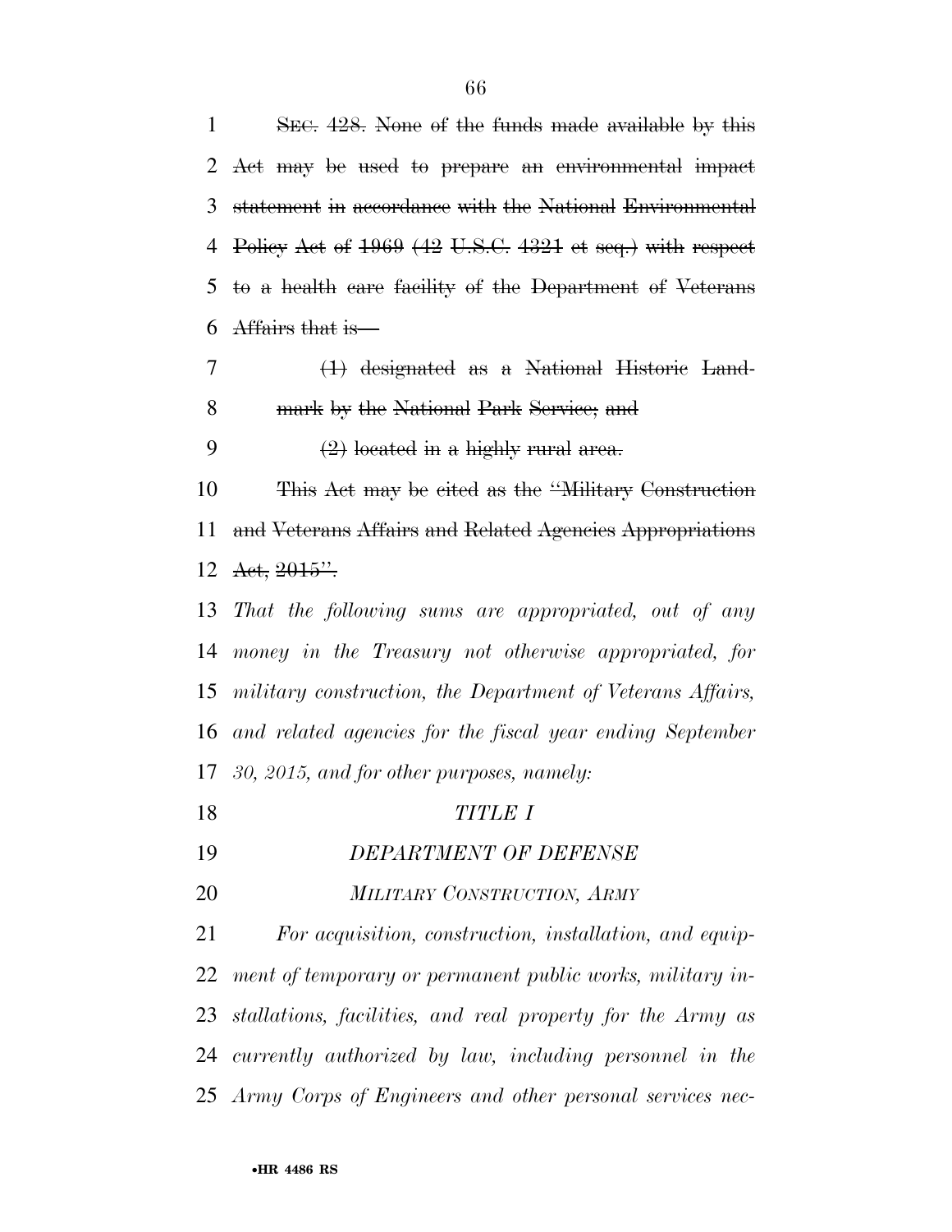~~SEC. 428. None of the funds made available by this Act may be used to prepare an environmental impact statement in accordance with the National Environmental Policy Act of 1969 (42 U.S.C. 4321 et seq.) with respect to a health care facility of the Department of Veterans Affairs that is—~~

~~(1) designated as a National Historic Landmark by the National Park Service; and~~

~~(2) located in a highly rural area.~~

~~This Act may be cited as the "Military Construction and Veterans Affairs and Related Agencies Appropriations Act, 2015".~~

*That the following sums are appropriated, out of any money in the Treasury not otherwise appropriated, for military construction, the Department of Veterans Affairs, and related agencies for the fiscal year ending September 30, 2015, and for other purposes, namely:*

*TITLE I*

*DEPARTMENT OF DEFENSE*

*MILITARY CONSTRUCTION, ARMY*

*For acquisition, construction, installation, and equipment of temporary or permanent public works, military installations, facilities, and real property for the Army as currently authorized by law, including personnel in the Army Corps of Engineers and other personal services nec-*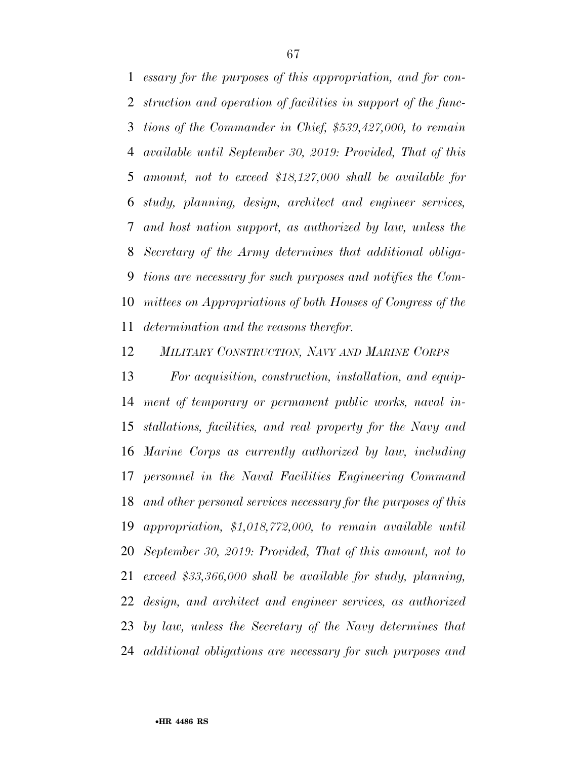*essary for the purposes of this appropriation, and for construction and operation of facilities in support of the functions of the Commander in Chief, $539,427,000, to remain available until September 30, 2019: Provided, That of this amount, not to exceed $18,127,000 shall be available for study, planning, design, architect and engineer services, and host nation support, as authorized by law, unless the Secretary of the Army determines that additional obligations are necessary for such purposes and notifies the Committees on Appropriations of both Houses of Congress of the determination and the reasons therefor.*

*MILITARY CONSTRUCTION, NAVY AND MARINE CORPS*

*For acquisition, construction, installation, and equipment of temporary or permanent public works, naval installations, facilities, and real property for the Navy and Marine Corps as currently authorized by law, including personnel in the Naval Facilities Engineering Command and other personal services necessary for the purposes of this appropriation, $1,018,772,000, to remain available until September 30, 2019: Provided, That of this amount, not to exceed $33,366,000 shall be available for study, planning, design, and architect and engineer services, as authorized by law, unless the Secretary of the Navy determines that additional obligations are necessary for such purposes and*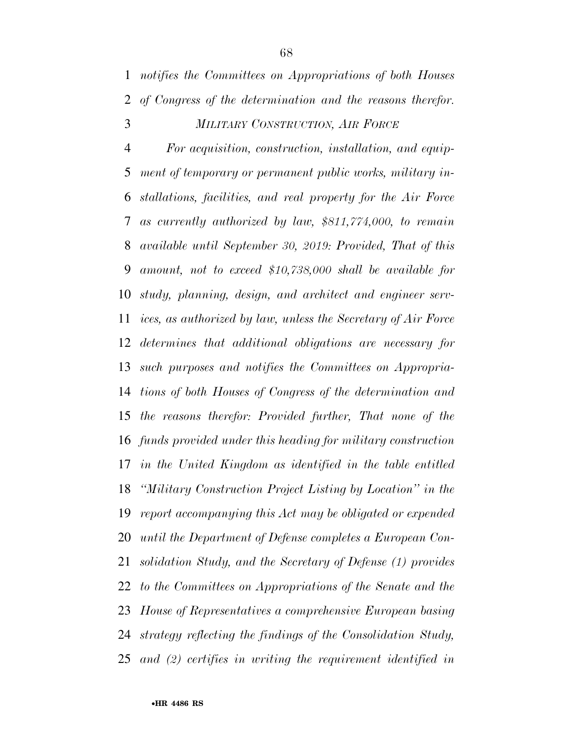*notifies the Committees on Appropriations of both Houses of Congress of the determination and the reasons therefor.*

*MILITARY CONSTRUCTION, AIR FORCE*

*For acquisition, construction, installation, and equipment of temporary or permanent public works, military installations, facilities, and real property for the Air Force as currently authorized by law, $811,774,000, to remain available until September 30, 2019: Provided, That of this amount, not to exceed $10,738,000 shall be available for study, planning, design, and architect and engineer services, as authorized by law, unless the Secretary of Air Force determines that additional obligations are necessary for such purposes and notifies the Committees on Appropriations of both Houses of Congress of the determination and the reasons therefor: Provided further, That none of the funds provided under this heading for military construction in the United Kingdom as identified in the table entitled "Military Construction Project Listing by Location" in the report accompanying this Act may be obligated or expended until the Department of Defense completes a European Consolidation Study, and the Secretary of Defense (1) provides to the Committees on Appropriations of the Senate and the House of Representatives a comprehensive European basing strategy reflecting the findings of the Consolidation Study, and (2) certifies in writing the requirement identified in*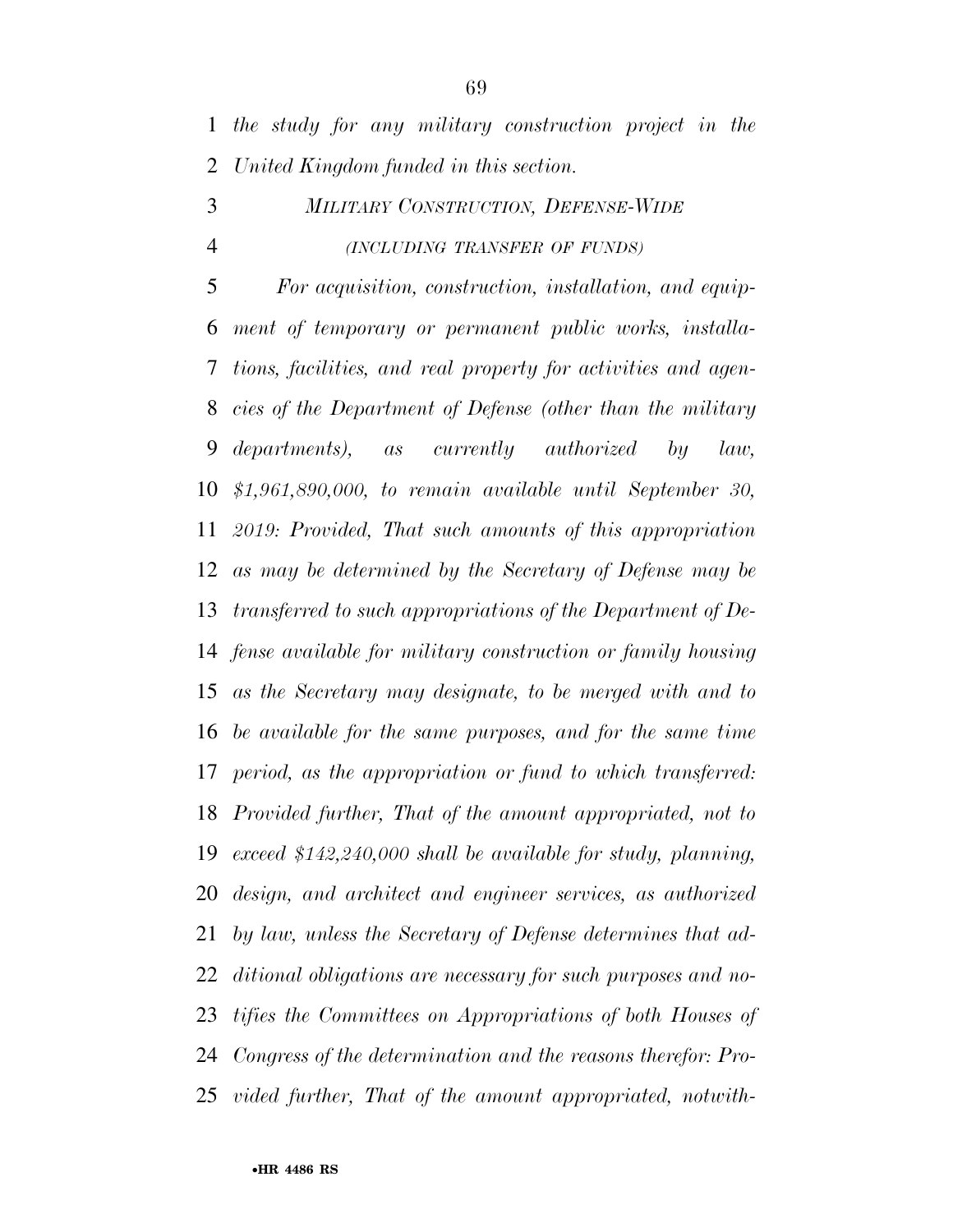*the study for any military construction project in the United Kingdom funded in this section.*

*MILITARY CONSTRUCTION, DEFENSE-WIDE*

*(INCLUDING TRANSFER OF FUNDS)*

*For acquisition, construction, installation, and equipment of temporary or permanent public works, installations, facilities, and real property for activities and agencies of the Department of Defense (other than the military departments), as currently authorized by law, $1,961,890,000, to remain available until September 30, 2019: Provided, That such amounts of this appropriation as may be determined by the Secretary of Defense may be transferred to such appropriations of the Department of Defense available for military construction or family housing as the Secretary may designate, to be merged with and to be available for the same purposes, and for the same time period, as the appropriation or fund to which transferred: Provided further, That of the amount appropriated, not to exceed $142,240,000 shall be available for study, planning, design, and architect and engineer services, as authorized by law, unless the Secretary of Defense determines that additional obligations are necessary for such purposes and notifies the Committees on Appropriations of both Houses of Congress of the determination and the reasons therefor: Provided further, That of the amount appropriated, notwith-*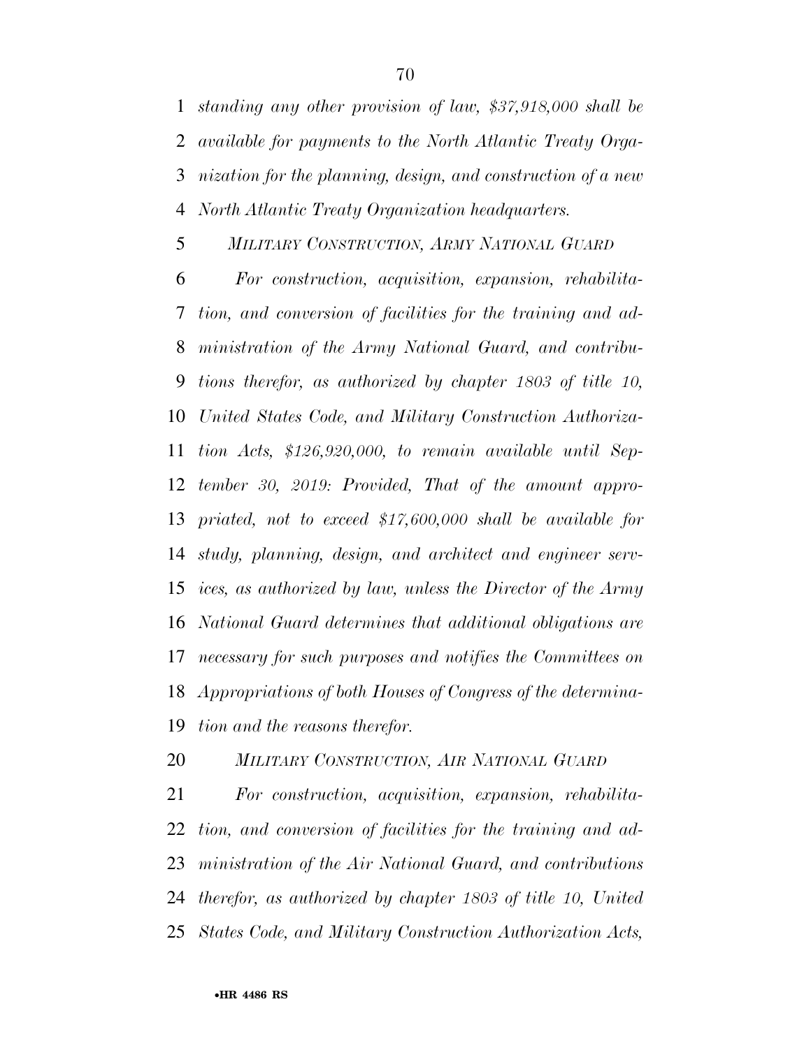*standing any other provision of law, $37,918,000 shall be available for payments to the North Atlantic Treaty Organization for the planning, design, and construction of a new North Atlantic Treaty Organization headquarters.*

*MILITARY CONSTRUCTION, ARMY NATIONAL GUARD*

*For construction, acquisition, expansion, rehabilitation, and conversion of facilities for the training and administration of the Army National Guard, and contributions therefor, as authorized by chapter 1803 of title 10, United States Code, and Military Construction Authorization Acts, $126,920,000, to remain available until September 30, 2019: Provided, That of the amount appropriated, not to exceed $17,600,000 shall be available for study, planning, design, and architect and engineer services, as authorized by law, unless the Director of the Army National Guard determines that additional obligations are necessary for such purposes and notifies the Committees on Appropriations of both Houses of Congress of the determination and the reasons therefor.*

*MILITARY CONSTRUCTION, AIR NATIONAL GUARD*

*For construction, acquisition, expansion, rehabilitation, and conversion of facilities for the training and administration of the Air National Guard, and contributions therefor, as authorized by chapter 1803 of title 10, United States Code, and Military Construction Authorization Acts,*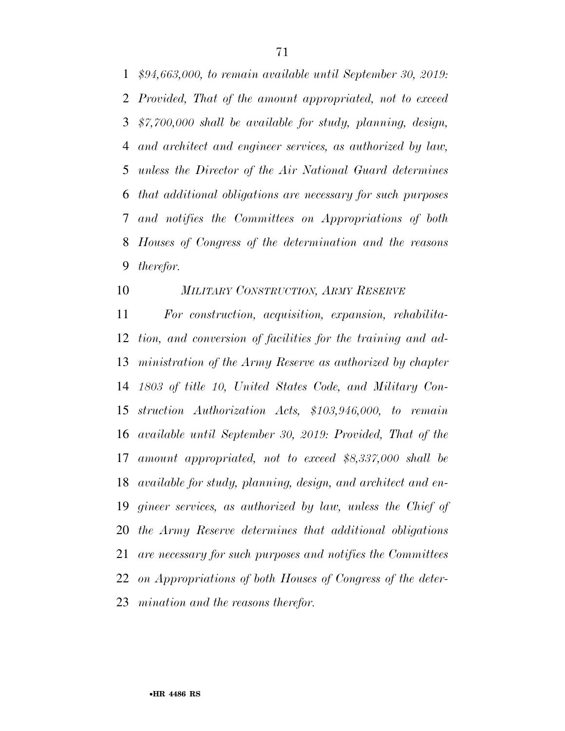*$94,663,000, to remain available until September 30, 2019: Provided, That of the amount appropriated, not to exceed $7,700,000 shall be available for study, planning, design, and architect and engineer services, as authorized by law, unless the Director of the Air National Guard determines that additional obligations are necessary for such purposes and notifies the Committees on Appropriations of both Houses of Congress of the determination and the reasons therefor.*

### *MILITARY CONSTRUCTION, ARMY RESERVE*

*For construction, acquisition, expansion, rehabilitation, and conversion of facilities for the training and administration of the Army Reserve as authorized by chapter 1803 of title 10, United States Code, and Military Construction Authorization Acts, $103,946,000, to remain available until September 30, 2019: Provided, That of the amount appropriated, not to exceed $8,337,000 shall be available for study, planning, design, and architect and engineer services, as authorized by law, unless the Chief of the Army Reserve determines that additional obligations are necessary for such purposes and notifies the Committees on Appropriations of both Houses of Congress of the determination and the reasons therefor.*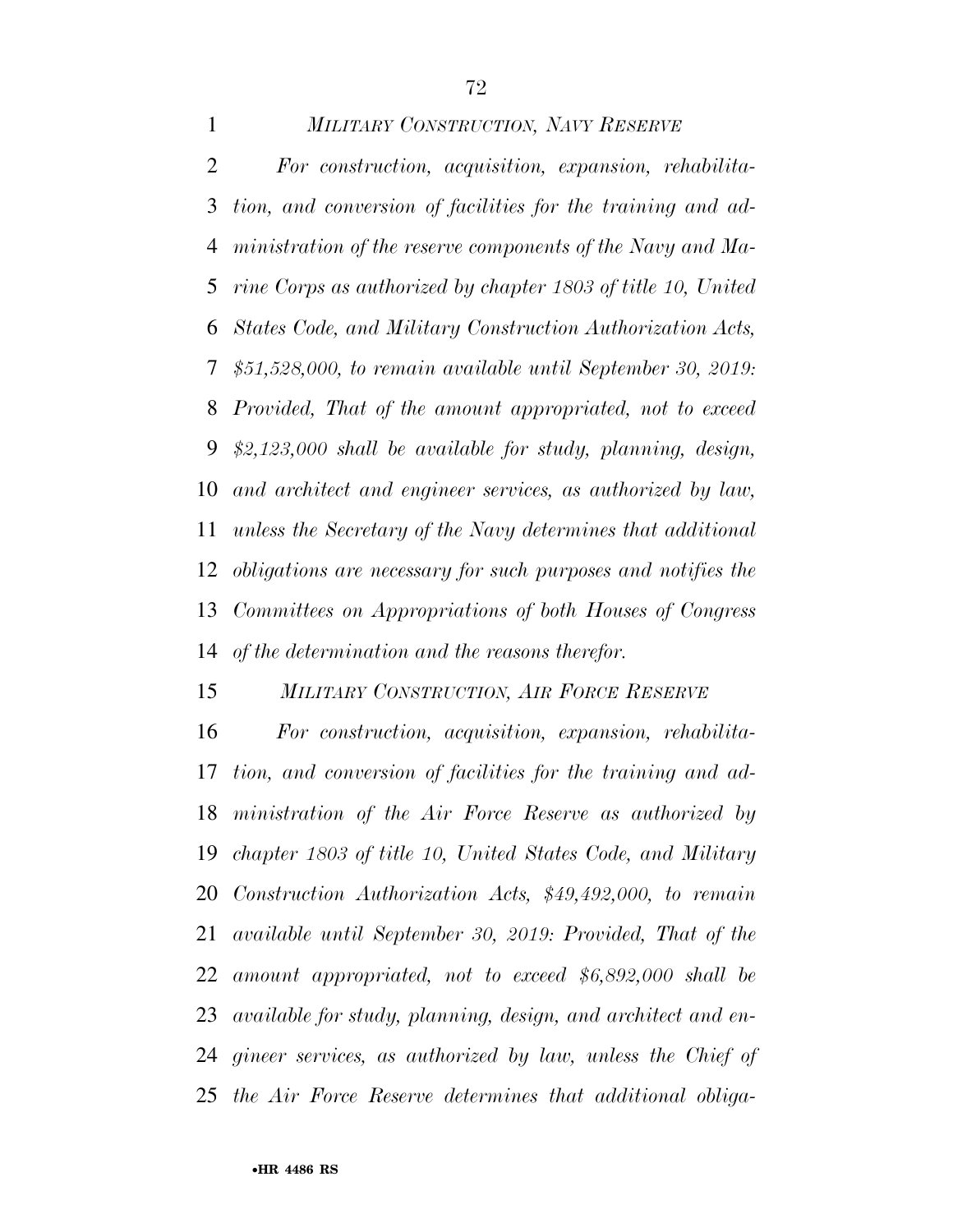*MILITARY CONSTRUCTION, NAVY RESERVE*

*For construction, acquisition, expansion, rehabilitation, and conversion of facilities for the training and administration of the reserve components of the Navy and Marine Corps as authorized by chapter 1803 of title 10, United States Code, and Military Construction Authorization Acts, $51,528,000, to remain available until September 30, 2019: Provided, That of the amount appropriated, not to exceed $2,123,000 shall be available for study, planning, design, and architect and engineer services, as authorized by law, unless the Secretary of the Navy determines that additional obligations are necessary for such purposes and notifies the Committees on Appropriations of both Houses of Congress of the determination and the reasons therefor.*

*MILITARY CONSTRUCTION, AIR FORCE RESERVE*

*For construction, acquisition, expansion, rehabilitation, and conversion of facilities for the training and administration of the Air Force Reserve as authorized by chapter 1803 of title 10, United States Code, and Military Construction Authorization Acts, $49,492,000, to remain available until September 30, 2019: Provided, That of the amount appropriated, not to exceed $6,892,000 shall be available for study, planning, design, and architect and engineer services, as authorized by law, unless the Chief of the Air Force Reserve determines that additional obliga-*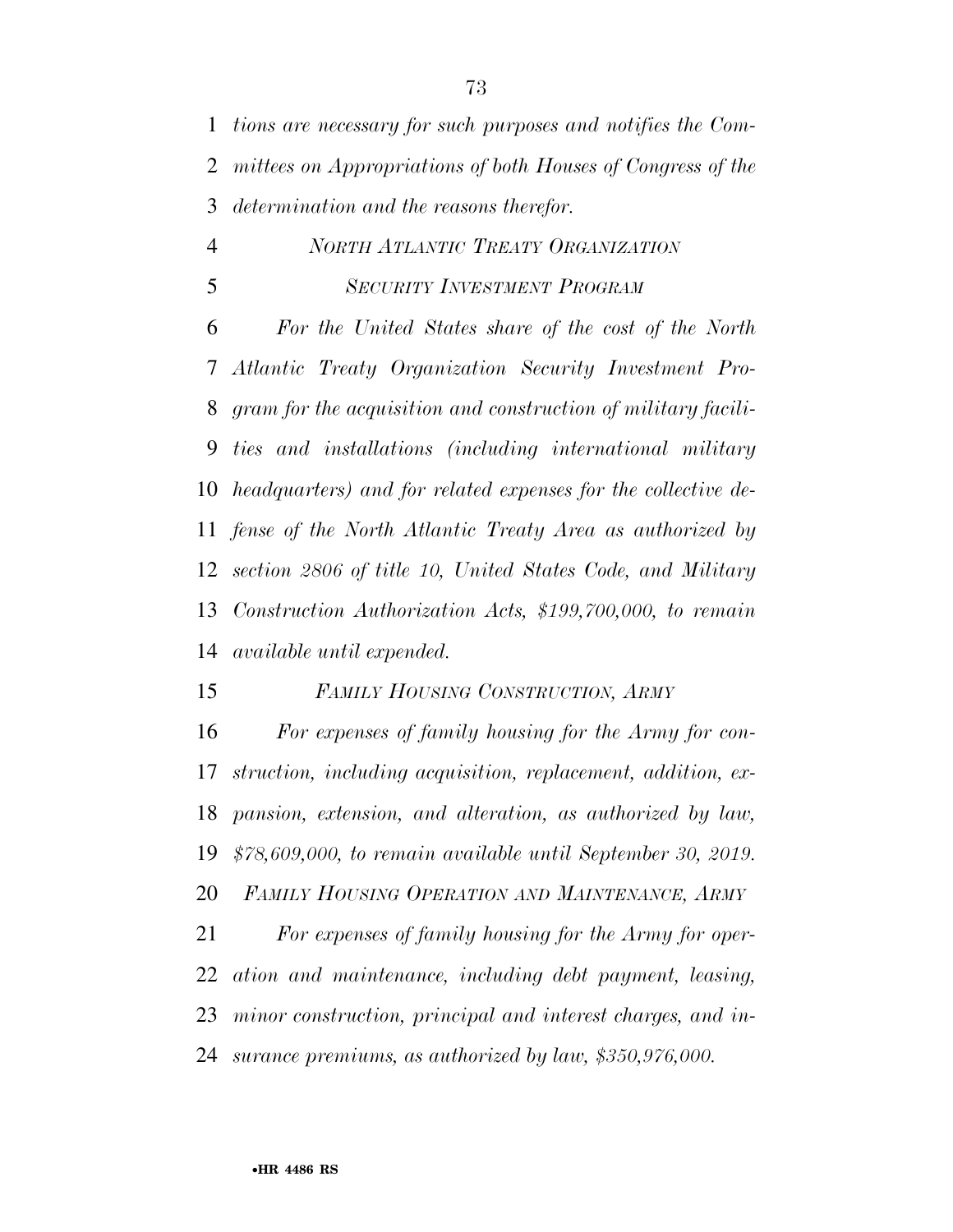*tions are necessary for such purposes and notifies the Committees on Appropriations of both Houses of Congress of the determination and the reasons therefor.*

*NORTH ATLANTIC TREATY ORGANIZATION SECURITY INVESTMENT PROGRAM*

*For the United States share of the cost of the North Atlantic Treaty Organization Security Investment Program for the acquisition and construction of military facilities and installations (including international military headquarters) and for related expenses for the collective defense of the North Atlantic Treaty Area as authorized by section 2806 of title 10, United States Code, and Military Construction Authorization Acts, $199,700,000, to remain available until expended.*

*FAMILY HOUSING CONSTRUCTION, ARMY*

*For expenses of family housing for the Army for construction, including acquisition, replacement, addition, expansion, extension, and alteration, as authorized by law, $78,609,000, to remain available until September 30, 2019.*

*FAMILY HOUSING OPERATION AND MAINTENANCE, ARMY*

*For expenses of family housing for the Army for operation and maintenance, including debt payment, leasing, minor construction, principal and interest charges, and insurance premiums, as authorized by law, $350,976,000.*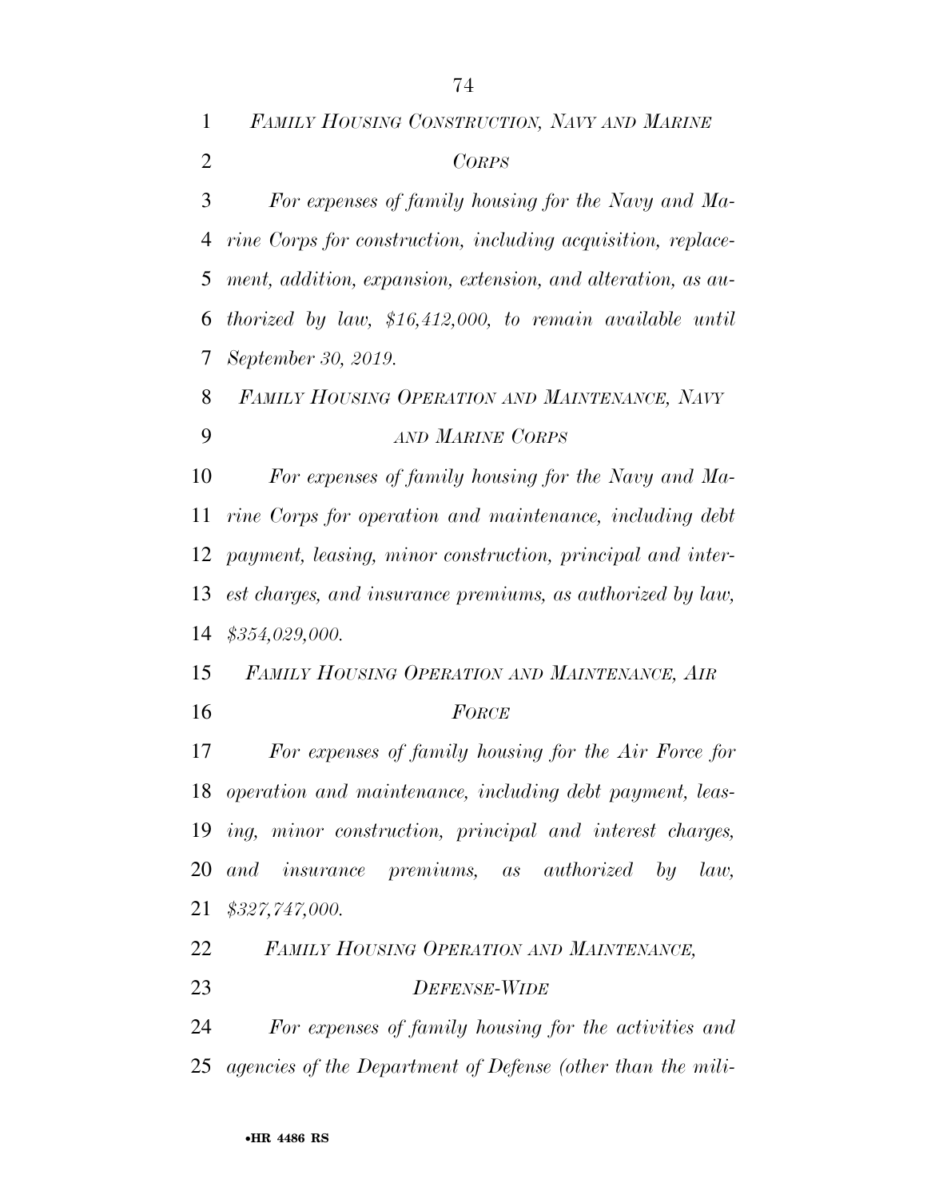*FAMILY HOUSING CONSTRUCTION, NAVY AND MARINE CORPS*

*For expenses of family housing for the Navy and Marine Corps for construction, including acquisition, replacement, addition, expansion, extension, and alteration, as authorized by law, $16,412,000, to remain available until September 30, 2019.*

*FAMILY HOUSING OPERATION AND MAINTENANCE, NAVY AND MARINE CORPS*

*For expenses of family housing for the Navy and Marine Corps for operation and maintenance, including debt payment, leasing, minor construction, principal and interest charges, and insurance premiums, as authorized by law, $354,029,000.*

*FAMILY HOUSING OPERATION AND MAINTENANCE, AIR FORCE*

*For expenses of family housing for the Air Force for operation and maintenance, including debt payment, leasing, minor construction, principal and interest charges, and insurance premiums, as authorized by law, $327,747,000.*

*FAMILY HOUSING OPERATION AND MAINTENANCE, DEFENSE-WIDE*

*For expenses of family housing for the activities and agencies of the Department of Defense (other than the mili-*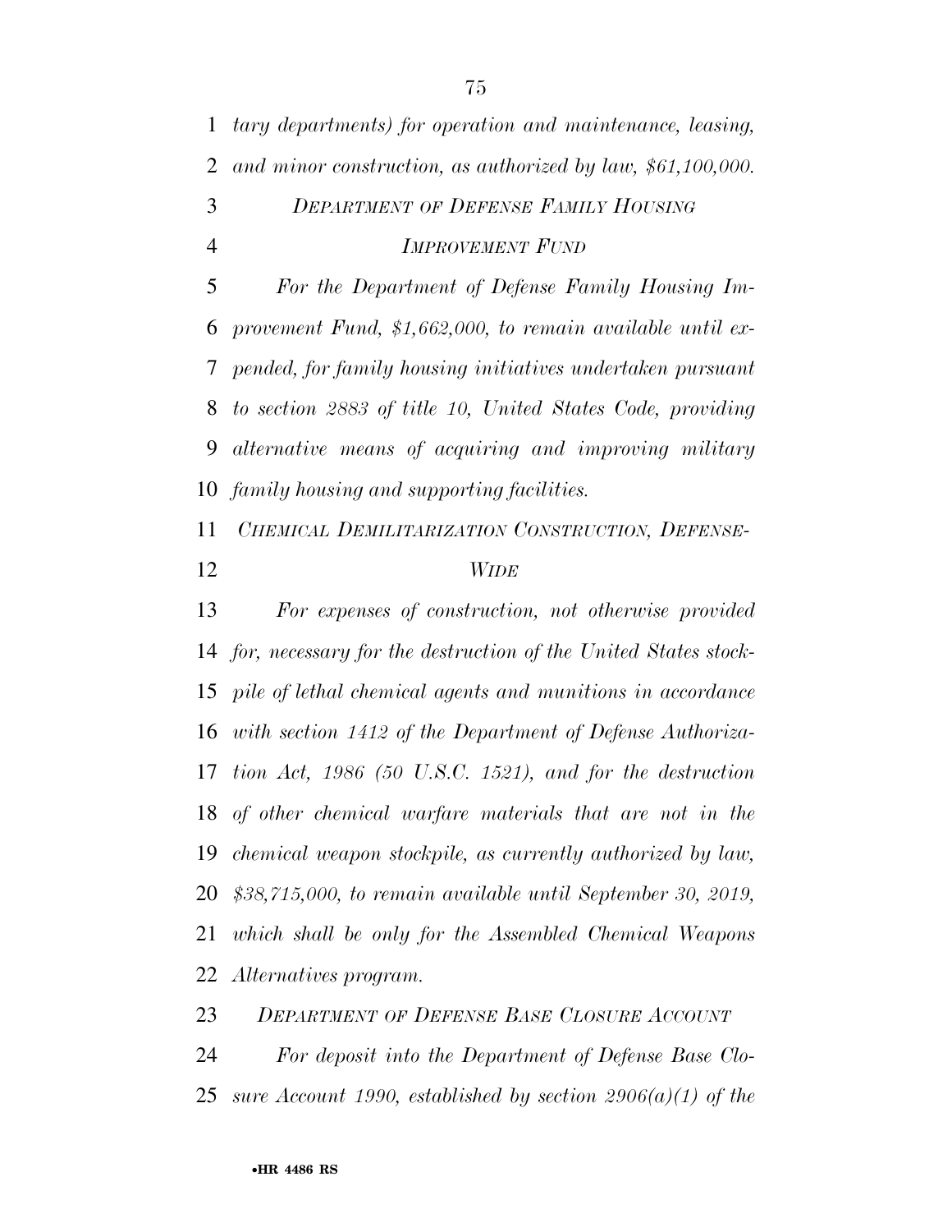*tary departments) for operation and maintenance, leasing, and minor construction, as authorized by law, $61,100,000.*

*DEPARTMENT OF DEFENSE FAMILY HOUSING IMPROVEMENT FUND*

*For the Department of Defense Family Housing Improvement Fund, $1,662,000, to remain available until expended, for family housing initiatives undertaken pursuant to section 2883 of title 10, United States Code, providing alternative means of acquiring and improving military family housing and supporting facilities.*

*CHEMICAL DEMILITARIZATION CONSTRUCTION, DEFENSE-WIDE*

*For expenses of construction, not otherwise provided for, necessary for the destruction of the United States stockpile of lethal chemical agents and munitions in accordance with section 1412 of the Department of Defense Authorization Act, 1986 (50 U.S.C. 1521), and for the destruction of other chemical warfare materials that are not in the chemical weapon stockpile, as currently authorized by law, $38,715,000, to remain available until September 30, 2019, which shall be only for the Assembled Chemical Weapons Alternatives program.*

*DEPARTMENT OF DEFENSE BASE CLOSURE ACCOUNT*

*For deposit into the Department of Defense Base Closure Account 1990, established by section 2906(a)(1) of the*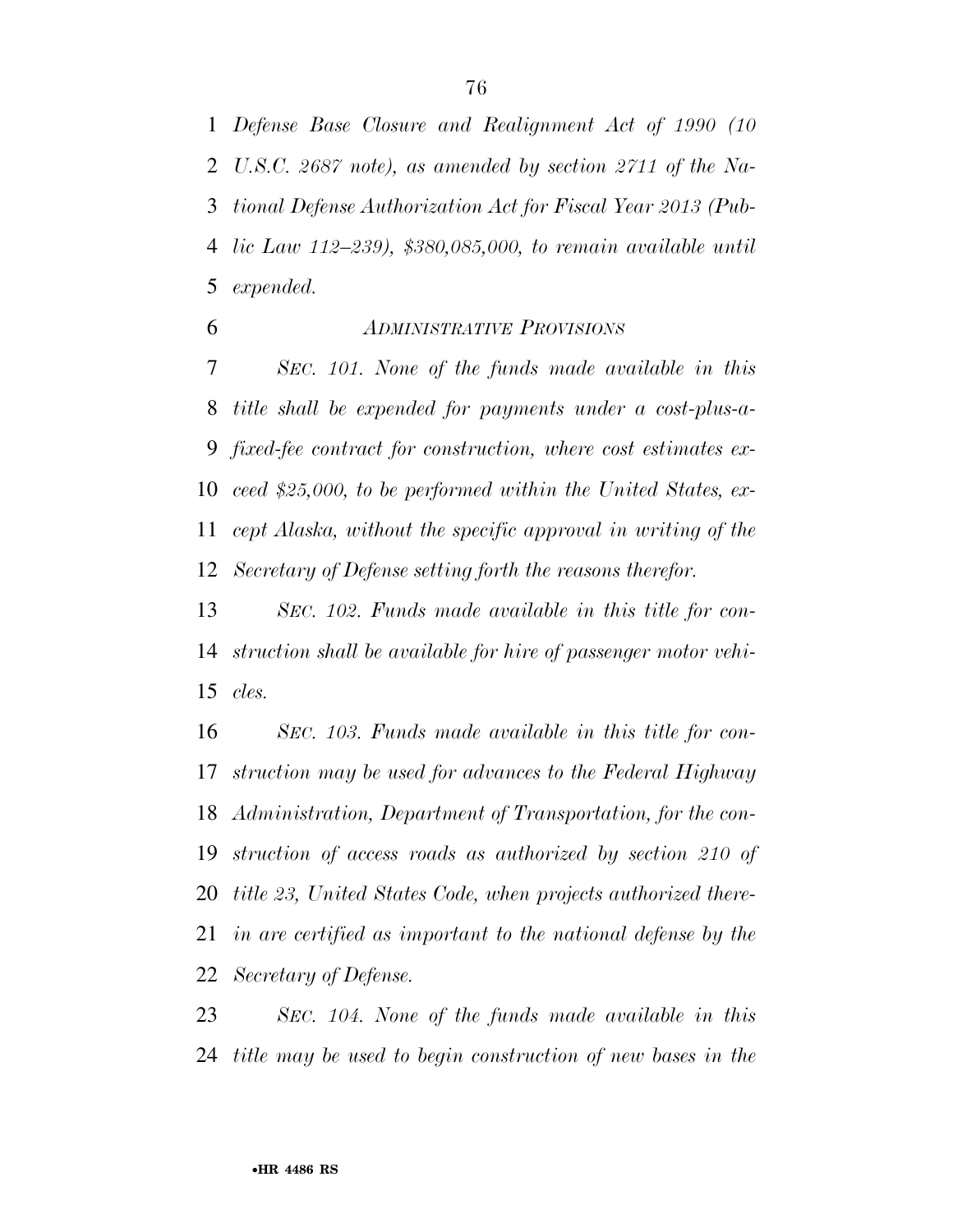*Defense Base Closure and Realignment Act of 1990 (10 U.S.C. 2687 note), as amended by section 2711 of the National Defense Authorization Act for Fiscal Year 2013 (Public Law 112–239), $380,085,000, to remain available until expended.*

*ADMINISTRATIVE PROVISIONS*

*SEC. 101. None of the funds made available in this title shall be expended for payments under a cost-plus-a-fixed-fee contract for construction, where cost estimates exceed $25,000, to be performed within the United States, except Alaska, without the specific approval in writing of the Secretary of Defense setting forth the reasons therefor.*

*SEC. 102. Funds made available in this title for construction shall be available for hire of passenger motor vehicles.*

*SEC. 103. Funds made available in this title for construction may be used for advances to the Federal Highway Administration, Department of Transportation, for the construction of access roads as authorized by section 210 of title 23, United States Code, when projects authorized therein are certified as important to the national defense by the Secretary of Defense.*

*SEC. 104. None of the funds made available in this title may be used to begin construction of new bases in the*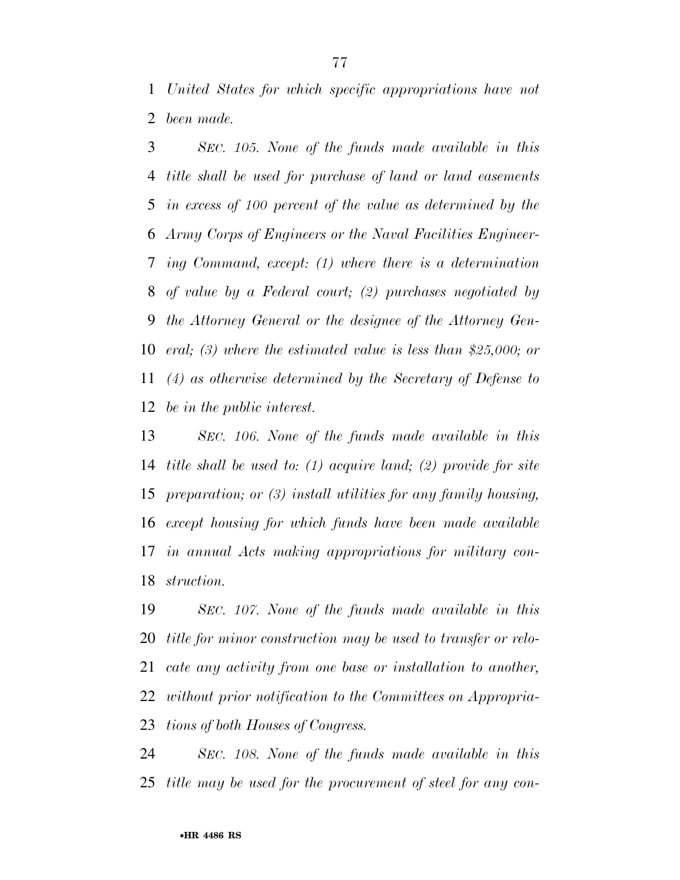*United States for which specific appropriations have not been made.*

*SEC. 105. None of the funds made available in this title shall be used for purchase of land or land easements in excess of 100 percent of the value as determined by the Army Corps of Engineers or the Naval Facilities Engineering Command, except: (1) where there is a determination of value by a Federal court; (2) purchases negotiated by the Attorney General or the designee of the Attorney General; (3) where the estimated value is less than $25,000; or (4) as otherwise determined by the Secretary of Defense to be in the public interest.*

*SEC. 106. None of the funds made available in this title shall be used to: (1) acquire land; (2) provide for site preparation; or (3) install utilities for any family housing, except housing for which funds have been made available in annual Acts making appropriations for military construction.*

*SEC. 107. None of the funds made available in this title for minor construction may be used to transfer or relocate any activity from one base or installation to another, without prior notification to the Committees on Appropriations of both Houses of Congress.*

*SEC. 108. None of the funds made available in this title may be used for the procurement of steel for any con-*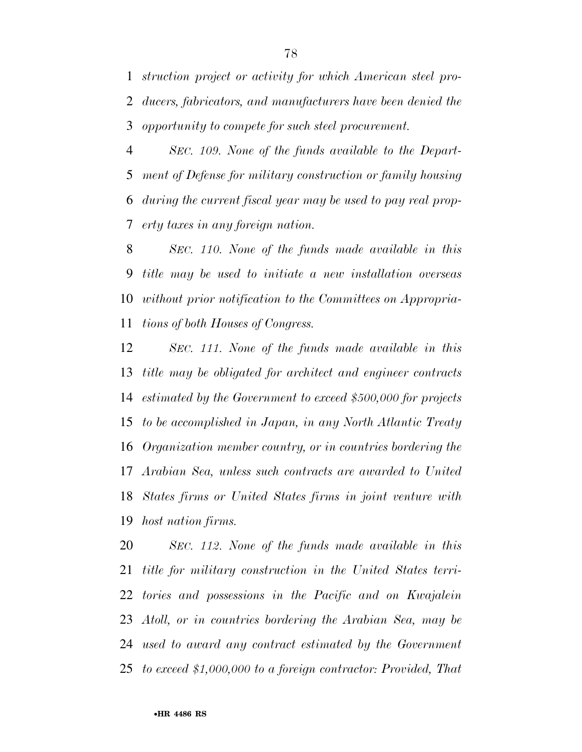*struction project or activity for which American steel producers, fabricators, and manufacturers have been denied the opportunity to compete for such steel procurement.*

*SEC. 109. None of the funds available to the Department of Defense for military construction or family housing during the current fiscal year may be used to pay real property taxes in any foreign nation.*

*SEC. 110. None of the funds made available in this title may be used to initiate a new installation overseas without prior notification to the Committees on Appropriations of both Houses of Congress.*

*SEC. 111. None of the funds made available in this title may be obligated for architect and engineer contracts estimated by the Government to exceed $500,000 for projects to be accomplished in Japan, in any North Atlantic Treaty Organization member country, or in countries bordering the Arabian Sea, unless such contracts are awarded to United States firms or United States firms in joint venture with host nation firms.*

*SEC. 112. None of the funds made available in this title for military construction in the United States territories and possessions in the Pacific and on Kwajalein Atoll, or in countries bordering the Arabian Sea, may be used to award any contract estimated by the Government to exceed $1,000,000 to a foreign contractor: Provided, That*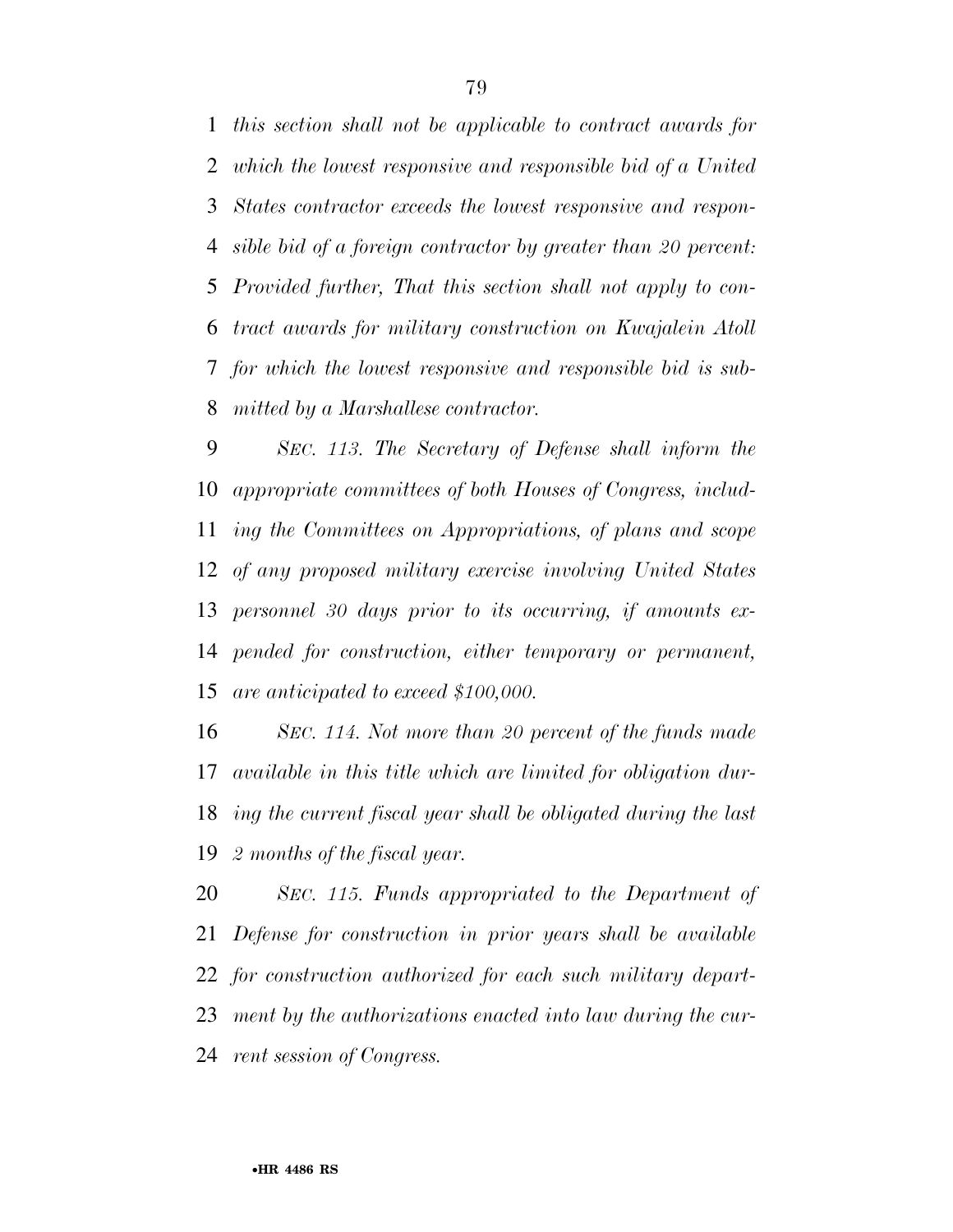*this section shall not be applicable to contract awards for which the lowest responsive and responsible bid of a United States contractor exceeds the lowest responsive and responsible bid of a foreign contractor by greater than 20 percent: Provided further, That this section shall not apply to contract awards for military construction on Kwajalein Atoll for which the lowest responsive and responsible bid is submitted by a Marshallese contractor.*

*SEC. 113. The Secretary of Defense shall inform the appropriate committees of both Houses of Congress, including the Committees on Appropriations, of plans and scope of any proposed military exercise involving United States personnel 30 days prior to its occurring, if amounts expended for construction, either temporary or permanent, are anticipated to exceed $100,000.*

*SEC. 114. Not more than 20 percent of the funds made available in this title which are limited for obligation during the current fiscal year shall be obligated during the last 2 months of the fiscal year.*

*SEC. 115. Funds appropriated to the Department of Defense for construction in prior years shall be available for construction authorized for each such military department by the authorizations enacted into law during the current session of Congress.*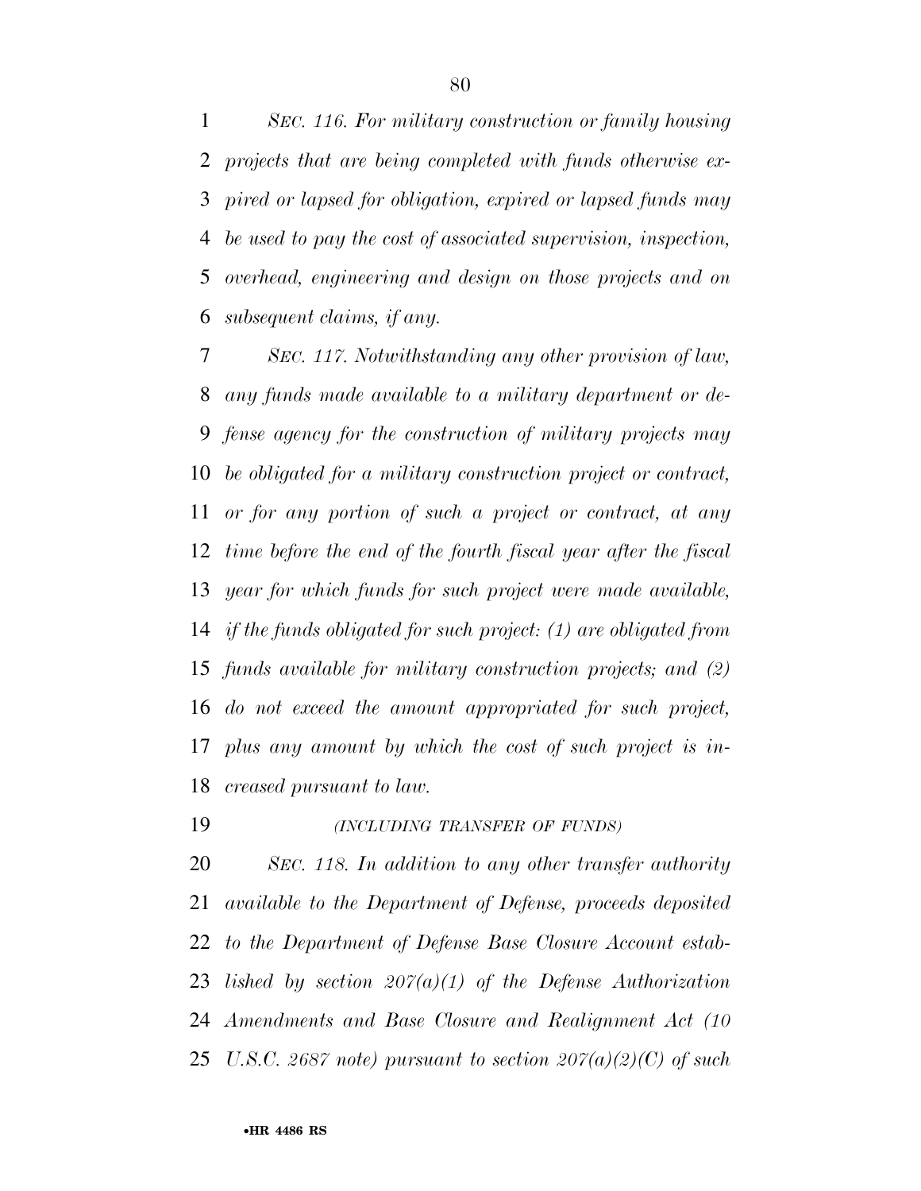*SEC. 116. For military construction or family housing projects that are being completed with funds otherwise expired or lapsed for obligation, expired or lapsed funds may be used to pay the cost of associated supervision, inspection, overhead, engineering and design on those projects and on subsequent claims, if any.*

*SEC. 117. Notwithstanding any other provision of law, any funds made available to a military department or defense agency for the construction of military projects may be obligated for a military construction project or contract, or for any portion of such a project or contract, at any time before the end of the fourth fiscal year after the fiscal year for which funds for such project were made available, if the funds obligated for such project: (1) are obligated from funds available for military construction projects; and (2) do not exceed the amount appropriated for such project, plus any amount by which the cost of such project is increased pursuant to law.*

*(INCLUDING TRANSFER OF FUNDS)*

*SEC. 118. In addition to any other transfer authority available to the Department of Defense, proceeds deposited to the Department of Defense Base Closure Account established by section 207(a)(1) of the Defense Authorization Amendments and Base Closure and Realignment Act (10 U.S.C. 2687 note) pursuant to section 207(a)(2)(C) of such*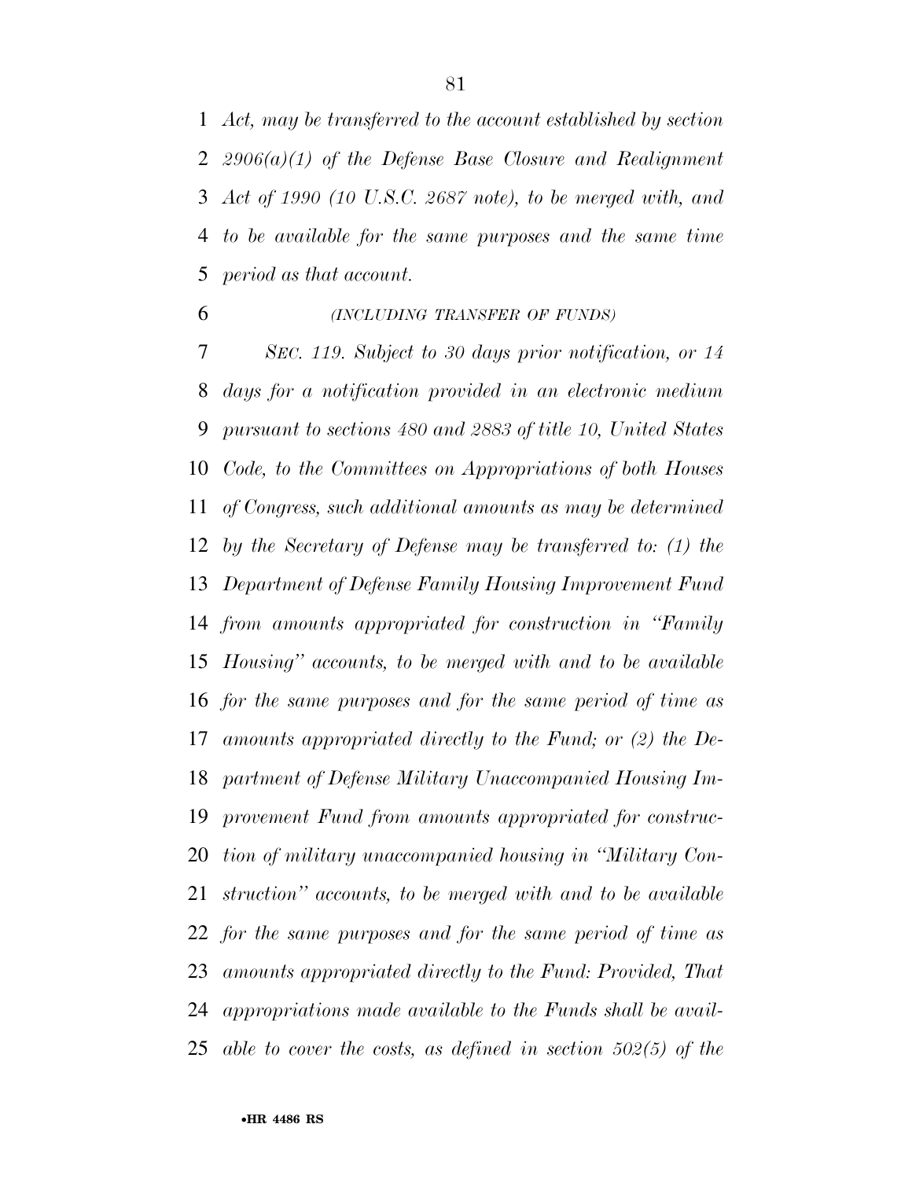*Act, may be transferred to the account established by section 2906(a)(1) of the Defense Base Closure and Realignment Act of 1990 (10 U.S.C. 2687 note), to be merged with, and to be available for the same purposes and the same time period as that account.*

*(INCLUDING TRANSFER OF FUNDS)*

*SEC. 119. Subject to 30 days prior notification, or 14 days for a notification provided in an electronic medium pursuant to sections 480 and 2883 of title 10, United States Code, to the Committees on Appropriations of both Houses of Congress, such additional amounts as may be determined by the Secretary of Defense may be transferred to: (1) the Department of Defense Family Housing Improvement Fund from amounts appropriated for construction in "Family Housing" accounts, to be merged with and to be available for the same purposes and for the same period of time as amounts appropriated directly to the Fund; or (2) the Department of Defense Military Unaccompanied Housing Improvement Fund from amounts appropriated for construction of military unaccompanied housing in "Military Construction" accounts, to be merged with and to be available for the same purposes and for the same period of time as amounts appropriated directly to the Fund: Provided, That appropriations made available to the Funds shall be available to cover the costs, as defined in section 502(5) of the*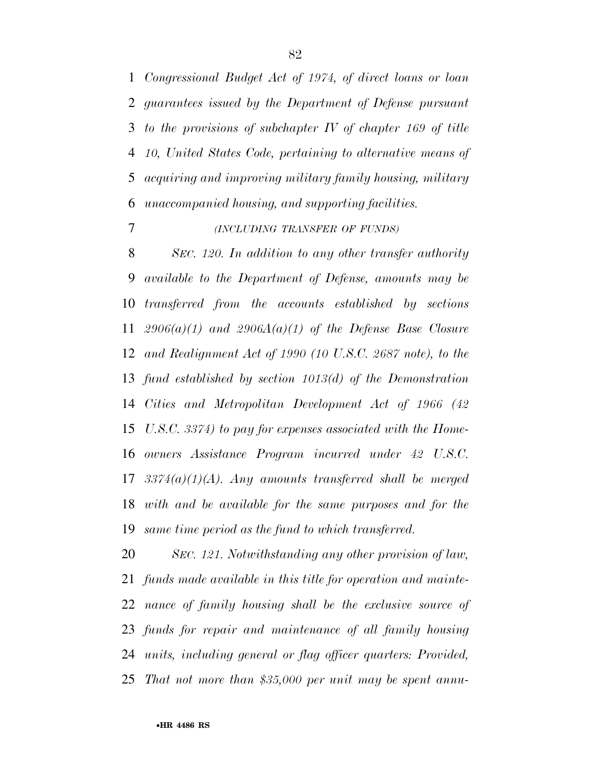*Congressional Budget Act of 1974, of direct loans or loan guarantees issued by the Department of Defense pursuant to the provisions of subchapter IV of chapter 169 of title 10, United States Code, pertaining to alternative means of acquiring and improving military family housing, military unaccompanied housing, and supporting facilities.*

*(INCLUDING TRANSFER OF FUNDS)*

*SEC. 120. In addition to any other transfer authority available to the Department of Defense, amounts may be transferred from the accounts established by sections 2906(a)(1) and 2906A(a)(1) of the Defense Base Closure and Realignment Act of 1990 (10 U.S.C. 2687 note), to the fund established by section 1013(d) of the Demonstration Cities and Metropolitan Development Act of 1966 (42 U.S.C. 3374) to pay for expenses associated with the Homeowners Assistance Program incurred under 42 U.S.C. 3374(a)(1)(A). Any amounts transferred shall be merged with and be available for the same purposes and for the same time period as the fund to which transferred.*

*SEC. 121. Notwithstanding any other provision of law, funds made available in this title for operation and maintenance of family housing shall be the exclusive source of funds for repair and maintenance of all family housing units, including general or flag officer quarters: Provided, That not more than $35,000 per unit may be spent annu-*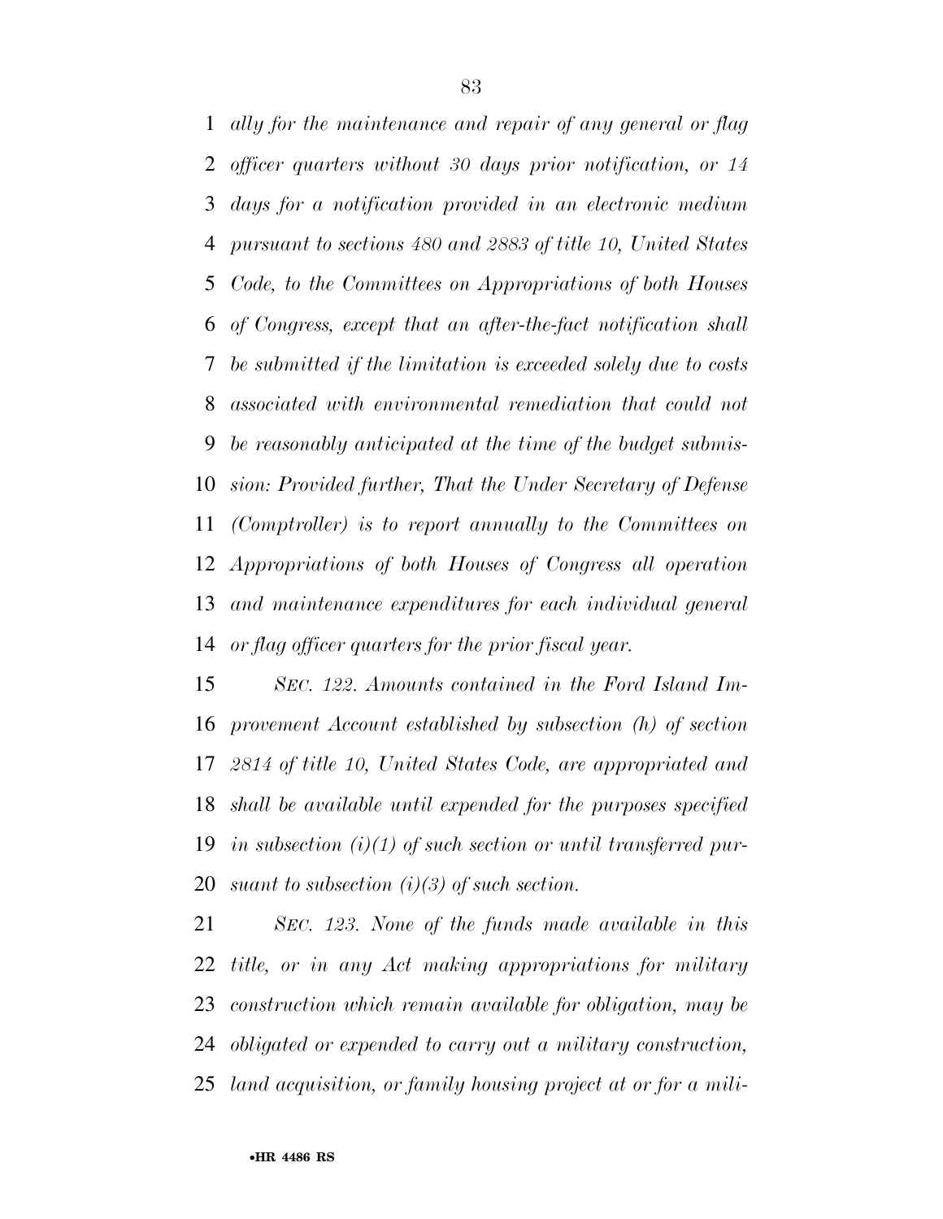*ally for the maintenance and repair of any general or flag officer quarters without 30 days prior notification, or 14 days for a notification provided in an electronic medium pursuant to sections 480 and 2883 of title 10, United States Code, to the Committees on Appropriations of both Houses of Congress, except that an after-the-fact notification shall be submitted if the limitation is exceeded solely due to costs associated with environmental remediation that could not be reasonably anticipated at the time of the budget submission: Provided further, That the Under Secretary of Defense (Comptroller) is to report annually to the Committees on Appropriations of both Houses of Congress all operation and maintenance expenditures for each individual general or flag officer quarters for the prior fiscal year.*

*SEC. 122. Amounts contained in the Ford Island Improvement Account established by subsection (h) of section 2814 of title 10, United States Code, are appropriated and shall be available until expended for the purposes specified in subsection (i)(1) of such section or until transferred pursuant to subsection (i)(3) of such section.*

*SEC. 123. None of the funds made available in this title, or in any Act making appropriations for military construction which remain available for obligation, may be obligated or expended to carry out a military construction, land acquisition, or family housing project at or for a mili-*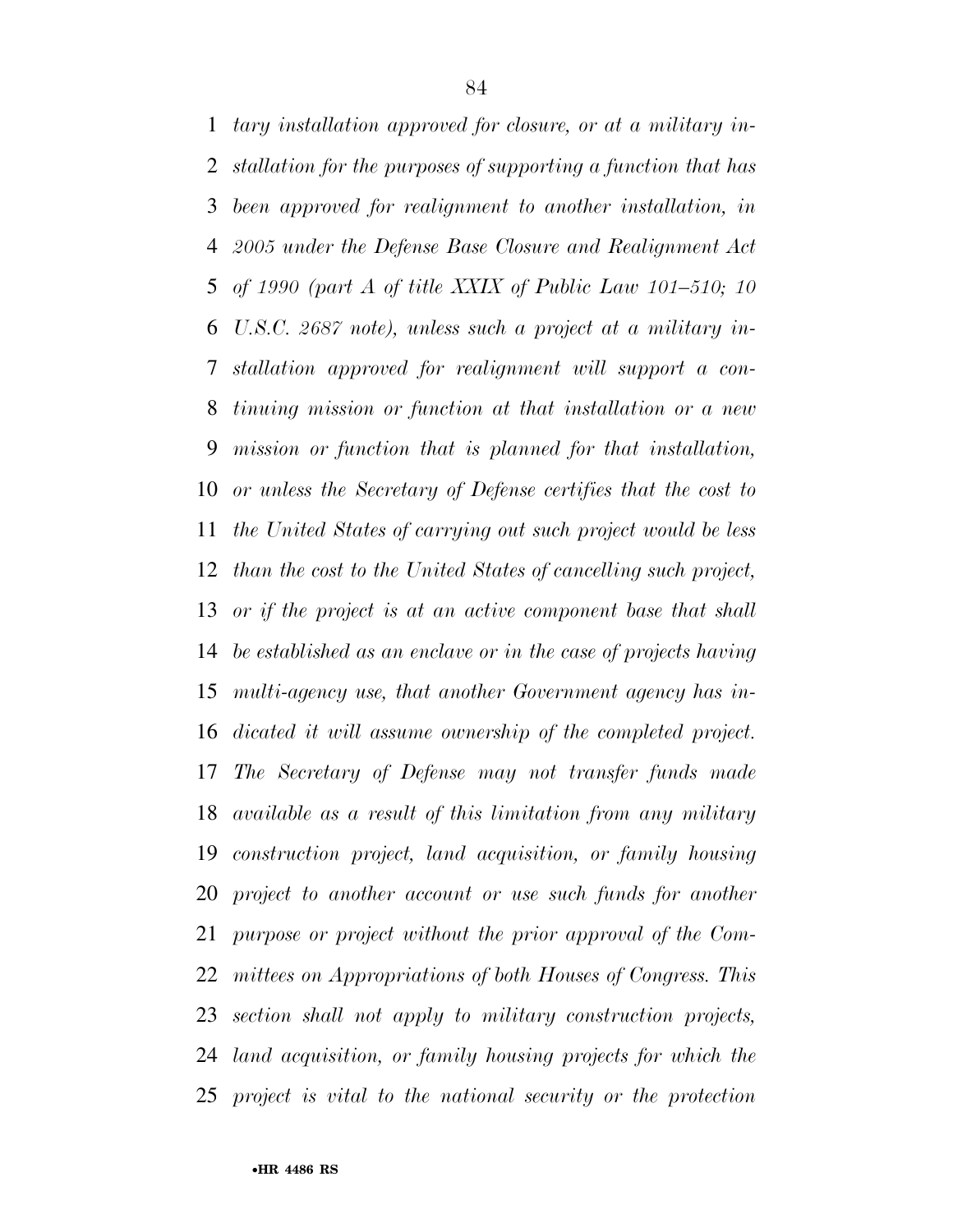*tary installation approved for closure, or at a military installation for the purposes of supporting a function that has been approved for realignment to another installation, in 2005 under the Defense Base Closure and Realignment Act of 1990 (part A of title XXIX of Public Law 101–510; 10 U.S.C. 2687 note), unless such a project at a military installation approved for realignment will support a continuing mission or function at that installation or a new mission or function that is planned for that installation, or unless the Secretary of Defense certifies that the cost to the United States of carrying out such project would be less than the cost to the United States of cancelling such project, or if the project is at an active component base that shall be established as an enclave or in the case of projects having multi-agency use, that another Government agency has indicated it will assume ownership of the completed project. The Secretary of Defense may not transfer funds made available as a result of this limitation from any military construction project, land acquisition, or family housing project to another account or use such funds for another purpose or project without the prior approval of the Committees on Appropriations of both Houses of Congress. This section shall not apply to military construction projects, land acquisition, or family housing projects for which the project is vital to the national security or the protection*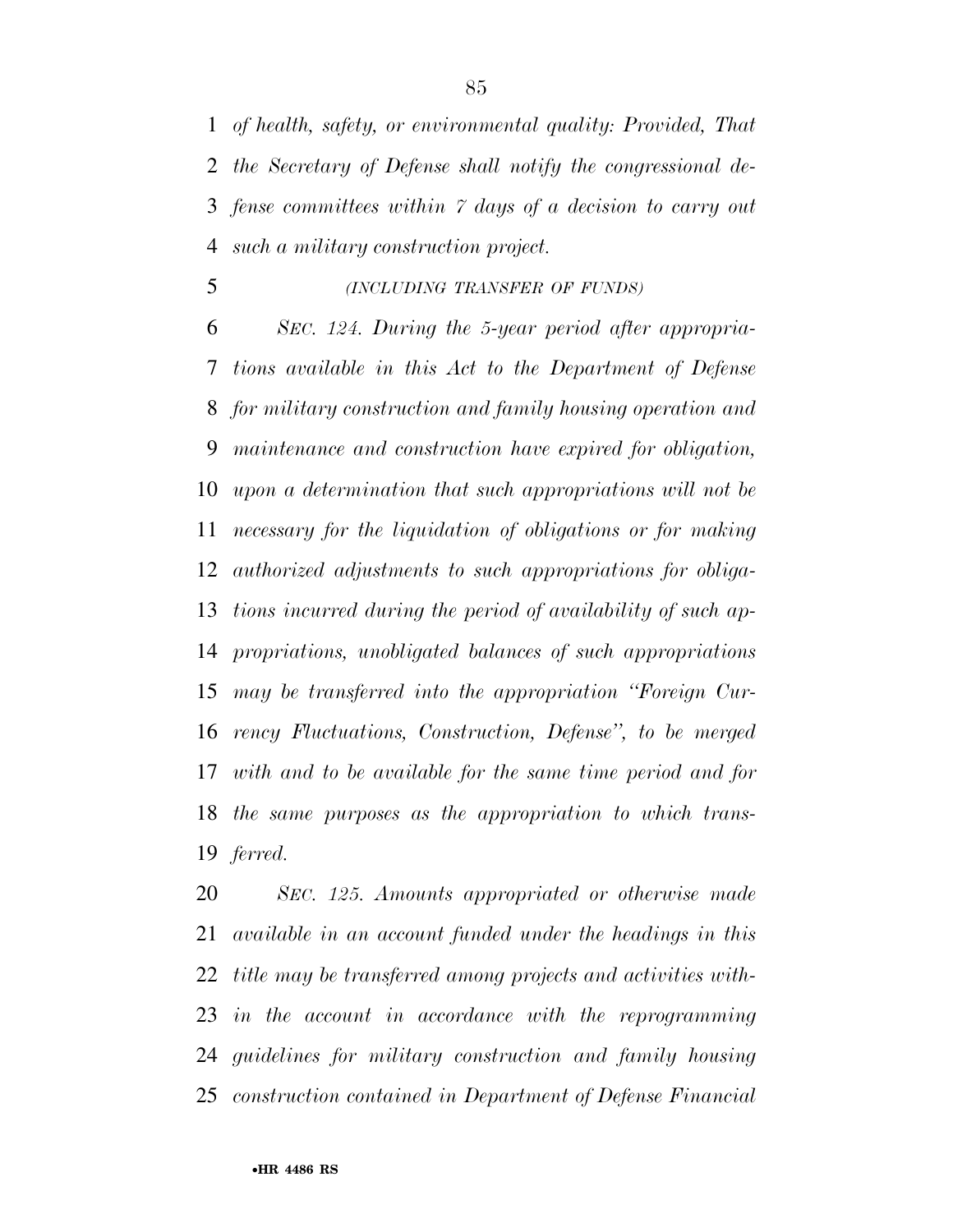*of health, safety, or environmental quality: Provided, That the Secretary of Defense shall notify the congressional defense committees within 7 days of a decision to carry out such a military construction project.*

*(INCLUDING TRANSFER OF FUNDS)*

*SEC. 124. During the 5-year period after appropriations available in this Act to the Department of Defense for military construction and family housing operation and maintenance and construction have expired for obligation, upon a determination that such appropriations will not be necessary for the liquidation of obligations or for making authorized adjustments to such appropriations for obligations incurred during the period of availability of such appropriations, unobligated balances of such appropriations may be transferred into the appropriation "Foreign Currency Fluctuations, Construction, Defense", to be merged with and to be available for the same time period and for the same purposes as the appropriation to which transferred.*

*SEC. 125. Amounts appropriated or otherwise made available in an account funded under the headings in this title may be transferred among projects and activities within the account in accordance with the reprogramming guidelines for military construction and family housing construction contained in Department of Defense Financial*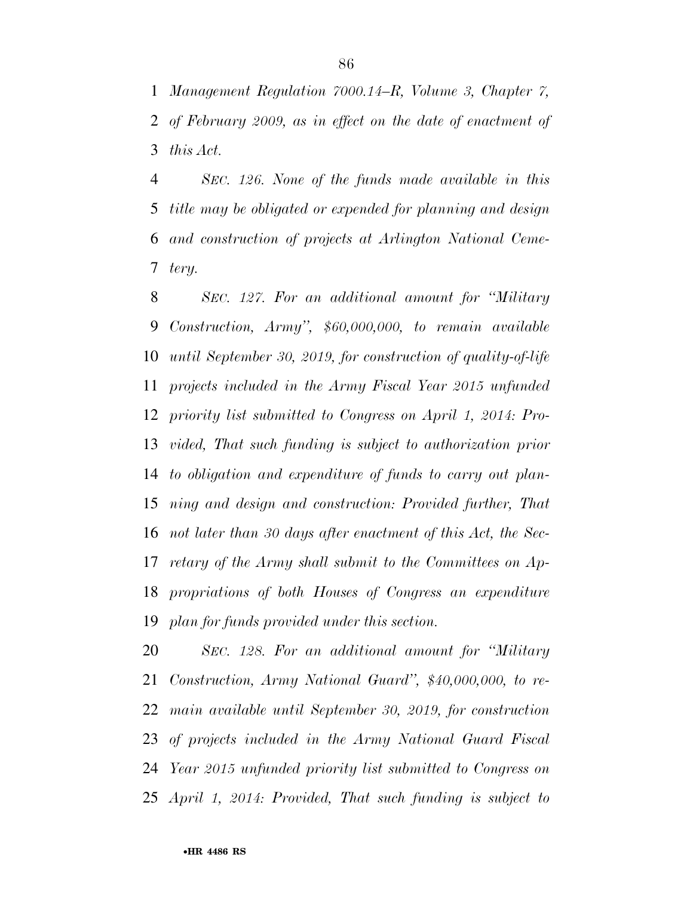*Management Regulation 7000.14–R, Volume 3, Chapter 7, of February 2009, as in effect on the date of enactment of this Act.*

*SEC. 126. None of the funds made available in this title may be obligated or expended for planning and design and construction of projects at Arlington National Cemetery.*

*SEC. 127. For an additional amount for ''Military Construction, Army'', $60,000,000, to remain available until September 30, 2019, for construction of quality-of-life projects included in the Army Fiscal Year 2015 unfunded priority list submitted to Congress on April 1, 2014: Provided, That such funding is subject to authorization prior to obligation and expenditure of funds to carry out planning and design and construction: Provided further, That not later than 30 days after enactment of this Act, the Secretary of the Army shall submit to the Committees on Appropriations of both Houses of Congress an expenditure plan for funds provided under this section.*

*SEC. 128. For an additional amount for ''Military Construction, Army National Guard'', $40,000,000, to remain available until September 30, 2019, for construction of projects included in the Army National Guard Fiscal Year 2015 unfunded priority list submitted to Congress on April 1, 2014: Provided, That such funding is subject to*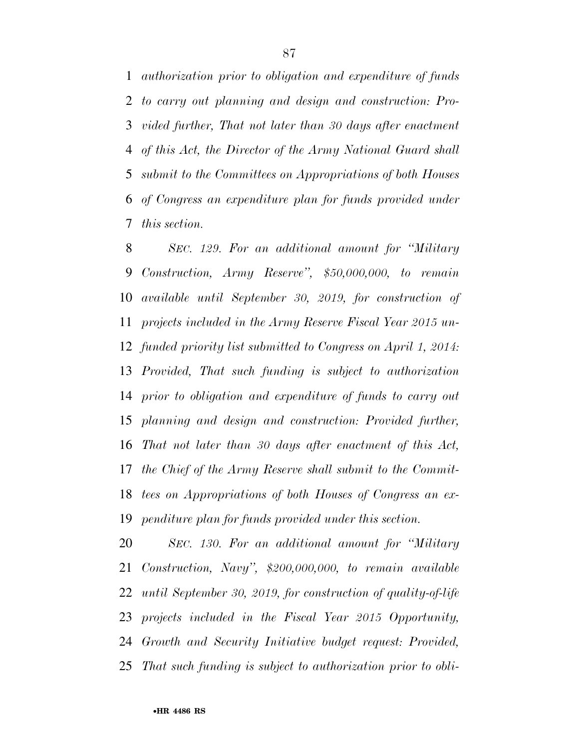*authorization prior to obligation and expenditure of funds to carry out planning and design and construction: Provided further, That not later than 30 days after enactment of this Act, the Director of the Army National Guard shall submit to the Committees on Appropriations of both Houses of Congress an expenditure plan for funds provided under this section.*

*SEC. 129. For an additional amount for "Military Construction, Army Reserve", $50,000,000, to remain available until September 30, 2019, for construction of projects included in the Army Reserve Fiscal Year 2015 unfunded priority list submitted to Congress on April 1, 2014: Provided, That such funding is subject to authorization prior to obligation and expenditure of funds to carry out planning and design and construction: Provided further, That not later than 30 days after enactment of this Act, the Chief of the Army Reserve shall submit to the Committees on Appropriations of both Houses of Congress an expenditure plan for funds provided under this section.*

*SEC. 130. For an additional amount for "Military Construction, Navy", $200,000,000, to remain available until September 30, 2019, for construction of quality-of-life projects included in the Fiscal Year 2015 Opportunity, Growth and Security Initiative budget request: Provided, That such funding is subject to authorization prior to obli-*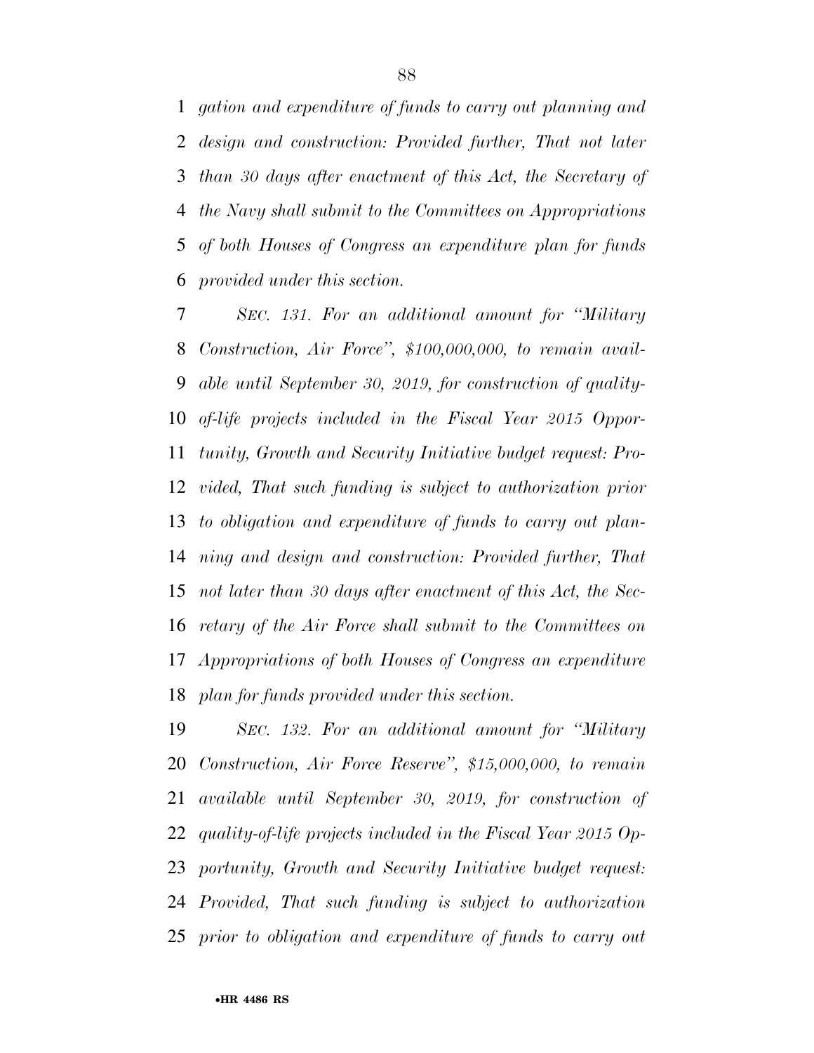*gation and expenditure of funds to carry out planning and design and construction: Provided further, That not later than 30 days after enactment of this Act, the Secretary of the Navy shall submit to the Committees on Appropriations of both Houses of Congress an expenditure plan for funds provided under this section.*

*SEC. 131. For an additional amount for "Military Construction, Air Force", $100,000,000, to remain available until September 30, 2019, for construction of quality-of-life projects included in the Fiscal Year 2015 Opportunity, Growth and Security Initiative budget request: Provided, That such funding is subject to authorization prior to obligation and expenditure of funds to carry out planning and design and construction: Provided further, That not later than 30 days after enactment of this Act, the Secretary of the Air Force shall submit to the Committees on Appropriations of both Houses of Congress an expenditure plan for funds provided under this section.*

*SEC. 132. For an additional amount for "Military Construction, Air Force Reserve", $15,000,000, to remain available until September 30, 2019, for construction of quality-of-life projects included in the Fiscal Year 2015 Opportunity, Growth and Security Initiative budget request: Provided, That such funding is subject to authorization prior to obligation and expenditure of funds to carry out*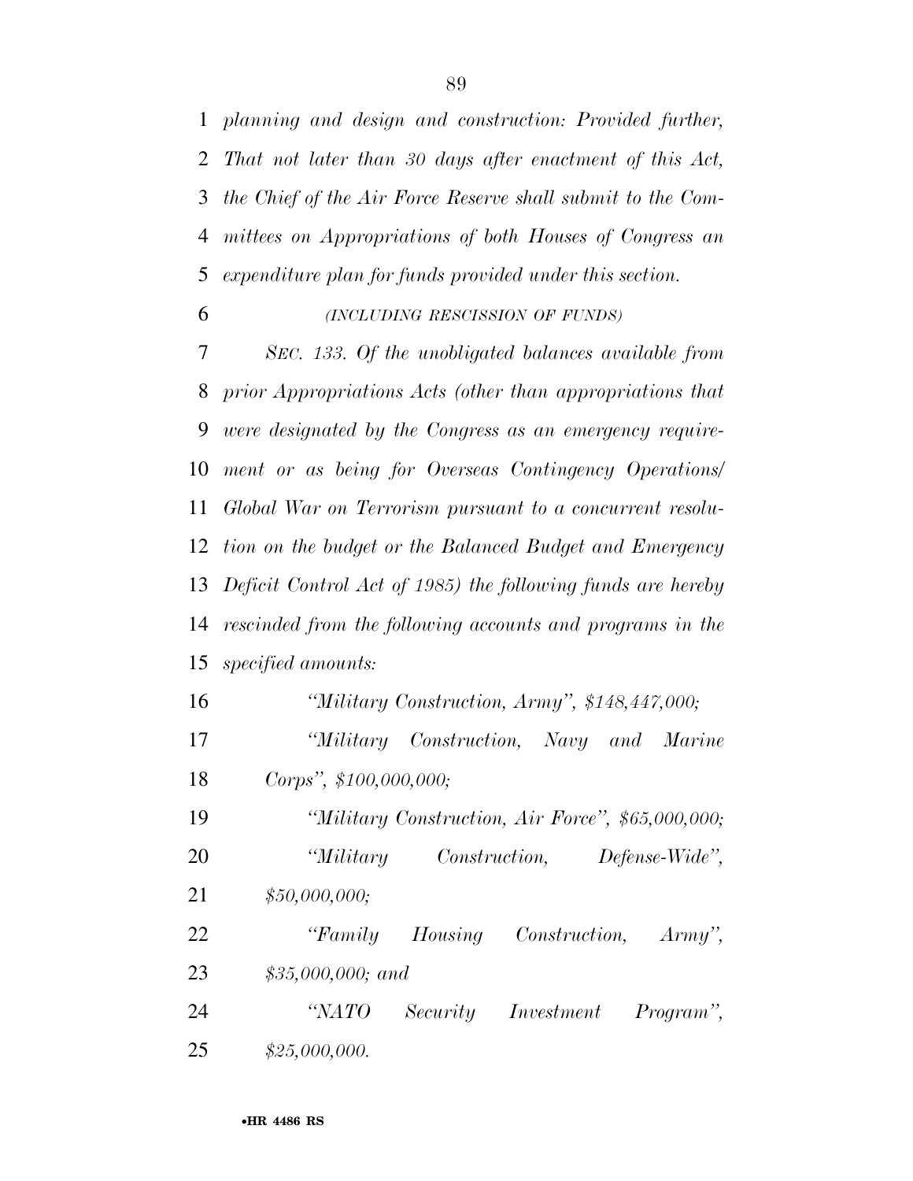*planning and design and construction: Provided further, That not later than 30 days after enactment of this Act, the Chief of the Air Force Reserve shall submit to the Committees on Appropriations of both Houses of Congress an expenditure plan for funds provided under this section.*

*(INCLUDING RESCISSION OF FUNDS)*

*SEC. 133. Of the unobligated balances available from prior Appropriations Acts (other than appropriations that were designated by the Congress as an emergency requirement or as being for Overseas Contingency Operations/Global War on Terrorism pursuant to a concurrent resolution on the budget or the Balanced Budget and Emergency Deficit Control Act of 1985) the following funds are hereby rescinded from the following accounts and programs in the specified amounts:*

*"Military Construction, Army", $148,447,000;*

*"Military Construction, Navy and Marine Corps", $100,000,000;*

*"Military Construction, Air Force", $65,000,000;*

*"Military Construction, Defense-Wide", $50,000,000;*

*"Family Housing Construction, Army", $35,000,000; and*

*"NATO Security Investment Program", $25,000,000.*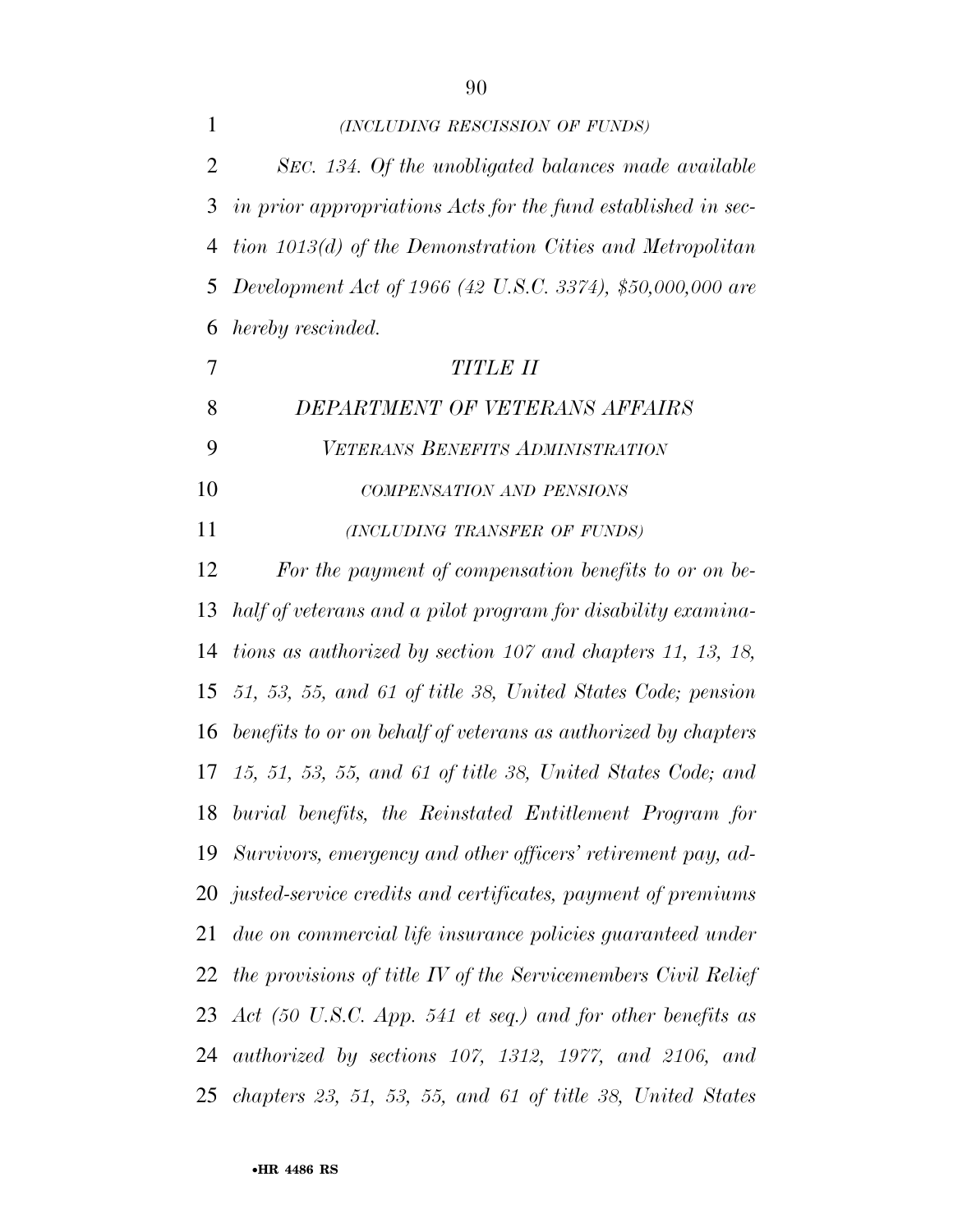*(INCLUDING RESCISSION OF FUNDS)*

*SEC. 134. Of the unobligated balances made available in prior appropriations Acts for the fund established in section 1013(d) of the Demonstration Cities and Metropolitan Development Act of 1966 (42 U.S.C. 3374), $50,000,000 are hereby rescinded.*

## *TITLE II*

## *DEPARTMENT OF VETERANS AFFAIRS*

### *VETERANS BENEFITS ADMINISTRATION*

#### *COMPENSATION AND PENSIONS*

*(INCLUDING TRANSFER OF FUNDS)*

*For the payment of compensation benefits to or on behalf of veterans and a pilot program for disability examinations as authorized by section 107 and chapters 11, 13, 18, 51, 53, 55, and 61 of title 38, United States Code; pension benefits to or on behalf of veterans as authorized by chapters 15, 51, 53, 55, and 61 of title 38, United States Code; and burial benefits, the Reinstated Entitlement Program for Survivors, emergency and other officers' retirement pay, adjusted-service credits and certificates, payment of premiums due on commercial life insurance policies guaranteed under the provisions of title IV of the Servicemembers Civil Relief Act (50 U.S.C. App. 541 et seq.) and for other benefits as authorized by sections 107, 1312, 1977, and 2106, and chapters 23, 51, 53, 55, and 61 of title 38, United States*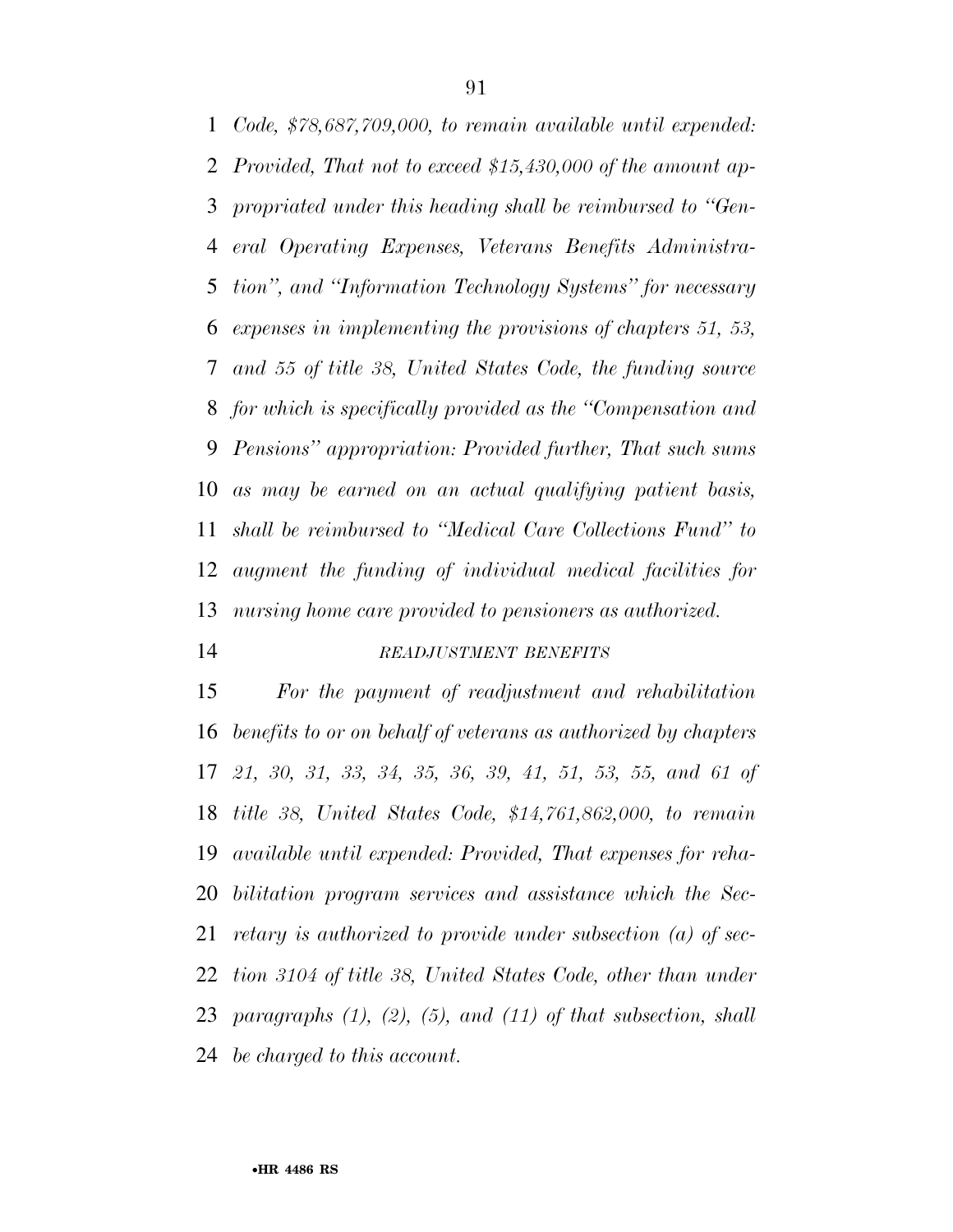*Code, $78,687,709,000, to remain available until expended: Provided, That not to exceed $15,430,000 of the amount appropriated under this heading shall be reimbursed to "General Operating Expenses, Veterans Benefits Administration", and "Information Technology Systems" for necessary expenses in implementing the provisions of chapters 51, 53, and 55 of title 38, United States Code, the funding source for which is specifically provided as the "Compensation and Pensions" appropriation: Provided further, That such sums as may be earned on an actual qualifying patient basis, shall be reimbursed to "Medical Care Collections Fund" to augment the funding of individual medical facilities for nursing home care provided to pensioners as authorized.*

*READJUSTMENT BENEFITS*

*For the payment of readjustment and rehabilitation benefits to or on behalf of veterans as authorized by chapters 21, 30, 31, 33, 34, 35, 36, 39, 41, 51, 53, 55, and 61 of title 38, United States Code, $14,761,862,000, to remain available until expended: Provided, That expenses for rehabilitation program services and assistance which the Secretary is authorized to provide under subsection (a) of section 3104 of title 38, United States Code, other than under paragraphs (1), (2), (5), and (11) of that subsection, shall be charged to this account.*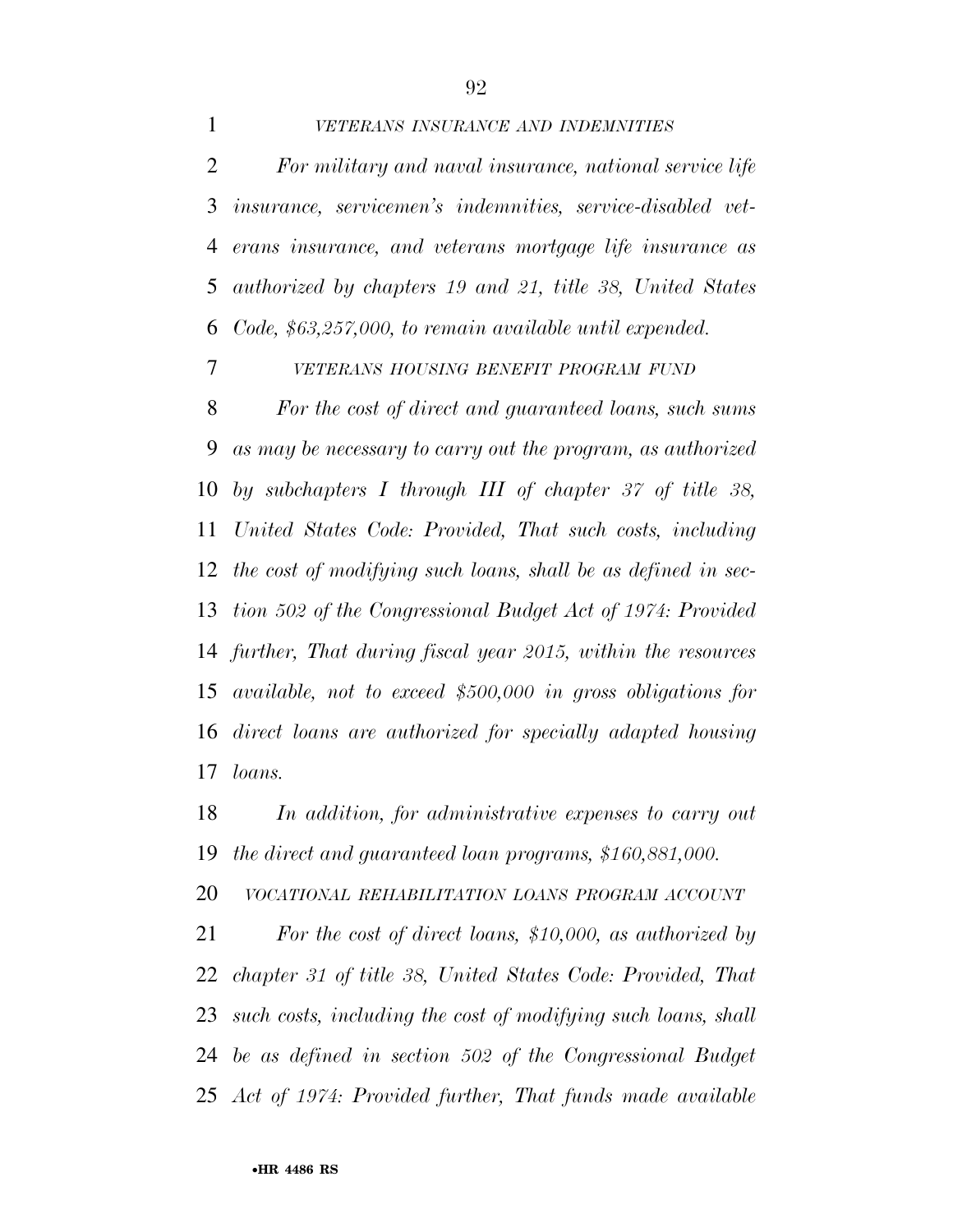*VETERANS INSURANCE AND INDEMNITIES*

*For military and naval insurance, national service life insurance, servicemen's indemnities, service-disabled veterans insurance, and veterans mortgage life insurance as authorized by chapters 19 and 21, title 38, United States Code, $63,257,000, to remain available until expended.*

*VETERANS HOUSING BENEFIT PROGRAM FUND*

*For the cost of direct and guaranteed loans, such sums as may be necessary to carry out the program, as authorized by subchapters I through III of chapter 37 of title 38, United States Code: Provided, That such costs, including the cost of modifying such loans, shall be as defined in section 502 of the Congressional Budget Act of 1974: Provided further, That during fiscal year 2015, within the resources available, not to exceed $500,000 in gross obligations for direct loans are authorized for specially adapted housing loans.*

*In addition, for administrative expenses to carry out the direct and guaranteed loan programs, $160,881,000.*

*VOCATIONAL REHABILITATION LOANS PROGRAM ACCOUNT*

*For the cost of direct loans, $10,000, as authorized by chapter 31 of title 38, United States Code: Provided, That such costs, including the cost of modifying such loans, shall be as defined in section 502 of the Congressional Budget Act of 1974: Provided further, That funds made available*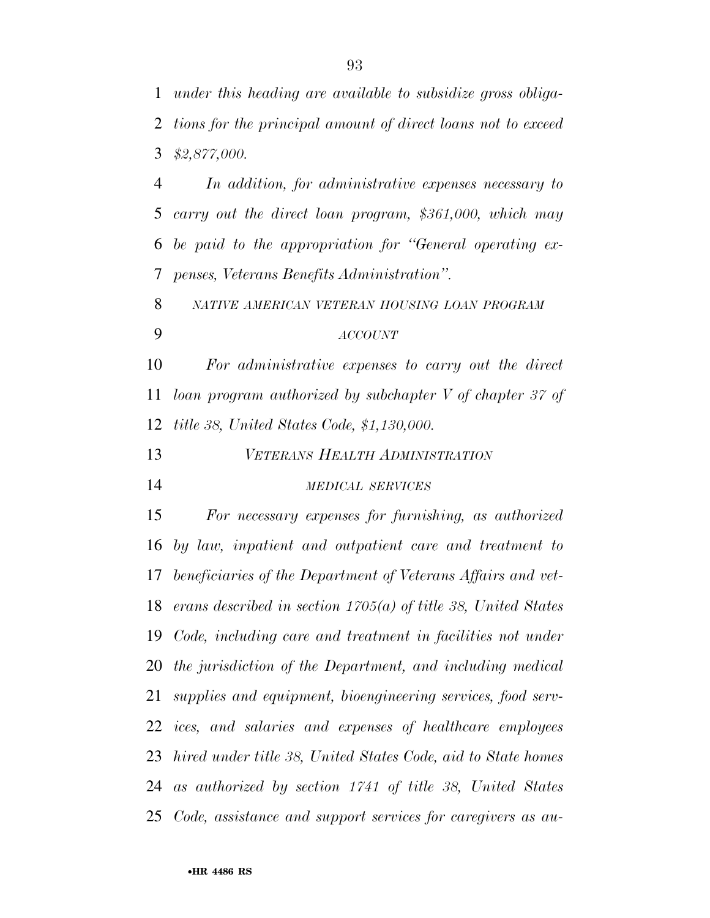*under this heading are available to subsidize gross obligations for the principal amount of direct loans not to exceed $2,877,000.*

*In addition, for administrative expenses necessary to carry out the direct loan program, $361,000, which may be paid to the appropriation for "General operating expenses, Veterans Benefits Administration".*

### *NATIVE AMERICAN VETERAN HOUSING LOAN PROGRAM ACCOUNT*

*For administrative expenses to carry out the direct loan program authorized by subchapter V of chapter 37 of title 38, United States Code, $1,130,000.*

## *VETERANS HEALTH ADMINISTRATION*

### *MEDICAL SERVICES*

*For necessary expenses for furnishing, as authorized by law, inpatient and outpatient care and treatment to beneficiaries of the Department of Veterans Affairs and veterans described in section 1705(a) of title 38, United States Code, including care and treatment in facilities not under the jurisdiction of the Department, and including medical supplies and equipment, bioengineering services, food services, and salaries and expenses of healthcare employees hired under title 38, United States Code, aid to State homes as authorized by section 1741 of title 38, United States Code, assistance and support services for caregivers as au-*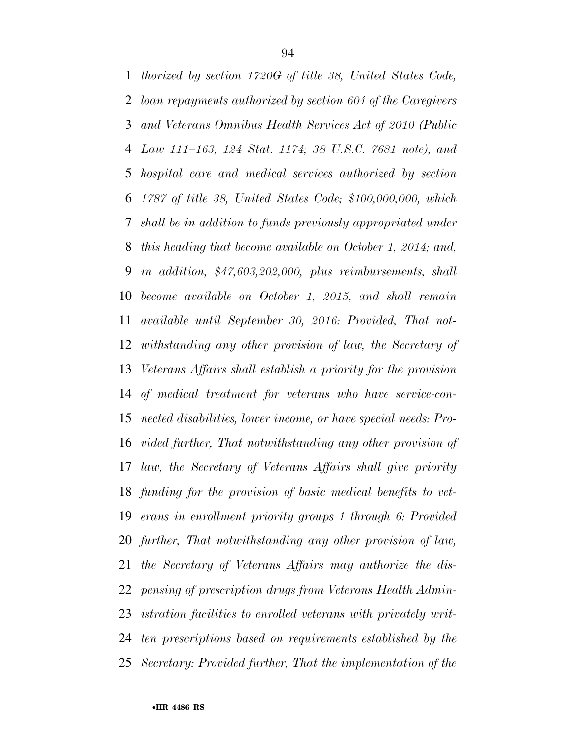*thorized by section 1720G of title 38, United States Code, loan repayments authorized by section 604 of the Caregivers and Veterans Omnibus Health Services Act of 2010 (Public Law 111–163; 124 Stat. 1174; 38 U.S.C. 7681 note), and hospital care and medical services authorized by section 1787 of title 38, United States Code; $100,000,000, which shall be in addition to funds previously appropriated under this heading that become available on October 1, 2014; and, in addition, $47,603,202,000, plus reimbursements, shall become available on October 1, 2015, and shall remain available until September 30, 2016: Provided, That notwithstanding any other provision of law, the Secretary of Veterans Affairs shall establish a priority for the provision of medical treatment for veterans who have service-connected disabilities, lower income, or have special needs: Provided further, That notwithstanding any other provision of law, the Secretary of Veterans Affairs shall give priority funding for the provision of basic medical benefits to veterans in enrollment priority groups 1 through 6: Provided further, That notwithstanding any other provision of law, the Secretary of Veterans Affairs may authorize the dispensing of prescription drugs from Veterans Health Administration facilities to enrolled veterans with privately written prescriptions based on requirements established by the Secretary: Provided further, That the implementation of the*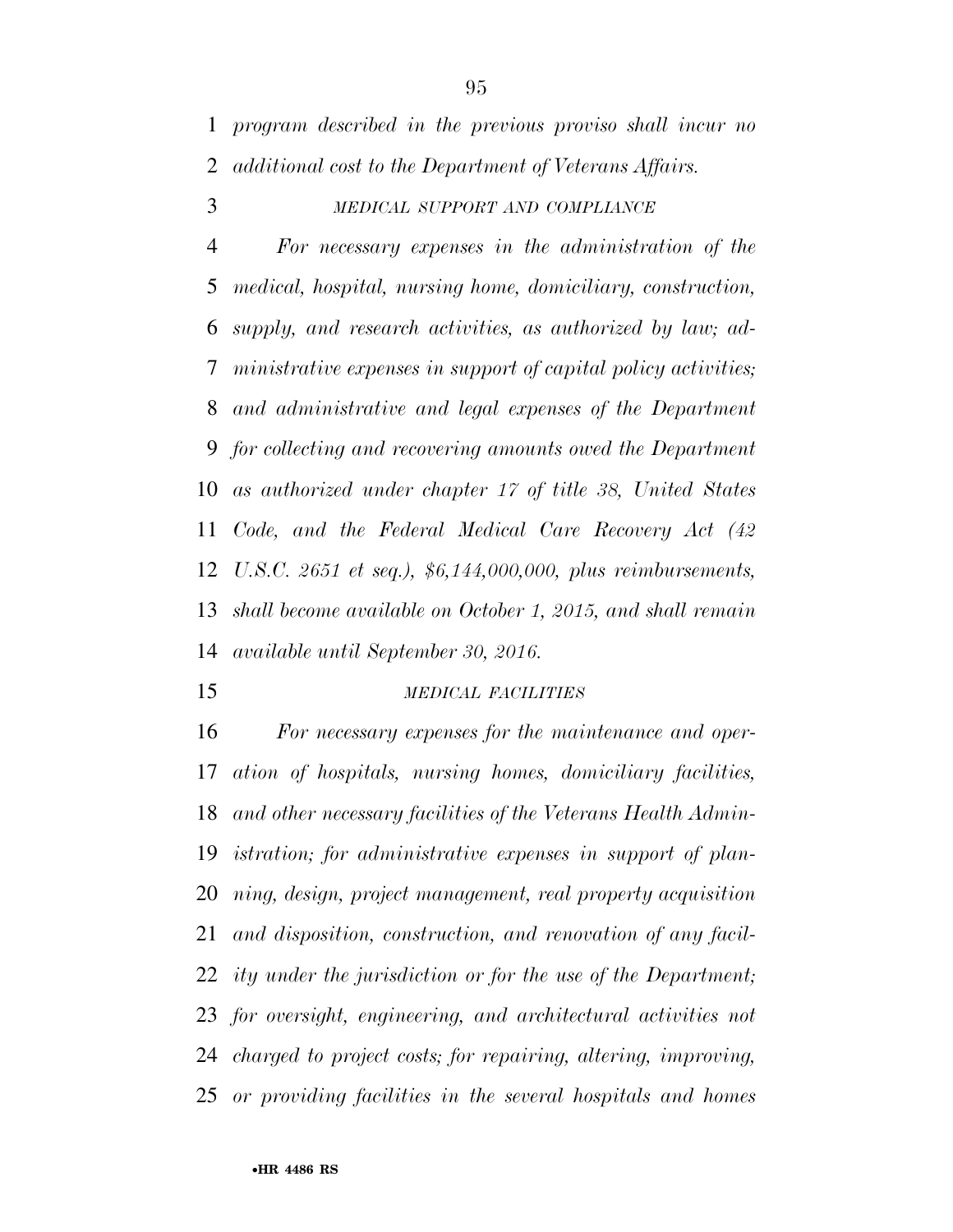*program described in the previous proviso shall incur no additional cost to the Department of Veterans Affairs.*

MEDICAL SUPPORT AND COMPLIANCE

*For necessary expenses in the administration of the medical, hospital, nursing home, domiciliary, construction, supply, and research activities, as authorized by law; administrative expenses in support of capital policy activities; and administrative and legal expenses of the Department for collecting and recovering amounts owed the Department as authorized under chapter 17 of title 38, United States Code, and the Federal Medical Care Recovery Act (42 U.S.C. 2651 et seq.), $6,144,000,000, plus reimbursements, shall become available on October 1, 2015, and shall remain available until September 30, 2016.*

MEDICAL FACILITIES

*For necessary expenses for the maintenance and operation of hospitals, nursing homes, domiciliary facilities, and other necessary facilities of the Veterans Health Administration; for administrative expenses in support of planning, design, project management, real property acquisition and disposition, construction, and renovation of any facility under the jurisdiction or for the use of the Department; for oversight, engineering, and architectural activities not charged to project costs; for repairing, altering, improving, or providing facilities in the several hospitals and homes*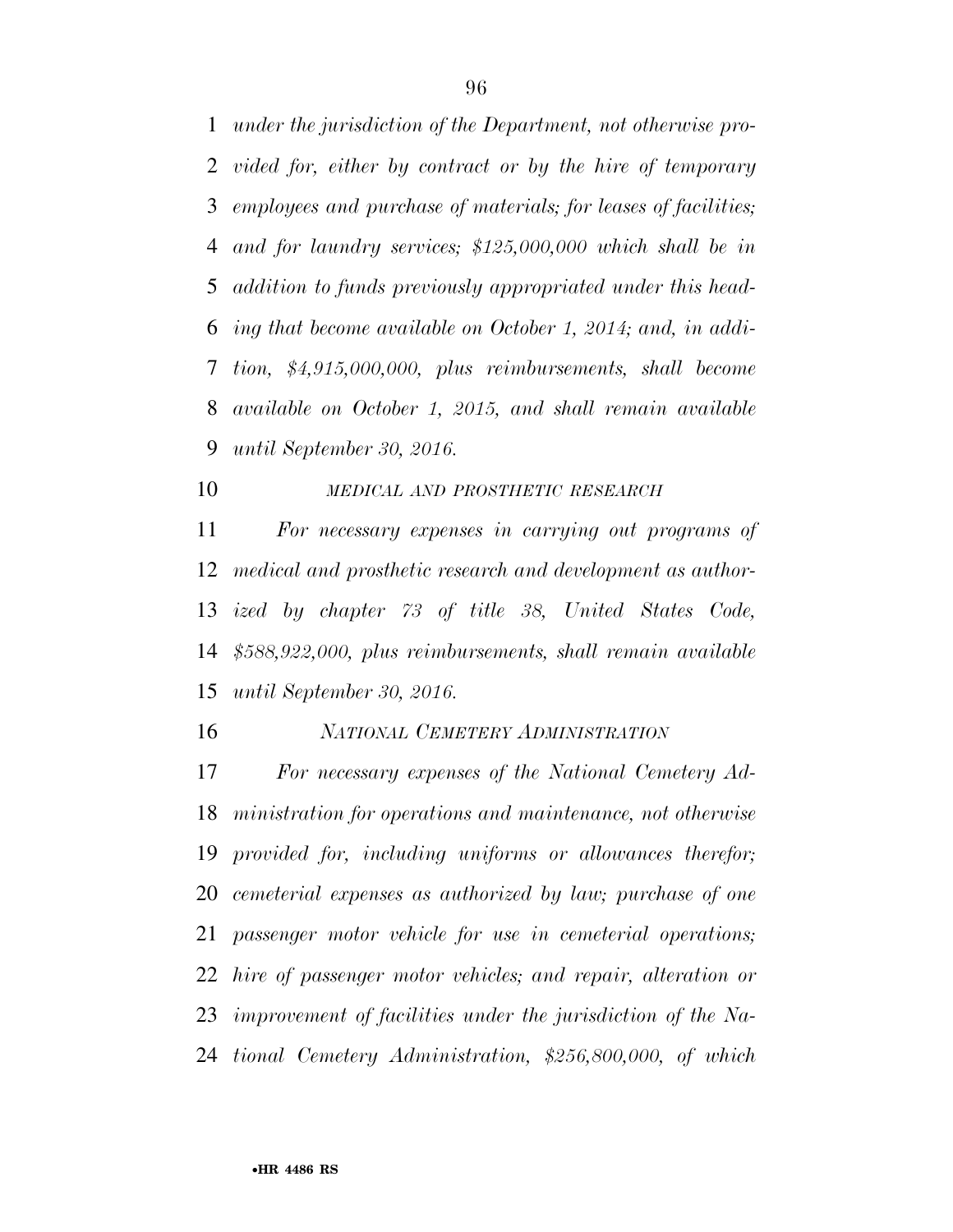*under the jurisdiction of the Department, not otherwise provided for, either by contract or by the hire of temporary employees and purchase of materials; for leases of facilities; and for laundry services; $125,000,000 which shall be in addition to funds previously appropriated under this heading that become available on October 1, 2014; and, in addition, $4,915,000,000, plus reimbursements, shall become available on October 1, 2015, and shall remain available until September 30, 2016.*

*MEDICAL AND PROSTHETIC RESEARCH*

*For necessary expenses in carrying out programs of medical and prosthetic research and development as authorized by chapter 73 of title 38, United States Code, $588,922,000, plus reimbursements, shall remain available until September 30, 2016.*

*NATIONAL CEMETERY ADMINISTRATION*

*For necessary expenses of the National Cemetery Administration for operations and maintenance, not otherwise provided for, including uniforms or allowances therefor; cemeterial expenses as authorized by law; purchase of one passenger motor vehicle for use in cemeterial operations; hire of passenger motor vehicles; and repair, alteration or improvement of facilities under the jurisdiction of the National Cemetery Administration, $256,800,000, of which*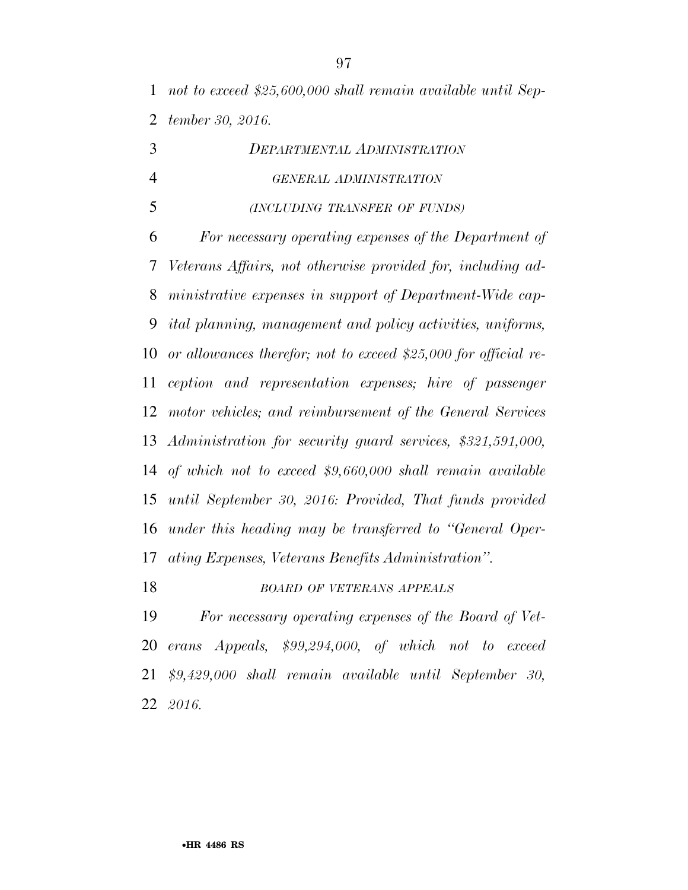*not to exceed $25,600,000 shall remain available until September 30, 2016.*

*DEPARTMENTAL ADMINISTRATION*

*GENERAL ADMINISTRATION*

*(INCLUDING TRANSFER OF FUNDS)*

*For necessary operating expenses of the Department of Veterans Affairs, not otherwise provided for, including administrative expenses in support of Department-Wide capital planning, management and policy activities, uniforms, or allowances therefor; not to exceed $25,000 for official reception and representation expenses; hire of passenger motor vehicles; and reimbursement of the General Services Administration for security guard services, $321,591,000, of which not to exceed $9,660,000 shall remain available until September 30, 2016: Provided, That funds provided under this heading may be transferred to "General Operating Expenses, Veterans Benefits Administration".*

*BOARD OF VETERANS APPEALS*

*For necessary operating expenses of the Board of Veterans Appeals, $99,294,000, of which not to exceed $9,429,000 shall remain available until September 30, 2016.*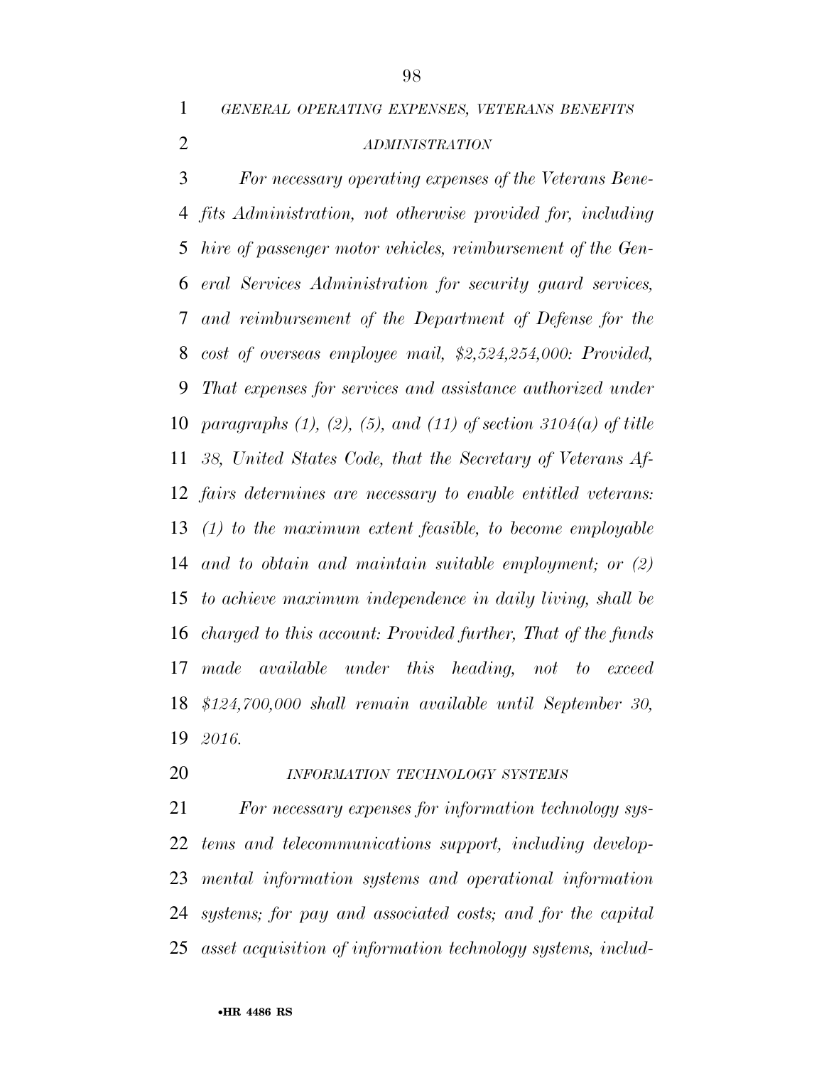*GENERAL OPERATING EXPENSES, VETERANS BENEFITS ADMINISTRATION*

*For necessary operating expenses of the Veterans Benefits Administration, not otherwise provided for, including hire of passenger motor vehicles, reimbursement of the General Services Administration for security guard services, and reimbursement of the Department of Defense for the cost of overseas employee mail, $2,524,254,000: Provided, That expenses for services and assistance authorized under paragraphs (1), (2), (5), and (11) of section 3104(a) of title 38, United States Code, that the Secretary of Veterans Affairs determines are necessary to enable entitled veterans: (1) to the maximum extent feasible, to become employable and to obtain and maintain suitable employment; or (2) to achieve maximum independence in daily living, shall be charged to this account: Provided further, That of the funds made available under this heading, not to exceed $124,700,000 shall remain available until September 30, 2016.*

*INFORMATION TECHNOLOGY SYSTEMS*

*For necessary expenses for information technology systems and telecommunications support, including developmental information systems and operational information systems; for pay and associated costs; and for the capital asset acquisition of information technology systems, includ-*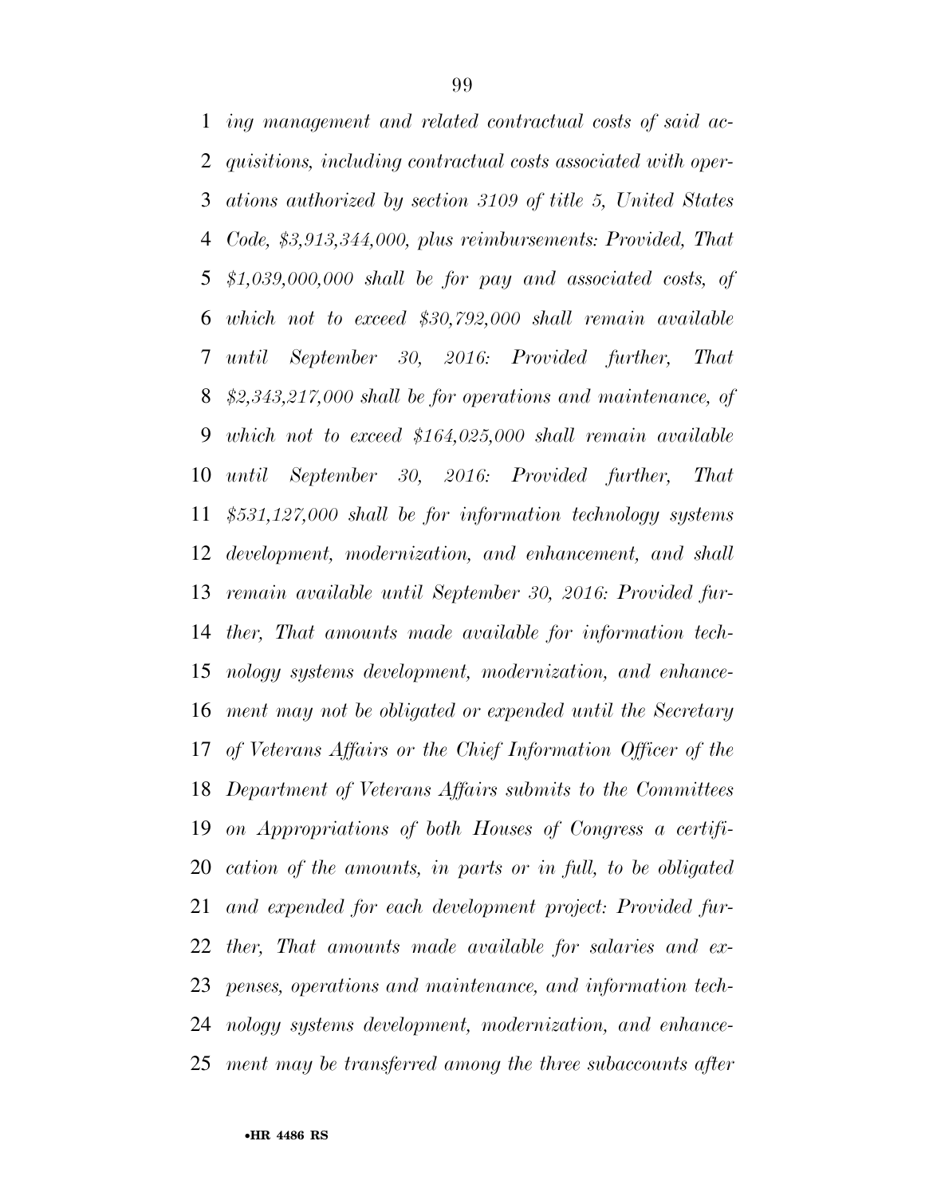*ing management and related contractual costs of said acquisitions, including contractual costs associated with operations authorized by section 3109 of title 5, United States Code, $3,913,344,000, plus reimbursements: Provided, That $1,039,000,000 shall be for pay and associated costs, of which not to exceed $30,792,000 shall remain available until September 30, 2016: Provided further, That $2,343,217,000 shall be for operations and maintenance, of which not to exceed $164,025,000 shall remain available until September 30, 2016: Provided further, That $531,127,000 shall be for information technology systems development, modernization, and enhancement, and shall remain available until September 30, 2016: Provided further, That amounts made available for information technology systems development, modernization, and enhancement may not be obligated or expended until the Secretary of Veterans Affairs or the Chief Information Officer of the Department of Veterans Affairs submits to the Committees on Appropriations of both Houses of Congress a certification of the amounts, in parts or in full, to be obligated and expended for each development project: Provided further, That amounts made available for salaries and expenses, operations and maintenance, and information technology systems development, modernization, and enhancement may be transferred among the three subaccounts after*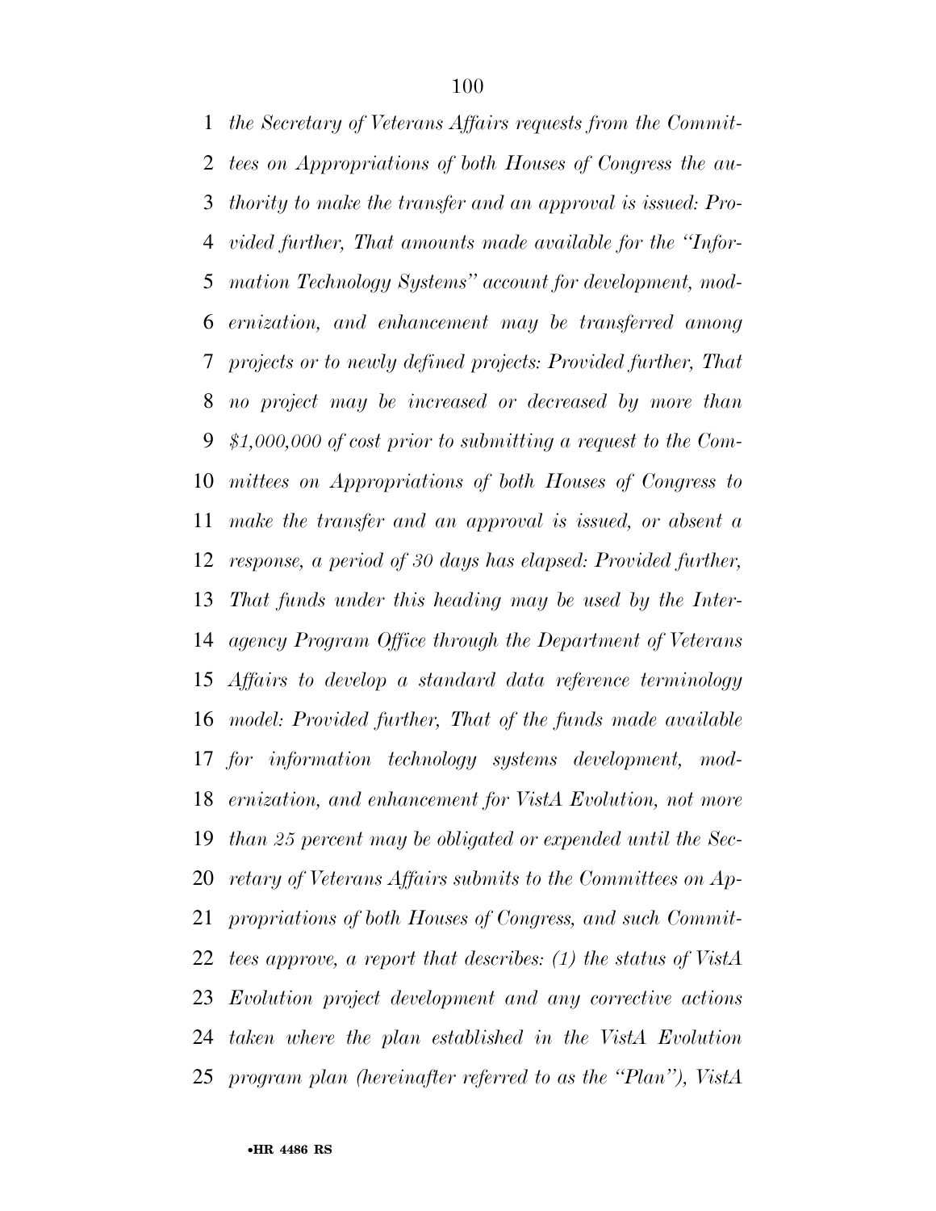*the Secretary of Veterans Affairs requests from the Committees on Appropriations of both Houses of Congress the authority to make the transfer and an approval is issued: Provided further, That amounts made available for the ''Information Technology Systems'' account for development, modernization, and enhancement may be transferred among projects or to newly defined projects: Provided further, That no project may be increased or decreased by more than $1,000,000 of cost prior to submitting a request to the Committees on Appropriations of both Houses of Congress to make the transfer and an approval is issued, or absent a response, a period of 30 days has elapsed: Provided further, That funds under this heading may be used by the Interagency Program Office through the Department of Veterans Affairs to develop a standard data reference terminology model: Provided further, That of the funds made available for information technology systems development, modernization, and enhancement for VistA Evolution, not more than 25 percent may be obligated or expended until the Secretary of Veterans Affairs submits to the Committees on Appropriations of both Houses of Congress, and such Committees approve, a report that describes: (1) the status of VistA Evolution project development and any corrective actions taken where the plan established in the VistA Evolution program plan (hereinafter referred to as the ''Plan''), VistA*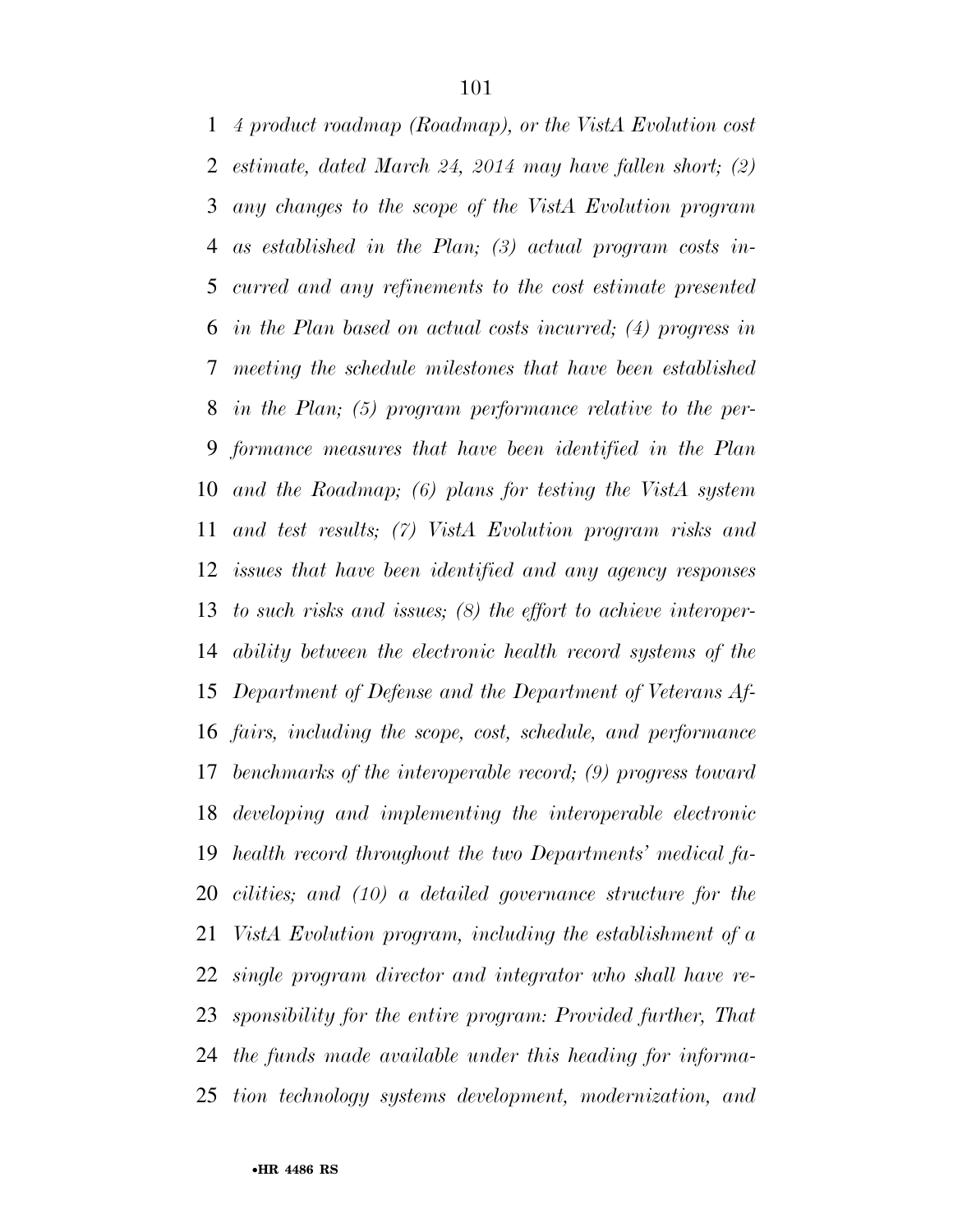*4 product roadmap (Roadmap), or the VistA Evolution cost estimate, dated March 24, 2014 may have fallen short; (2) any changes to the scope of the VistA Evolution program as established in the Plan; (3) actual program costs incurred and any refinements to the cost estimate presented in the Plan based on actual costs incurred; (4) progress in meeting the schedule milestones that have been established in the Plan; (5) program performance relative to the performance measures that have been identified in the Plan and the Roadmap; (6) plans for testing the VistA system and test results; (7) VistA Evolution program risks and issues that have been identified and any agency responses to such risks and issues; (8) the effort to achieve interoperability between the electronic health record systems of the Department of Defense and the Department of Veterans Affairs, including the scope, cost, schedule, and performance benchmarks of the interoperable record; (9) progress toward developing and implementing the interoperable electronic health record throughout the two Departments' medical facilities; and (10) a detailed governance structure for the VistA Evolution program, including the establishment of a single program director and integrator who shall have responsibility for the entire program: Provided further, That the funds made available under this heading for information technology systems development, modernization, and*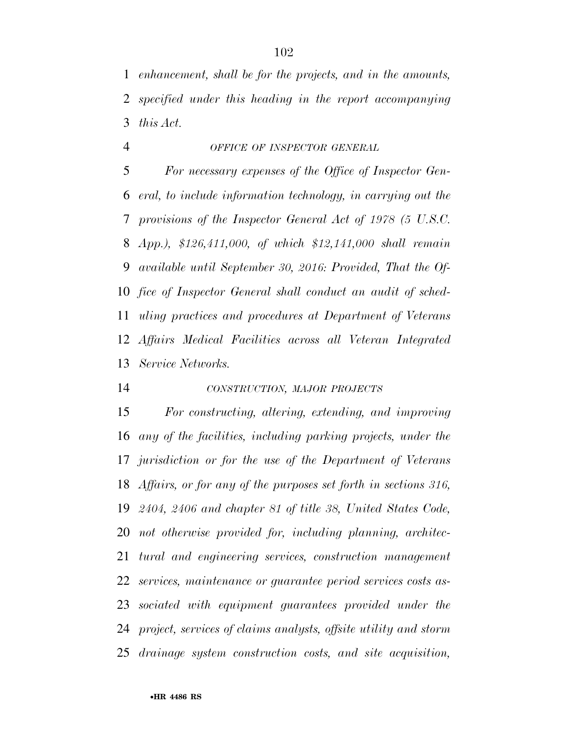*enhancement, shall be for the projects, and in the amounts, specified under this heading in the report accompanying this Act.*

#### *OFFICE OF INSPECTOR GENERAL*

*For necessary expenses of the Office of Inspector General, to include information technology, in carrying out the provisions of the Inspector General Act of 1978 (5 U.S.C. App.), $126,411,000, of which $12,141,000 shall remain available until September 30, 2016: Provided, That the Office of Inspector General shall conduct an audit of scheduling practices and procedures at Department of Veterans Affairs Medical Facilities across all Veteran Integrated Service Networks.*

#### *CONSTRUCTION, MAJOR PROJECTS*

*For constructing, altering, extending, and improving any of the facilities, including parking projects, under the jurisdiction or for the use of the Department of Veterans Affairs, or for any of the purposes set forth in sections 316, 2404, 2406 and chapter 81 of title 38, United States Code, not otherwise provided for, including planning, architectural and engineering services, construction management services, maintenance or guarantee period services costs associated with equipment guarantees provided under the project, services of claims analysts, offsite utility and storm drainage system construction costs, and site acquisition,*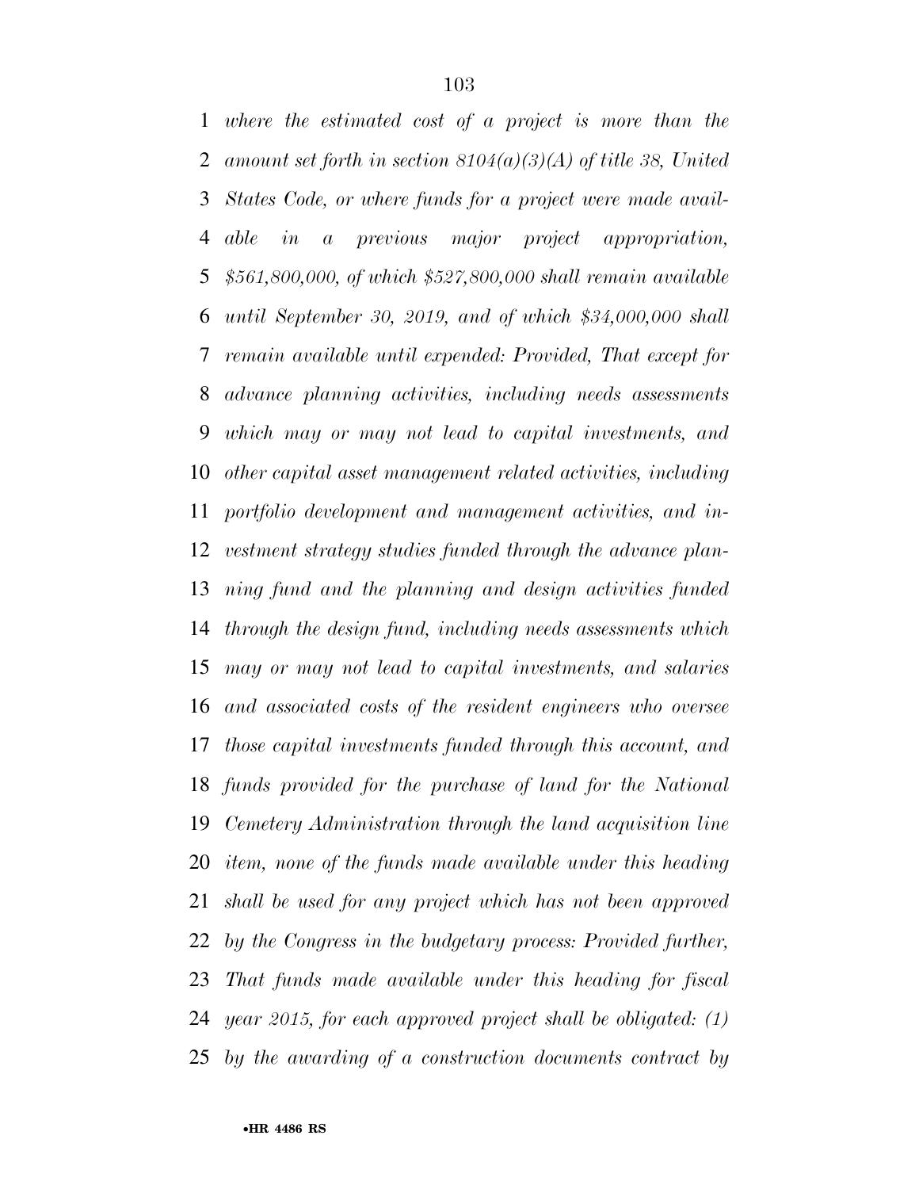*where the estimated cost of a project is more than the amount set forth in section 8104(a)(3)(A) of title 38, United States Code, or where funds for a project were made available in a previous major project appropriation, $561,800,000, of which $527,800,000 shall remain available until September 30, 2019, and of which $34,000,000 shall remain available until expended: Provided, That except for advance planning activities, including needs assessments which may or may not lead to capital investments, and other capital asset management related activities, including portfolio development and management activities, and investment strategy studies funded through the advance planning fund and the planning and design activities funded through the design fund, including needs assessments which may or may not lead to capital investments, and salaries and associated costs of the resident engineers who oversee those capital investments funded through this account, and funds provided for the purchase of land for the National Cemetery Administration through the land acquisition line item, none of the funds made available under this heading shall be used for any project which has not been approved by the Congress in the budgetary process: Provided further, That funds made available under this heading for fiscal year 2015, for each approved project shall be obligated: (1) by the awarding of a construction documents contract by*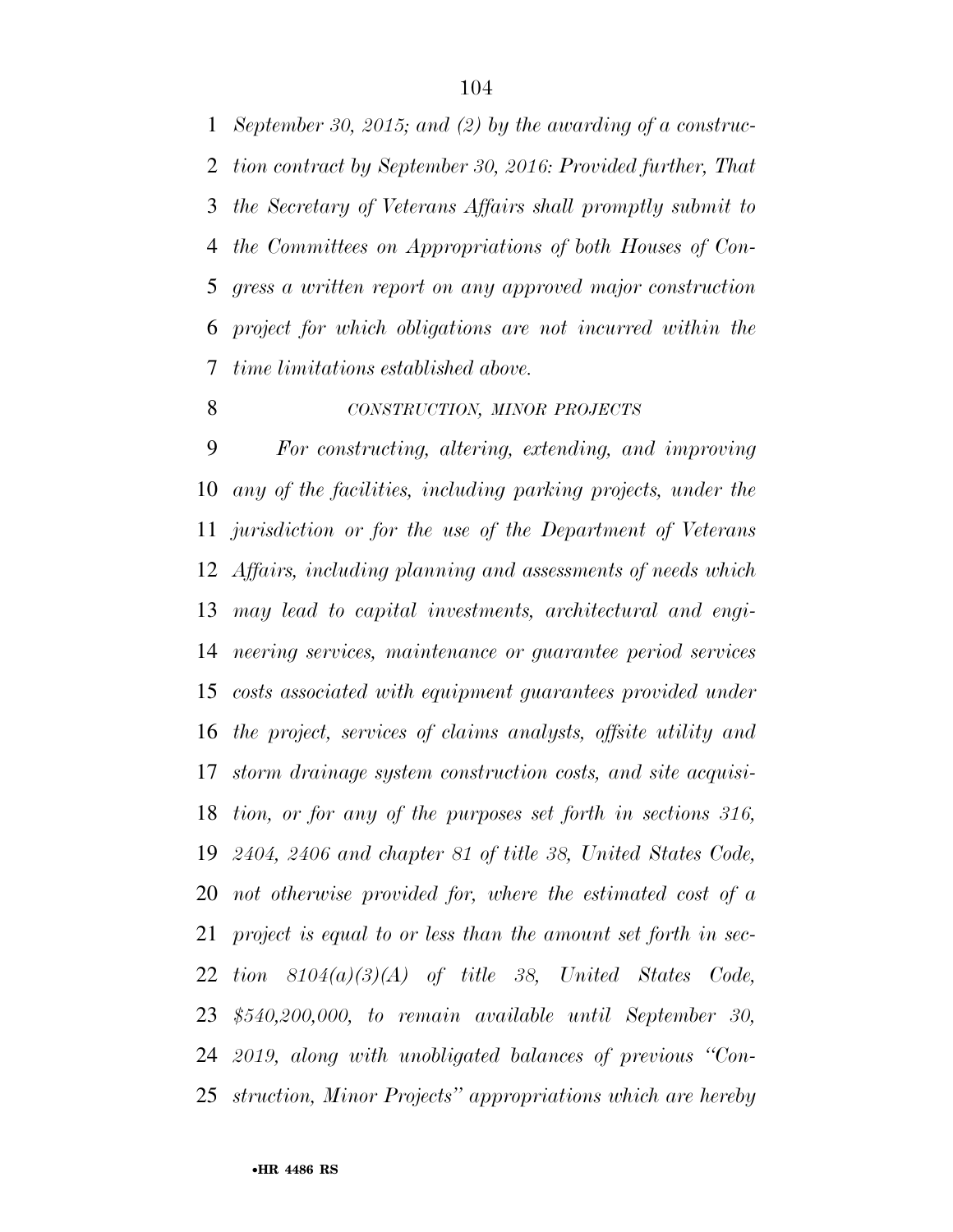*September 30, 2015; and (2) by the awarding of a construction contract by September 30, 2016: Provided further, That the Secretary of Veterans Affairs shall promptly submit to the Committees on Appropriations of both Houses of Congress a written report on any approved major construction project for which obligations are not incurred within the time limitations established above.*

*CONSTRUCTION, MINOR PROJECTS*

*For constructing, altering, extending, and improving any of the facilities, including parking projects, under the jurisdiction or for the use of the Department of Veterans Affairs, including planning and assessments of needs which may lead to capital investments, architectural and engineering services, maintenance or guarantee period services costs associated with equipment guarantees provided under the project, services of claims analysts, offsite utility and storm drainage system construction costs, and site acquisition, or for any of the purposes set forth in sections 316, 2404, 2406 and chapter 81 of title 38, United States Code, not otherwise provided for, where the estimated cost of a project is equal to or less than the amount set forth in section 8104(a)(3)(A) of title 38, United States Code, $540,200,000, to remain available until September 30, 2019, along with unobligated balances of previous "Construction, Minor Projects" appropriations which are hereby*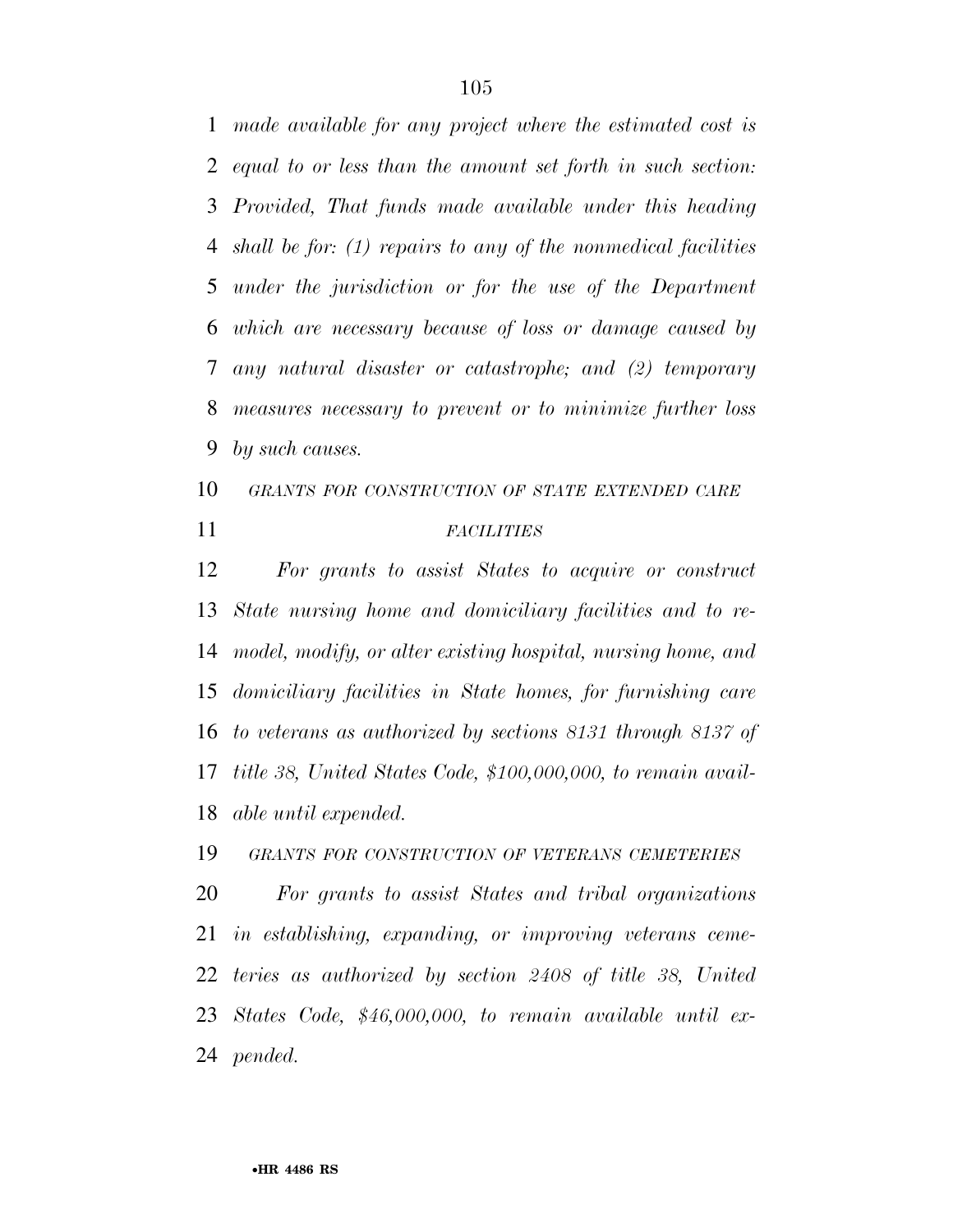*made available for any project where the estimated cost is equal to or less than the amount set forth in such section: Provided, That funds made available under this heading shall be for: (1) repairs to any of the nonmedical facilities under the jurisdiction or for the use of the Department which are necessary because of loss or damage caused by any natural disaster or catastrophe; and (2) temporary measures necessary to prevent or to minimize further loss by such causes.*

*GRANTS FOR CONSTRUCTION OF STATE EXTENDED CARE FACILITIES*

*For grants to assist States to acquire or construct State nursing home and domiciliary facilities and to remodel, modify, or alter existing hospital, nursing home, and domiciliary facilities in State homes, for furnishing care to veterans as authorized by sections 8131 through 8137 of title 38, United States Code, $100,000,000, to remain available until expended.*

*GRANTS FOR CONSTRUCTION OF VETERANS CEMETERIES*

*For grants to assist States and tribal organizations in establishing, expanding, or improving veterans cemeteries as authorized by section 2408 of title 38, United States Code, $46,000,000, to remain available until expended.*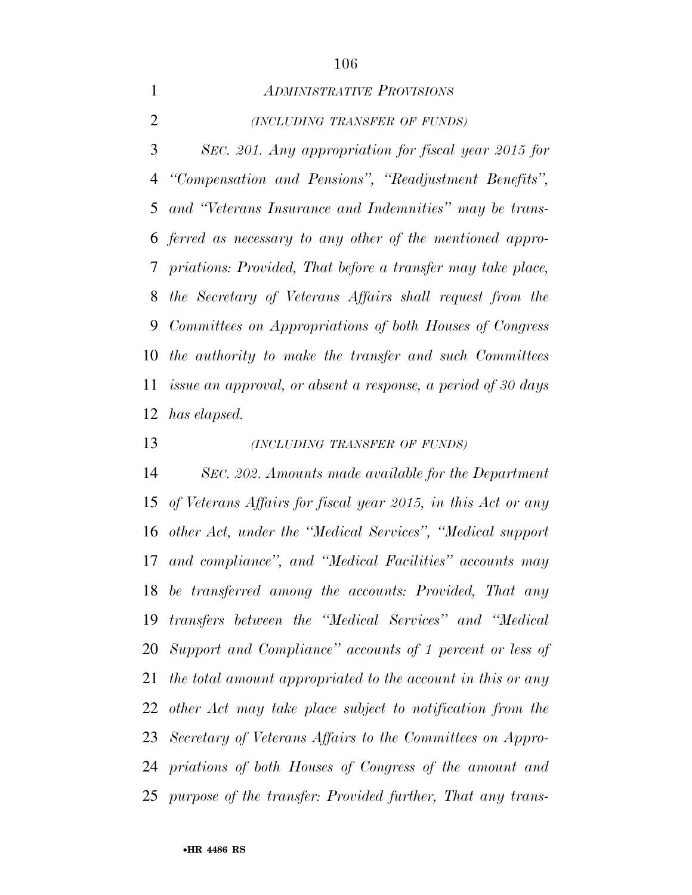*ADMINISTRATIVE PROVISIONS*

*(INCLUDING TRANSFER OF FUNDS)*

*SEC. 201. Any appropriation for fiscal year 2015 for "Compensation and Pensions", "Readjustment Benefits", and "Veterans Insurance and Indemnities" may be transferred as necessary to any other of the mentioned appropriations: Provided, That before a transfer may take place, the Secretary of Veterans Affairs shall request from the Committees on Appropriations of both Houses of Congress the authority to make the transfer and such Committees issue an approval, or absent a response, a period of 30 days has elapsed.*

*(INCLUDING TRANSFER OF FUNDS)*

*SEC. 202. Amounts made available for the Department of Veterans Affairs for fiscal year 2015, in this Act or any other Act, under the "Medical Services", "Medical support and compliance", and "Medical Facilities" accounts may be transferred among the accounts: Provided, That any transfers between the "Medical Services" and "Medical Support and Compliance" accounts of 1 percent or less of the total amount appropriated to the account in this or any other Act may take place subject to notification from the Secretary of Veterans Affairs to the Committees on Appropriations of both Houses of Congress of the amount and purpose of the transfer: Provided further, That any trans-*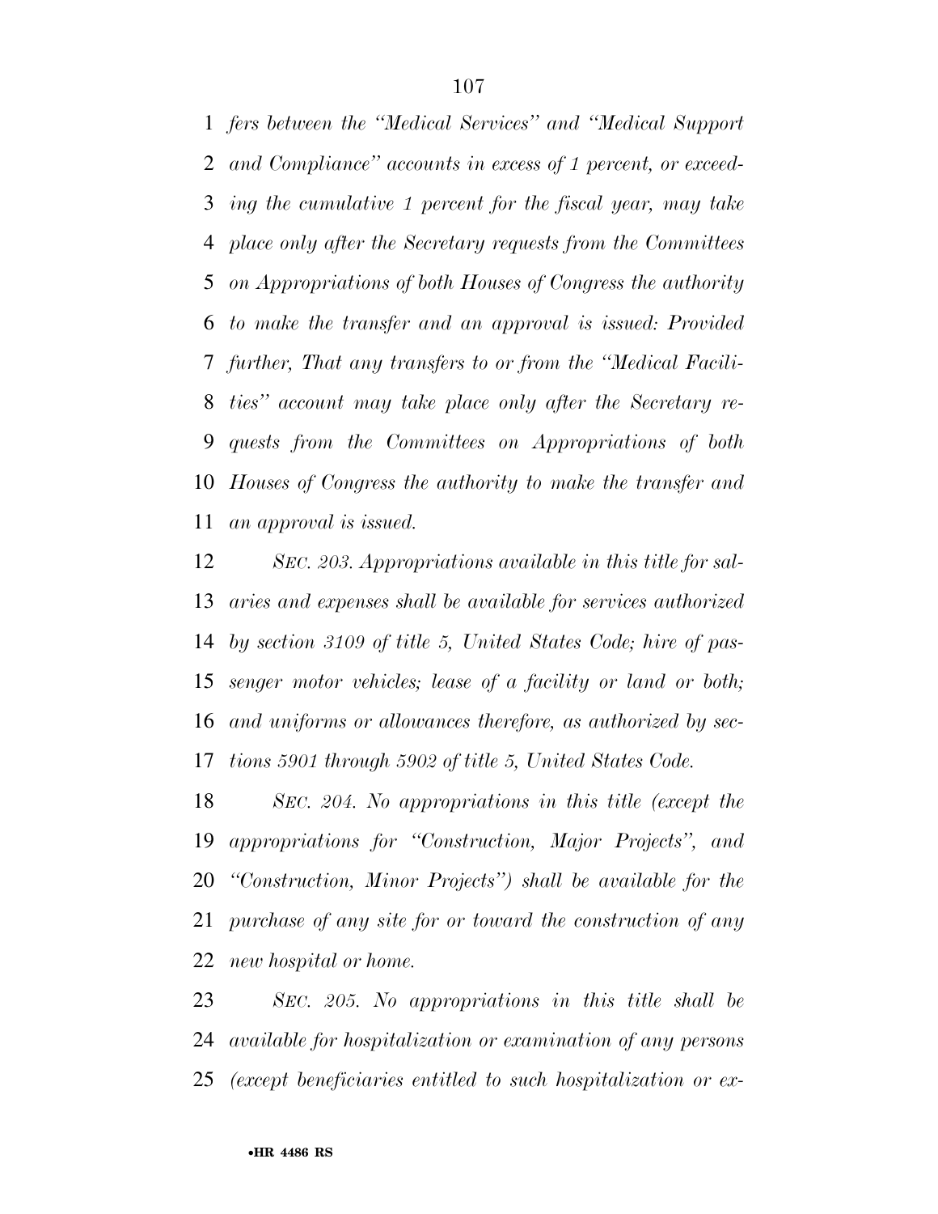*fers between the "Medical Services" and "Medical Support and Compliance" accounts in excess of 1 percent, or exceeding the cumulative 1 percent for the fiscal year, may take place only after the Secretary requests from the Committees on Appropriations of both Houses of Congress the authority to make the transfer and an approval is issued: Provided further, That any transfers to or from the "Medical Facilities" account may take place only after the Secretary requests from the Committees on Appropriations of both Houses of Congress the authority to make the transfer and an approval is issued.*

*SEC. 203. Appropriations available in this title for salaries and expenses shall be available for services authorized by section 3109 of title 5, United States Code; hire of passenger motor vehicles; lease of a facility or land or both; and uniforms or allowances therefore, as authorized by sections 5901 through 5902 of title 5, United States Code.*

*SEC. 204. No appropriations in this title (except the appropriations for "Construction, Major Projects", and "Construction, Minor Projects") shall be available for the purchase of any site for or toward the construction of any new hospital or home.*

*SEC. 205. No appropriations in this title shall be available for hospitalization or examination of any persons (except beneficiaries entitled to such hospitalization or ex-*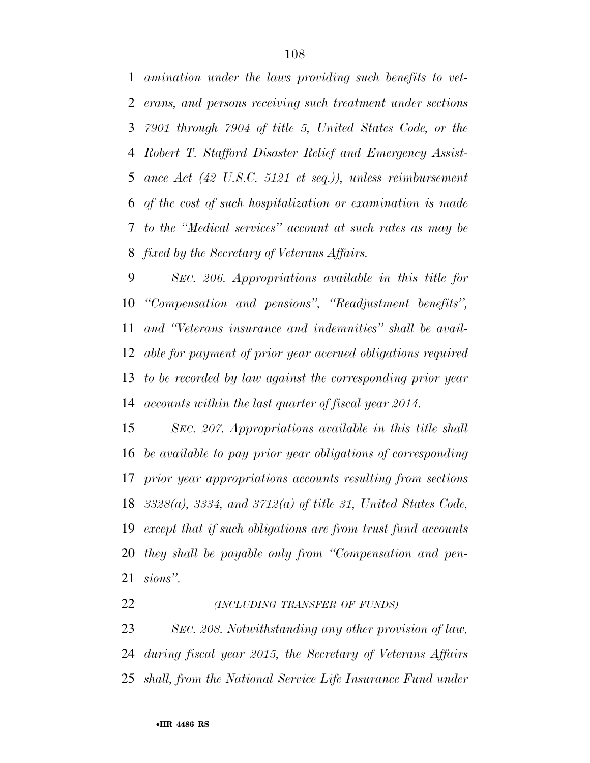*amination under the laws providing such benefits to veterans, and persons receiving such treatment under sections 7901 through 7904 of title 5, United States Code, or the Robert T. Stafford Disaster Relief and Emergency Assistance Act (42 U.S.C. 5121 et seq.)), unless reimbursement of the cost of such hospitalization or examination is made to the ''Medical services'' account at such rates as may be fixed by the Secretary of Veterans Affairs.*

*SEC. 206. Appropriations available in this title for ''Compensation and pensions'', ''Readjustment benefits'', and ''Veterans insurance and indemnities'' shall be available for payment of prior year accrued obligations required to be recorded by law against the corresponding prior year accounts within the last quarter of fiscal year 2014.*

*SEC. 207. Appropriations available in this title shall be available to pay prior year obligations of corresponding prior year appropriations accounts resulting from sections 3328(a), 3334, and 3712(a) of title 31, United States Code, except that if such obligations are from trust fund accounts they shall be payable only from ''Compensation and pensions''.*

*(INCLUDING TRANSFER OF FUNDS)*

*SEC. 208. Notwithstanding any other provision of law, during fiscal year 2015, the Secretary of Veterans Affairs shall, from the National Service Life Insurance Fund under*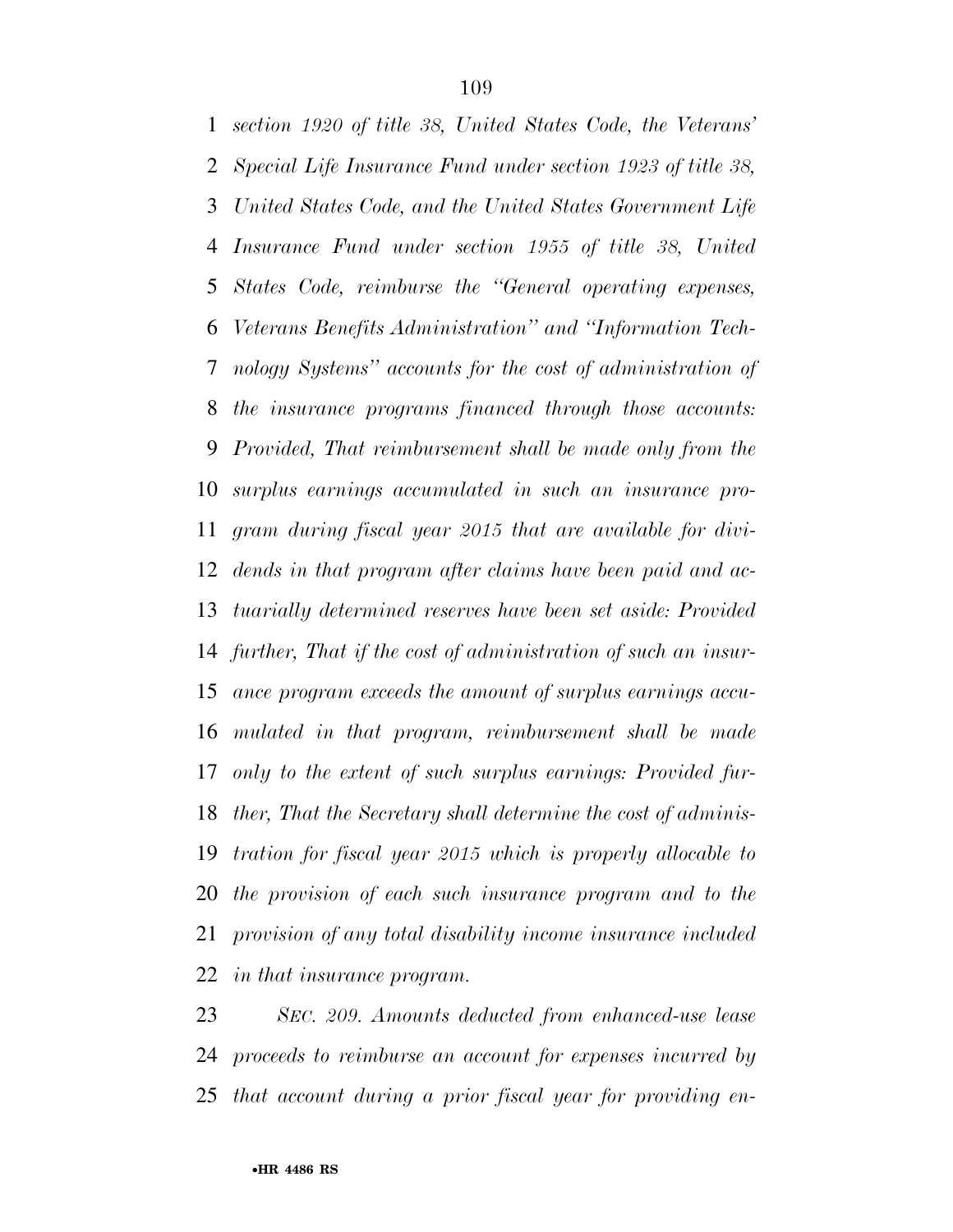*section 1920 of title 38, United States Code, the Veterans' Special Life Insurance Fund under section 1923 of title 38, United States Code, and the United States Government Life Insurance Fund under section 1955 of title 38, United States Code, reimburse the "General operating expenses, Veterans Benefits Administration" and "Information Technology Systems" accounts for the cost of administration of the insurance programs financed through those accounts: Provided, That reimbursement shall be made only from the surplus earnings accumulated in such an insurance program during fiscal year 2015 that are available for dividends in that program after claims have been paid and actuarially determined reserves have been set aside: Provided further, That if the cost of administration of such an insurance program exceeds the amount of surplus earnings accumulated in that program, reimbursement shall be made only to the extent of such surplus earnings: Provided further, That the Secretary shall determine the cost of administration for fiscal year 2015 which is properly allocable to the provision of each such insurance program and to the provision of any total disability income insurance included in that insurance program.*

*SEC. 209. Amounts deducted from enhanced-use lease proceeds to reimburse an account for expenses incurred by that account during a prior fiscal year for providing en-*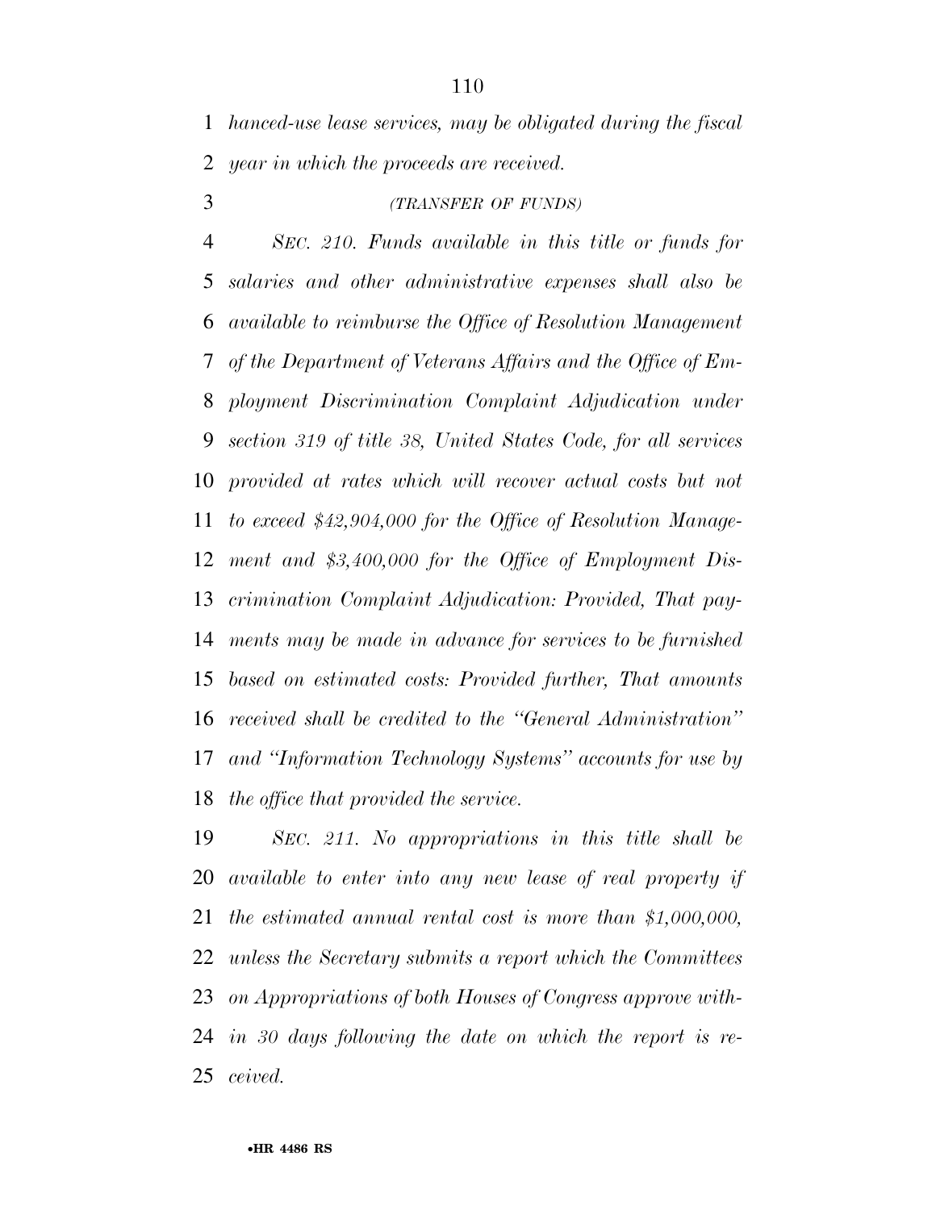*hanced-use lease services, may be obligated during the fiscal year in which the proceeds are received.*

*(TRANSFER OF FUNDS)*

*SEC. 210. Funds available in this title or funds for salaries and other administrative expenses shall also be available to reimburse the Office of Resolution Management of the Department of Veterans Affairs and the Office of Employment Discrimination Complaint Adjudication under section 319 of title 38, United States Code, for all services provided at rates which will recover actual costs but not to exceed $42,904,000 for the Office of Resolution Management and $3,400,000 for the Office of Employment Discrimination Complaint Adjudication: Provided, That payments may be made in advance for services to be furnished based on estimated costs: Provided further, That amounts received shall be credited to the ''General Administration'' and ''Information Technology Systems'' accounts for use by the office that provided the service.*

*SEC. 211. No appropriations in this title shall be available to enter into any new lease of real property if the estimated annual rental cost is more than $1,000,000, unless the Secretary submits a report which the Committees on Appropriations of both Houses of Congress approve within 30 days following the date on which the report is received.*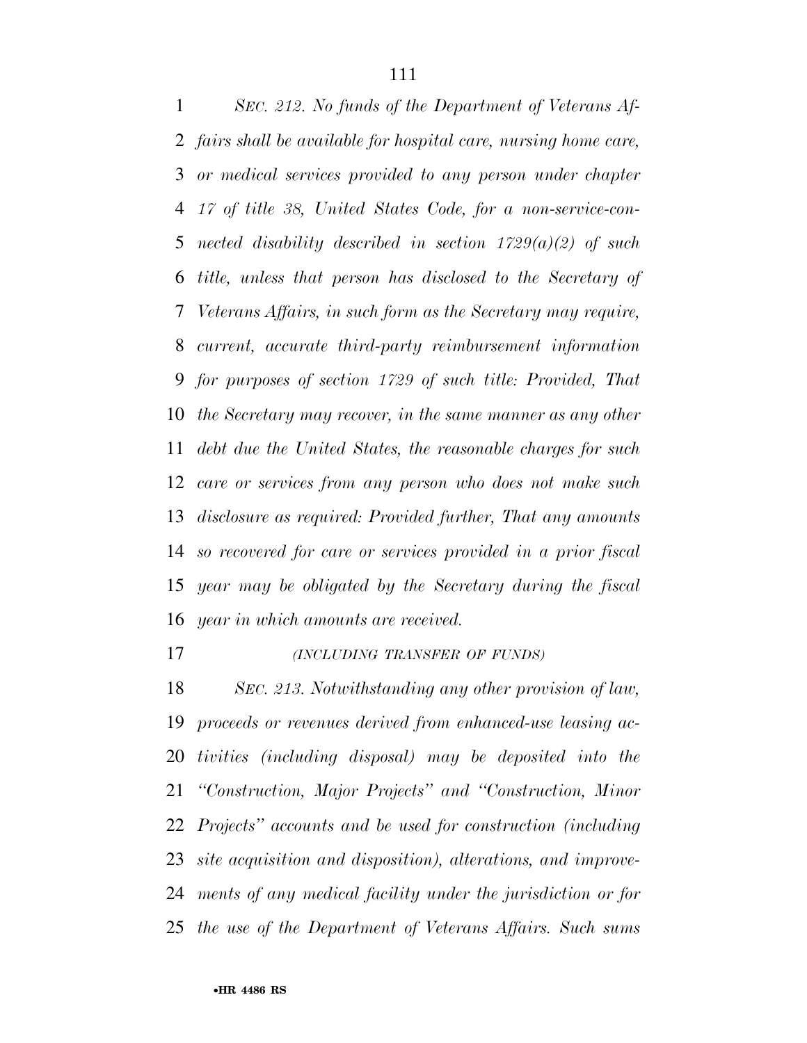*SEC. 212. No funds of the Department of Veterans Affairs shall be available for hospital care, nursing home care, or medical services provided to any person under chapter 17 of title 38, United States Code, for a non-service-connected disability described in section 1729(a)(2) of such title, unless that person has disclosed to the Secretary of Veterans Affairs, in such form as the Secretary may require, current, accurate third-party reimbursement information for purposes of section 1729 of such title: Provided, That the Secretary may recover, in the same manner as any other debt due the United States, the reasonable charges for such care or services from any person who does not make such disclosure as required: Provided further, That any amounts so recovered for care or services provided in a prior fiscal year may be obligated by the Secretary during the fiscal year in which amounts are received.*

*(INCLUDING TRANSFER OF FUNDS)*

*SEC. 213. Notwithstanding any other provision of law, proceeds or revenues derived from enhanced-use leasing activities (including disposal) may be deposited into the "Construction, Major Projects" and "Construction, Minor Projects" accounts and be used for construction (including site acquisition and disposition), alterations, and improvements of any medical facility under the jurisdiction or for the use of the Department of Veterans Affairs. Such sums*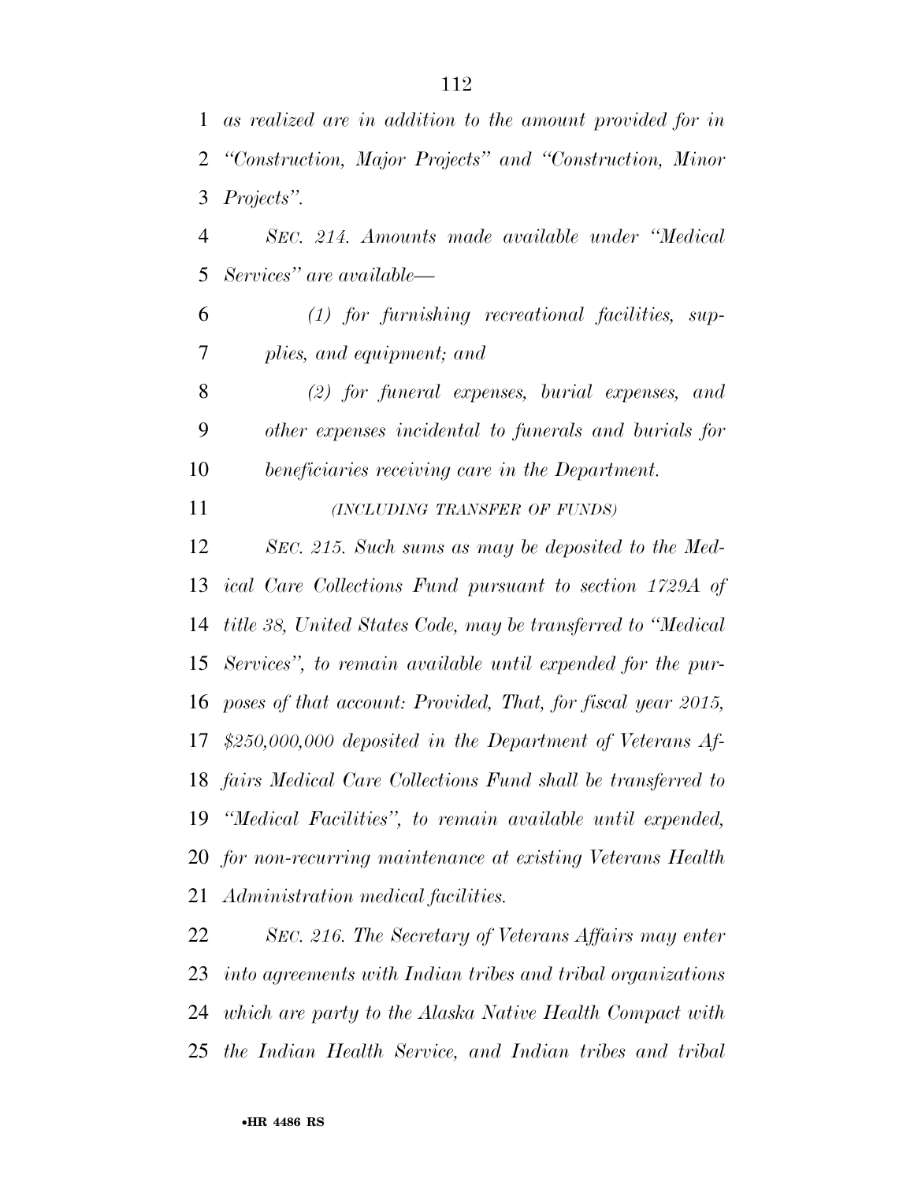*as realized are in addition to the amount provided for in "Construction, Major Projects" and "Construction, Minor Projects".*

*SEC. 214. Amounts made available under "Medical Services" are available—*

*(1) for furnishing recreational facilities, supplies, and equipment; and*

*(2) for funeral expenses, burial expenses, and other expenses incidental to funerals and burials for beneficiaries receiving care in the Department.*

*(INCLUDING TRANSFER OF FUNDS)*

*SEC. 215. Such sums as may be deposited to the Medical Care Collections Fund pursuant to section 1729A of title 38, United States Code, may be transferred to "Medical Services", to remain available until expended for the purposes of that account: Provided, That, for fiscal year 2015, $250,000,000 deposited in the Department of Veterans Affairs Medical Care Collections Fund shall be transferred to "Medical Facilities", to remain available until expended, for non-recurring maintenance at existing Veterans Health Administration medical facilities.*

*SEC. 216. The Secretary of Veterans Affairs may enter into agreements with Indian tribes and tribal organizations which are party to the Alaska Native Health Compact with the Indian Health Service, and Indian tribes and tribal*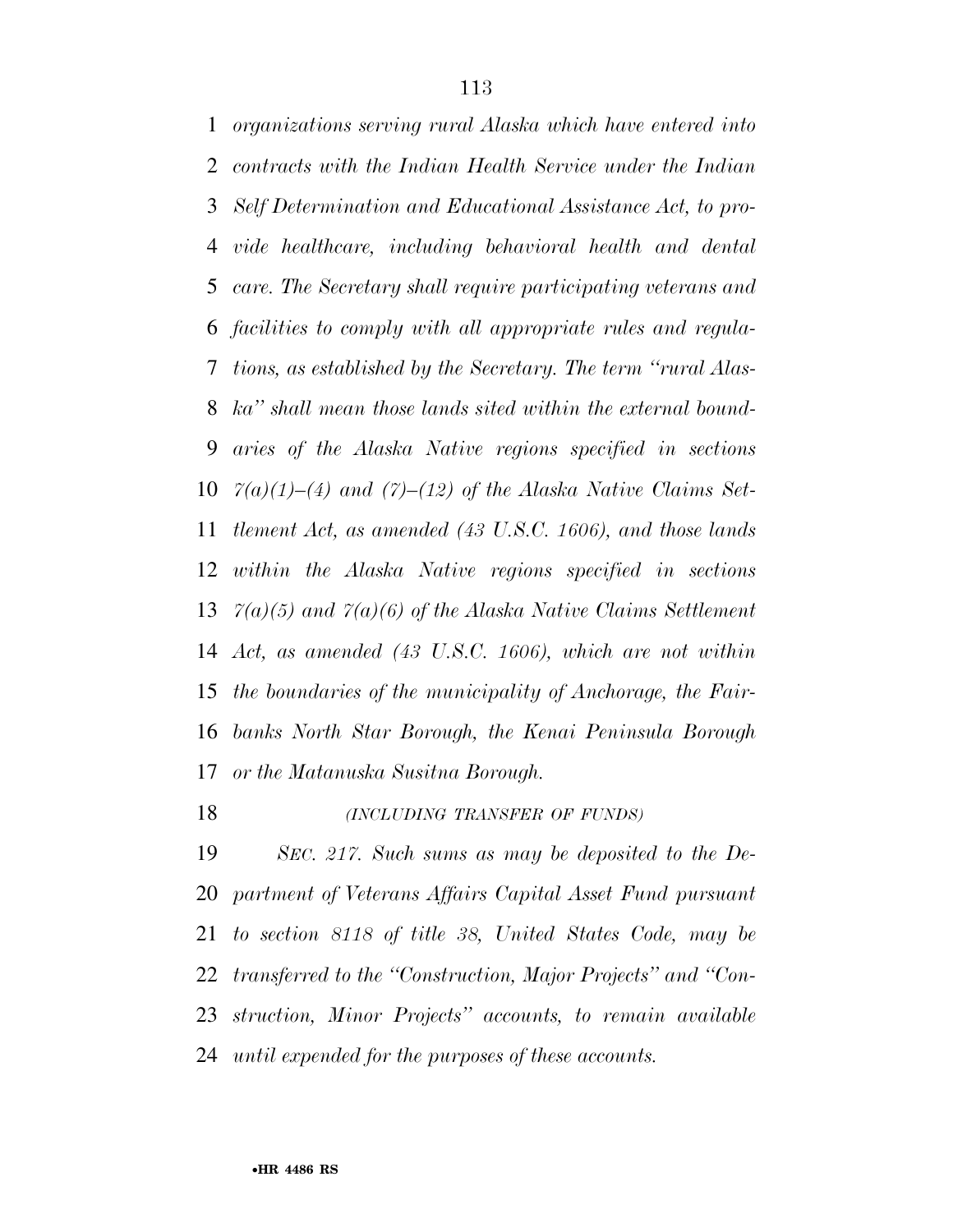*organizations serving rural Alaska which have entered into contracts with the Indian Health Service under the Indian Self Determination and Educational Assistance Act, to provide healthcare, including behavioral health and dental care. The Secretary shall require participating veterans and facilities to comply with all appropriate rules and regulations, as established by the Secretary. The term ''rural Alaska'' shall mean those lands sited within the external boundaries of the Alaska Native regions specified in sections 7(a)(1)–(4) and (7)–(12) of the Alaska Native Claims Settlement Act, as amended (43 U.S.C. 1606), and those lands within the Alaska Native regions specified in sections 7(a)(5) and 7(a)(6) of the Alaska Native Claims Settlement Act, as amended (43 U.S.C. 1606), which are not within the boundaries of the municipality of Anchorage, the Fairbanks North Star Borough, the Kenai Peninsula Borough or the Matanuska Susitna Borough.*

*(INCLUDING TRANSFER OF FUNDS)*

*SEC. 217. Such sums as may be deposited to the Department of Veterans Affairs Capital Asset Fund pursuant to section 8118 of title 38, United States Code, may be transferred to the ''Construction, Major Projects'' and ''Construction, Minor Projects'' accounts, to remain available until expended for the purposes of these accounts.*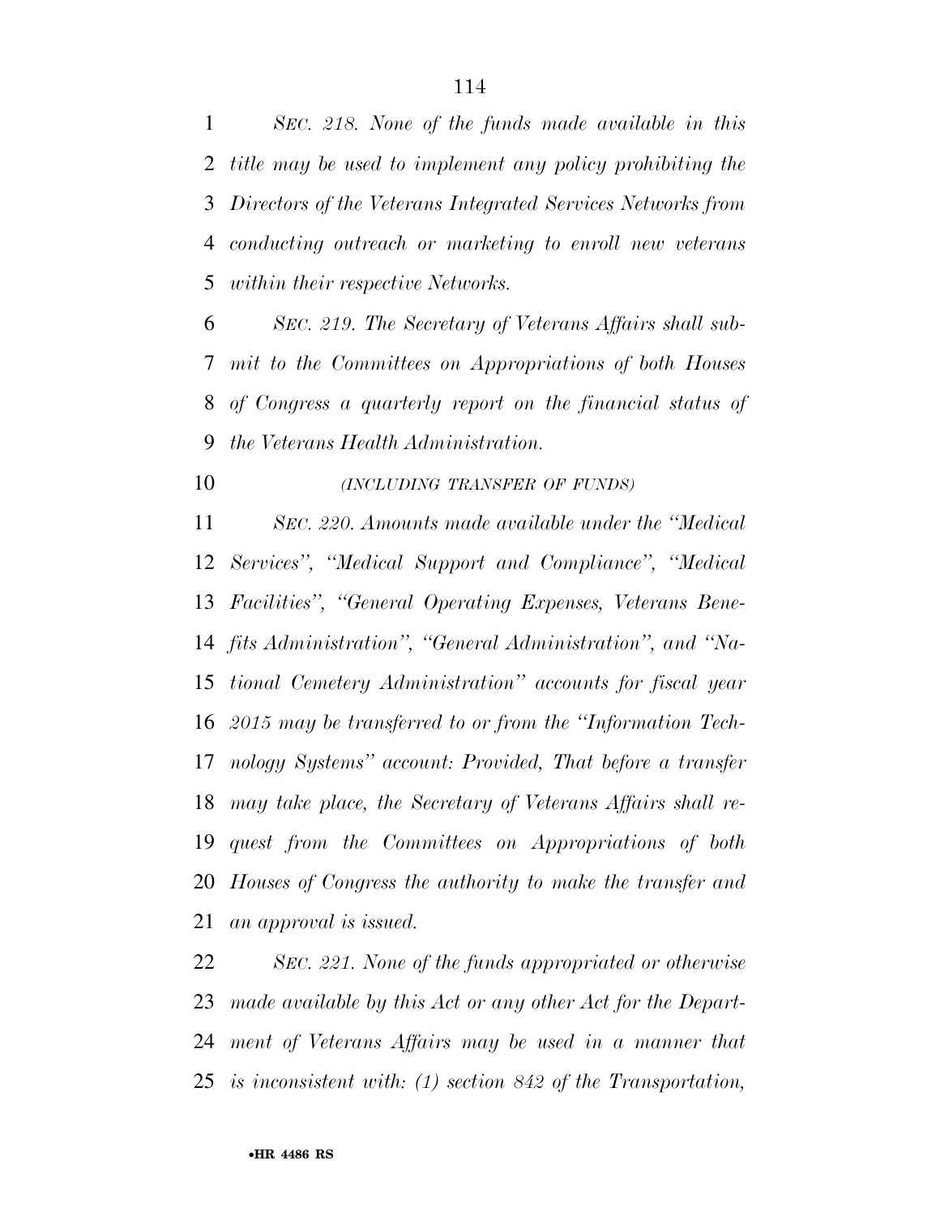*SEC. 218. None of the funds made available in this title may be used to implement any policy prohibiting the Directors of the Veterans Integrated Services Networks from conducting outreach or marketing to enroll new veterans within their respective Networks.*

*SEC. 219. The Secretary of Veterans Affairs shall submit to the Committees on Appropriations of both Houses of Congress a quarterly report on the financial status of the Veterans Health Administration.*

*(INCLUDING TRANSFER OF FUNDS)*

*SEC. 220. Amounts made available under the "Medical Services", "Medical Support and Compliance", "Medical Facilities", "General Operating Expenses, Veterans Benefits Administration", "General Administration", and "National Cemetery Administration" accounts for fiscal year 2015 may be transferred to or from the "Information Technology Systems" account: Provided, That before a transfer may take place, the Secretary of Veterans Affairs shall request from the Committees on Appropriations of both Houses of Congress the authority to make the transfer and an approval is issued.*

*SEC. 221. None of the funds appropriated or otherwise made available by this Act or any other Act for the Department of Veterans Affairs may be used in a manner that is inconsistent with: (1) section 842 of the Transportation,*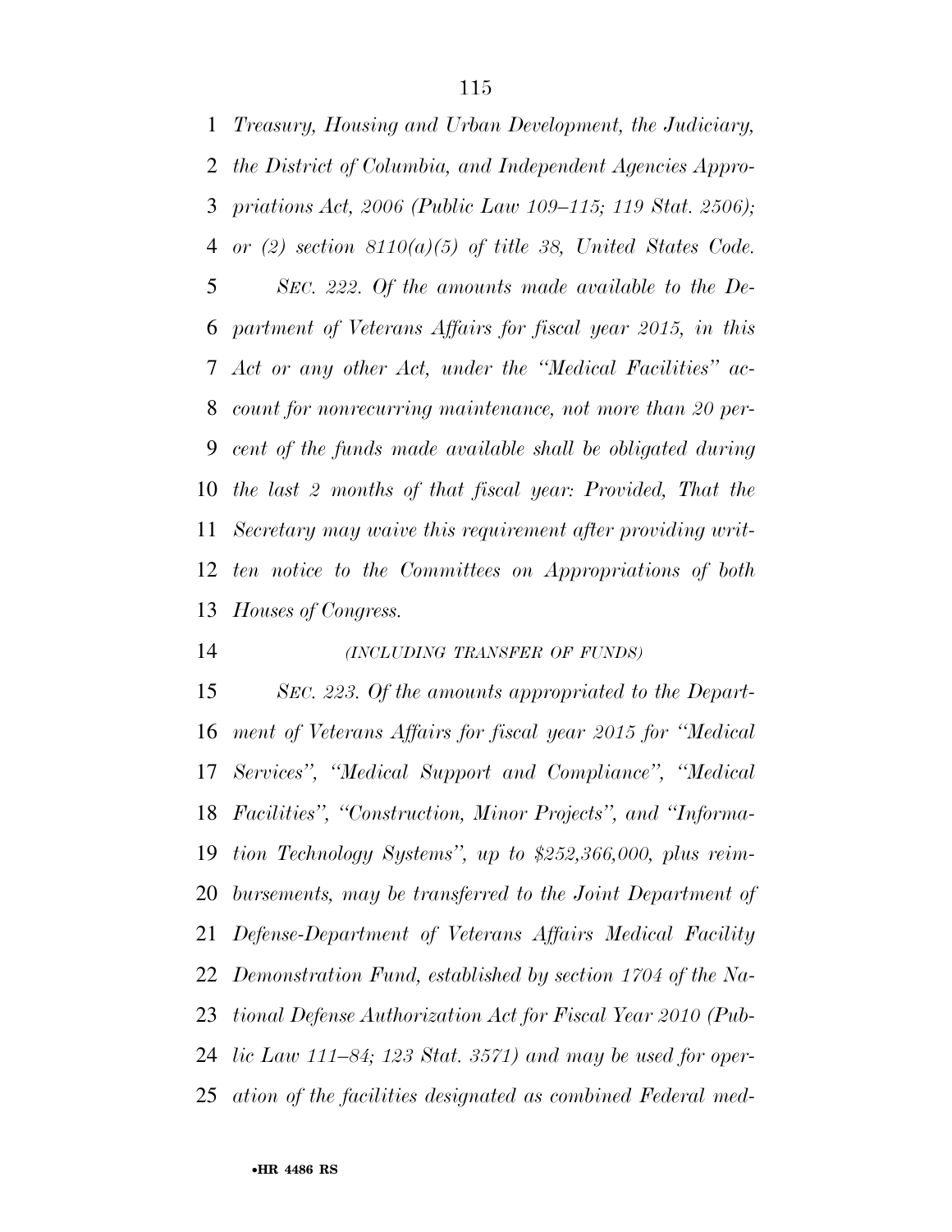*Treasury, Housing and Urban Development, the Judiciary, the District of Columbia, and Independent Agencies Appropriations Act, 2006 (Public Law 109–115; 119 Stat. 2506); or (2) section 8110(a)(5) of title 38, United States Code.*

*SEC. 222. Of the amounts made available to the Department of Veterans Affairs for fiscal year 2015, in this Act or any other Act, under the ''Medical Facilities'' account for nonrecurring maintenance, not more than 20 percent of the funds made available shall be obligated during the last 2 months of that fiscal year: Provided, That the Secretary may waive this requirement after providing written notice to the Committees on Appropriations of both Houses of Congress.*

*(INCLUDING TRANSFER OF FUNDS)*

*SEC. 223. Of the amounts appropriated to the Department of Veterans Affairs for fiscal year 2015 for ''Medical Services'', ''Medical Support and Compliance'', ''Medical Facilities'', ''Construction, Minor Projects'', and ''Information Technology Systems'', up to $252,366,000, plus reimbursements, may be transferred to the Joint Department of Defense-Department of Veterans Affairs Medical Facility Demonstration Fund, established by section 1704 of the National Defense Authorization Act for Fiscal Year 2010 (Public Law 111–84; 123 Stat. 3571) and may be used for operation of the facilities designated as combined Federal med-*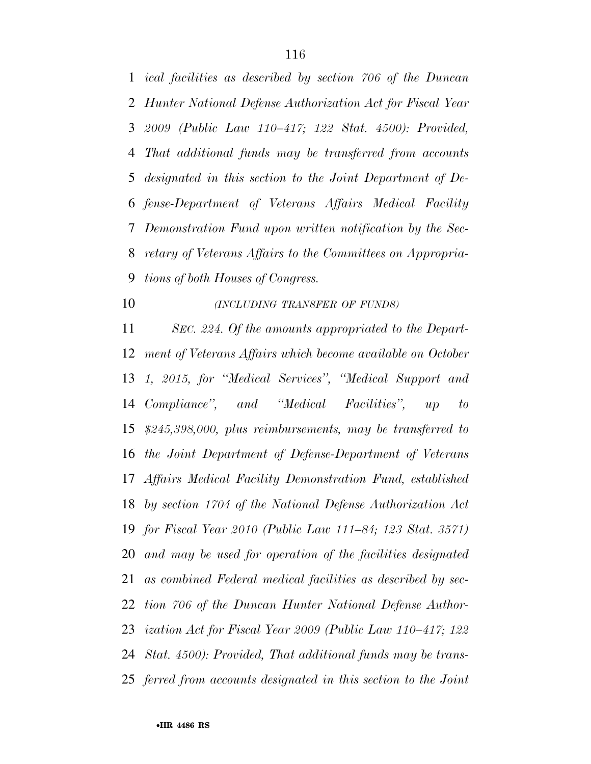*ical facilities as described by section 706 of the Duncan Hunter National Defense Authorization Act for Fiscal Year 2009 (Public Law 110–417; 122 Stat. 4500): Provided, That additional funds may be transferred from accounts designated in this section to the Joint Department of Defense-Department of Veterans Affairs Medical Facility Demonstration Fund upon written notification by the Secretary of Veterans Affairs to the Committees on Appropriations of both Houses of Congress.*

*(INCLUDING TRANSFER OF FUNDS)*

*SEC. 224. Of the amounts appropriated to the Department of Veterans Affairs which become available on October 1, 2015, for "Medical Services", "Medical Support and Compliance", and "Medical Facilities", up to $245,398,000, plus reimbursements, may be transferred to the Joint Department of Defense-Department of Veterans Affairs Medical Facility Demonstration Fund, established by section 1704 of the National Defense Authorization Act for Fiscal Year 2010 (Public Law 111–84; 123 Stat. 3571) and may be used for operation of the facilities designated as combined Federal medical facilities as described by section 706 of the Duncan Hunter National Defense Authorization Act for Fiscal Year 2009 (Public Law 110–417; 122 Stat. 4500): Provided, That additional funds may be transferred from accounts designated in this section to the Joint*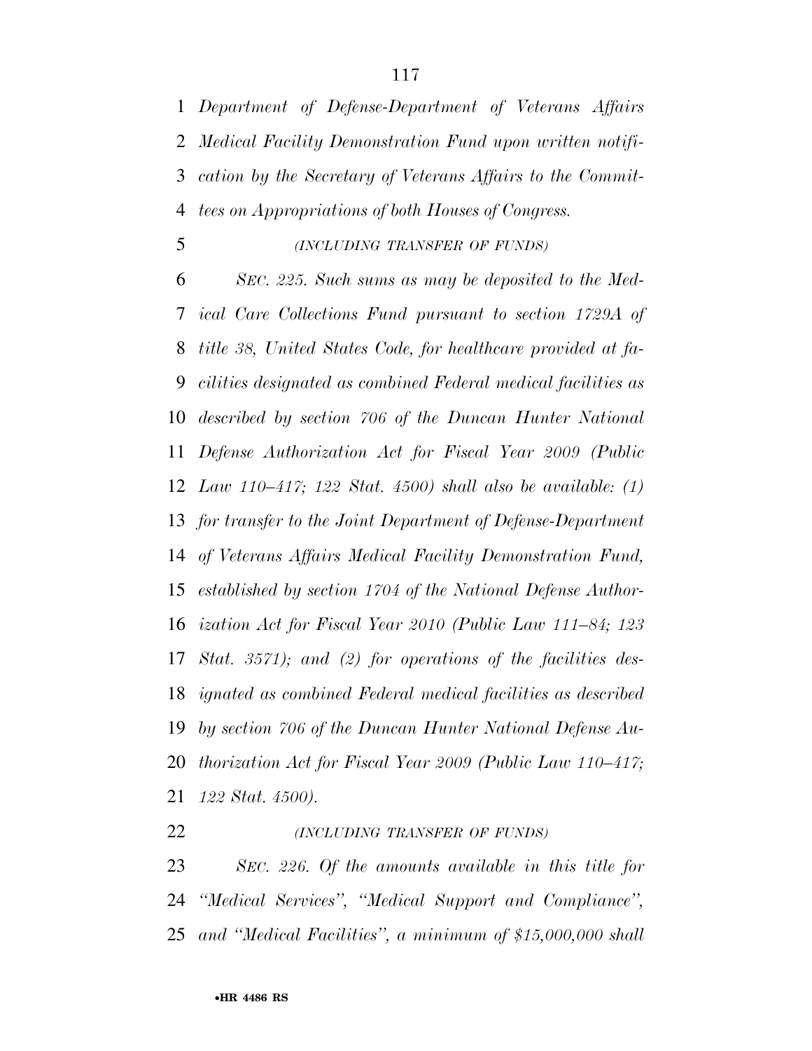*Department of Defense-Department of Veterans Affairs Medical Facility Demonstration Fund upon written notification by the Secretary of Veterans Affairs to the Committees on Appropriations of both Houses of Congress.*

*(INCLUDING TRANSFER OF FUNDS)*

*SEC. 225. Such sums as may be deposited to the Medical Care Collections Fund pursuant to section 1729A of title 38, United States Code, for healthcare provided at facilities designated as combined Federal medical facilities as described by section 706 of the Duncan Hunter National Defense Authorization Act for Fiscal Year 2009 (Public Law 110–417; 122 Stat. 4500) shall also be available: (1) for transfer to the Joint Department of Defense-Department of Veterans Affairs Medical Facility Demonstration Fund, established by section 1704 of the National Defense Authorization Act for Fiscal Year 2010 (Public Law 111–84; 123 Stat. 3571); and (2) for operations of the facilities designated as combined Federal medical facilities as described by section 706 of the Duncan Hunter National Defense Authorization Act for Fiscal Year 2009 (Public Law 110–417; 122 Stat. 4500).*

*(INCLUDING TRANSFER OF FUNDS)*

*SEC. 226. Of the amounts available in this title for "Medical Services", "Medical Support and Compliance", and "Medical Facilities", a minimum of $15,000,000 shall*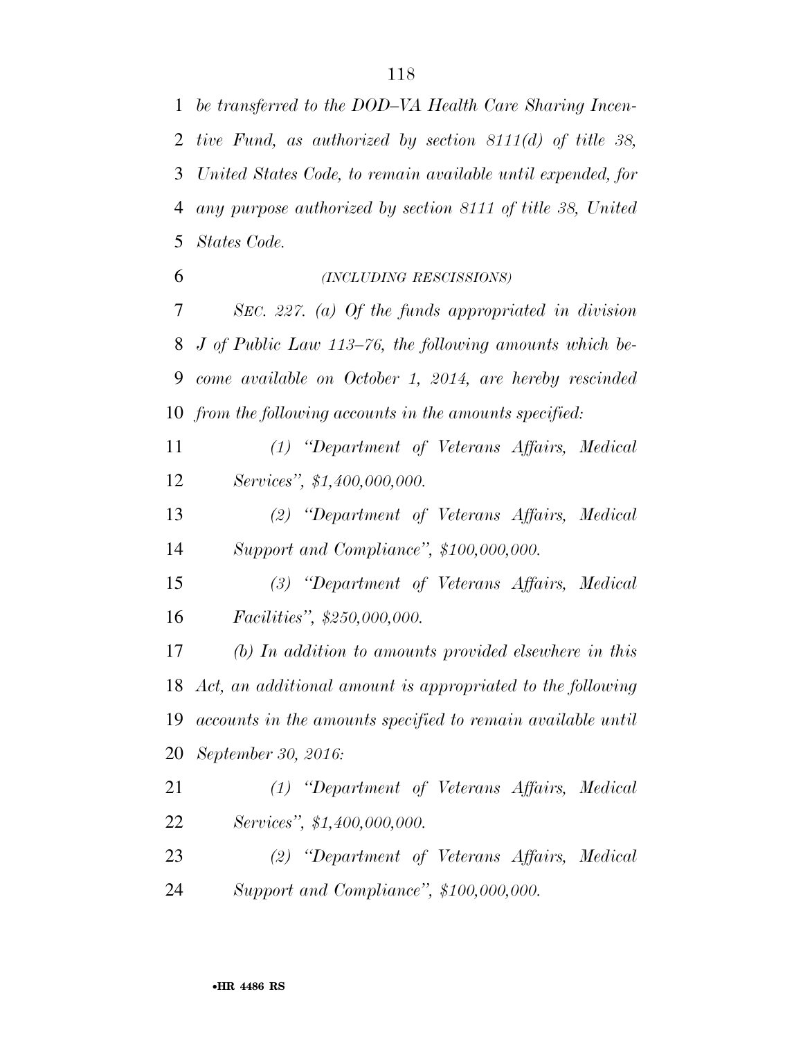*be transferred to the DOD–VA Health Care Sharing Incentive Fund, as authorized by section 8111(d) of title 38, United States Code, to remain available until expended, for any purpose authorized by section 8111 of title 38, United States Code.*

*(INCLUDING RESCISSIONS)*

*SEC. 227. (a) Of the funds appropriated in division J of Public Law 113–76, the following amounts which become available on October 1, 2014, are hereby rescinded from the following accounts in the amounts specified:*

*(1) "Department of Veterans Affairs, Medical Services", $1,400,000,000.*

*(2) "Department of Veterans Affairs, Medical Support and Compliance", $100,000,000.*

*(3) "Department of Veterans Affairs, Medical Facilities", $250,000,000.*

*(b) In addition to amounts provided elsewhere in this Act, an additional amount is appropriated to the following accounts in the amounts specified to remain available until September 30, 2016:*

*(1) "Department of Veterans Affairs, Medical Services", $1,400,000,000.*

*(2) "Department of Veterans Affairs, Medical Support and Compliance", $100,000,000.*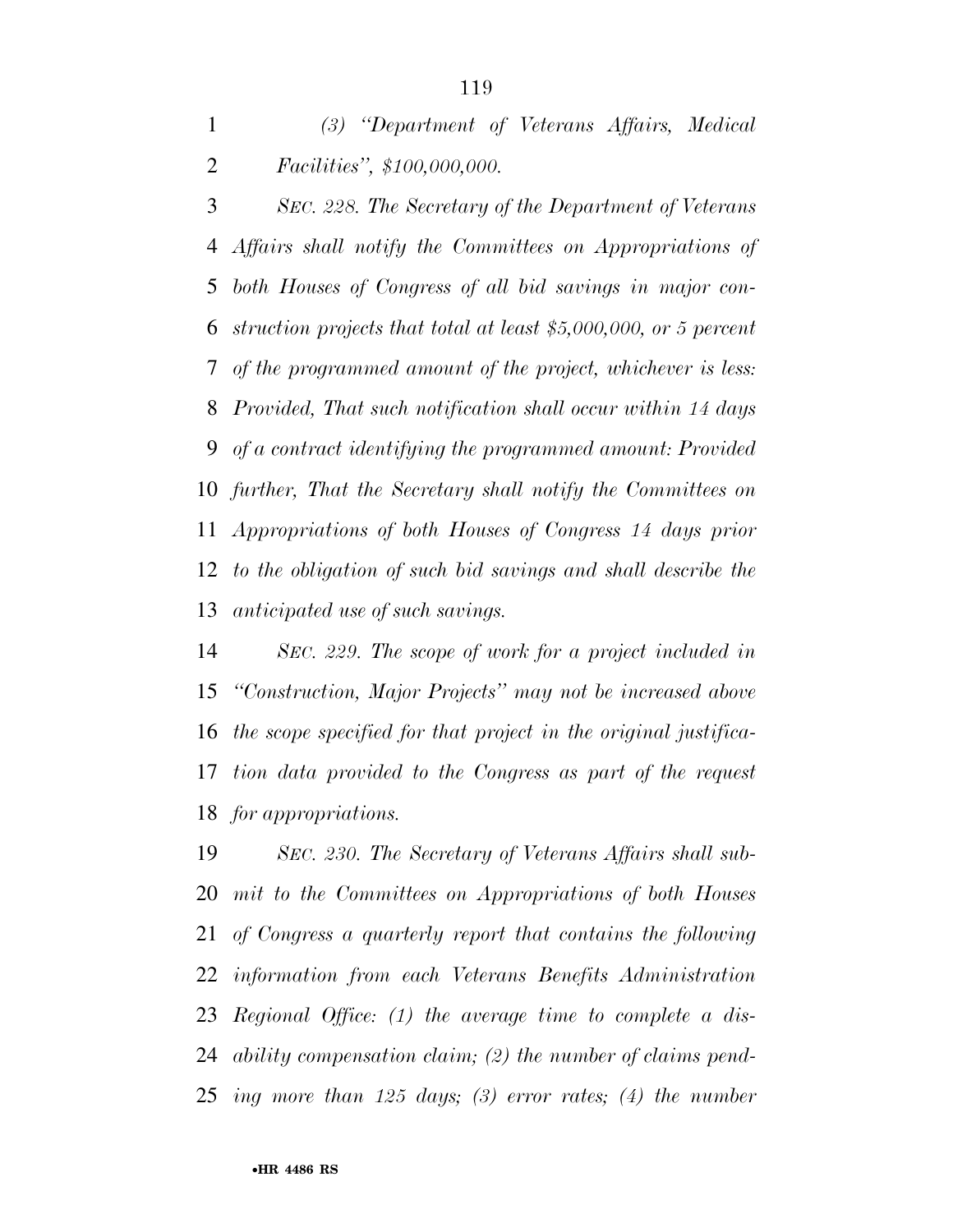*(3) "Department of Veterans Affairs, Medical Facilities", $100,000,000.*

*SEC. 228. The Secretary of the Department of Veterans Affairs shall notify the Committees on Appropriations of both Houses of Congress of all bid savings in major construction projects that total at least $5,000,000, or 5 percent of the programmed amount of the project, whichever is less: Provided, That such notification shall occur within 14 days of a contract identifying the programmed amount: Provided further, That the Secretary shall notify the Committees on Appropriations of both Houses of Congress 14 days prior to the obligation of such bid savings and shall describe the anticipated use of such savings.*

*SEC. 229. The scope of work for a project included in "Construction, Major Projects" may not be increased above the scope specified for that project in the original justification data provided to the Congress as part of the request for appropriations.*

*SEC. 230. The Secretary of Veterans Affairs shall submit to the Committees on Appropriations of both Houses of Congress a quarterly report that contains the following information from each Veterans Benefits Administration Regional Office: (1) the average time to complete a disability compensation claim; (2) the number of claims pending more than 125 days; (3) error rates; (4) the number*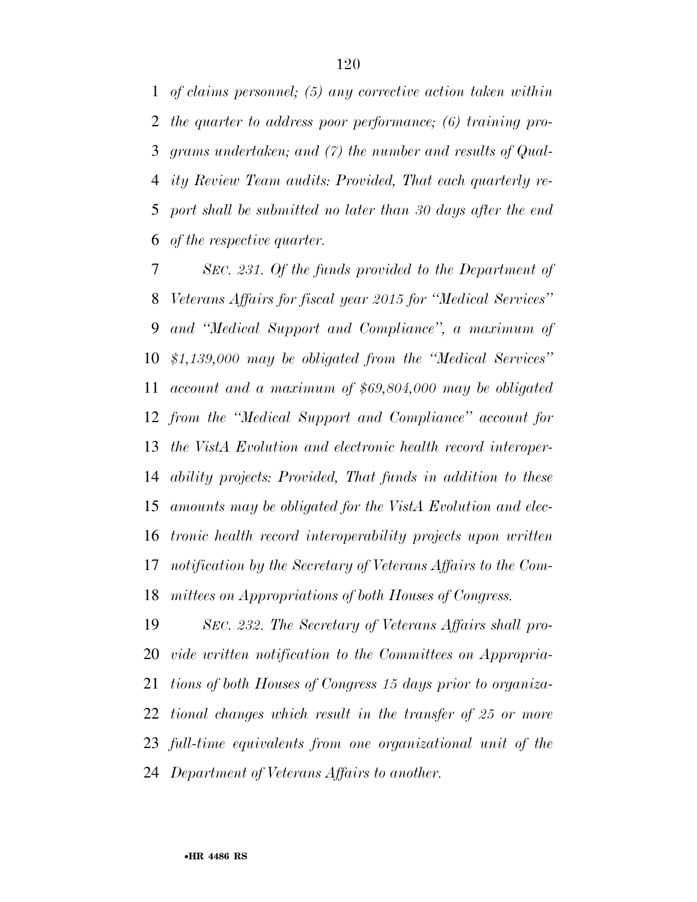*of claims personnel; (5) any corrective action taken within the quarter to address poor performance; (6) training programs undertaken; and (7) the number and results of Quality Review Team audits: Provided, That each quarterly report shall be submitted no later than 30 days after the end of the respective quarter.*

*SEC. 231. Of the funds provided to the Department of Veterans Affairs for fiscal year 2015 for ''Medical Services'' and ''Medical Support and Compliance'', a maximum of $1,139,000 may be obligated from the ''Medical Services'' account and a maximum of $69,804,000 may be obligated from the ''Medical Support and Compliance'' account for the VistA Evolution and electronic health record interoperability projects: Provided, That funds in addition to these amounts may be obligated for the VistA Evolution and electronic health record interoperability projects upon written notification by the Secretary of Veterans Affairs to the Committees on Appropriations of both Houses of Congress.*

*SEC. 232. The Secretary of Veterans Affairs shall provide written notification to the Committees on Appropriations of both Houses of Congress 15 days prior to organizational changes which result in the transfer of 25 or more full-time equivalents from one organizational unit of the Department of Veterans Affairs to another.*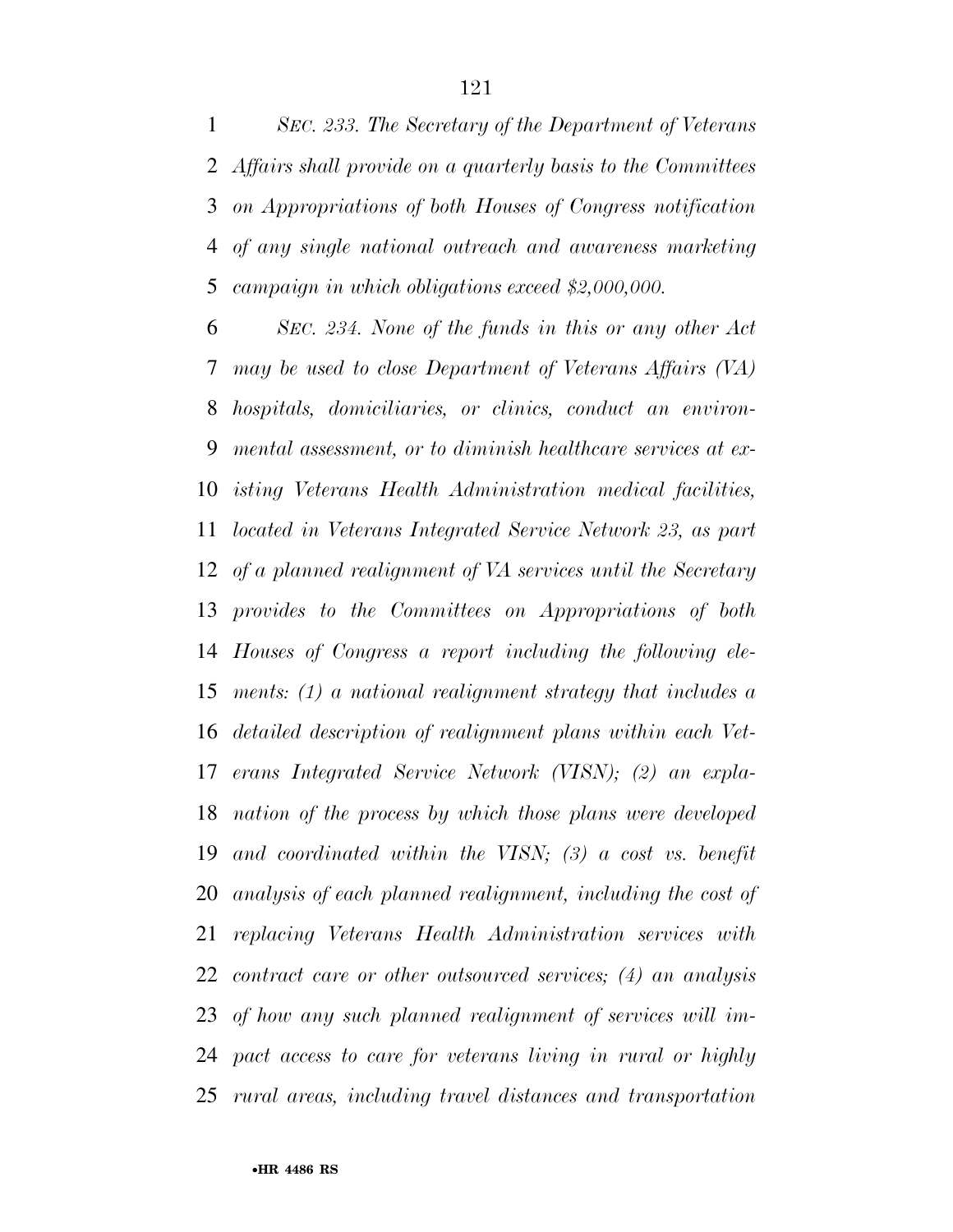*SEC. 233. The Secretary of the Department of Veterans Affairs shall provide on a quarterly basis to the Committees on Appropriations of both Houses of Congress notification of any single national outreach and awareness marketing campaign in which obligations exceed $2,000,000.*

*SEC. 234. None of the funds in this or any other Act may be used to close Department of Veterans Affairs (VA) hospitals, domiciliaries, or clinics, conduct an environmental assessment, or to diminish healthcare services at existing Veterans Health Administration medical facilities, located in Veterans Integrated Service Network 23, as part of a planned realignment of VA services until the Secretary provides to the Committees on Appropriations of both Houses of Congress a report including the following elements: (1) a national realignment strategy that includes a detailed description of realignment plans within each Veterans Integrated Service Network (VISN); (2) an explanation of the process by which those plans were developed and coordinated within the VISN; (3) a cost vs. benefit analysis of each planned realignment, including the cost of replacing Veterans Health Administration services with contract care or other outsourced services; (4) an analysis of how any such planned realignment of services will impact access to care for veterans living in rural or highly rural areas, including travel distances and transportation*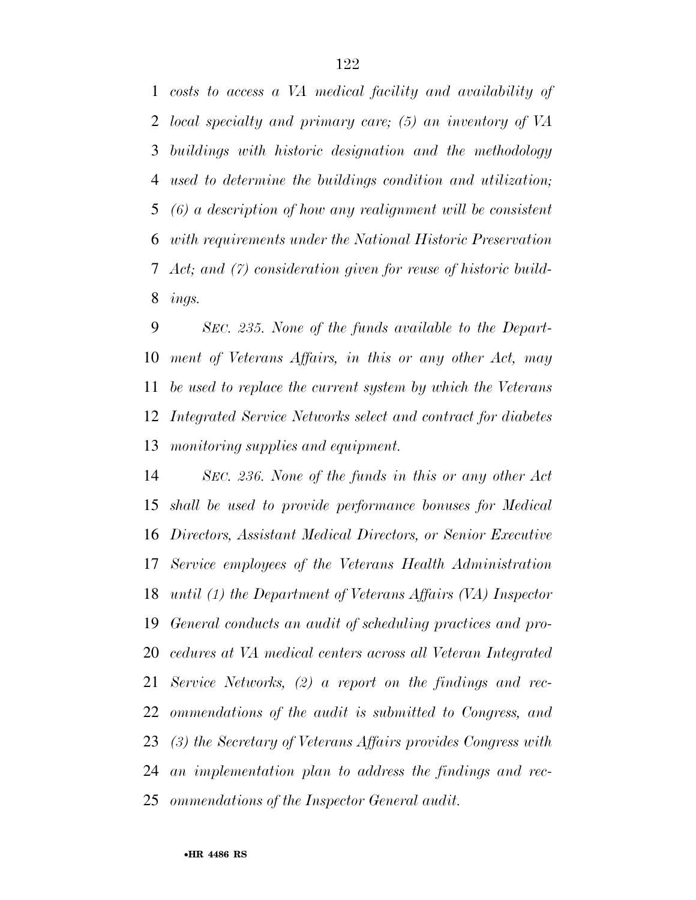*costs to access a VA medical facility and availability of local specialty and primary care; (5) an inventory of VA buildings with historic designation and the methodology used to determine the buildings condition and utilization; (6) a description of how any realignment will be consistent with requirements under the National Historic Preservation Act; and (7) consideration given for reuse of historic buildings.*

*SEC. 235. None of the funds available to the Department of Veterans Affairs, in this or any other Act, may be used to replace the current system by which the Veterans Integrated Service Networks select and contract for diabetes monitoring supplies and equipment.*

*SEC. 236. None of the funds in this or any other Act shall be used to provide performance bonuses for Medical Directors, Assistant Medical Directors, or Senior Executive Service employees of the Veterans Health Administration until (1) the Department of Veterans Affairs (VA) Inspector General conducts an audit of scheduling practices and procedures at VA medical centers across all Veteran Integrated Service Networks, (2) a report on the findings and recommendations of the audit is submitted to Congress, and (3) the Secretary of Veterans Affairs provides Congress with an implementation plan to address the findings and recommendations of the Inspector General audit.*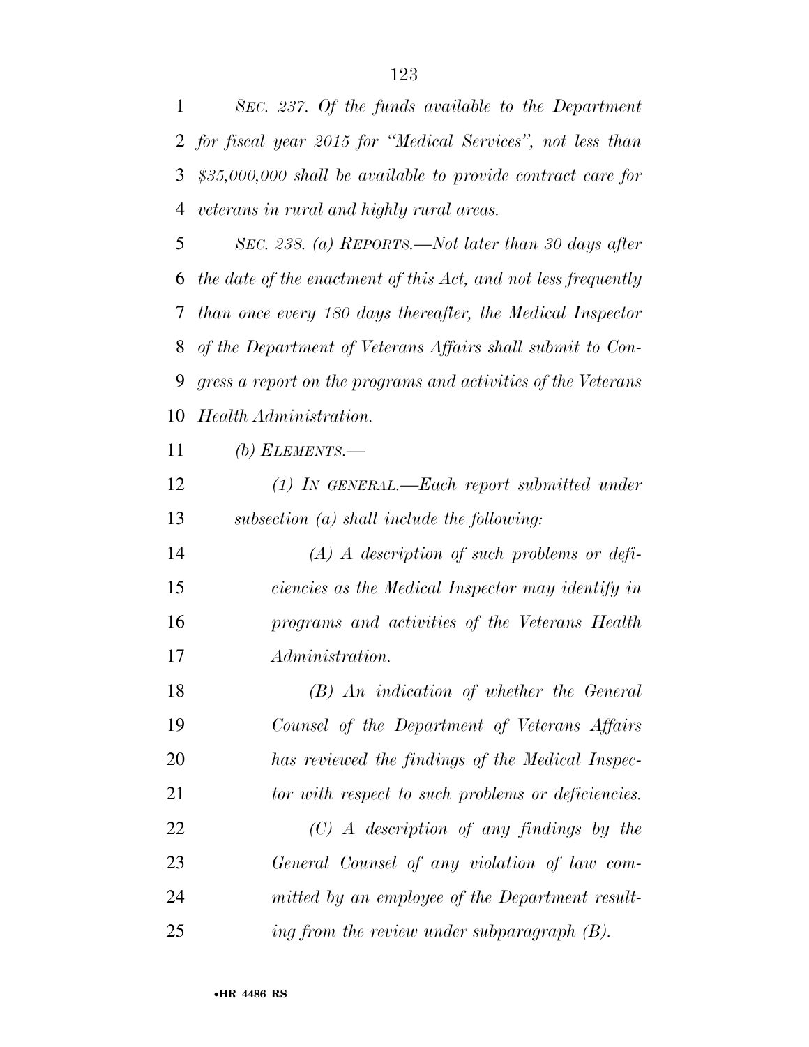*SEC. 237. Of the funds available to the Department for fiscal year 2015 for "Medical Services", not less than $35,000,000 shall be available to provide contract care for veterans in rural and highly rural areas.*

*SEC. 238. (a) REPORTS.—Not later than 30 days after the date of the enactment of this Act, and not less frequently than once every 180 days thereafter, the Medical Inspector of the Department of Veterans Affairs shall submit to Congress a report on the programs and activities of the Veterans Health Administration.*

*(b) ELEMENTS.—*

*(1) IN GENERAL.—Each report submitted under subsection (a) shall include the following:*

*(A) A description of such problems or deficiencies as the Medical Inspector may identify in programs and activities of the Veterans Health Administration.*

*(B) An indication of whether the General Counsel of the Department of Veterans Affairs has reviewed the findings of the Medical Inspector with respect to such problems or deficiencies.*

*(C) A description of any findings by the General Counsel of any violation of law committed by an employee of the Department resulting from the review under subparagraph (B).*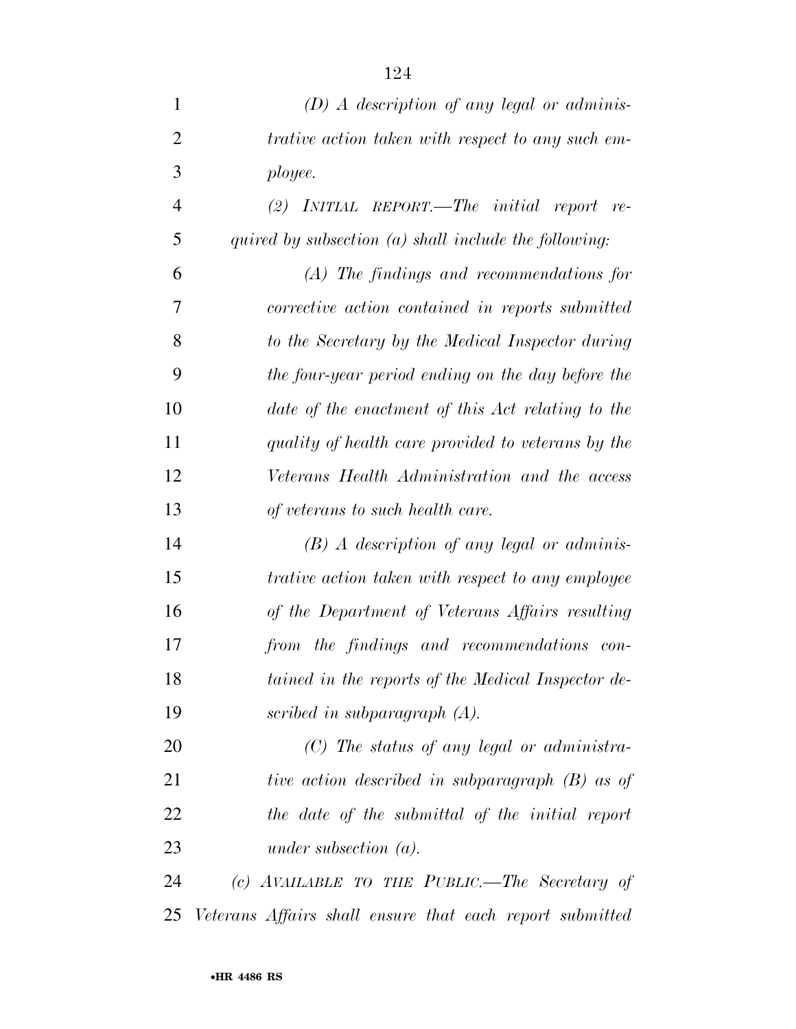*(D) A description of any legal or administrative action taken with respect to any such employee.*

*(2) INITIAL REPORT.—The initial report required by subsection (a) shall include the following:*

*(A) The findings and recommendations for corrective action contained in reports submitted to the Secretary by the Medical Inspector during the four-year period ending on the day before the date of the enactment of this Act relating to the quality of health care provided to veterans by the Veterans Health Administration and the access of veterans to such health care.*

*(B) A description of any legal or administrative action taken with respect to any employee of the Department of Veterans Affairs resulting from the findings and recommendations contained in the reports of the Medical Inspector described in subparagraph (A).*

*(C) The status of any legal or administrative action described in subparagraph (B) as of the date of the submittal of the initial report under subsection (a).*

*(c) AVAILABLE TO THE PUBLIC.—The Secretary of Veterans Affairs shall ensure that each report submitted*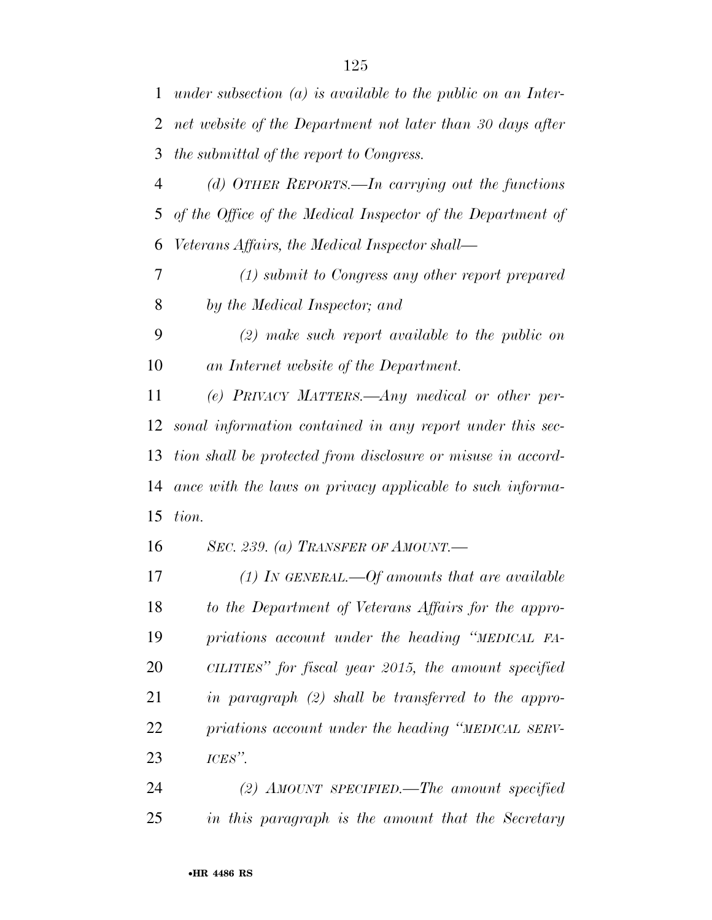*under subsection (a) is available to the public on an Internet website of the Department not later than 30 days after the submittal of the report to Congress.*

*(d) OTHER REPORTS.—In carrying out the functions of the Office of the Medical Inspector of the Department of Veterans Affairs, the Medical Inspector shall—*

*(1) submit to Congress any other report prepared by the Medical Inspector; and*

*(2) make such report available to the public on an Internet website of the Department.*

*(e) PRIVACY MATTERS.—Any medical or other personal information contained in any report under this section shall be protected from disclosure or misuse in accordance with the laws on privacy applicable to such information.*

*SEC. 239. (a) TRANSFER OF AMOUNT.—*

*(1) IN GENERAL.—Of amounts that are available to the Department of Veterans Affairs for the appropriations account under the heading "MEDICAL FACILITIES" for fiscal year 2015, the amount specified in paragraph (2) shall be transferred to the appropriations account under the heading "MEDICAL SERVICES".*

*(2) AMOUNT SPECIFIED.—The amount specified in this paragraph is the amount that the Secretary*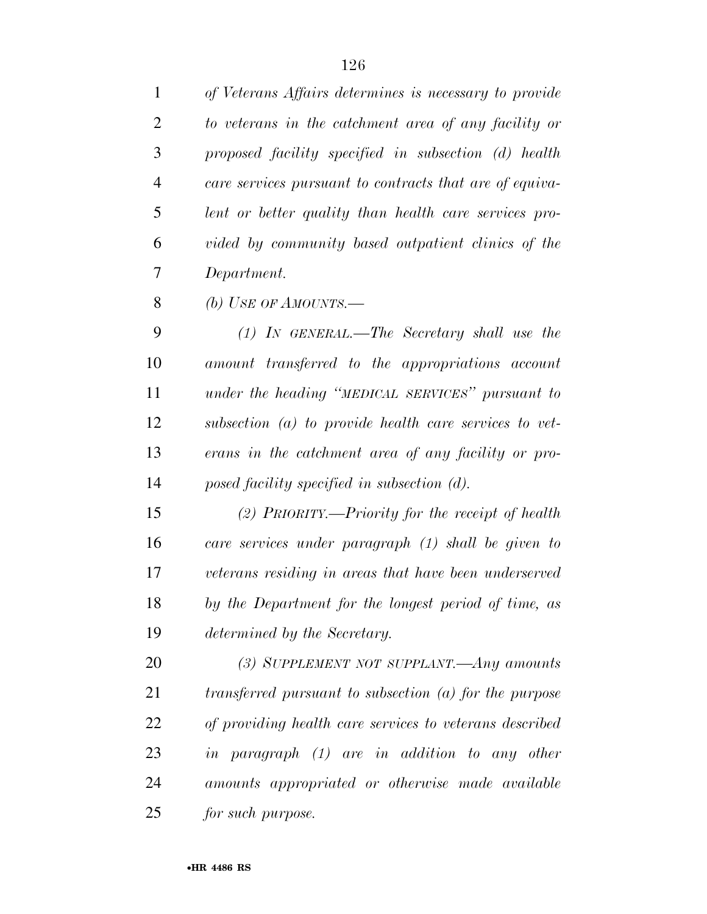*of Veterans Affairs determines is necessary to provide to veterans in the catchment area of any facility or proposed facility specified in subsection (d) health care services pursuant to contracts that are of equivalent or better quality than health care services provided by community based outpatient clinics of the Department.*

*(b) USE OF AMOUNTS.—*

*(1) IN GENERAL.—The Secretary shall use the amount transferred to the appropriations account under the heading "MEDICAL SERVICES" pursuant to subsection (a) to provide health care services to veterans in the catchment area of any facility or proposed facility specified in subsection (d).*

*(2) PRIORITY.—Priority for the receipt of health care services under paragraph (1) shall be given to veterans residing in areas that have been underserved by the Department for the longest period of time, as determined by the Secretary.*

*(3) SUPPLEMENT NOT SUPPLANT.—Any amounts transferred pursuant to subsection (a) for the purpose of providing health care services to veterans described in paragraph (1) are in addition to any other amounts appropriated or otherwise made available for such purpose.*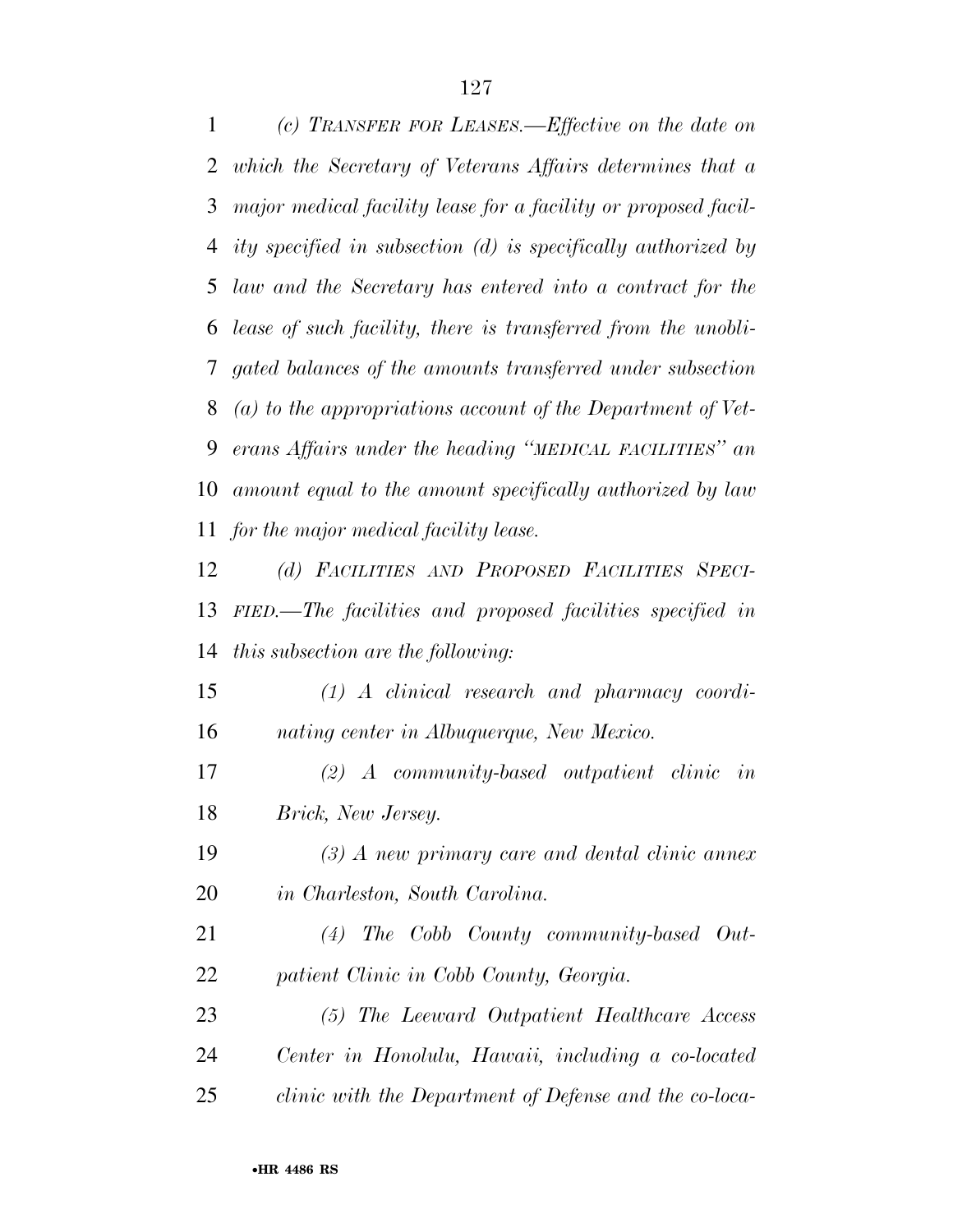*(c) TRANSFER FOR LEASES.—Effective on the date on which the Secretary of Veterans Affairs determines that a major medical facility lease for a facility or proposed facility specified in subsection (d) is specifically authorized by law and the Secretary has entered into a contract for the lease of such facility, there is transferred from the unobligated balances of the amounts transferred under subsection (a) to the appropriations account of the Department of Veterans Affairs under the heading "MEDICAL FACILITIES" an amount equal to the amount specifically authorized by law for the major medical facility lease.*

*(d) FACILITIES AND PROPOSED FACILITIES SPECIFIED.—The facilities and proposed facilities specified in this subsection are the following:*

*(1) A clinical research and pharmacy coordinating center in Albuquerque, New Mexico.*

*(2) A community-based outpatient clinic in Brick, New Jersey.*

*(3) A new primary care and dental clinic annex in Charleston, South Carolina.*

*(4) The Cobb County community-based Outpatient Clinic in Cobb County, Georgia.*

*(5) The Leeward Outpatient Healthcare Access Center in Honolulu, Hawaii, including a co-located clinic with the Department of Defense and the co-loca-*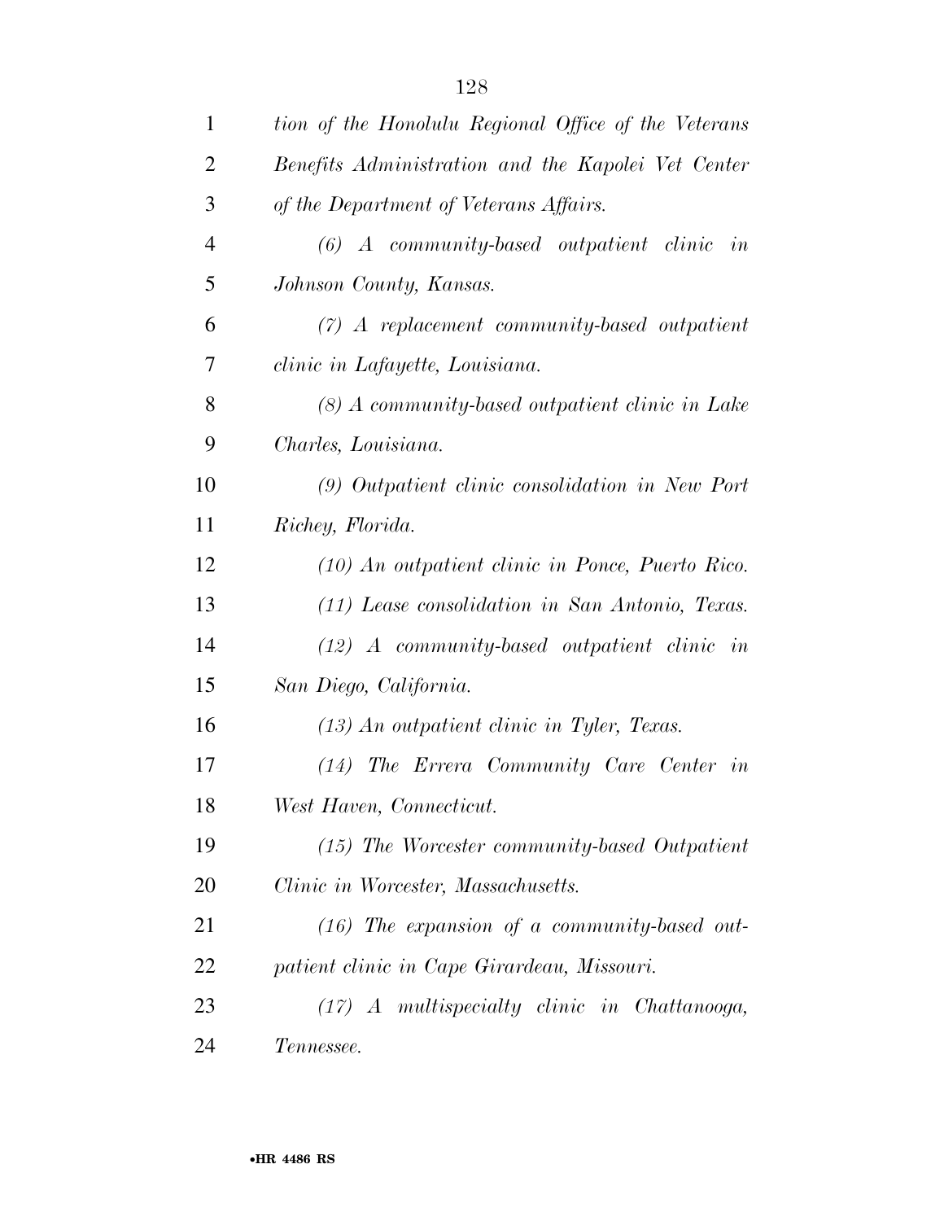*tion of the Honolulu Regional Office of the Veterans Benefits Administration and the Kapolei Vet Center of the Department of Veterans Affairs.*

*(6) A community-based outpatient clinic in Johnson County, Kansas.*

*(7) A replacement community-based outpatient clinic in Lafayette, Louisiana.*

*(8) A community-based outpatient clinic in Lake Charles, Louisiana.*

*(9) Outpatient clinic consolidation in New Port Richey, Florida.*

*(10) An outpatient clinic in Ponce, Puerto Rico.*

*(11) Lease consolidation in San Antonio, Texas.*

*(12) A community-based outpatient clinic in San Diego, California.*

*(13) An outpatient clinic in Tyler, Texas.*

*(14) The Errera Community Care Center in West Haven, Connecticut.*

*(15) The Worcester community-based Outpatient Clinic in Worcester, Massachusetts.*

*(16) The expansion of a community-based outpatient clinic in Cape Girardeau, Missouri.*

*(17) A multispecialty clinic in Chattanooga, Tennessee.*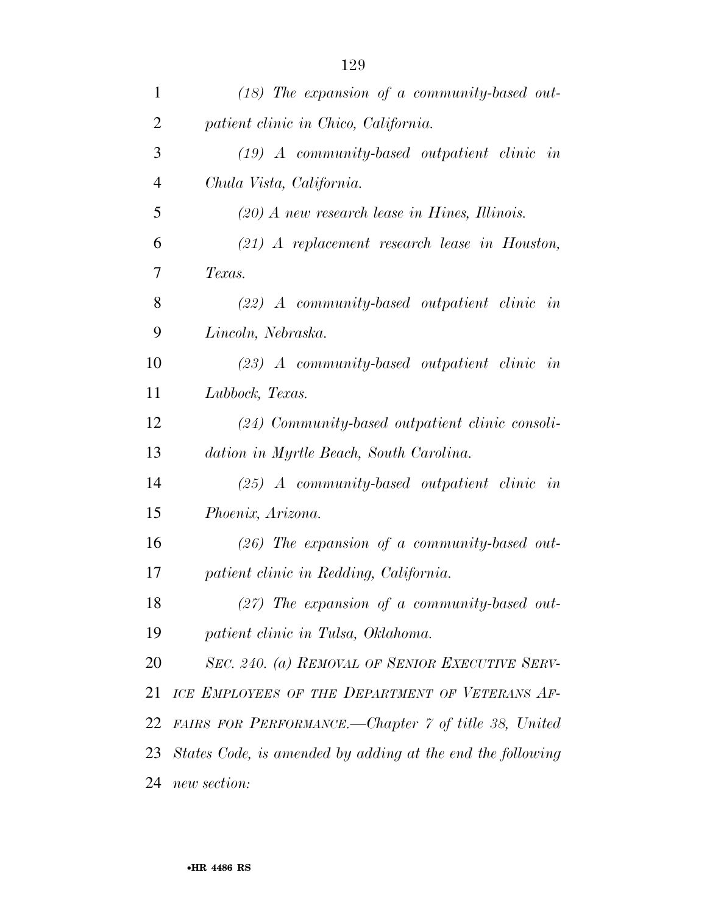*(18) The expansion of a community-based outpatient clinic in Chico, California.*

*(19) A community-based outpatient clinic in Chula Vista, California.*

*(20) A new research lease in Hines, Illinois.*

*(21) A replacement research lease in Houston, Texas.*

*(22) A community-based outpatient clinic in Lincoln, Nebraska.*

*(23) A community-based outpatient clinic in Lubbock, Texas.*

*(24) Community-based outpatient clinic consolidation in Myrtle Beach, South Carolina.*

*(25) A community-based outpatient clinic in Phoenix, Arizona.*

*(26) The expansion of a community-based outpatient clinic in Redding, California.*

*(27) The expansion of a community-based outpatient clinic in Tulsa, Oklahoma.*

*SEC. 240. (a) REMOVAL OF SENIOR EXECUTIVE SERVICE EMPLOYEES OF THE DEPARTMENT OF VETERANS AFFAIRS FOR PERFORMANCE.—Chapter 7 of title 38, United States Code, is amended by adding at the end the following new section:*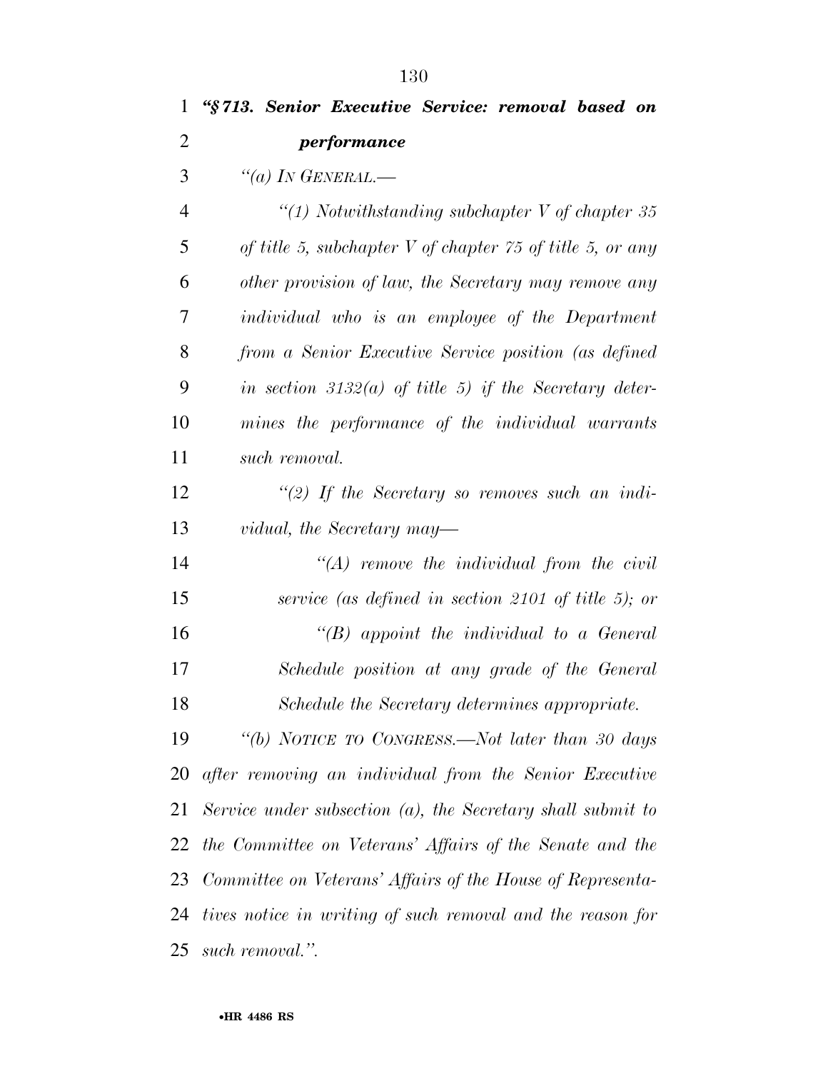***"§ 713. Senior Executive Service: removal based on performance***

*"(a) IN GENERAL.—*

*"(1) Notwithstanding subchapter V of chapter 35 of title 5, subchapter V of chapter 75 of title 5, or any other provision of law, the Secretary may remove any individual who is an employee of the Department from a Senior Executive Service position (as defined in section 3132(a) of title 5) if the Secretary determines the performance of the individual warrants such removal.*

*"(2) If the Secretary so removes such an individual, the Secretary may—*

*"(A) remove the individual from the civil service (as defined in section 2101 of title 5); or*

*"(B) appoint the individual to a General Schedule position at any grade of the General Schedule the Secretary determines appropriate.*

*"(b) NOTICE TO CONGRESS.—Not later than 30 days after removing an individual from the Senior Executive Service under subsection (a), the Secretary shall submit to the Committee on Veterans' Affairs of the Senate and the Committee on Veterans' Affairs of the House of Representatives notice in writing of such removal and the reason for such removal.".*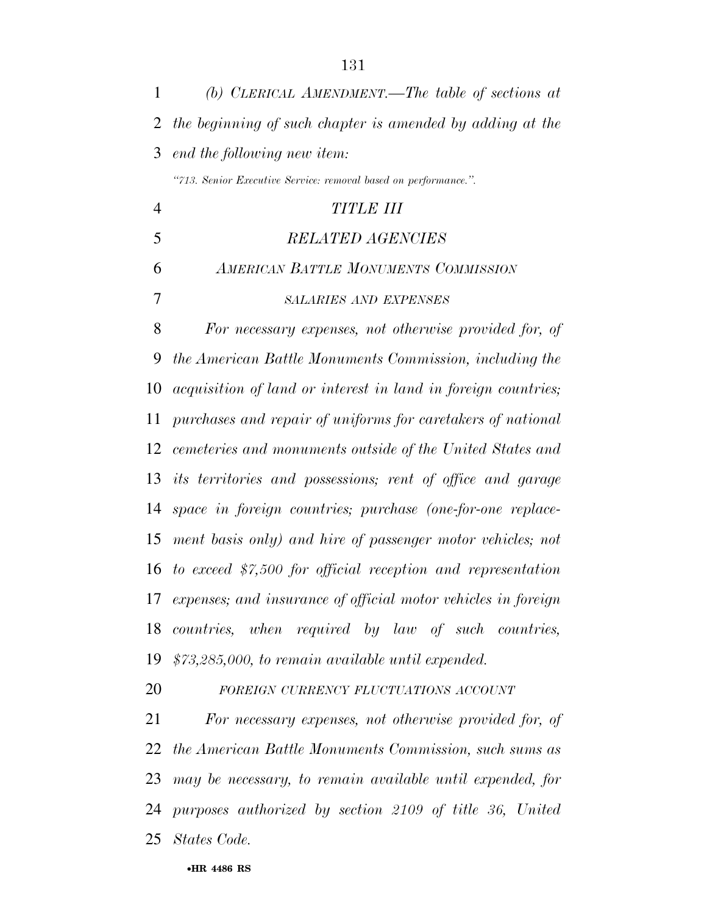*(b) CLERICAL AMENDMENT.—The table of sections at the beginning of such chapter is amended by adding at the end the following new item:*

*"713. Senior Executive Service: removal based on performance.".*

## *TITLE III*

## *RELATED AGENCIES*

### *AMERICAN BATTLE MONUMENTS COMMISSION*

#### *SALARIES AND EXPENSES*

*For necessary expenses, not otherwise provided for, of the American Battle Monuments Commission, including the acquisition of land or interest in land in foreign countries; purchases and repair of uniforms for caretakers of national cemeteries and monuments outside of the United States and its territories and possessions; rent of office and garage space in foreign countries; purchase (one-for-one replacement basis only) and hire of passenger motor vehicles; not to exceed $7,500 for official reception and representation expenses; and insurance of official motor vehicles in foreign countries, when required by law of such countries, $73,285,000, to remain available until expended.*

#### *FOREIGN CURRENCY FLUCTUATIONS ACCOUNT*

*For necessary expenses, not otherwise provided for, of the American Battle Monuments Commission, such sums as may be necessary, to remain available until expended, for purposes authorized by section 2109 of title 36, United States Code.*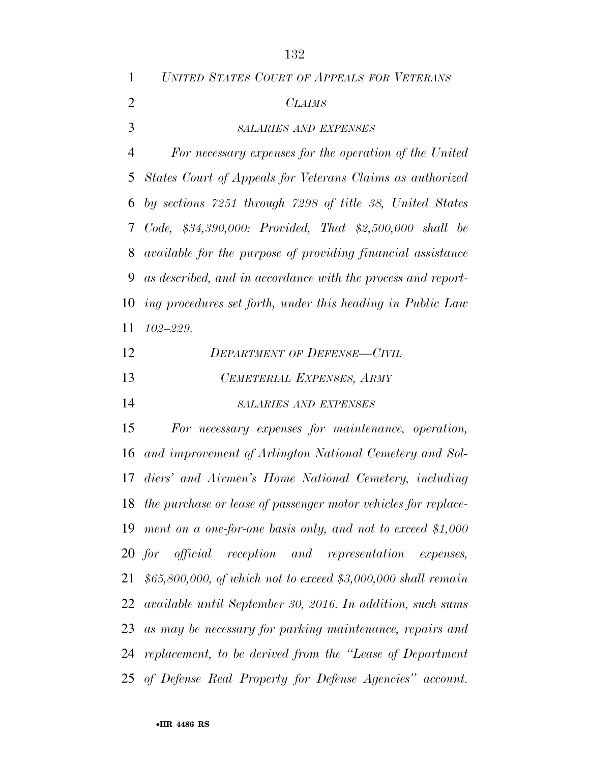*UNITED STATES COURT OF APPEALS FOR VETERANS CLAIMS*

*SALARIES AND EXPENSES*

*For necessary expenses for the operation of the United States Court of Appeals for Veterans Claims as authorized by sections 7251 through 7298 of title 38, United States Code, $34,390,000: Provided, That $2,500,000 shall be available for the purpose of providing financial assistance as described, and in accordance with the process and reporting procedures set forth, under this heading in Public Law 102–229.*

*DEPARTMENT OF DEFENSE—CIVIL*

*CEMETERIAL EXPENSES, ARMY*

*SALARIES AND EXPENSES*

*For necessary expenses for maintenance, operation, and improvement of Arlington National Cemetery and Soldiers' and Airmen's Home National Cemetery, including the purchase or lease of passenger motor vehicles for replacement on a one-for-one basis only, and not to exceed $1,000 for official reception and representation expenses, $65,800,000, of which not to exceed $3,000,000 shall remain available until September 30, 2016. In addition, such sums as may be necessary for parking maintenance, repairs and replacement, to be derived from the "Lease of Department of Defense Real Property for Defense Agencies" account.*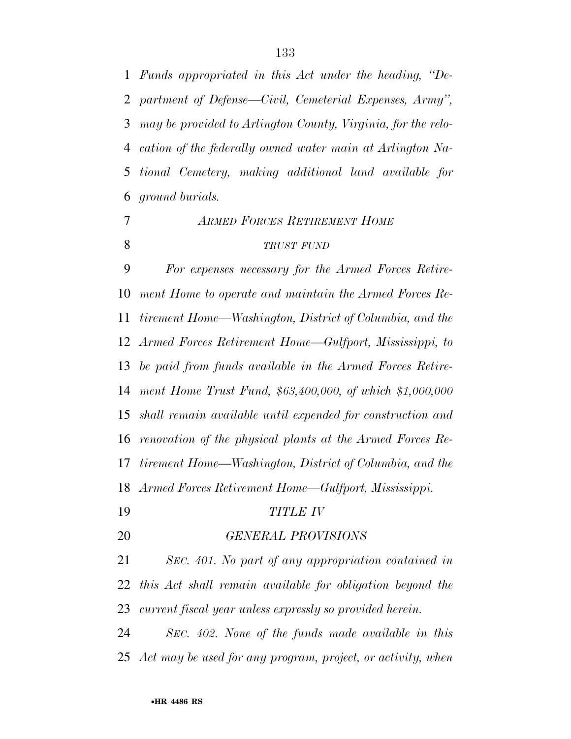*Funds appropriated in this Act under the heading, "Department of Defense—Civil, Cemeterial Expenses, Army", may be provided to Arlington County, Virginia, for the relocation of the federally owned water main at Arlington National Cemetery, making additional land available for ground burials.*

*ARMED FORCES RETIREMENT HOME*

*TRUST FUND*

*For expenses necessary for the Armed Forces Retirement Home to operate and maintain the Armed Forces Retirement Home—Washington, District of Columbia, and the Armed Forces Retirement Home—Gulfport, Mississippi, to be paid from funds available in the Armed Forces Retirement Home Trust Fund, $63,400,000, of which $1,000,000 shall remain available until expended for construction and renovation of the physical plants at the Armed Forces Retirement Home—Washington, District of Columbia, and the Armed Forces Retirement Home—Gulfport, Mississippi.*

## *TITLE IV*

## *GENERAL PROVISIONS*

*SEC. 401. No part of any appropriation contained in this Act shall remain available for obligation beyond the current fiscal year unless expressly so provided herein.*

*SEC. 402. None of the funds made available in this Act may be used for any program, project, or activity, when*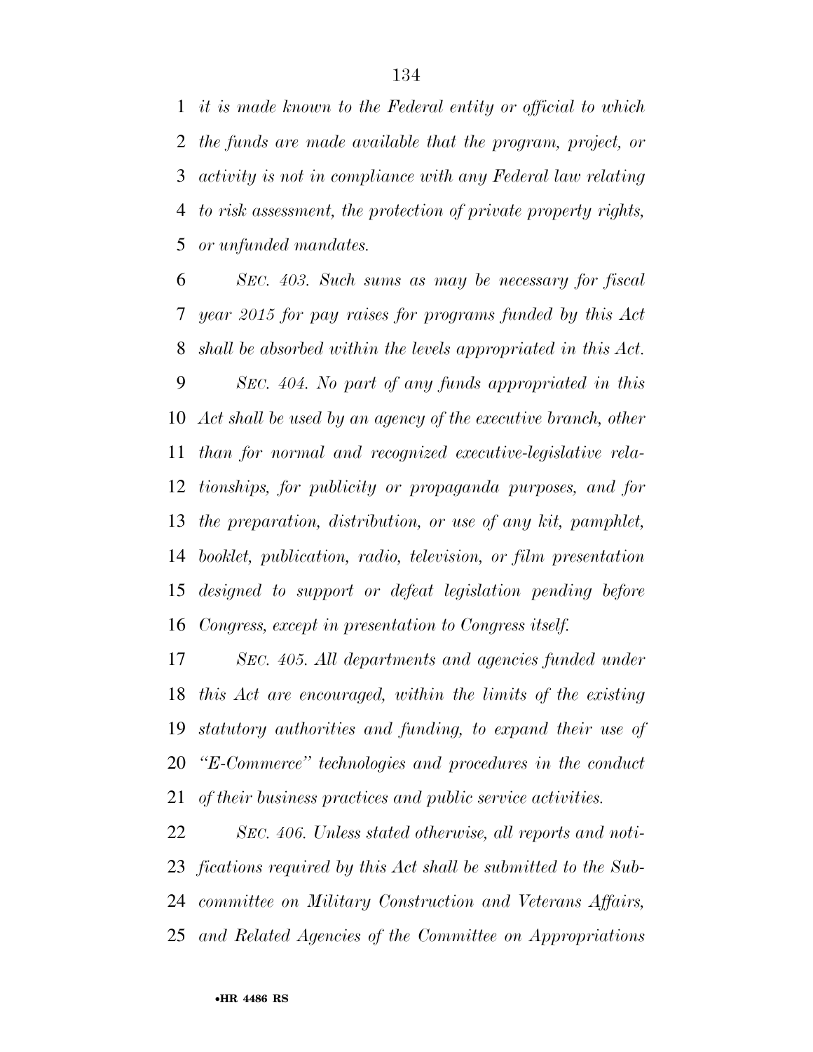*it is made known to the Federal entity or official to which the funds are made available that the program, project, or activity is not in compliance with any Federal law relating to risk assessment, the protection of private property rights, or unfunded mandates.*

*SEC. 403. Such sums as may be necessary for fiscal year 2015 for pay raises for programs funded by this Act shall be absorbed within the levels appropriated in this Act.*

*SEC. 404. No part of any funds appropriated in this Act shall be used by an agency of the executive branch, other than for normal and recognized executive-legislative relationships, for publicity or propaganda purposes, and for the preparation, distribution, or use of any kit, pamphlet, booklet, publication, radio, television, or film presentation designed to support or defeat legislation pending before Congress, except in presentation to Congress itself.*

*SEC. 405. All departments and agencies funded under this Act are encouraged, within the limits of the existing statutory authorities and funding, to expand their use of "E-Commerce" technologies and procedures in the conduct of their business practices and public service activities.*

*SEC. 406. Unless stated otherwise, all reports and notifications required by this Act shall be submitted to the Subcommittee on Military Construction and Veterans Affairs, and Related Agencies of the Committee on Appropriations*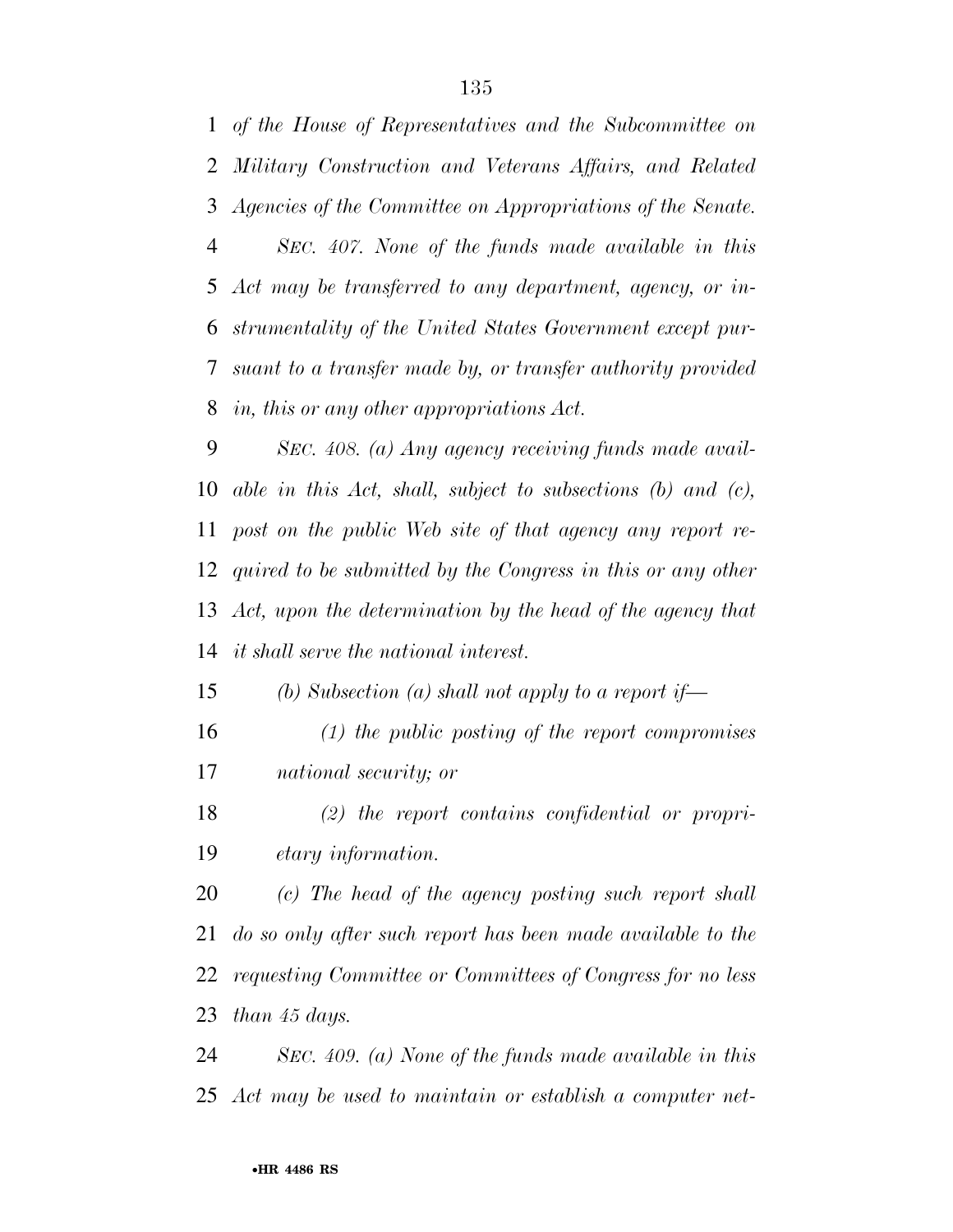*of the House of Representatives and the Subcommittee on Military Construction and Veterans Affairs, and Related Agencies of the Committee on Appropriations of the Senate.*

*SEC. 407. None of the funds made available in this Act may be transferred to any department, agency, or instrumentality of the United States Government except pursuant to a transfer made by, or transfer authority provided in, this or any other appropriations Act.*

*SEC. 408. (a) Any agency receiving funds made available in this Act, shall, subject to subsections (b) and (c), post on the public Web site of that agency any report required to be submitted by the Congress in this or any other Act, upon the determination by the head of the agency that it shall serve the national interest.*

*(b) Subsection (a) shall not apply to a report if—*

*(1) the public posting of the report compromises national security; or*

*(2) the report contains confidential or proprietary information.*

*(c) The head of the agency posting such report shall do so only after such report has been made available to the requesting Committee or Committees of Congress for no less than 45 days.*

*SEC. 409. (a) None of the funds made available in this Act may be used to maintain or establish a computer net-*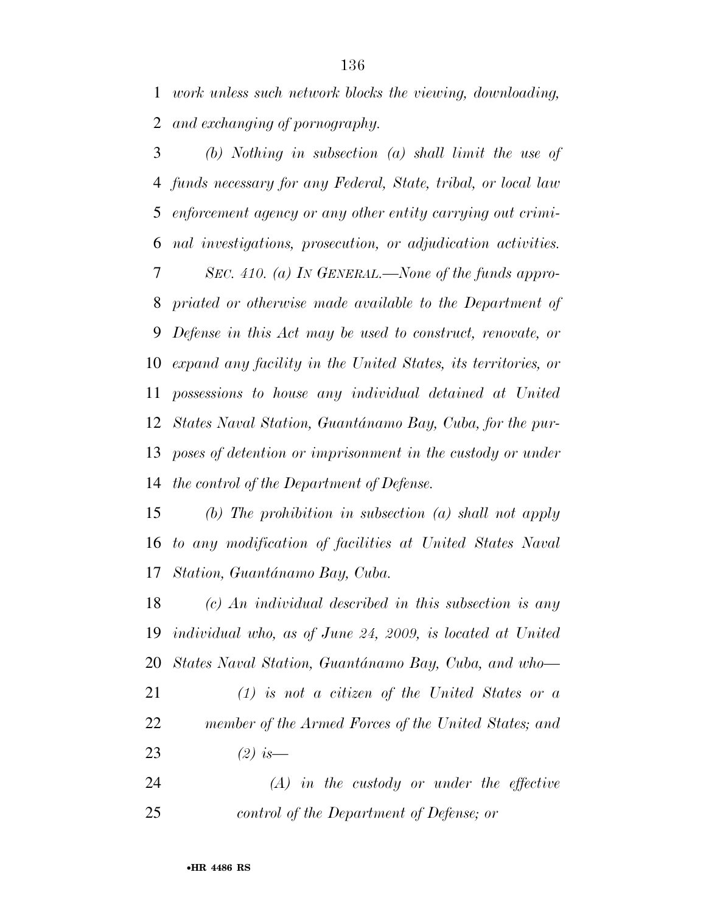*work unless such network blocks the viewing, downloading, and exchanging of pornography.*

*(b) Nothing in subsection (a) shall limit the use of funds necessary for any Federal, State, tribal, or local law enforcement agency or any other entity carrying out criminal investigations, prosecution, or adjudication activities.*

*SEC. 410. (a) IN GENERAL.—None of the funds appropriated or otherwise made available to the Department of Defense in this Act may be used to construct, renovate, or expand any facility in the United States, its territories, or possessions to house any individual detained at United States Naval Station, Guantánamo Bay, Cuba, for the purposes of detention or imprisonment in the custody or under the control of the Department of Defense.*

*(b) The prohibition in subsection (a) shall not apply to any modification of facilities at United States Naval Station, Guantánamo Bay, Cuba.*

*(c) An individual described in this subsection is any individual who, as of June 24, 2009, is located at United States Naval Station, Guantánamo Bay, Cuba, and who—*

*(1) is not a citizen of the United States or a member of the Armed Forces of the United States; and*

*(2) is—*

*(A) in the custody or under the effective control of the Department of Defense; or*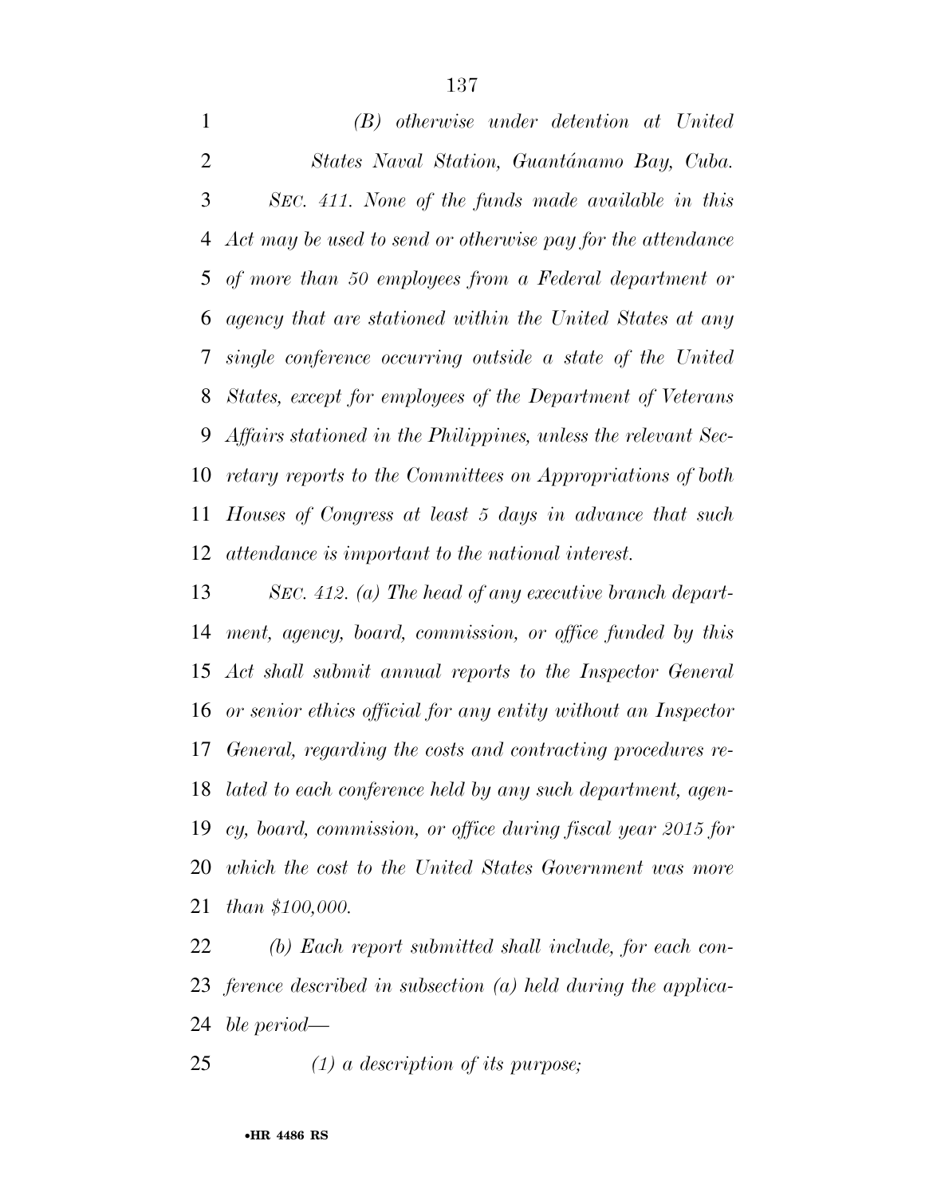*(B) otherwise under detention at United States Naval Station, Guantánamo Bay, Cuba.*

*SEC. 411. None of the funds made available in this Act may be used to send or otherwise pay for the attendance of more than 50 employees from a Federal department or agency that are stationed within the United States at any single conference occurring outside a state of the United States, except for employees of the Department of Veterans Affairs stationed in the Philippines, unless the relevant Secretary reports to the Committees on Appropriations of both Houses of Congress at least 5 days in advance that such attendance is important to the national interest.*

*SEC. 412. (a) The head of any executive branch department, agency, board, commission, or office funded by this Act shall submit annual reports to the Inspector General or senior ethics official for any entity without an Inspector General, regarding the costs and contracting procedures related to each conference held by any such department, agency, board, commission, or office during fiscal year 2015 for which the cost to the United States Government was more than $100,000.*

*(b) Each report submitted shall include, for each conference described in subsection (a) held during the applicable period—*

*(1) a description of its purpose;*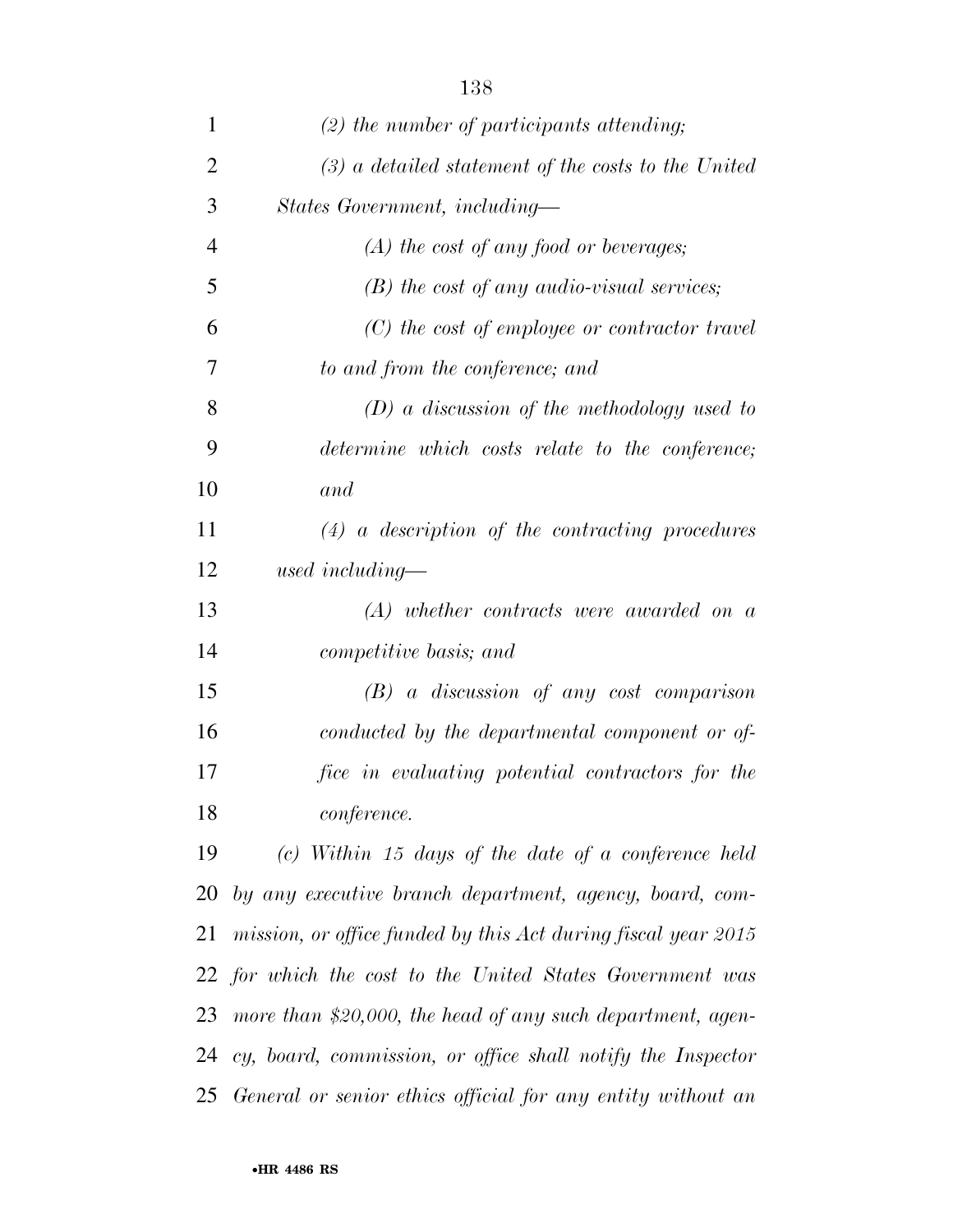*(2) the number of participants attending;*

*(3) a detailed statement of the costs to the United States Government, including—*

*(A) the cost of any food or beverages;*

*(B) the cost of any audio-visual services;*

*(C) the cost of employee or contractor travel to and from the conference; and*

*(D) a discussion of the methodology used to determine which costs relate to the conference; and*

*(4) a description of the contracting procedures used including—*

*(A) whether contracts were awarded on a competitive basis; and*

*(B) a discussion of any cost comparison conducted by the departmental component or office in evaluating potential contractors for the conference.*

*(c) Within 15 days of the date of a conference held by any executive branch department, agency, board, commission, or office funded by this Act during fiscal year 2015 for which the cost to the United States Government was more than $20,000, the head of any such department, agency, board, commission, or office shall notify the Inspector General or senior ethics official for any entity without an*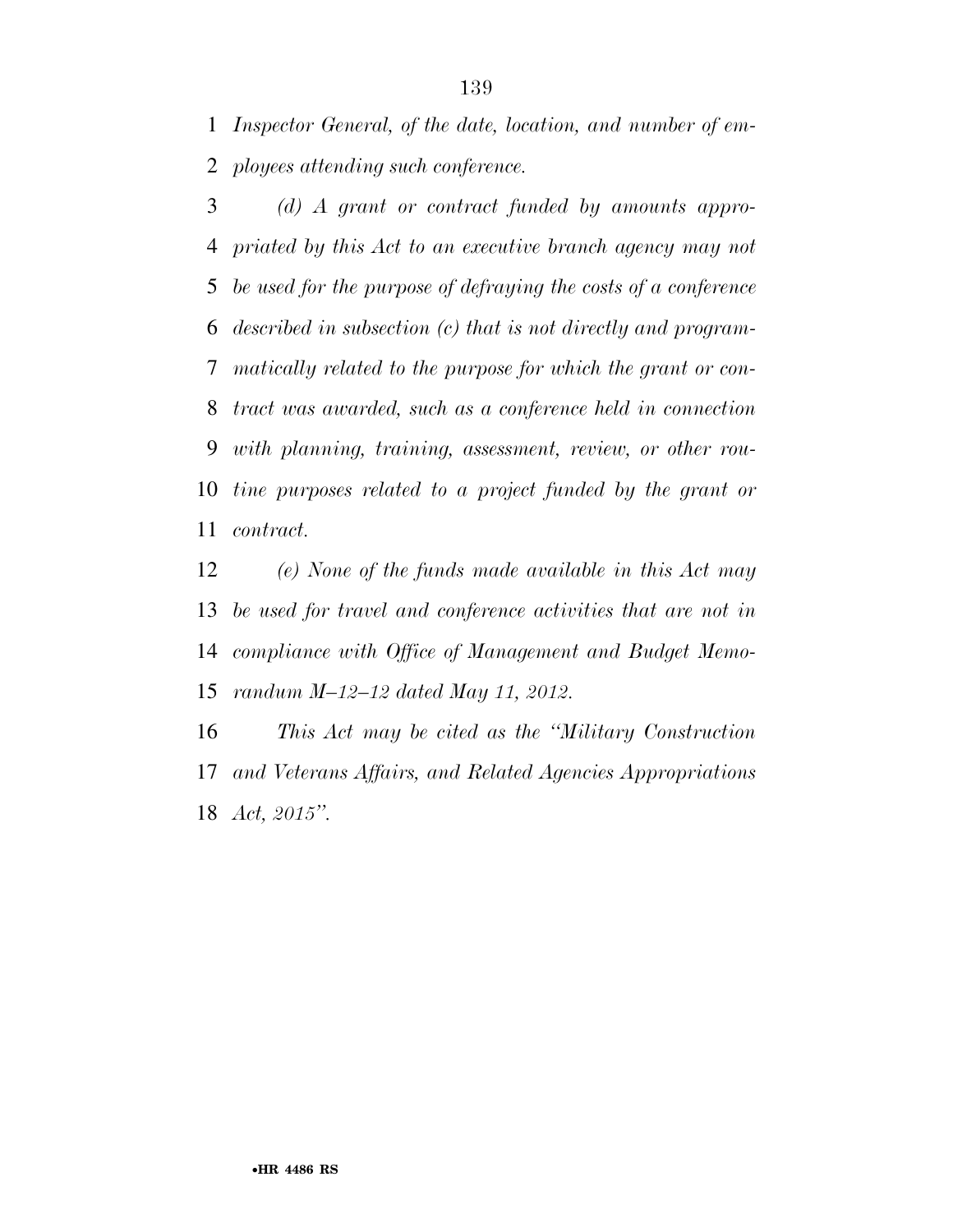*Inspector General, of the date, location, and number of employees attending such conference.*

*(d) A grant or contract funded by amounts appropriated by this Act to an executive branch agency may not be used for the purpose of defraying the costs of a conference described in subsection (c) that is not directly and programmatically related to the purpose for which the grant or contract was awarded, such as a conference held in connection with planning, training, assessment, review, or other routine purposes related to a project funded by the grant or contract.*

*(e) None of the funds made available in this Act may be used for travel and conference activities that are not in compliance with Office of Management and Budget Memorandum M–12–12 dated May 11, 2012.*

*This Act may be cited as the "Military Construction and Veterans Affairs, and Related Agencies Appropriations Act, 2015".*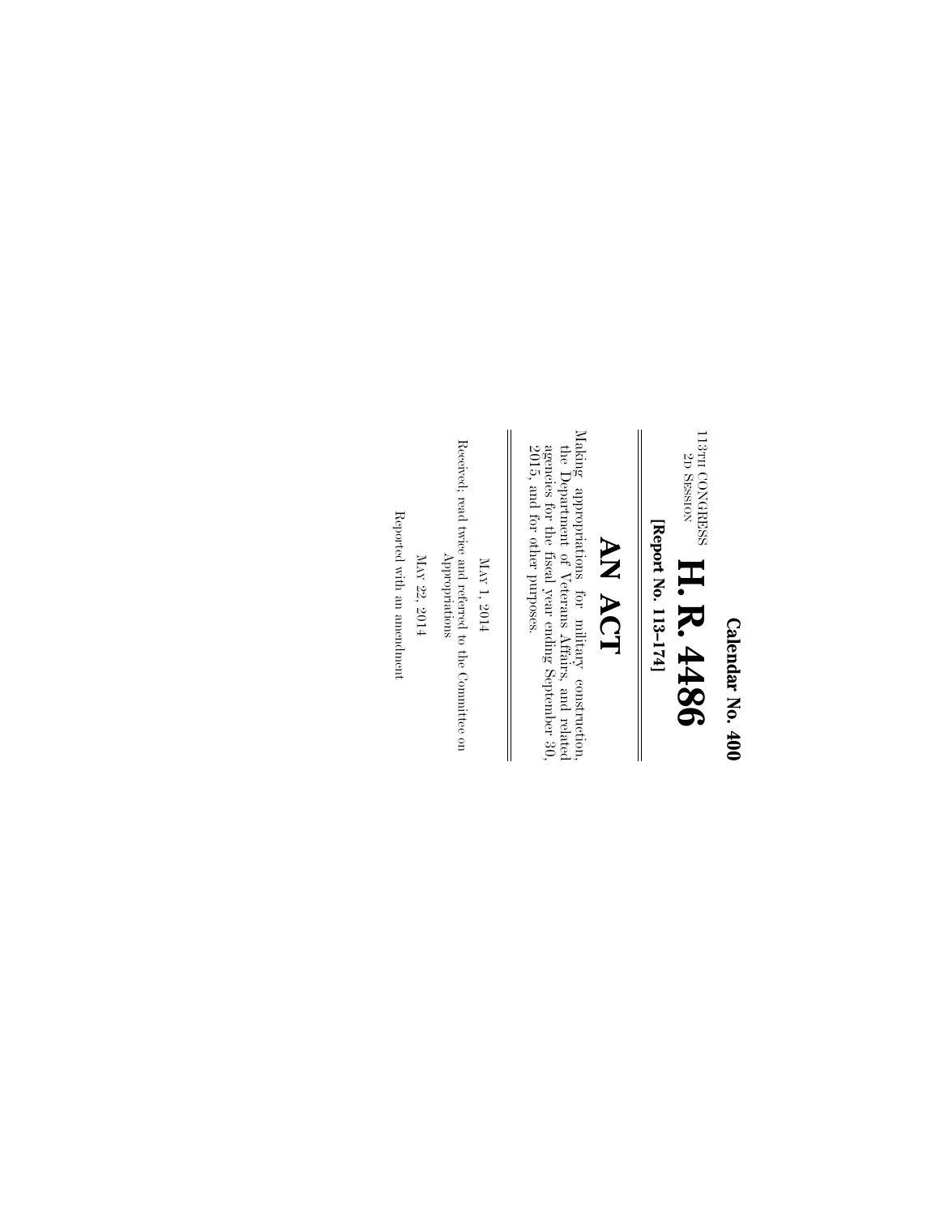Calendar No. 400

113TH CONGRESS
2D SESSION

# H. R. 4486

**[Report No. 113–174]**

# AN ACT

Making appropriations for military construction, the Department of Veterans Affairs, and related agencies for the fiscal year ending September 30, 2015, and for other purposes.

MAY 1, 2014

Received; read twice and referred to the Committee on Appropriations

MAY 22, 2014

Reported with an amendment